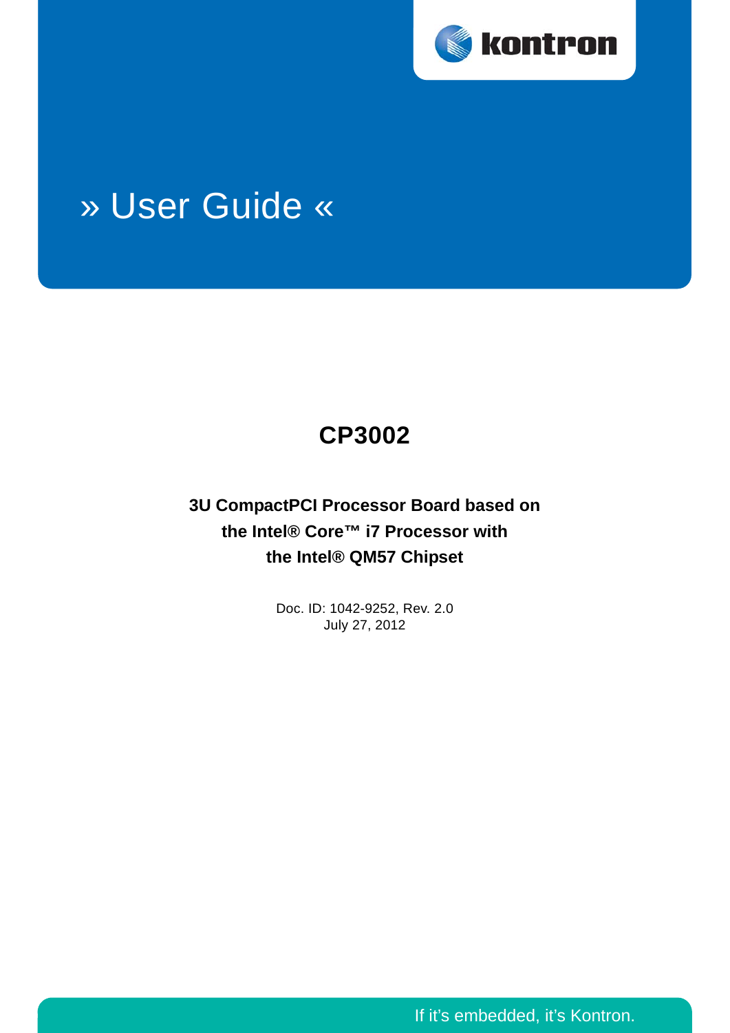kontron

# » User Guide «

## CP3002

**3U CompactPCI Processor Board based on the Intel® Core™ i7 Processor with the Intel® QM57 Chipset**

Doc. ID: 1042-9252, Rev. 2.0
July 27, 2012

If it's embedded, it's Kontron.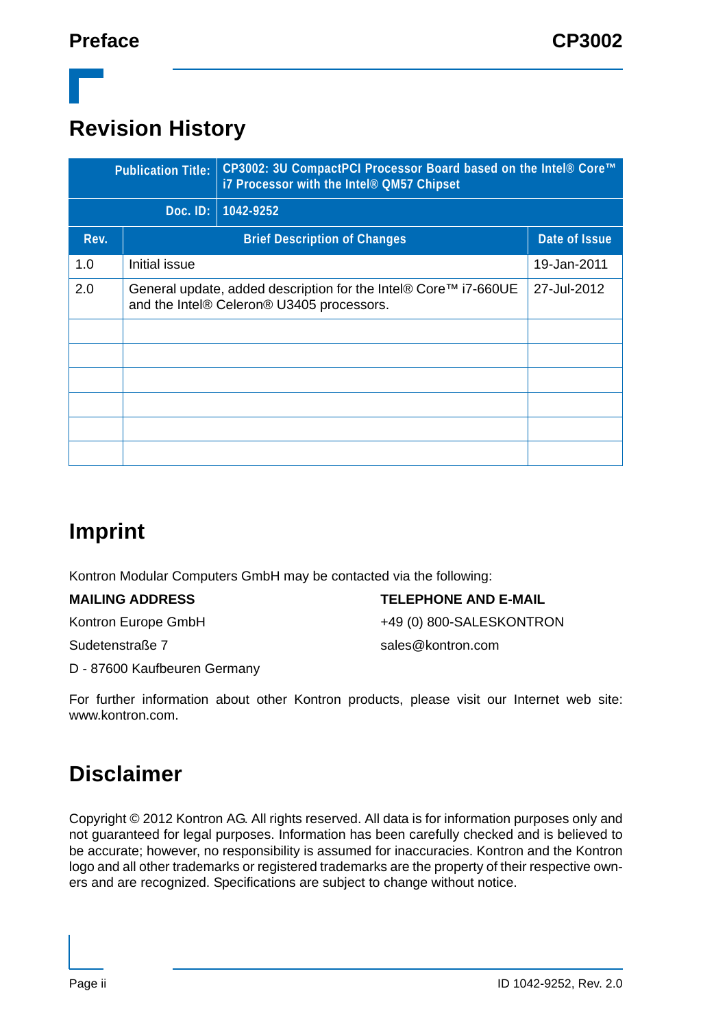# Revision History

| Publication Title: | CP3002: 3U CompactPCI Processor Board based on the Intel® Core™ i7 Processor with the Intel® QM57 Chipset | |
|---|---|---|
| Doc. ID: | 1042-9252 | |
| **Rev.** | **Brief Description of Changes** | **Date of Issue** |
| 1.0 | Initial issue | 19-Jan-2011 |
| 2.0 | General update, added description for the Intel® Core™ i7-660UE and the Intel® Celeron® U3405 processors. | 27-Jul-2012 |
| | | |
| | | |
| | | |
| | | |
| | | |
| | | |

# Imprint

Kontron Modular Computers GmbH may be contacted via the following:

**MAILING ADDRESS**

Kontron Europe GmbH

Sudetenstraße 7

D - 87600 Kaufbeuren Germany

**TELEPHONE AND E-MAIL**

+49 (0) 800-SALESKONTRON

sales@kontron.com

For further information about other Kontron products, please visit our Internet web site: www.kontron.com.

# Disclaimer

Copyright © 2012 Kontron AG. All rights reserved. All data is for information purposes only and not guaranteed for legal purposes. Information has been carefully checked and is believed to be accurate; however, no responsibility is assumed for inaccuracies. Kontron and the Kontron logo and all other trademarks or registered trademarks are the property of their respective owners and are recognized. Specifications are subject to change without notice.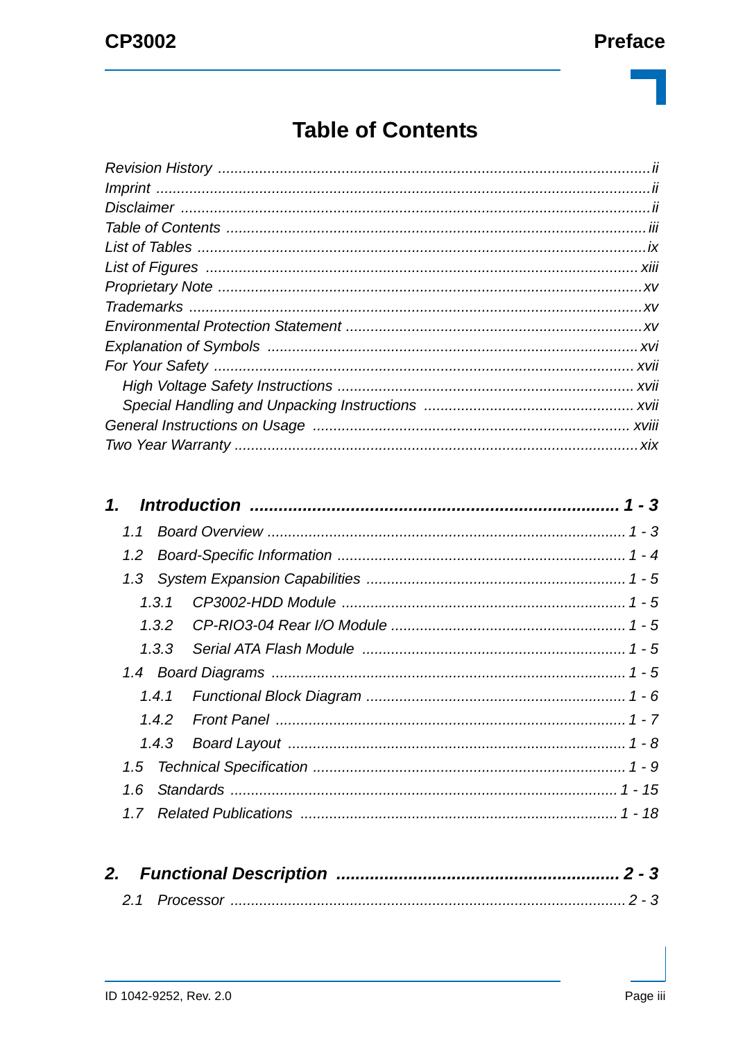# Table of Contents

*Revision History* ........ ii
*Imprint* ........ ii
*Disclaimer* ........ ii
*Table of Contents* ........ iii
*List of Tables* ........ ix
*List of Figures* ........ xiii
*Proprietary Note* ........ xv
*Trademarks* ........ xv
*Environmental Protection Statement* ........ xv
*Explanation of Symbols* ........ xvi
*For Your Safety* ........ xvii
- *High Voltage Safety Instructions* ........ xvii
- *Special Handling and Unpacking Instructions* ........ xvii

*General Instructions on Usage* ........ xviii
*Two Year Warranty* ........ xix

***1. Introduction ........ 1 - 3***

- *1.1 Board Overview* ........ 1 - 3
- *1.2 Board-Specific Information* ........ 1 - 4
- *1.3 System Expansion Capabilities* ........ 1 - 5
  - *1.3.1 CP3002-HDD Module* ........ 1 - 5
  - *1.3.2 CP-RIO3-04 Rear I/O Module* ........ 1 - 5
  - *1.3.3 Serial ATA Flash Module* ........ 1 - 5
- *1.4 Board Diagrams* ........ 1 - 5
  - *1.4.1 Functional Block Diagram* ........ 1 - 6
  - *1.4.2 Front Panel* ........ 1 - 7
  - *1.4.3 Board Layout* ........ 1 - 8
- *1.5 Technical Specification* ........ 1 - 9
- *1.6 Standards* ........ 1 - 15
- *1.7 Related Publications* ........ 1 - 18

***2. Functional Description ........ 2 - 3***

- *2.1 Processor* ........ 2 - 3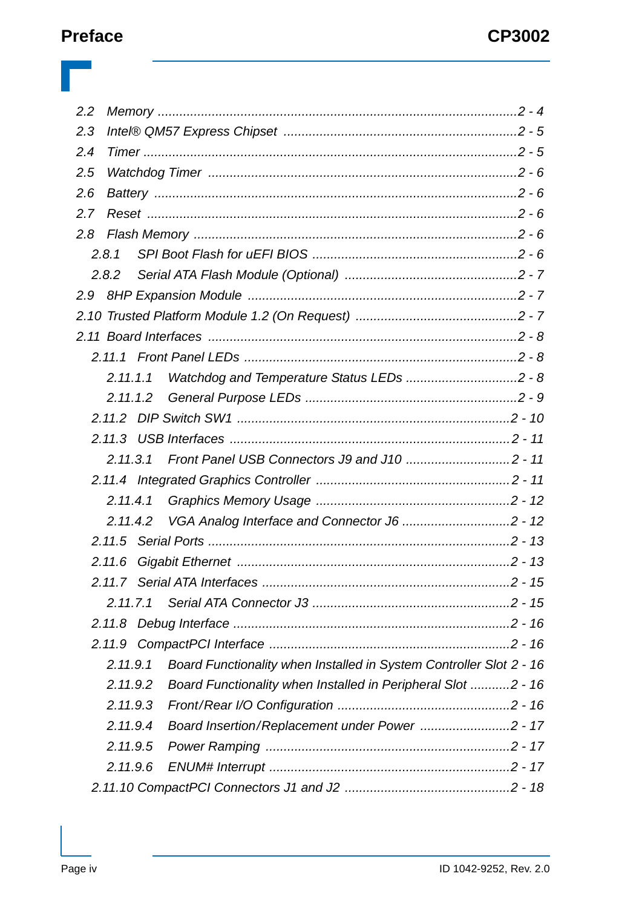2.2 Memory ....................................................................................................2 - 4
2.3 Intel® QM57 Express Chipset ..................................................................2 - 5
2.4 Timer .........................................................................................................2 - 5
2.5 Watchdog Timer ........................................................................................2 - 6
2.6 Battery .......................................................................................................2 - 6
2.7 Reset .........................................................................................................2 - 6
2.8 Flash Memory ............................................................................................2 - 6
   2.8.1 SPI Boot Flash for uEFI BIOS ............................................................2 - 6
   2.8.2 Serial ATA Flash Module (Optional) ...................................................2 - 7
2.9 8HP Expansion Module .............................................................................2 - 7
2.10 Trusted Platform Module 1.2 (On Request) ..............................................2 - 7
2.11 Board Interfaces .......................................................................................2 - 8
   2.11.1 Front Panel LEDs .............................................................................2 - 8
      2.11.1.1 Watchdog and Temperature Status LEDs .................................2 - 8
      2.11.1.2 General Purpose LEDs ..............................................................2 - 9
   2.11.2 DIP Switch SW1 ...............................................................................2 - 10
   2.11.3 USB Interfaces .................................................................................2 - 11
      2.11.3.1 Front Panel USB Connectors J9 and J10 ..................................2 - 11
   2.11.4 Integrated Graphics Controller .........................................................2 - 11
      2.11.4.1 Graphics Memory Usage ...........................................................2 - 12
      2.11.4.2 VGA Analog Interface and Connector J6 ...................................2 - 12
   2.11.5 Serial Ports .......................................................................................2 - 13
   2.11.6 Gigabit Ethernet ...............................................................................2 - 13
   2.11.7 Serial ATA Interfaces .......................................................................2 - 15
      2.11.7.1 Serial ATA Connector J3 ...........................................................2 - 15
   2.11.8 Debug Interface ................................................................................2 - 16
   2.11.9 CompactPCI Interface ......................................................................2 - 16
      2.11.9.1 Board Functionality when Installed in System Controller Slot 2 - 16
      2.11.9.2 Board Functionality when Installed in Peripheral Slot ...........2 - 16
      2.11.9.3 Front/Rear I/O Configuration ....................................................2 - 16
      2.11.9.4 Board Insertion/Replacement under Power ...............................2 - 17
      2.11.9.5 Power Ramping .........................................................................2 - 17
      2.11.9.6 ENUM# Interrupt .......................................................................2 - 17
   2.11.10 CompactPCI Connectors J1 and J2 ...............................................2 - 18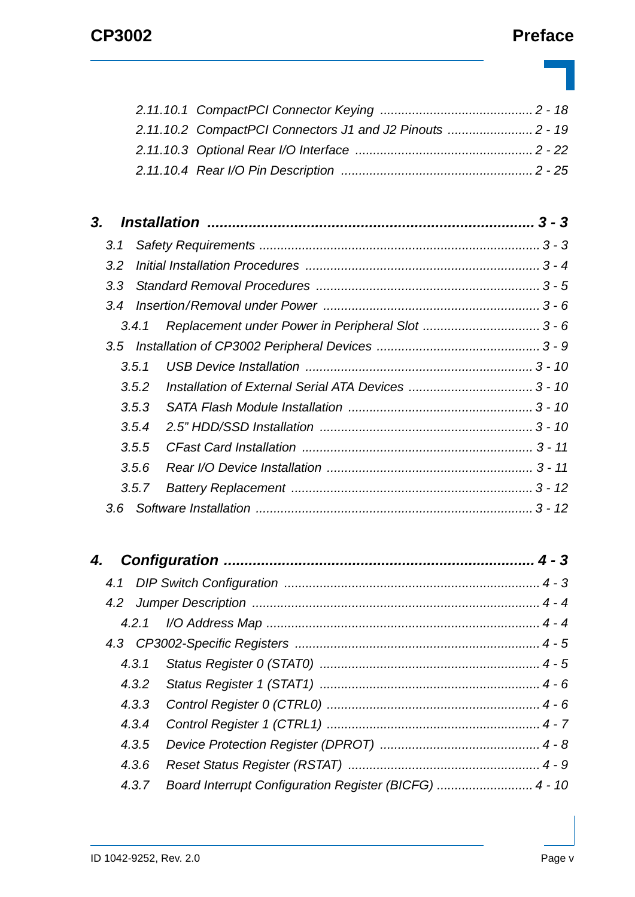2.11.10.1 CompactPCI Connector Keying .......................................... 2 - 18
2.11.10.2 CompactPCI Connectors J1 and J2 Pinouts ........................ 2 - 19
2.11.10.3 Optional Rear I/O Interface .................................................. 2 - 22
2.11.10.4 Rear I/O Pin Description ...................................................... 2 - 25

**3. Installation ............................................................................. 3 - 3**

3.1 Safety Requirements .............................................................................. 3 - 3
3.2 Initial Installation Procedures ................................................................ 3 - 4
3.3 Standard Removal Procedures .............................................................. 3 - 5
3.4 Insertion/Removal under Power ............................................................ 3 - 6
3.4.1 Replacement under Power in Peripheral Slot ................................. 3 - 6
3.5 Installation of CP3002 Peripheral Devices ............................................. 3 - 9
3.5.1 USB Device Installation ................................................................. 3 - 10
3.5.2 Installation of External Serial ATA Devices ................................... 3 - 10
3.5.3 SATA Flash Module Installation .................................................... 3 - 10
3.5.4 2.5” HDD/SSD Installation ............................................................. 3 - 10
3.5.5 CFast Card Installation ................................................................. 3 - 11
3.5.6 Rear I/O Device Installation .......................................................... 3 - 11
3.5.7 Battery Replacement .................................................................... 3 - 12
3.6 Software Installation ............................................................................. 3 - 12

**4. Configuration ........................................................................... 4 - 3**

4.1 DIP Switch Configuration ....................................................................... 4 - 3
4.2 Jumper Description ................................................................................ 4 - 4
4.2.1 I/O Address Map ............................................................................ 4 - 4
4.3 CP3002-Specific Registers .................................................................... 4 - 5
4.3.1 Status Register 0 (STAT0) ............................................................. 4 - 5
4.3.2 Status Register 1 (STAT1) ............................................................. 4 - 6
4.3.3 Control Register 0 (CTRL0) ........................................................... 4 - 6
4.3.4 Control Register 1 (CTRL1) ........................................................... 4 - 7
4.3.5 Device Protection Register (DPROT) ............................................. 4 - 8
4.3.6 Reset Status Register (RSTAT) ..................................................... 4 - 9
4.3.7 Board Interrupt Configuration Register (BICFG) ........................... 4 - 10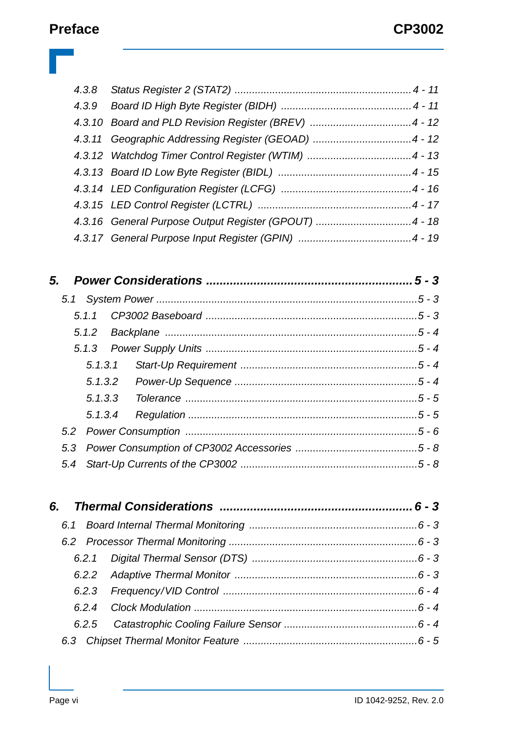4.3.8 Status Register 2 (STAT2) ............................................................ 4 - 11
4.3.9 Board ID High Byte Register (BIDH) ............................................ 4 - 11
4.3.10 Board and PLD Revision Register (BREV) .................................. 4 - 12
4.3.11 Geographic Addressing Register (GEOAD) ................................. 4 - 12
4.3.12 Watchdog Timer Control Register (WTIM) ................................... 4 - 13
4.3.13 Board ID Low Byte Register (BIDL) ............................................. 4 - 15
4.3.14 LED Configuration Register (LCFG) ............................................ 4 - 16
4.3.15 LED Control Register (LCTRL) .................................................... 4 - 17
4.3.16 General Purpose Output Register (GPOUT) ................................ 4 - 18
4.3.17 General Purpose Input Register (GPIN) ...................................... 4 - 19

**5. Power Considerations ........................................................... 5 - 3**

5.1 System Power ........................................................................................ 5 - 3
5.1.1 CP3002 Baseboard ........................................................................ 5 - 3
5.1.2 Backplane ..................................................................................... 5 - 4
5.1.3 Power Supply Units ....................................................................... 5 - 4
5.1.3.1 Start-Up Requirement ............................................................ 5 - 4
5.1.3.2 Power-Up Sequence .............................................................. 5 - 4
5.1.3.3 Tolerance ............................................................................... 5 - 5
5.1.3.4 Regulation ............................................................................. 5 - 5
5.2 Power Consumption .............................................................................. 5 - 6
5.3 Power Consumption of CP3002 Accessories ......................................... 5 - 8
5.4 Start-Up Currents of the CP3002 ............................................................ 5 - 8

**6. Thermal Considerations ....................................................... 6 - 3**

6.1 Board Internal Thermal Monitoring ........................................................ 6 - 3
6.2 Processor Thermal Monitoring ................................................................ 6 - 3
6.2.1 Digital Thermal Sensor (DTS) ....................................................... 6 - 3
6.2.2 Adaptive Thermal Monitor ............................................................. 6 - 3
6.2.3 Frequency/VID Control ................................................................. 6 - 4
6.2.4 Clock Modulation ........................................................................... 6 - 4
6.2.5 Catastrophic Cooling Failure Sensor ............................................. 6 - 4
6.3 Chipset Thermal Monitor Feature ........................................................... 6 - 5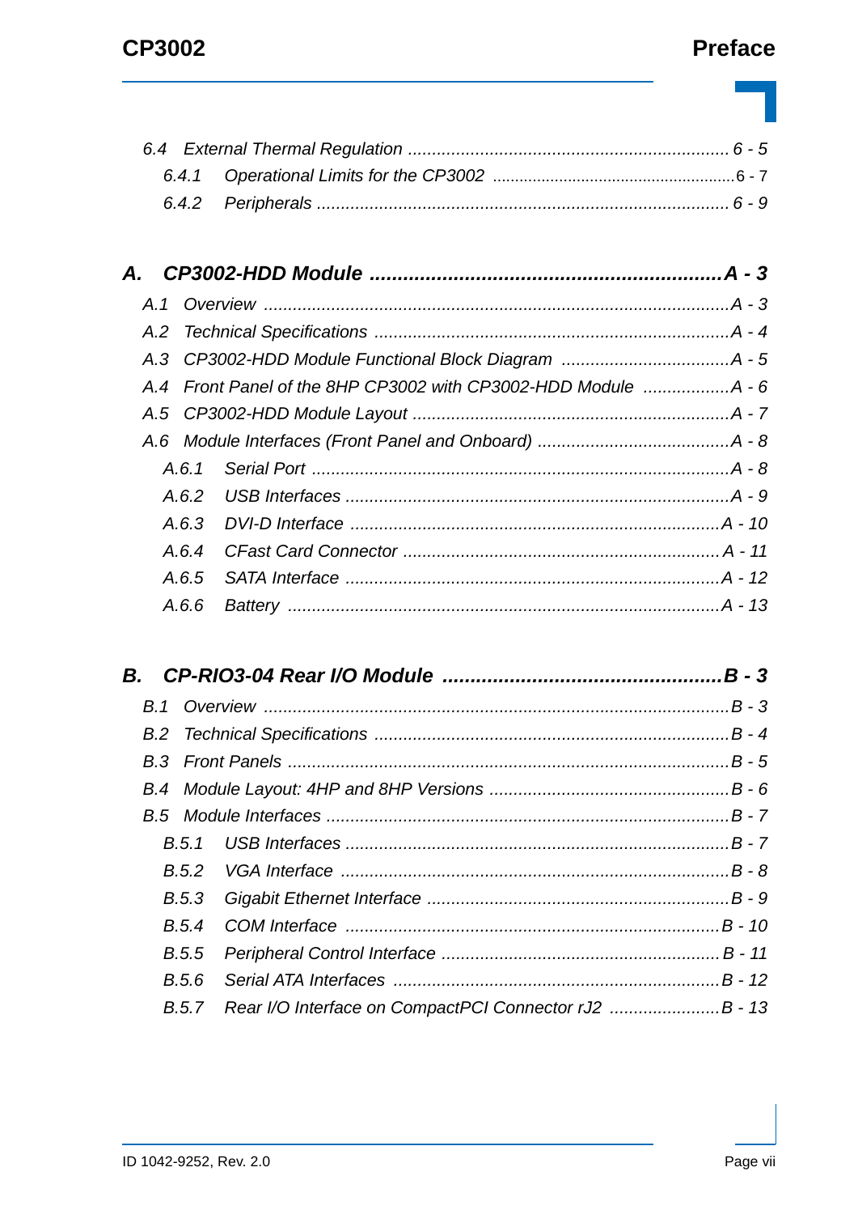*6.4 External Thermal Regulation ........................................................................ 6 - 5*

*6.4.1 Operational Limits for the CP3002 ........................................................ 6 - 7*

*6.4.2 Peripherals ........................................................................................ 6 - 9*

***A. CP3002-HDD Module ..................................................................... A - 3***

*A.1 Overview ....................................................................................... A - 3*

*A.2 Technical Specifications ................................................................ A - 4*

*A.3 CP3002-HDD Module Functional Block Diagram ............................ A - 5*

*A.4 Front Panel of the 8HP CP3002 with CP3002-HDD Module ............ A - 6*

*A.5 CP3002-HDD Module Layout ......................................................... A - 7*

*A.6 Module Interfaces (Front Panel and Onboard) ................................ A - 8*

*A.6.1 Serial Port ................................................................................... A - 8*

*A.6.2 USB Interfaces ............................................................................ A - 9*

*A.6.3 DVI-D Interface ........................................................................... A - 10*

*A.6.4 CFast Card Connector ................................................................. A - 11*

*A.6.5 SATA Interface ............................................................................ A - 12*

*A.6.6 Battery ........................................................................................ A - 13*

***B. CP-RIO3-04 Rear I/O Module ......................................................... B - 3***

*B.1 Overview ....................................................................................... B - 3*

*B.2 Technical Specifications ................................................................ B - 4*

*B.3 Front Panels ................................................................................. B - 5*

*B.4 Module Layout: 4HP and 8HP Versions .......................................... B - 6*

*B.5 Module Interfaces .......................................................................... B - 7*

*B.5.1 USB Interfaces ............................................................................ B - 7*

*B.5.2 VGA Interface ............................................................................. B - 8*

*B.5.3 Gigabit Ethernet Interface ............................................................ B - 9*

*B.5.4 COM Interface ............................................................................ B - 10*

*B.5.5 Peripheral Control Interface ........................................................ B - 11*

*B.5.6 Serial ATA Interfaces .................................................................. B - 12*

*B.5.7 Rear I/O Interface on CompactPCI Connector rJ2 ......................... B - 13*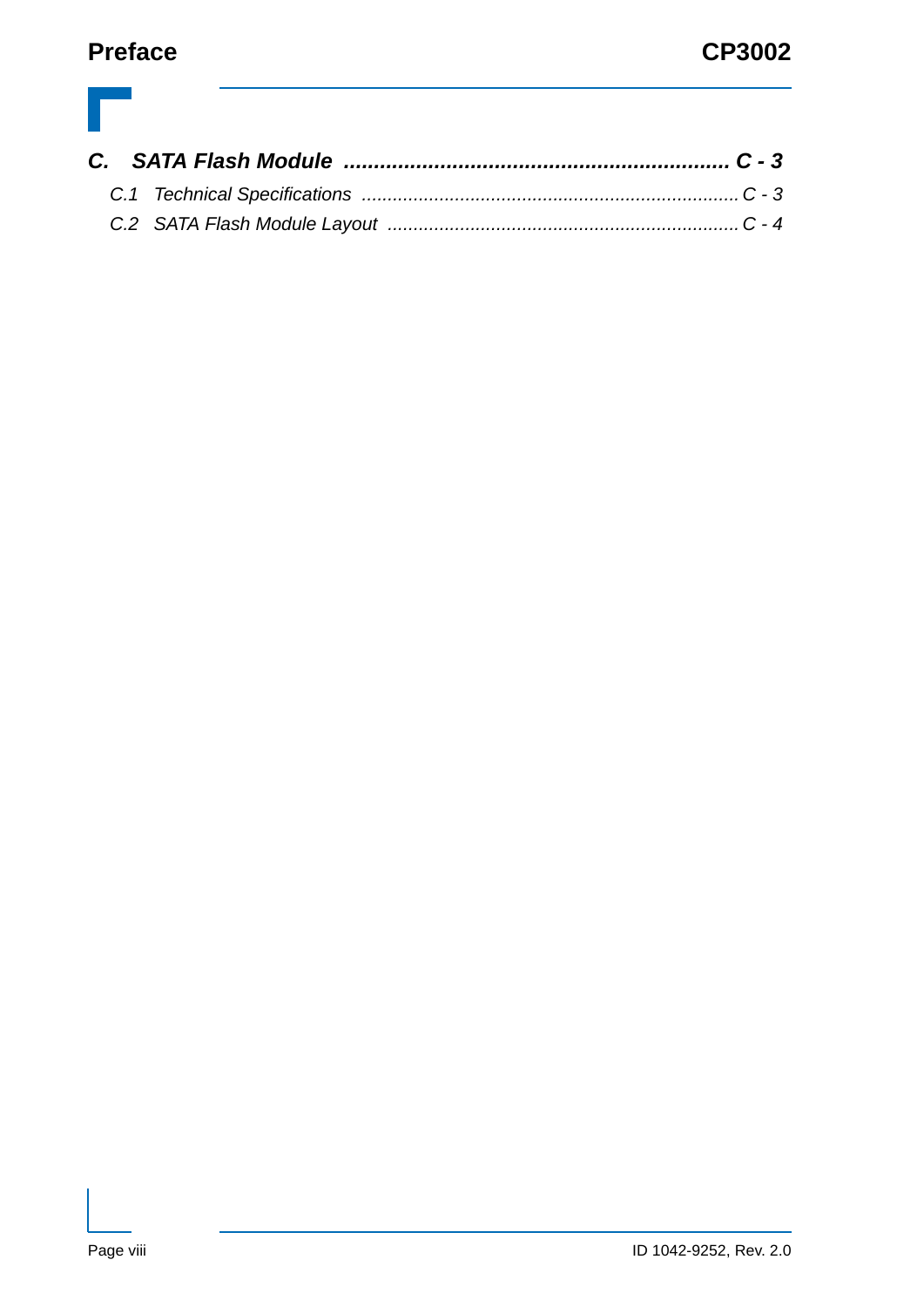***C. SATA Flash Module ................................................................ C - 3***

*C.1 Technical Specifications ......................................................................... C - 3*

*C.2 SATA Flash Module Layout .................................................................... C - 4*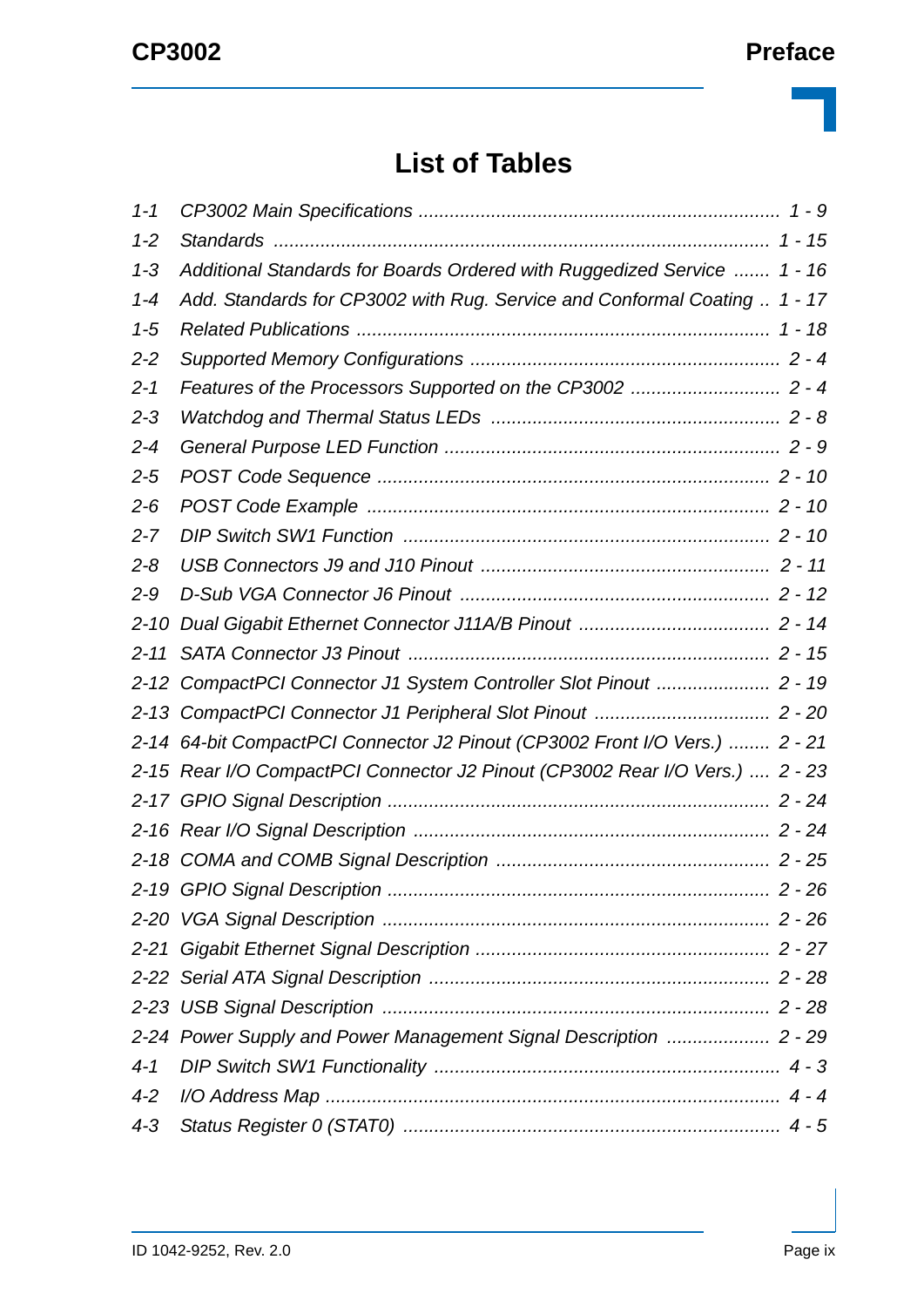# List of Tables

| | | |
|---|---|---|
| *1-1* | *CP3002 Main Specifications* | *1 - 9* |
| *1-2* | *Standards* | *1 - 15* |
| *1-3* | *Additional Standards for Boards Ordered with Ruggedized Service* | *1 - 16* |
| *1-4* | *Add. Standards for CP3002 with Rug. Service and Conformal Coating* | *1 - 17* |
| *1-5* | *Related Publications* | *1 - 18* |
| *2-2* | *Supported Memory Configurations* | *2 - 4* |
| *2-1* | *Features of the Processors Supported on the CP3002* | *2 - 4* |
| *2-3* | *Watchdog and Thermal Status LEDs* | *2 - 8* |
| *2-4* | *General Purpose LED Function* | *2 - 9* |
| *2-5* | *POST Code Sequence* | *2 - 10* |
| *2-6* | *POST Code Example* | *2 - 10* |
| *2-7* | *DIP Switch SW1 Function* | *2 - 10* |
| *2-8* | *USB Connectors J9 and J10 Pinout* | *2 - 11* |
| *2-9* | *D-Sub VGA Connector J6 Pinout* | *2 - 12* |
| *2-10* | *Dual Gigabit Ethernet Connector J11A/B Pinout* | *2 - 14* |
| *2-11* | *SATA Connector J3 Pinout* | *2 - 15* |
| *2-12* | *CompactPCI Connector J1 System Controller Slot Pinout* | *2 - 19* |
| *2-13* | *CompactPCI Connector J1 Peripheral Slot Pinout* | *2 - 20* |
| *2-14* | *64-bit CompactPCI Connector J2 Pinout (CP3002 Front I/O Vers.)* | *2 - 21* |
| *2-15* | *Rear I/O CompactPCI Connector J2 Pinout (CP3002 Rear I/O Vers.)* | *2 - 23* |
| *2-17* | *GPIO Signal Description* | *2 - 24* |
| *2-16* | *Rear I/O Signal Description* | *2 - 24* |
| *2-18* | *COMA and COMB Signal Description* | *2 - 25* |
| *2-19* | *GPIO Signal Description* | *2 - 26* |
| *2-20* | *VGA Signal Description* | *2 - 26* |
| *2-21* | *Gigabit Ethernet Signal Description* | *2 - 27* |
| *2-22* | *Serial ATA Signal Description* | *2 - 28* |
| *2-23* | *USB Signal Description* | *2 - 28* |
| *2-24* | *Power Supply and Power Management Signal Description* | *2 - 29* |
| *4-1* | *DIP Switch SW1 Functionality* | *4 - 3* |
| *4-2* | *I/O Address Map* | *4 - 4* |
| *4-3* | *Status Register 0 (STAT0)* | *4 - 5* |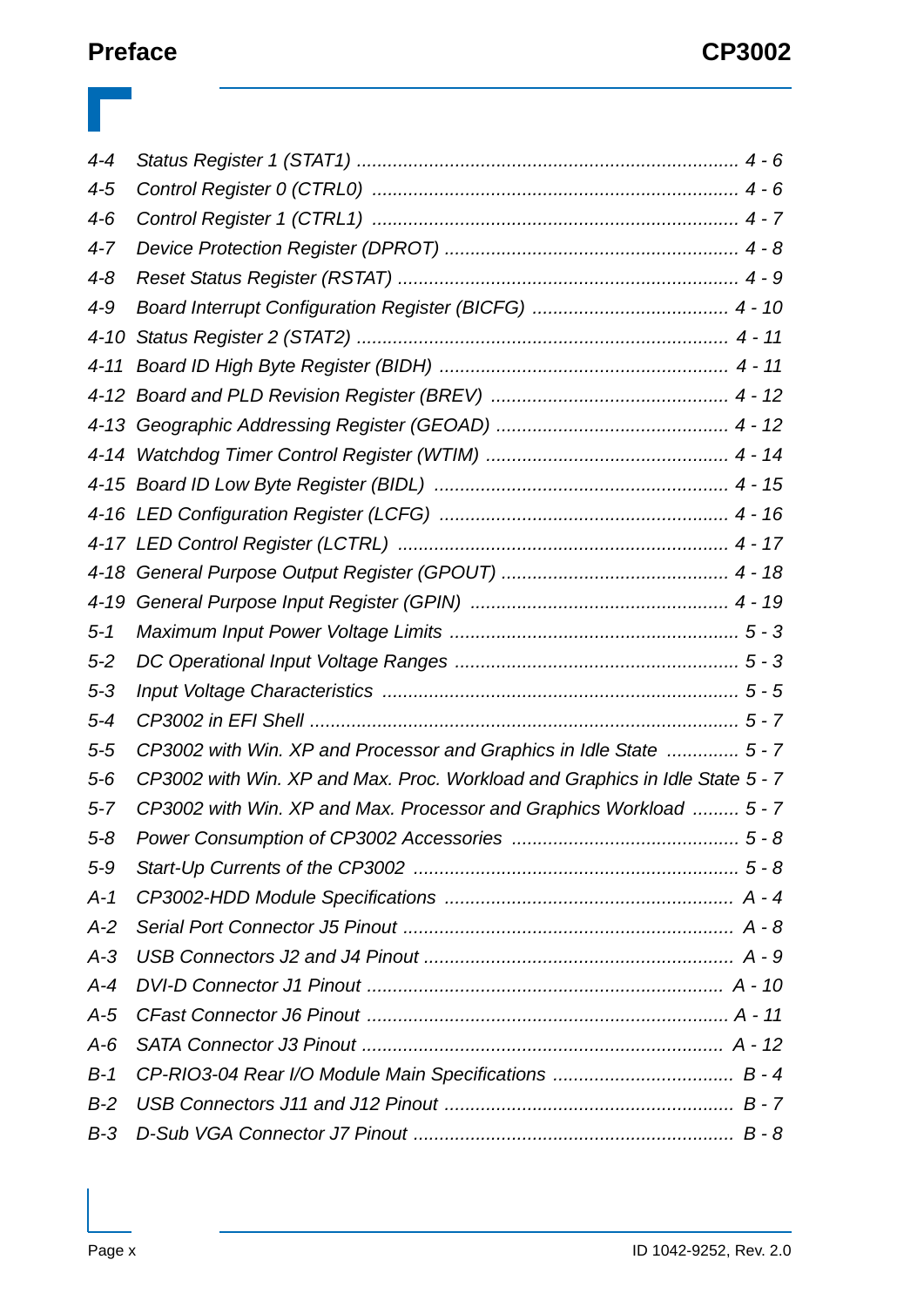4-4 *Status Register 1 (STAT1) ........................................................................ 4 - 6*

4-5 *Control Register 0 (CTRL0) ..................................................................... 4 - 6*

4-6 *Control Register 1 (CTRL1) ..................................................................... 4 - 7*

4-7 *Device Protection Register (DPROT) ....................................................... 4 - 8*

4-8 *Reset Status Register (RSTAT) ................................................................ 4 - 9*

4-9 *Board Interrupt Configuration Register (BICFG) ...................................... 4 - 10*

4-10 *Status Register 2 (STAT2) ...................................................................... 4 - 11*

4-11 *Board ID High Byte Register (BIDH) ....................................................... 4 - 11*

4-12 *Board and PLD Revision Register (BREV) ............................................. 4 - 12*

4-13 *Geographic Addressing Register (GEOAD) ............................................ 4 - 12*

4-14 *Watchdog Timer Control Register (WTIM) .............................................. 4 - 14*

4-15 *Board ID Low Byte Register (BIDL) ........................................................ 4 - 15*

4-16 *LED Configuration Register (LCFG) ....................................................... 4 - 16*

4-17 *LED Control Register (LCTRL) ............................................................... 4 - 17*

4-18 *General Purpose Output Register (GPOUT) ........................................... 4 - 18*

4-19 *General Purpose Input Register (GPIN) ................................................. 4 - 19*

5-1 *Maximum Input Power Voltage Limits ...................................................... 5 - 3*

5-2 *DC Operational Input Voltage Ranges ..................................................... 5 - 3*

5-3 *Input Voltage Characteristics ................................................................... 5 - 5*

5-4 *CP3002 in EFI Shell ................................................................................. 5 - 7*

5-5 *CP3002 with Win. XP and Processor and Graphics in Idle State .............. 5 - 7*

5-6 *CP3002 with Win. XP and Max. Proc. Workload and Graphics in Idle State 5 - 7*

5-7 *CP3002 with Win. XP and Max. Processor and Graphics Workload ......... 5 - 7*

5-8 *Power Consumption of CP3002 Accessories ........................................... 5 - 8*

5-9 *Start-Up Currents of the CP3002 .............................................................. 5 - 8*

A-1 *CP3002-HDD Module Specifications ...................................................... A - 4*

A-2 *Serial Port Connector J5 Pinout .............................................................. A - 8*

A-3 *USB Connectors J2 and J4 Pinout .......................................................... A - 9*

A-4 *DVI-D Connector J1 Pinout ................................................................... A - 10*

A-5 *CFast Connector J6 Pinout .................................................................... A - 11*

A-6 *SATA Connector J3 Pinout .................................................................... A - 12*

B-1 *CP-RIO3-04 Rear I/O Module Main Specifications .................................. B - 4*

B-2 *USB Connectors J11 and J12 Pinout ....................................................... B - 7*

B-3 *D-Sub VGA Connector J7 Pinout ............................................................ B - 8*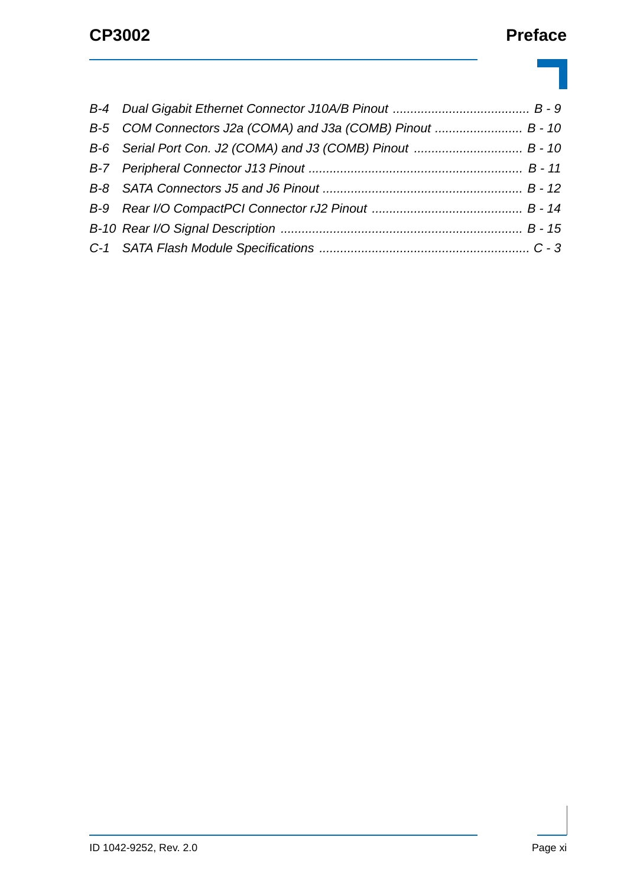*B-4 Dual Gigabit Ethernet Connector J10A/B Pinout ....................................... B - 9*
*B-5 COM Connectors J2a (COMA) and J3a (COMB) Pinout ......................... B - 10*
*B-6 Serial Port Con. J2 (COMA) and J3 (COMB) Pinout ............................... B - 10*
*B-7 Peripheral Connector J13 Pinout ............................................................ B - 11*
*B-8 SATA Connectors J5 and J6 Pinout ......................................................... B - 12*
*B-9 Rear I/O CompactPCI Connector rJ2 Pinout ........................................... B - 14*
*B-10 Rear I/O Signal Description .................................................................... B - 15*
*C-1 SATA Flash Module Specifications ........................................................... C - 3*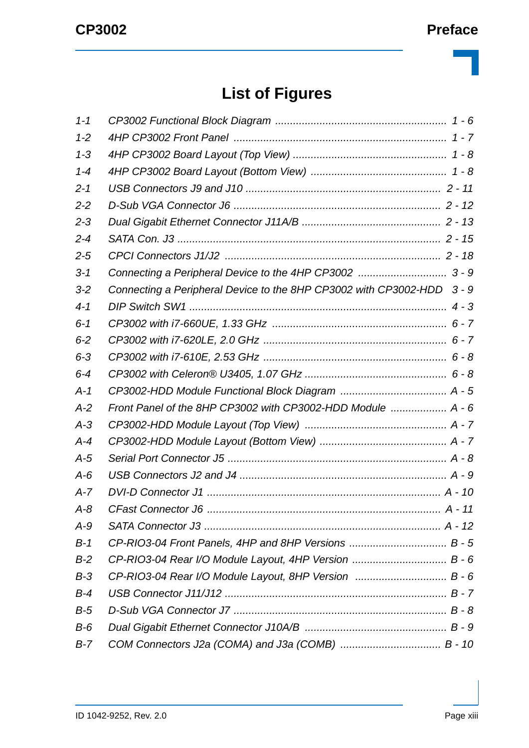# List of Figures

| | | |
|---|---|---|
| *1-1* | *CP3002 Functional Block Diagram* | *1 - 6* |
| *1-2* | *4HP CP3002 Front Panel* | *1 - 7* |
| *1-3* | *4HP CP3002 Board Layout (Top View)* | *1 - 8* |
| *1-4* | *4HP CP3002 Board Layout (Bottom View)* | *1 - 8* |
| *2-1* | *USB Connectors J9 and J10* | *2 - 11* |
| *2-2* | *D-Sub VGA Connector J6* | *2 - 12* |
| *2-3* | *Dual Gigabit Ethernet Connector J11A/B* | *2 - 13* |
| *2-4* | *SATA Con. J3* | *2 - 15* |
| *2-5* | *CPCI Connectors J1/J2* | *2 - 18* |
| *3-1* | *Connecting a Peripheral Device to the 4HP CP3002* | *3 - 9* |
| *3-2* | *Connecting a Peripheral Device to the 8HP CP3002 with CP3002-HDD* | *3 - 9* |
| *4-1* | *DIP Switch SW1* | *4 - 3* |
| *6-1* | *CP3002 with i7-660UE, 1.33 GHz* | *6 - 7* |
| *6-2* | *CP3002 with i7-620LE, 2.0 GHz* | *6 - 7* |
| *6-3* | *CP3002 with i7-610E, 2.53 GHz* | *6 - 8* |
| *6-4* | *CP3002 with Celeron® U3405, 1.07 GHz* | *6 - 8* |
| *A-1* | *CP3002-HDD Module Functional Block Diagram* | *A - 5* |
| *A-2* | *Front Panel of the 8HP CP3002 with CP3002-HDD Module* | *A - 6* |
| *A-3* | *CP3002-HDD Module Layout (Top View)* | *A - 7* |
| *A-4* | *CP3002-HDD Module Layout (Bottom View)* | *A - 7* |
| *A-5* | *Serial Port Connector J5* | *A - 8* |
| *A-6* | *USB Connectors J2 and J4* | *A - 9* |
| *A-7* | *DVI-D Connector J1* | *A - 10* |
| *A-8* | *CFast Connector J6* | *A - 11* |
| *A-9* | *SATA Connector J3* | *A - 12* |
| *B-1* | *CP-RIO3-04 Front Panels, 4HP and 8HP Versions* | *B - 5* |
| *B-2* | *CP-RIO3-04 Rear I/O Module Layout, 4HP Version* | *B - 6* |
| *B-3* | *CP-RIO3-04 Rear I/O Module Layout, 8HP Version* | *B - 6* |
| *B-4* | *USB Connector J11/J12* | *B - 7* |
| *B-5* | *D-Sub VGA Connector J7* | *B - 8* |
| *B-6* | *Dual Gigabit Ethernet Connector J10A/B* | *B - 9* |
| *B-7* | *COM Connectors J2a (COMA) and J3a (COMB)* | *B - 10* |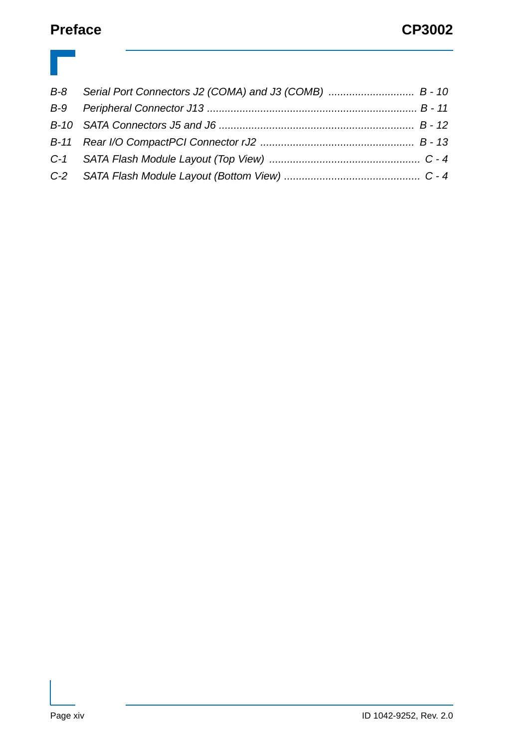*B-8 Serial Port Connectors J2 (COMA) and J3 (COMB) ............................ B - 10*
*B-9 Peripheral Connector J13 ...................................................................... B - 11*
*B-10 SATA Connectors J5 and J6 ................................................................. B - 12*
*B-11 Rear I/O CompactPCI Connector rJ2 ................................................... B - 13*
*C-1 SATA Flash Module Layout (Top View) .................................................. C - 4*
*C-2 SATA Flash Module Layout (Bottom View) ............................................. C - 4*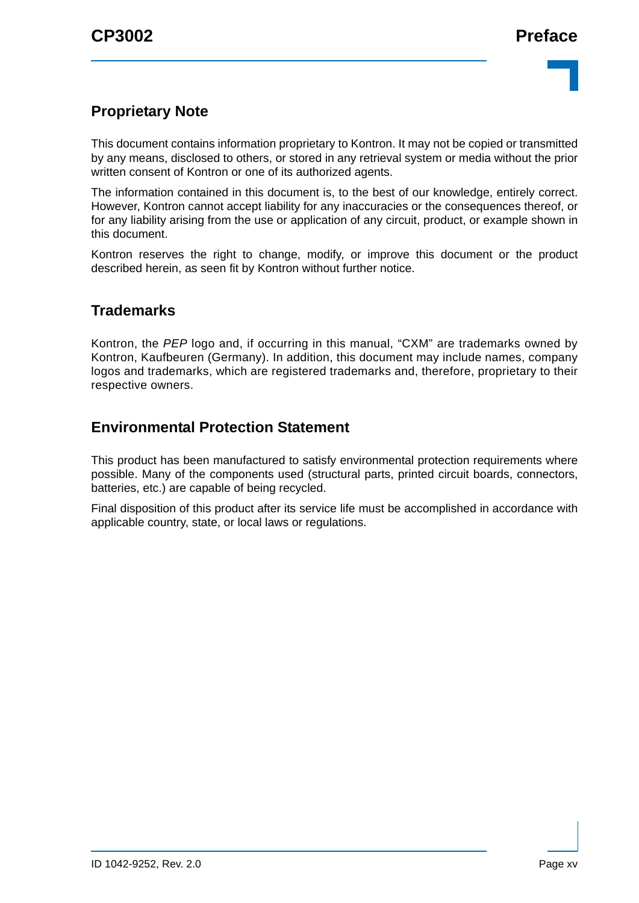## Proprietary Note

This document contains information proprietary to Kontron. It may not be copied or transmitted by any means, disclosed to others, or stored in any retrieval system or media without the prior written consent of Kontron or one of its authorized agents.

The information contained in this document is, to the best of our knowledge, entirely correct. However, Kontron cannot accept liability for any inaccuracies or the consequences thereof, or for any liability arising from the use or application of any circuit, product, or example shown in this document.

Kontron reserves the right to change, modify, or improve this document or the product described herein, as seen fit by Kontron without further notice.

## Trademarks

Kontron, the *PEP* logo and, if occurring in this manual, "CXM" are trademarks owned by Kontron, Kaufbeuren (Germany). In addition, this document may include names, company logos and trademarks, which are registered trademarks and, therefore, proprietary to their respective owners.

## Environmental Protection Statement

This product has been manufactured to satisfy environmental protection requirements where possible. Many of the components used (structural parts, printed circuit boards, connectors, batteries, etc.) are capable of being recycled.

Final disposition of this product after its service life must be accomplished in accordance with applicable country, state, or local laws or regulations.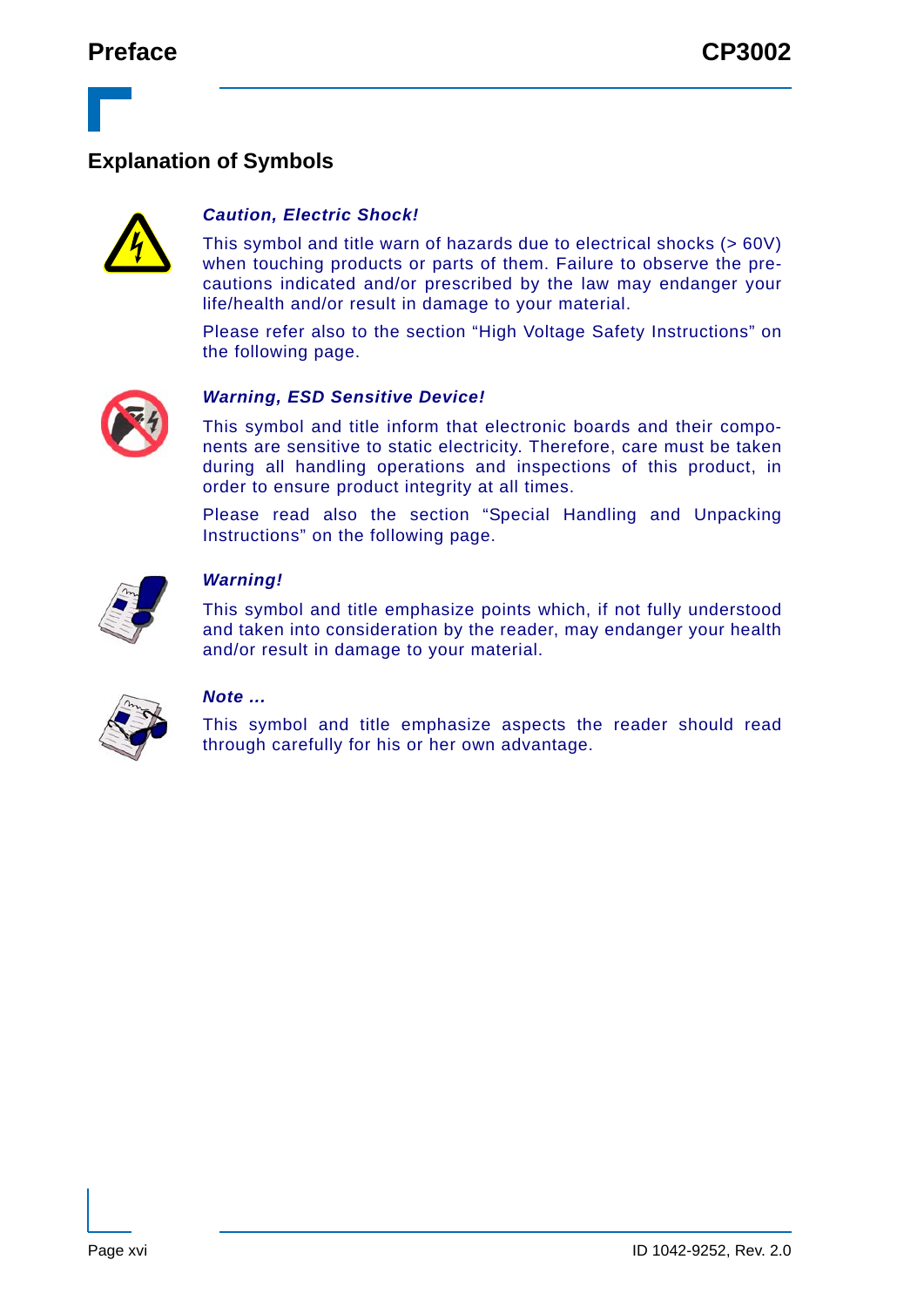## Explanation of Symbols

***Caution, Electric Shock!***

This symbol and title warn of hazards due to electrical shocks (> 60V) when touching products or parts of them. Failure to observe the precautions indicated and/or prescribed by the law may endanger your life/health and/or result in damage to your material.

Please refer also to the section “High Voltage Safety Instructions” on the following page.

***Warning, ESD Sensitive Device!***

This symbol and title inform that electronic boards and their components are sensitive to static electricity. Therefore, care must be taken during all handling operations and inspections of this product, in order to ensure product integrity at all times.

Please read also the section “Special Handling and Unpacking Instructions” on the following page.

***Warning!***

This symbol and title emphasize points which, if not fully understood and taken into consideration by the reader, may endanger your health and/or result in damage to your material.

***Note ...***

This symbol and title emphasize aspects the reader should read through carefully for his or her own advantage.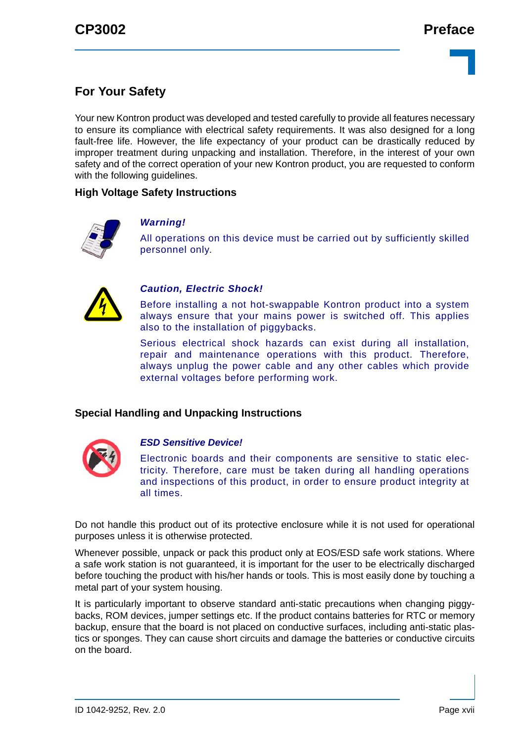## For Your Safety

Your new Kontron product was developed and tested carefully to provide all features necessary to ensure its compliance with electrical safety requirements. It was also designed for a long fault-free life. However, the life expectancy of your product can be drastically reduced by improper treatment during unpacking and installation. Therefore, in the interest of your own safety and of the correct operation of your new Kontron product, you are requested to conform with the following guidelines.

### High Voltage Safety Instructions

***Warning!***

All operations on this device must be carried out by sufficiently skilled personnel only.

***Caution, Electric Shock!***

Before installing a not hot-swappable Kontron product into a system always ensure that your mains power is switched off. This applies also to the installation of piggybacks.

Serious electrical shock hazards can exist during all installation, repair and maintenance operations with this product. Therefore, always unplug the power cable and any other cables which provide external voltages before performing work.

### Special Handling and Unpacking Instructions

***ESD Sensitive Device!***

Electronic boards and their components are sensitive to static electricity. Therefore, care must be taken during all handling operations and inspections of this product, in order to ensure product integrity at all times.

Do not handle this product out of its protective enclosure while it is not used for operational purposes unless it is otherwise protected.

Whenever possible, unpack or pack this product only at EOS/ESD safe work stations. Where a safe work station is not guaranteed, it is important for the user to be electrically discharged before touching the product with his/her hands or tools. This is most easily done by touching a metal part of your system housing.

It is particularly important to observe standard anti-static precautions when changing piggybacks, ROM devices, jumper settings etc. If the product contains batteries for RTC or memory backup, ensure that the board is not placed on conductive surfaces, including anti-static plastics or sponges. They can cause short circuits and damage the batteries or conductive circuits on the board.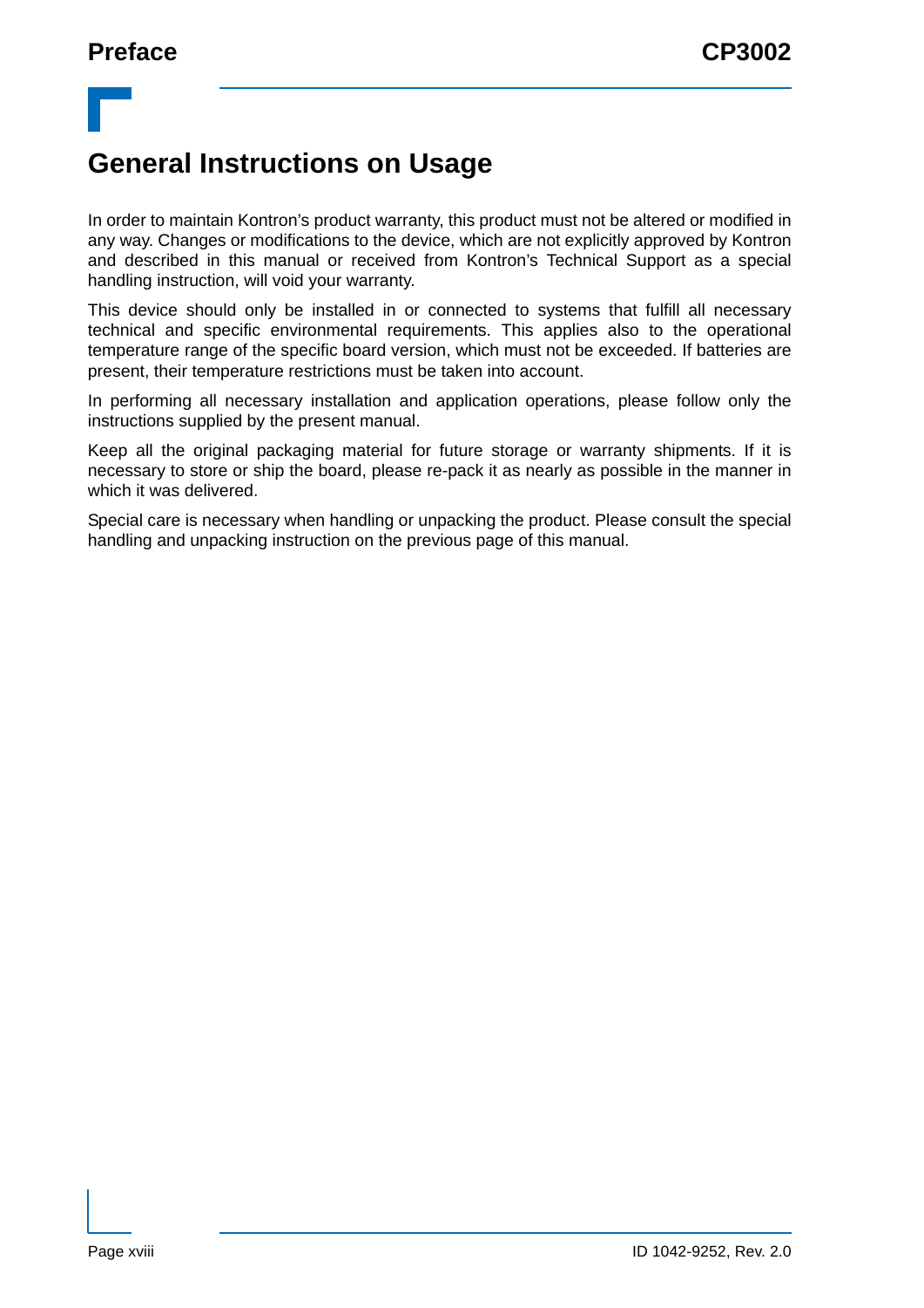# General Instructions on Usage

In order to maintain Kontron's product warranty, this product must not be altered or modified in any way. Changes or modifications to the device, which are not explicitly approved by Kontron and described in this manual or received from Kontron's Technical Support as a special handling instruction, will void your warranty.

This device should only be installed in or connected to systems that fulfill all necessary technical and specific environmental requirements. This applies also to the operational temperature range of the specific board version, which must not be exceeded. If batteries are present, their temperature restrictions must be taken into account.

In performing all necessary installation and application operations, please follow only the instructions supplied by the present manual.

Keep all the original packaging material for future storage or warranty shipments. If it is necessary to store or ship the board, please re-pack it as nearly as possible in the manner in which it was delivered.

Special care is necessary when handling or unpacking the product. Please consult the special handling and unpacking instruction on the previous page of this manual.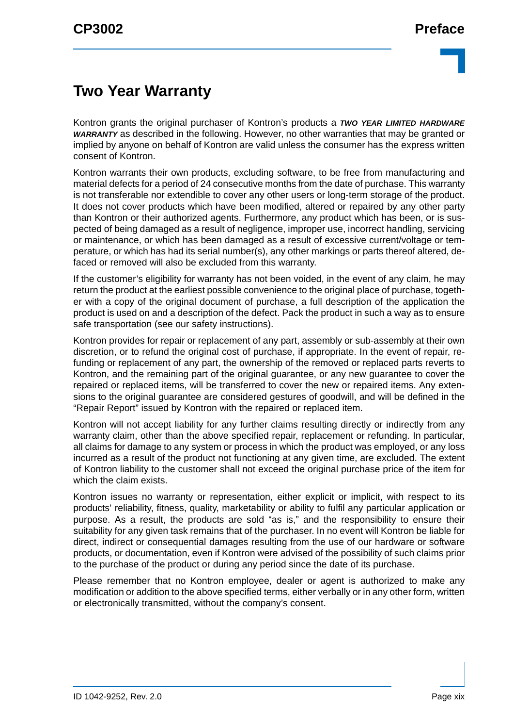# Two Year Warranty

Kontron grants the original purchaser of Kontron's products a ***TWO YEAR LIMITED HARDWARE WARRANTY*** as described in the following. However, no other warranties that may be granted or implied by anyone on behalf of Kontron are valid unless the consumer has the express written consent of Kontron.

Kontron warrants their own products, excluding software, to be free from manufacturing and material defects for a period of 24 consecutive months from the date of purchase. This warranty is not transferable nor extendible to cover any other users or long-term storage of the product. It does not cover products which have been modified, altered or repaired by any other party than Kontron or their authorized agents. Furthermore, any product which has been, or is suspected of being damaged as a result of negligence, improper use, incorrect handling, servicing or maintenance, or which has been damaged as a result of excessive current/voltage or temperature, or which has had its serial number(s), any other markings or parts thereof altered, defaced or removed will also be excluded from this warranty.

If the customer's eligibility for warranty has not been voided, in the event of any claim, he may return the product at the earliest possible convenience to the original place of purchase, together with a copy of the original document of purchase, a full description of the application the product is used on and a description of the defect. Pack the product in such a way as to ensure safe transportation (see our safety instructions).

Kontron provides for repair or replacement of any part, assembly or sub-assembly at their own discretion, or to refund the original cost of purchase, if appropriate. In the event of repair, refunding or replacement of any part, the ownership of the removed or replaced parts reverts to Kontron, and the remaining part of the original guarantee, or any new guarantee to cover the repaired or replaced items, will be transferred to cover the new or repaired items. Any extensions to the original guarantee are considered gestures of goodwill, and will be defined in the "Repair Report" issued by Kontron with the repaired or replaced item.

Kontron will not accept liability for any further claims resulting directly or indirectly from any warranty claim, other than the above specified repair, replacement or refunding. In particular, all claims for damage to any system or process in which the product was employed, or any loss incurred as a result of the product not functioning at any given time, are excluded. The extent of Kontron liability to the customer shall not exceed the original purchase price of the item for which the claim exists.

Kontron issues no warranty or representation, either explicit or implicit, with respect to its products' reliability, fitness, quality, marketability or ability to fulfil any particular application or purpose. As a result, the products are sold "as is," and the responsibility to ensure their suitability for any given task remains that of the purchaser. In no event will Kontron be liable for direct, indirect or consequential damages resulting from the use of our hardware or software products, or documentation, even if Kontron were advised of the possibility of such claims prior to the purchase of the product or during any period since the date of its purchase.

Please remember that no Kontron employee, dealer or agent is authorized to make any modification or addition to the above specified terms, either verbally or in any other form, written or electronically transmitted, without the company's consent.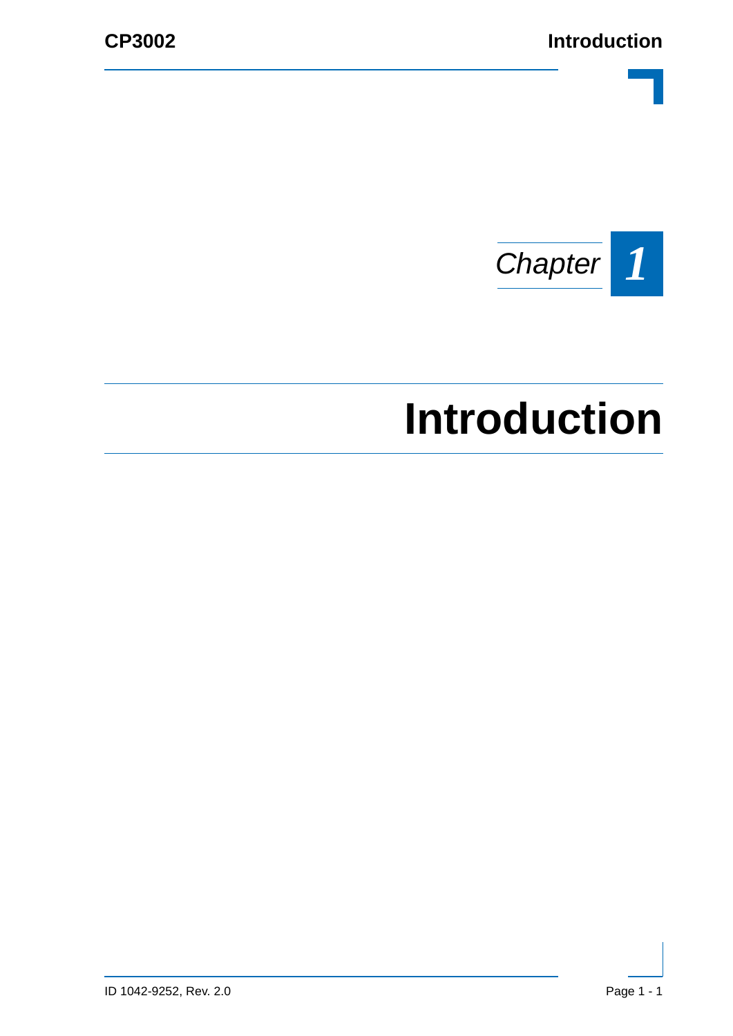Chapter 1

# Introduction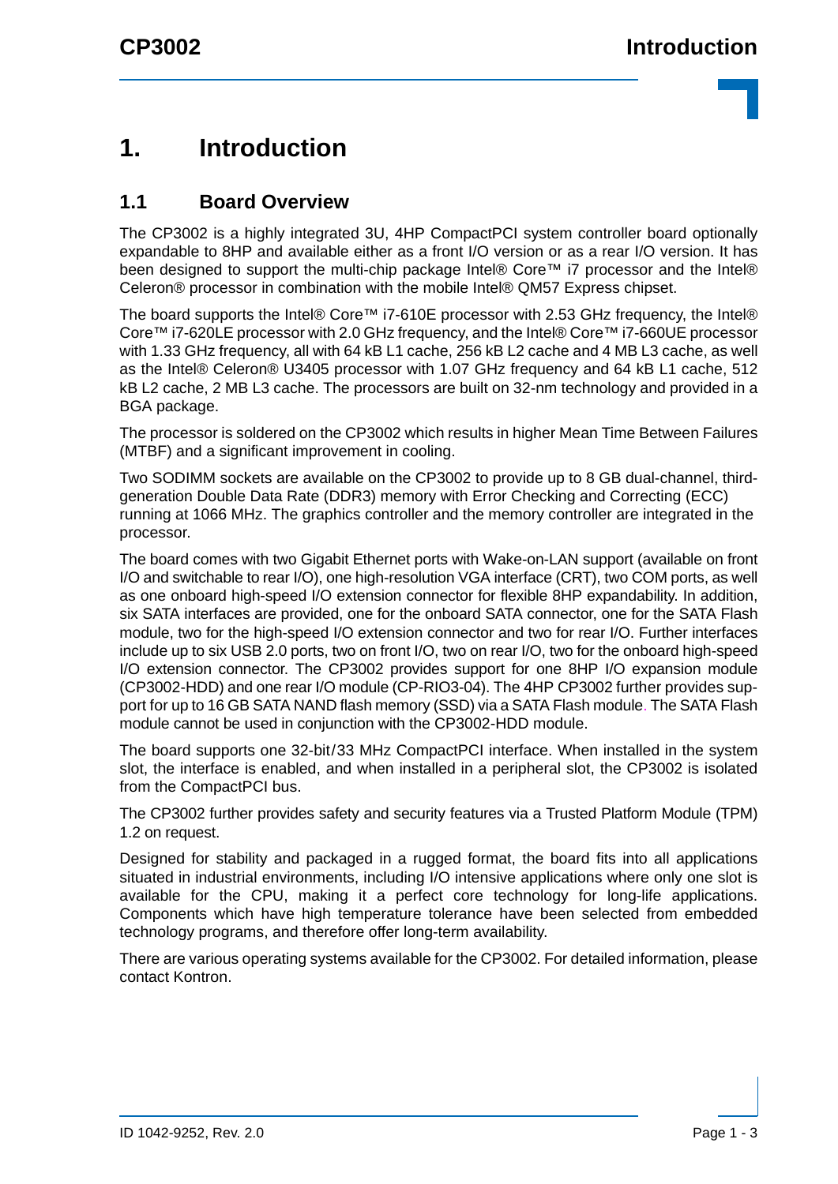# 1. Introduction

## 1.1 Board Overview

The CP3002 is a highly integrated 3U, 4HP CompactPCI system controller board optionally expandable to 8HP and available either as a front I/O version or as a rear I/O version. It has been designed to support the multi-chip package Intel® Core™ i7 processor and the Intel® Celeron® processor in combination with the mobile Intel® QM57 Express chipset.

The board supports the Intel® Core™ i7-610E processor with 2.53 GHz frequency, the Intel® Core™ i7-620LE processor with 2.0 GHz frequency, and the Intel® Core™ i7-660UE processor with 1.33 GHz frequency, all with 64 kB L1 cache, 256 kB L2 cache and 4 MB L3 cache, as well as the Intel® Celeron® U3405 processor with 1.07 GHz frequency and 64 kB L1 cache, 512 kB L2 cache, 2 MB L3 cache. The processors are built on 32-nm technology and provided in a BGA package.

The processor is soldered on the CP3002 which results in higher Mean Time Between Failures (MTBF) and a significant improvement in cooling.

Two SODIMM sockets are available on the CP3002 to provide up to 8 GB dual-channel, third-generation Double Data Rate (DDR3) memory with Error Checking and Correcting (ECC) running at 1066 MHz. The graphics controller and the memory controller are integrated in the processor.

The board comes with two Gigabit Ethernet ports with Wake-on-LAN support (available on front I/O and switchable to rear I/O), one high-resolution VGA interface (CRT), two COM ports, as well as one onboard high-speed I/O extension connector for flexible 8HP expandability. In addition, six SATA interfaces are provided, one for the onboard SATA connector, one for the SATA Flash module, two for the high-speed I/O extension connector and two for rear I/O. Further interfaces include up to six USB 2.0 ports, two on front I/O, two on rear I/O, two for the onboard high-speed I/O extension connector. The CP3002 provides support for one 8HP I/O expansion module (CP3002-HDD) and one rear I/O module (CP-RIO3-04). The 4HP CP3002 further provides support for up to 16 GB SATA NAND flash memory (SSD) via a SATA Flash module. The SATA Flash module cannot be used in conjunction with the CP3002-HDD module.

The board supports one 32-bit/33 MHz CompactPCI interface. When installed in the system slot, the interface is enabled, and when installed in a peripheral slot, the CP3002 is isolated from the CompactPCI bus.

The CP3002 further provides safety and security features via a Trusted Platform Module (TPM) 1.2 on request.

Designed for stability and packaged in a rugged format, the board fits into all applications situated in industrial environments, including I/O intensive applications where only one slot is available for the CPU, making it a perfect core technology for long-life applications. Components which have high temperature tolerance have been selected from embedded technology programs, and therefore offer long-term availability.

There are various operating systems available for the CP3002. For detailed information, please contact Kontron.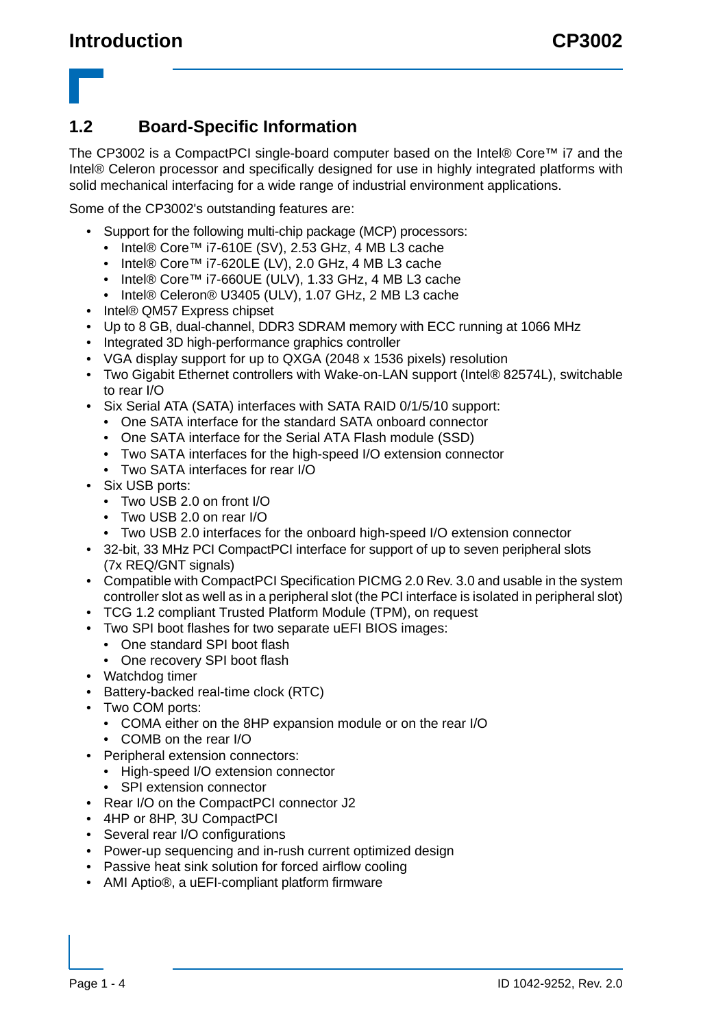## 1.2 Board-Specific Information

The CP3002 is a CompactPCI single-board computer based on the Intel® Core™ i7 and the Intel® Celeron processor and specifically designed for use in highly integrated platforms with solid mechanical interfacing for a wide range of industrial environment applications.

Some of the CP3002's outstanding features are:

- Support for the following multi-chip package (MCP) processors:
  - Intel® Core™ i7-610E (SV), 2.53 GHz, 4 MB L3 cache
  - Intel® Core™ i7-620LE (LV), 2.0 GHz, 4 MB L3 cache
  - Intel® Core™ i7-660UE (ULV), 1.33 GHz, 4 MB L3 cache
  - Intel® Celeron® U3405 (ULV), 1.07 GHz, 2 MB L3 cache
- Intel® QM57 Express chipset
- Up to 8 GB, dual-channel, DDR3 SDRAM memory with ECC running at 1066 MHz
- Integrated 3D high-performance graphics controller
- VGA display support for up to QXGA (2048 x 1536 pixels) resolution
- Two Gigabit Ethernet controllers with Wake-on-LAN support (Intel® 82574L), switchable to rear I/O
- Six Serial ATA (SATA) interfaces with SATA RAID 0/1/5/10 support:
  - One SATA interface for the standard SATA onboard connector
  - One SATA interface for the Serial ATA Flash module (SSD)
  - Two SATA interfaces for the high-speed I/O extension connector
  - Two SATA interfaces for rear I/O
- Six USB ports:
  - Two USB 2.0 on front I/O
  - Two USB 2.0 on rear I/O
  - Two USB 2.0 interfaces for the onboard high-speed I/O extension connector
- 32-bit, 33 MHz PCI CompactPCI interface for support of up to seven peripheral slots (7x REQ/GNT signals)
- Compatible with CompactPCI Specification PICMG 2.0 Rev. 3.0 and usable in the system controller slot as well as in a peripheral slot (the PCI interface is isolated in peripheral slot)
- TCG 1.2 compliant Trusted Platform Module (TPM), on request
- Two SPI boot flashes for two separate uEFI BIOS images:
  - One standard SPI boot flash
  - One recovery SPI boot flash
- Watchdog timer
- Battery-backed real-time clock (RTC)
- Two COM ports:
  - COMA either on the 8HP expansion module or on the rear I/O
  - COMB on the rear I/O
- Peripheral extension connectors:
  - High-speed I/O extension connector
  - SPI extension connector
- Rear I/O on the CompactPCI connector J2
- 4HP or 8HP, 3U CompactPCI
- Several rear I/O configurations
- Power-up sequencing and in-rush current optimized design
- Passive heat sink solution for forced airflow cooling
- AMI Aptio®, a uEFI-compliant platform firmware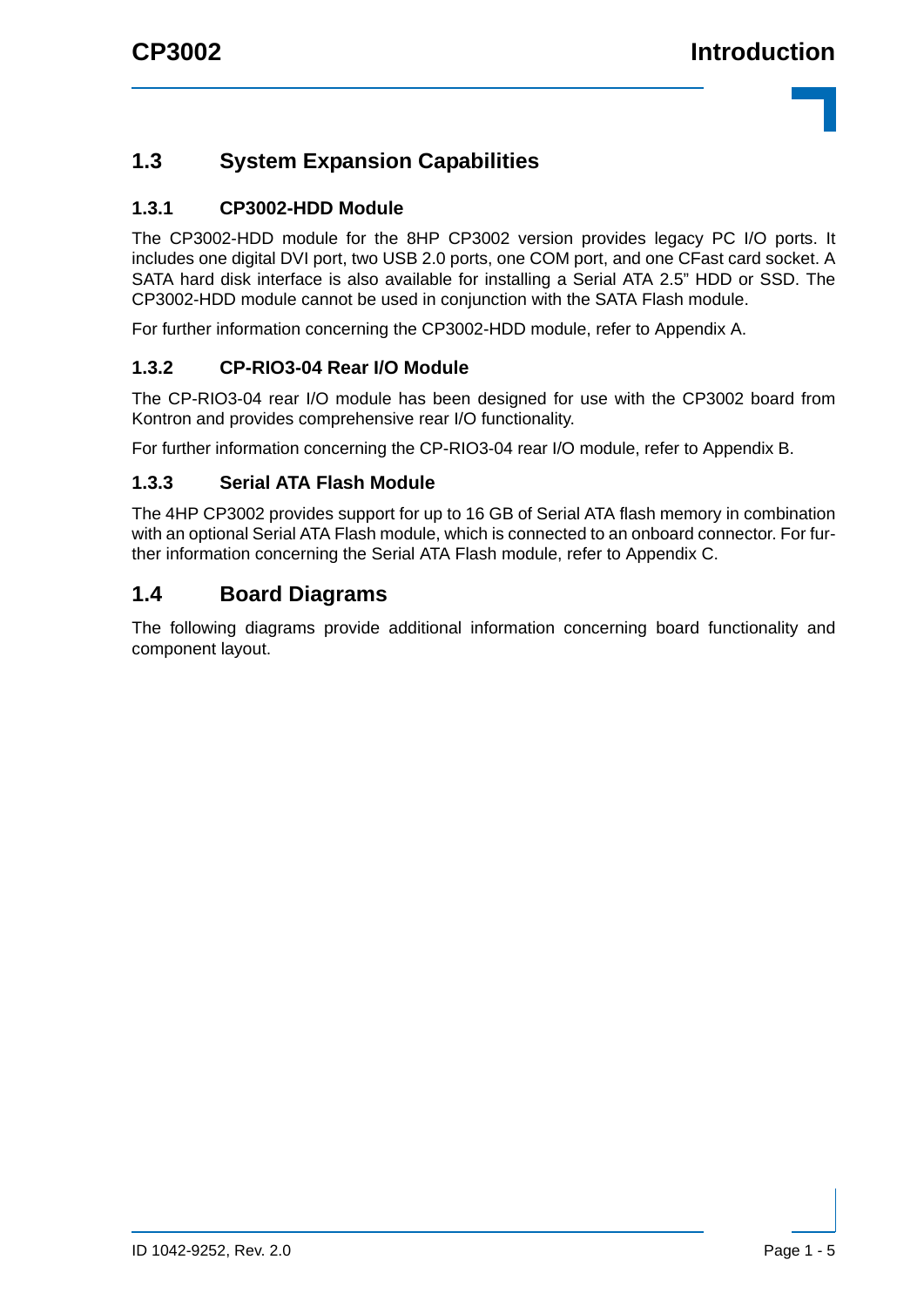## 1.3 System Expansion Capabilities

### 1.3.1 CP3002-HDD Module

The CP3002-HDD module for the 8HP CP3002 version provides legacy PC I/O ports. It includes one digital DVI port, two USB 2.0 ports, one COM port, and one CFast card socket. A SATA hard disk interface is also available for installing a Serial ATA 2.5" HDD or SSD. The CP3002-HDD module cannot be used in conjunction with the SATA Flash module.

For further information concerning the CP3002-HDD module, refer to Appendix A.

### 1.3.2 CP-RIO3-04 Rear I/O Module

The CP-RIO3-04 rear I/O module has been designed for use with the CP3002 board from Kontron and provides comprehensive rear I/O functionality.

For further information concerning the CP-RIO3-04 rear I/O module, refer to Appendix B.

### 1.3.3 Serial ATA Flash Module

The 4HP CP3002 provides support for up to 16 GB of Serial ATA flash memory in combination with an optional Serial ATA Flash module, which is connected to an onboard connector. For further information concerning the Serial ATA Flash module, refer to Appendix C.

## 1.4 Board Diagrams

The following diagrams provide additional information concerning board functionality and component layout.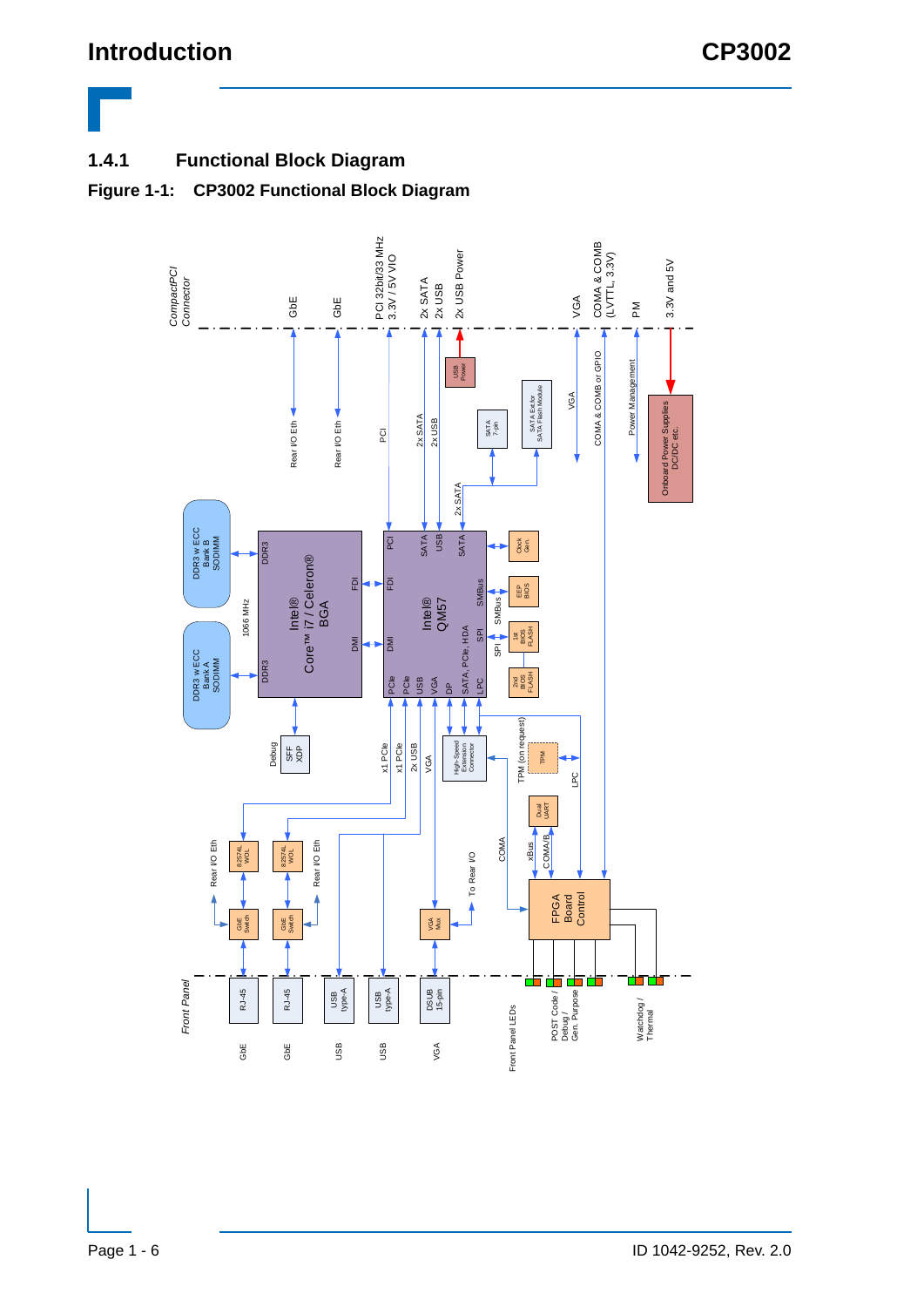### 1.4.1 Functional Block Diagram

**Figure 1-1: CP3002 Functional Block Diagram**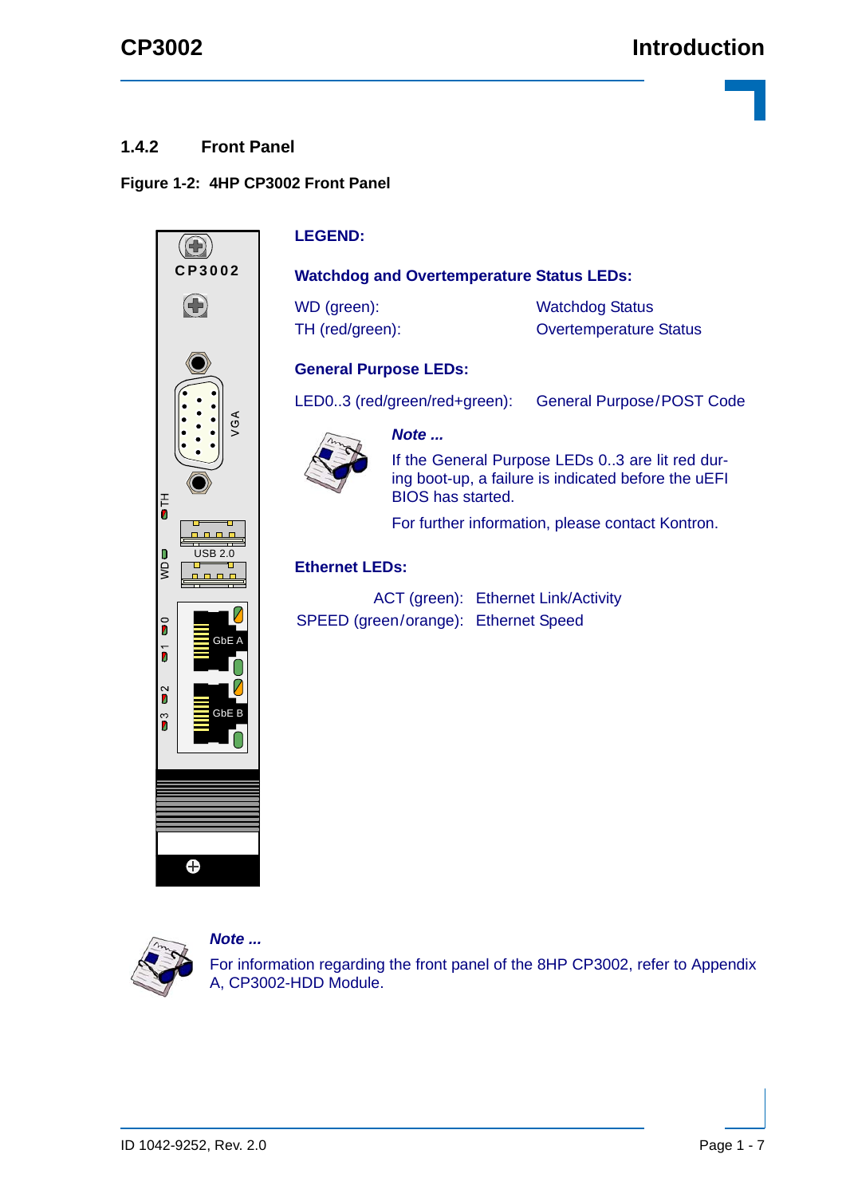### 1.4.2 Front Panel

**Figure 1-2: 4HP CP3002 Front Panel**

**LEGEND:**

**Watchdog and Overtemperature Status LEDs:**

| | |
|---|---|
| WD (green): | Watchdog Status |
| TH (red/green): | Overtemperature Status |

**General Purpose LEDs:**

| | |
|---|---|
| LED0..3 (red/green/red+green): | General Purpose/POST Code |

***Note ...***

If the General Purpose LEDs 0..3 are lit red during boot-up, a failure is indicated before the uEFI BIOS has started.

For further information, please contact Kontron.

**Ethernet LEDs:**

| | |
|---|---|
| ACT (green): | Ethernet Link/Activity |
| SPEED (green/orange): | Ethernet Speed |

***Note ...***

For information regarding the front panel of the 8HP CP3002, refer to Appendix A, CP3002-HDD Module.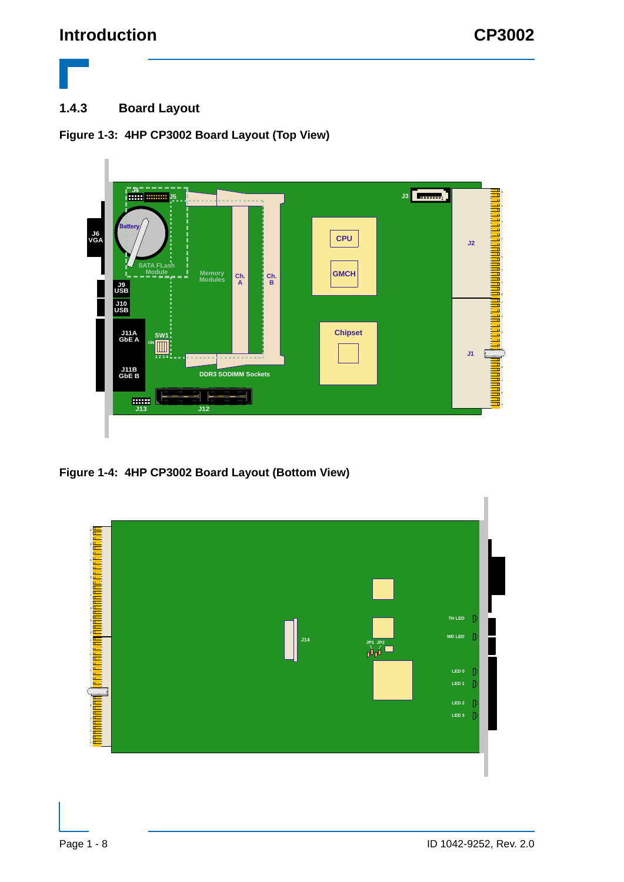### 1.4.3 Board Layout

**Figure 1-3: 4HP CP3002 Board Layout (Top View)**

J4 J5 J3 J6 VGA Battery SATA FLash Module Memory Modules Ch. A Ch. B CPU GMCH J2 J9 USB J10 USB J11A GbE A SW1 ON 1 2 3 4 Chipset J1 J11B GbE B DDR3 SODIMM Sockets J13 J12

**Figure 1-4: 4HP CP3002 Board Layout (Bottom View)**

TH LED WD LED J14 JP1 JP2 LED 0 LED 1 LED 2 LED 3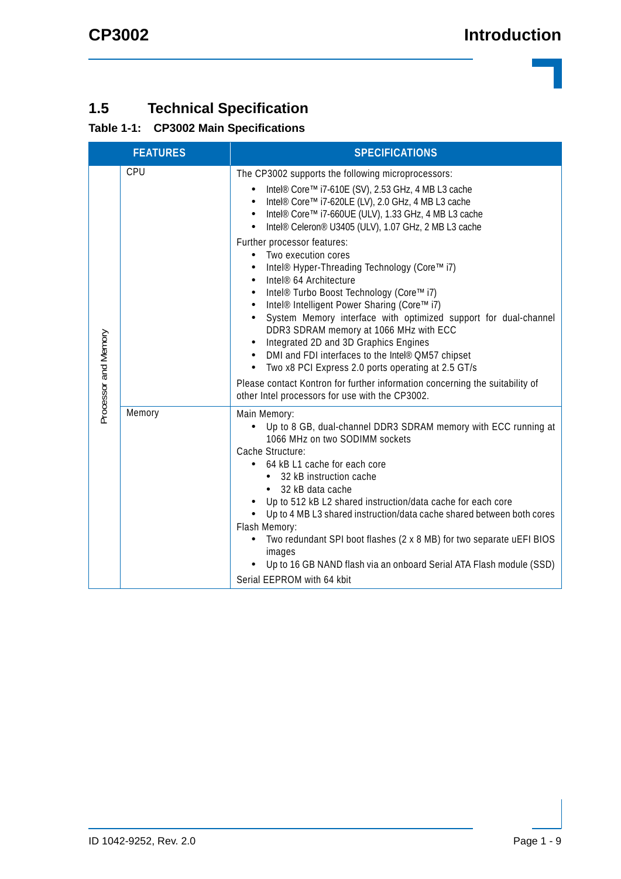## 1.5 Technical Specification

**Table 1-1: CP3002 Main Specifications**

| FEATURES | | SPECIFICATIONS |
|---|---|---|
| Processor and Memory | CPU | The CP3002 supports the following microprocessors:<br>• Intel® Core™ i7-610E (SV), 2.53 GHz, 4 MB L3 cache<br>• Intel® Core™ i7-620LE (LV), 2.0 GHz, 4 MB L3 cache<br>• Intel® Core™ i7-660UE (ULV), 1.33 GHz, 4 MB L3 cache<br>• Intel® Celeron® U3405 (ULV), 1.07 GHz, 2 MB L3 cache<br>Further processor features:<br>• Two execution cores<br>• Intel® Hyper-Threading Technology (Core™ i7)<br>• Intel® 64 Architecture<br>• Intel® Turbo Boost Technology (Core™ i7)<br>• Intel® Intelligent Power Sharing (Core™ i7)<br>• System Memory interface with optimized support for dual-channel DDR3 SDRAM memory at 1066 MHz with ECC<br>• Integrated 2D and 3D Graphics Engines<br>• DMI and FDI interfaces to the Intel® QM57 chipset<br>• Two x8 PCI Express 2.0 ports operating at 2.5 GT/s<br>Please contact Kontron for further information concerning the suitability of other Intel processors for use with the CP3002. |
| | Memory | Main Memory:<br>• Up to 8 GB, dual-channel DDR3 SDRAM memory with ECC running at 1066 MHz on two SODIMM sockets<br>Cache Structure:<br>• 64 kB L1 cache for each core<br>&nbsp;&nbsp;• 32 kB instruction cache<br>&nbsp;&nbsp;• 32 kB data cache<br>• Up to 512 kB L2 shared instruction/data cache for each core<br>• Up to 4 MB L3 shared instruction/data cache shared between both cores<br>Flash Memory:<br>• Two redundant SPI boot flashes (2 x 8 MB) for two separate uEFI BIOS images<br>• Up to 16 GB NAND flash via an onboard Serial ATA Flash module (SSD)<br>Serial EEPROM with 64 kbit |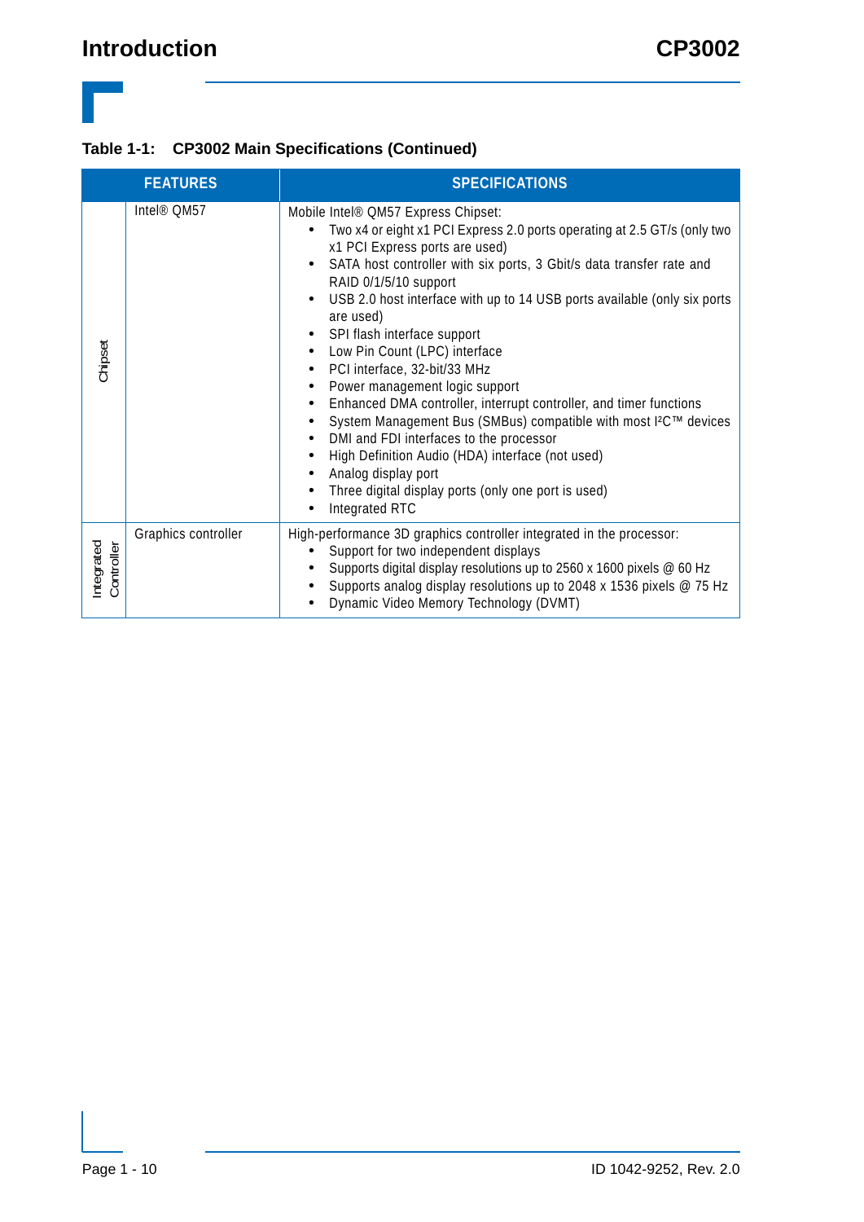**Table 1-1: CP3002 Main Specifications (Continued)**

| | FEATURES | SPECIFICATIONS |
|---|---|---|
| Chipset | Intel® QM57 | Mobile Intel® QM57 Express Chipset:<br>• Two x4 or eight x1 PCI Express 2.0 ports operating at 2.5 GT/s (only two x1 PCI Express ports are used)<br>• SATA host controller with six ports, 3 Gbit/s data transfer rate and RAID 0/1/5/10 support<br>• USB 2.0 host interface with up to 14 USB ports available (only six ports are used)<br>• SPI flash interface support<br>• Low Pin Count (LPC) interface<br>• PCI interface, 32-bit/33 MHz<br>• Power management logic support<br>• Enhanced DMA controller, interrupt controller, and timer functions<br>• System Management Bus (SMBus) compatible with most I²C™ devices<br>• DMI and FDI interfaces to the processor<br>• High Definition Audio (HDA) interface (not used)<br>• Analog display port<br>• Three digital display ports (only one port is used)<br>• Integrated RTC |
| Integrated Controller | Graphics controller | High-performance 3D graphics controller integrated in the processor:<br>• Support for two independent displays<br>• Supports digital display resolutions up to 2560 x 1600 pixels @ 60 Hz<br>• Supports analog display resolutions up to 2048 x 1536 pixels @ 75 Hz<br>• Dynamic Video Memory Technology (DVMT) |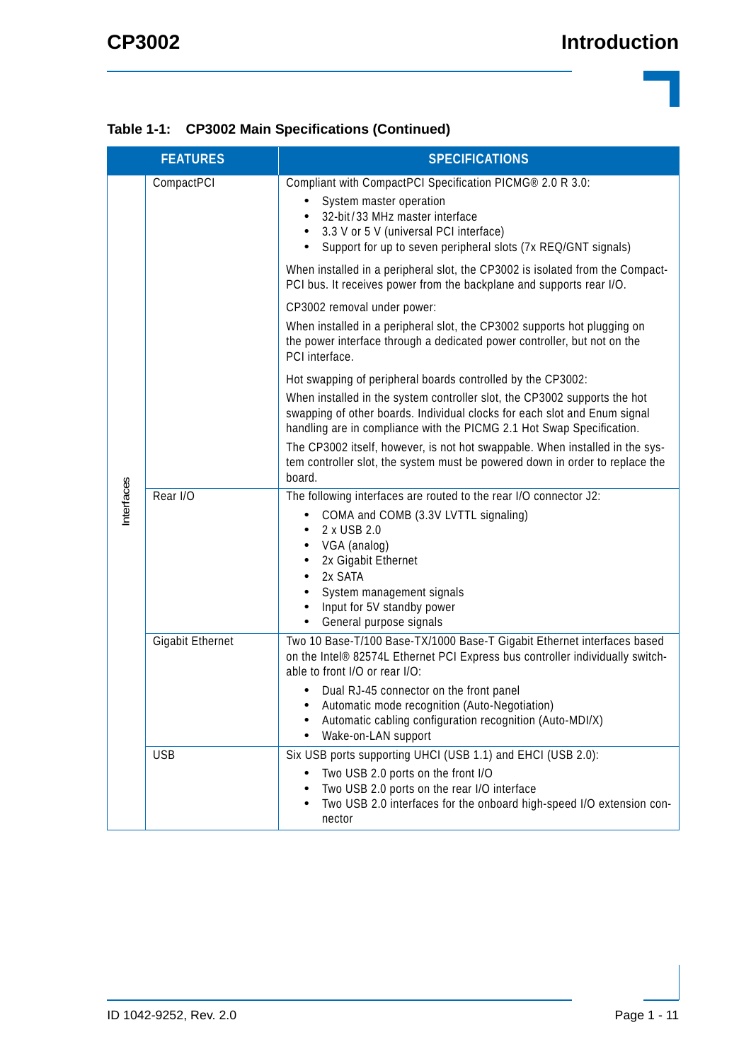**Table 1-1: CP3002 Main Specifications (Continued)**

| | FEATURES | SPECIFICATIONS |
|---|---|---|
| Interfaces | CompactPCI | Compliant with CompactPCI Specification PICMG® 2.0 R 3.0:<br>• System master operation<br>• 32-bit/33 MHz master interface<br>• 3.3 V or 5 V (universal PCI interface)<br>• Support for up to seven peripheral slots (7x REQ/GNT signals)<br><br>When installed in a peripheral slot, the CP3002 is isolated from the Compact-PCI bus. It receives power from the backplane and supports rear I/O.<br><br>CP3002 removal under power:<br>When installed in a peripheral slot, the CP3002 supports hot plugging on the power interface through a dedicated power controller, but not on the PCI interface.<br><br>Hot swapping of peripheral boards controlled by the CP3002:<br>When installed in the system controller slot, the CP3002 supports the hot swapping of other boards. Individual clocks for each slot and Enum signal handling are in compliance with the PICMG 2.1 Hot Swap Specification.<br>The CP3002 itself, however, is not hot swappable. When installed in the system controller slot, the system must be powered down in order to replace the board. |
| | Rear I/O | The following interfaces are routed to the rear I/O connector J2:<br>• COMA and COMB (3.3V LVTTL signaling)<br>• 2 x USB 2.0<br>• VGA (analog)<br>• 2x Gigabit Ethernet<br>• 2x SATA<br>• System management signals<br>• Input for 5V standby power<br>• General purpose signals |
| | Gigabit Ethernet | Two 10 Base-T/100 Base-TX/1000 Base-T Gigabit Ethernet interfaces based on the Intel® 82574L Ethernet PCI Express bus controller individually switchable to front I/O or rear I/O:<br>• Dual RJ-45 connector on the front panel<br>• Automatic mode recognition (Auto-Negotiation)<br>• Automatic cabling configuration recognition (Auto-MDI/X)<br>• Wake-on-LAN support |
| | USB | Six USB ports supporting UHCI (USB 1.1) and EHCI (USB 2.0):<br>• Two USB 2.0 ports on the front I/O<br>• Two USB 2.0 ports on the rear I/O interface<br>• Two USB 2.0 interfaces for the onboard high-speed I/O extension connector |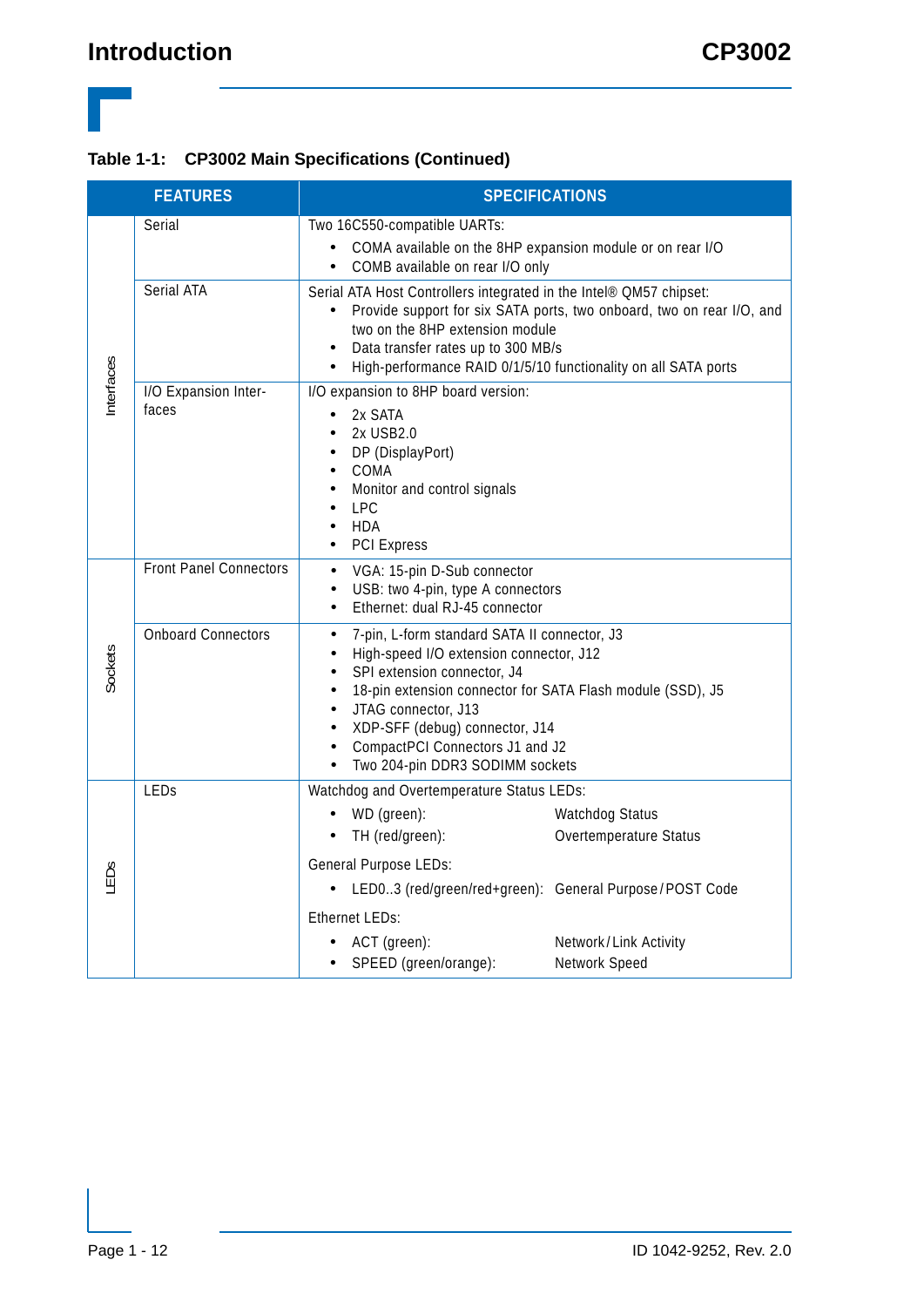**Table 1-1: CP3002 Main Specifications (Continued)**

| | FEATURES | SPECIFICATIONS |
|---|---|---|
| Interfaces | Serial | Two 16C550-compatible UARTs:<br>• COMA available on the 8HP expansion module or on rear I/O<br>• COMB available on rear I/O only |
| | Serial ATA | Serial ATA Host Controllers integrated in the Intel® QM57 chipset:<br>• Provide support for six SATA ports, two onboard, two on rear I/O, and two on the 8HP extension module<br>• Data transfer rates up to 300 MB/s<br>• High-performance RAID 0/1/5/10 functionality on all SATA ports |
| | I/O Expansion Interfaces | I/O expansion to 8HP board version:<br>• 2x SATA<br>• 2x USB2.0<br>• DP (DisplayPort)<br>• COMA<br>• Monitor and control signals<br>• LPC<br>• HDA<br>• PCI Express |
| Sockets | Front Panel Connectors | • VGA: 15-pin D-Sub connector<br>• USB: two 4-pin, type A connectors<br>• Ethernet: dual RJ-45 connector |
| | Onboard Connectors | • 7-pin, L-form standard SATA II connector, J3<br>• High-speed I/O extension connector, J12<br>• SPI extension connector, J4<br>• 18-pin extension connector for SATA Flash module (SSD), J5<br>• JTAG connector, J13<br>• XDP-SFF (debug) connector, J14<br>• CompactPCI Connectors J1 and J2<br>• Two 204-pin DDR3 SODIMM sockets |
| LEDs | LEDs | Watchdog and Overtemperature Status LEDs:<br>• WD (green): Watchdog Status<br>• TH (red/green): Overtemperature Status<br>General Purpose LEDs:<br>• LED0..3 (red/green/red+green): General Purpose/POST Code<br>Ethernet LEDs:<br>• ACT (green): Network/Link Activity<br>• SPEED (green/orange): Network Speed |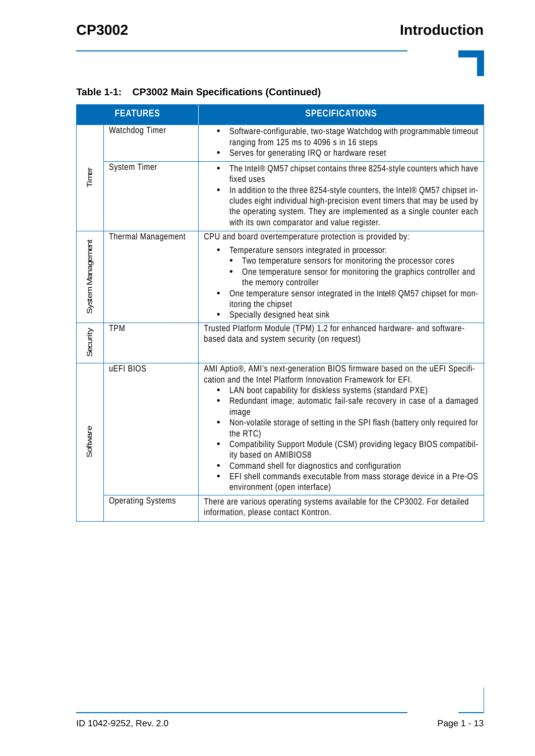**Table 1-1: CP3002 Main Specifications (Continued)**

| | FEATURES | SPECIFICATIONS |
|---|---|---|
| Timer | Watchdog Timer | • Software-configurable, two-stage Watchdog with programmable timeout ranging from 125 ms to 4096 s in 16 steps<br>• Serves for generating IRQ or hardware reset |
| | System Timer | • The Intel® QM57 chipset contains three 8254-style counters which have fixed uses<br>• In addition to the three 8254-style counters, the Intel® QM57 chipset includes eight individual high-precision event timers that may be used by the operating system. They are implemented as a single counter each with its own comparator and value register. |
| System Management | Thermal Management | CPU and board overtemperature protection is provided by:<br>• Temperature sensors integrated in processor:<br>&nbsp;&nbsp;• Two temperature sensors for monitoring the processor cores<br>&nbsp;&nbsp;• One temperature sensor for monitoring the graphics controller and the memory controller<br>• One temperature sensor integrated in the Intel® QM57 chipset for monitoring the chipset<br>• Specially designed heat sink |
| Security | TPM | Trusted Platform Module (TPM) 1.2 for enhanced hardware- and software-based data and system security (on request) |
| Software | uEFI BIOS | AMI Aptio®, AMI's next-generation BIOS firmware based on the uEFI Specification and the Intel Platform Innovation Framework for EFI.<br>• LAN boot capability for diskless systems (standard PXE)<br>• Redundant image; automatic fail-safe recovery in case of a damaged image<br>• Non-volatile storage of setting in the SPI flash (battery only required for the RTC)<br>• Compatibility Support Module (CSM) providing legacy BIOS compatibility based on AMIBIOS8<br>• Command shell for diagnostics and configuration<br>• EFI shell commands executable from mass storage device in a Pre-OS environment (open interface) |
| | Operating Systems | There are various operating systems available for the CP3002. For detailed information, please contact Kontron. |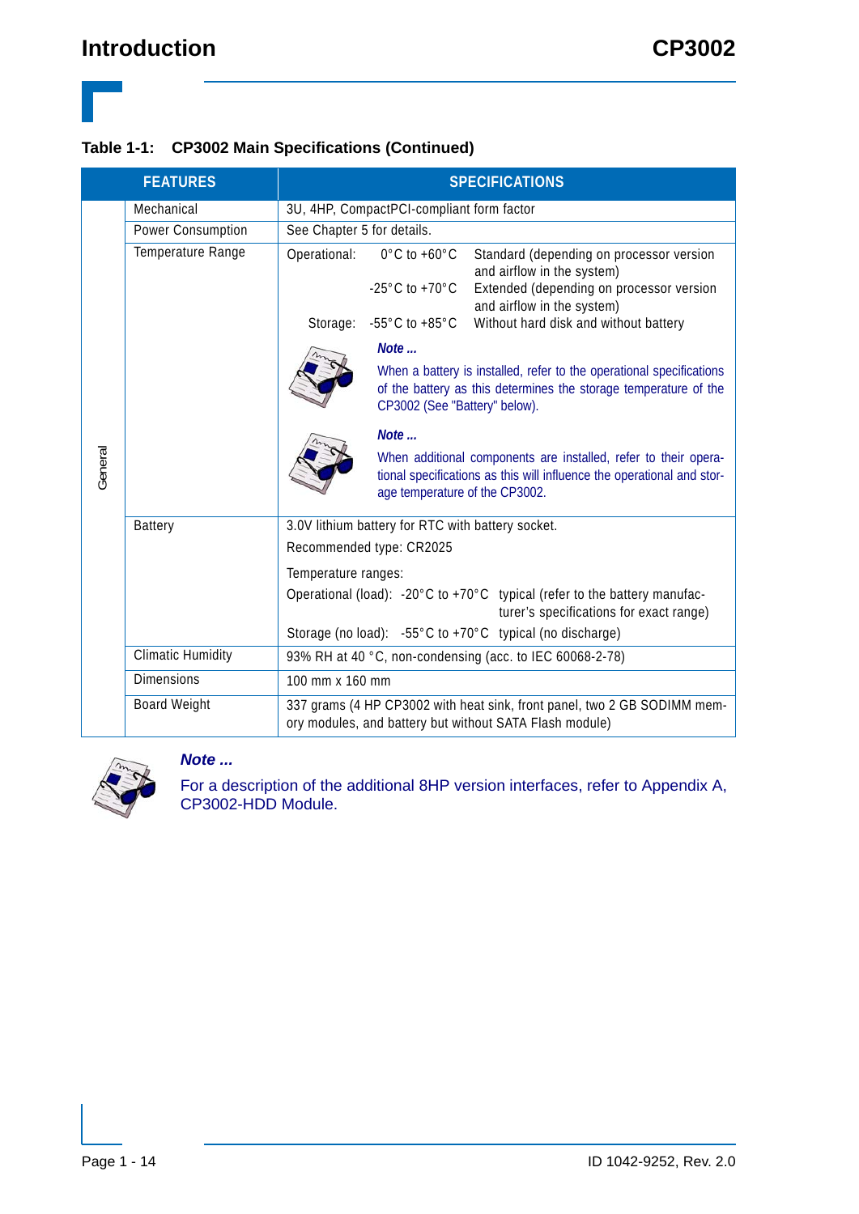**Table 1-1: CP3002 Main Specifications (Continued)**

| | FEATURES | SPECIFICATIONS |
|---|---|---|
| General | Mechanical | 3U, 4HP, CompactPCI-compliant form factor |
| | Power Consumption | See Chapter 5 for details. |
| | Temperature Range | Operational: 0°C to +60°C Standard (depending on processor version and airflow in the system)<br>-25°C to +70°C Extended (depending on processor version and airflow in the system)<br>Storage: -55°C to +85°C Without hard disk and without battery<br>***Note ...***<br>When a battery is installed, refer to the operational specifications of the battery as this determines the storage temperature of the CP3002 (See "Battery" below).<br>***Note ...***<br>When additional components are installed, refer to their operational specifications as this will influence the operational and storage temperature of the CP3002. |
| | Battery | 3.0V lithium battery for RTC with battery socket.<br>Recommended type: CR2025<br>Temperature ranges:<br>Operational (load): -20°C to +70°C typical (refer to the battery manufacturer's specifications for exact range)<br>Storage (no load): -55°C to +70°C typical (no discharge) |
| | Climatic Humidity | 93% RH at 40 °C, non-condensing (acc. to IEC 60068-2-78) |
| | Dimensions | 100 mm x 160 mm |
| | Board Weight | 337 grams (4 HP CP3002 with heat sink, front panel, two 2 GB SODIMM memory modules, and battery but without SATA Flash module) |

***Note ...***

For a description of the additional 8HP version interfaces, refer to Appendix A, CP3002-HDD Module.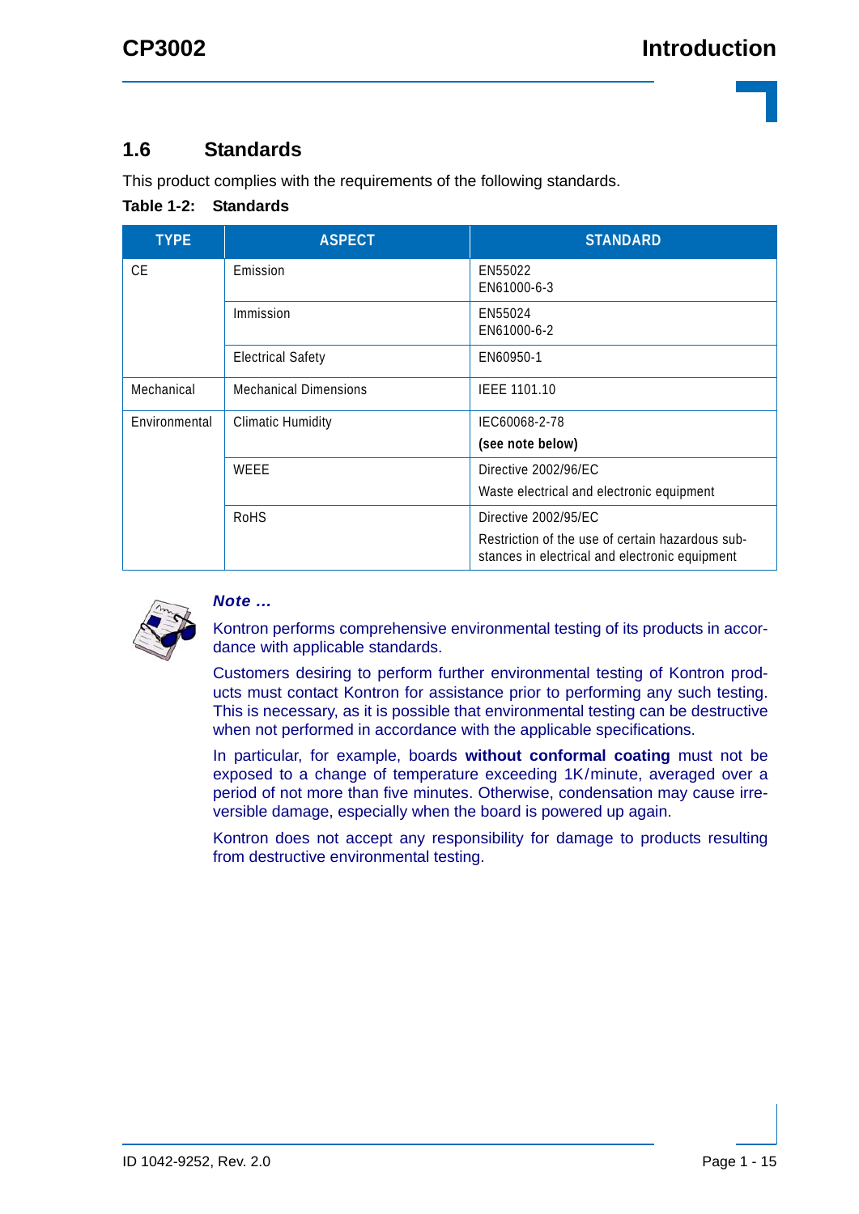## 1.6 Standards

This product complies with the requirements of the following standards.

**Table 1-2: Standards**

| TYPE | ASPECT | STANDARD |
|---|---|---|
| CE | Emission | EN55022<br>EN61000-6-3 |
| | Immission | EN55024<br>EN61000-6-2 |
| | Electrical Safety | EN60950-1 |
| Mechanical | Mechanical Dimensions | IEEE 1101.10 |
| Environmental | Climatic Humidity | IEC60068-2-78<br>**(see note below)** |
| | WEEE | Directive 2002/96/EC<br>Waste electrical and electronic equipment |
| | RoHS | Directive 2002/95/EC<br>Restriction of the use of certain hazardous substances in electrical and electronic equipment |

***Note ...***

Kontron performs comprehensive environmental testing of its products in accordance with applicable standards.

Customers desiring to perform further environmental testing of Kontron products must contact Kontron for assistance prior to performing any such testing. This is necessary, as it is possible that environmental testing can be destructive when not performed in accordance with the applicable specifications.

In particular, for example, boards **without conformal coating** must not be exposed to a change of temperature exceeding 1K/minute, averaged over a period of not more than five minutes. Otherwise, condensation may cause irreversible damage, especially when the board is powered up again.

Kontron does not accept any responsibility for damage to products resulting from destructive environmental testing.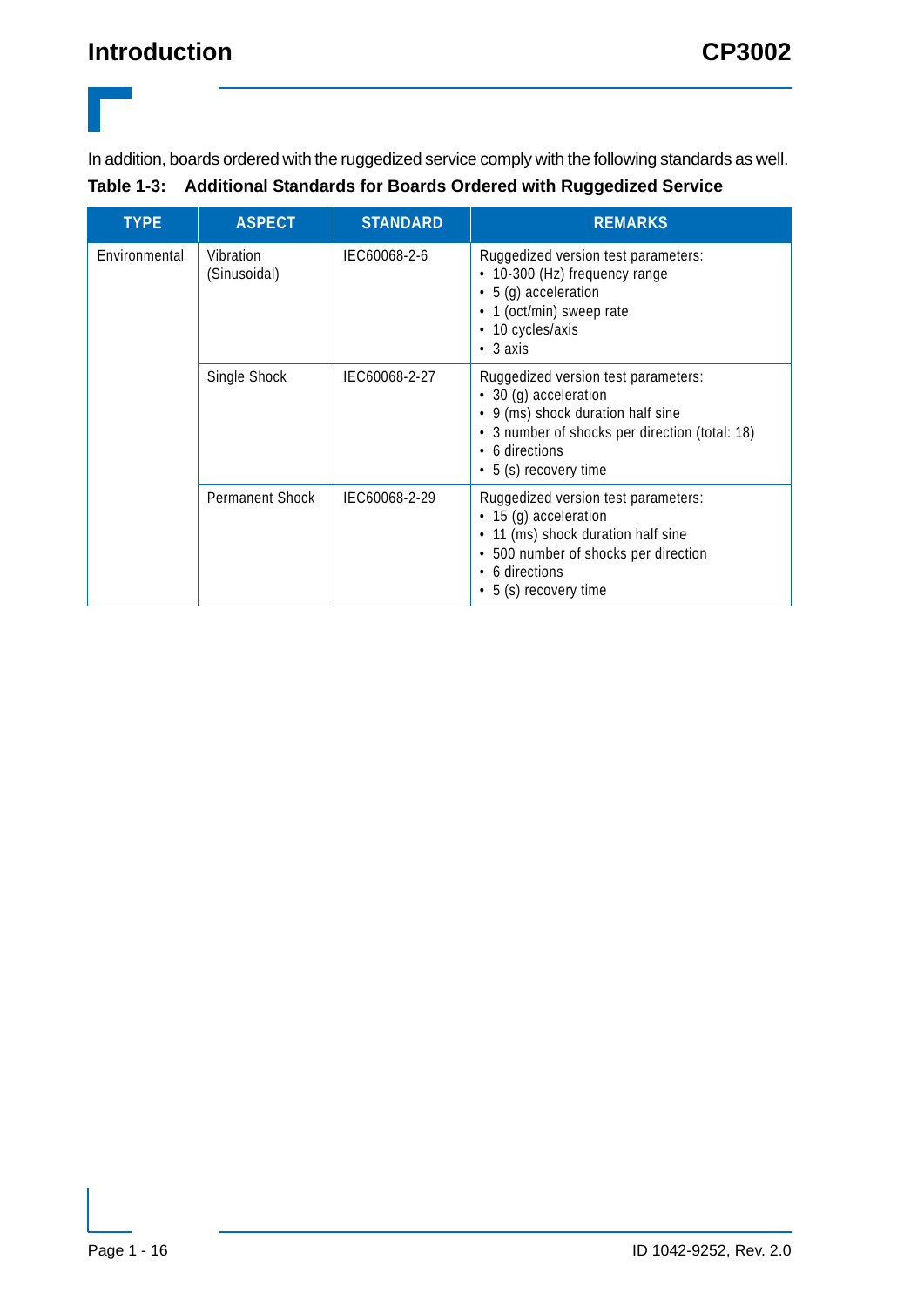In addition, boards ordered with the ruggedized service comply with the following standards as well.

**Table 1-3: Additional Standards for Boards Ordered with Ruggedized Service**

| TYPE | ASPECT | STANDARD | REMARKS |
|---|---|---|---|
| Environmental | Vibration (Sinusoidal) | IEC60068-2-6 | Ruggedized version test parameters:<br>• 10-300 (Hz) frequency range<br>• 5 (g) acceleration<br>• 1 (oct/min) sweep rate<br>• 10 cycles/axis<br>• 3 axis |
| | Single Shock | IEC60068-2-27 | Ruggedized version test parameters:<br>• 30 (g) acceleration<br>• 9 (ms) shock duration half sine<br>• 3 number of shocks per direction (total: 18)<br>• 6 directions<br>• 5 (s) recovery time |
| | Permanent Shock | IEC60068-2-29 | Ruggedized version test parameters:<br>• 15 (g) acceleration<br>• 11 (ms) shock duration half sine<br>• 500 number of shocks per direction<br>• 6 directions<br>• 5 (s) recovery time |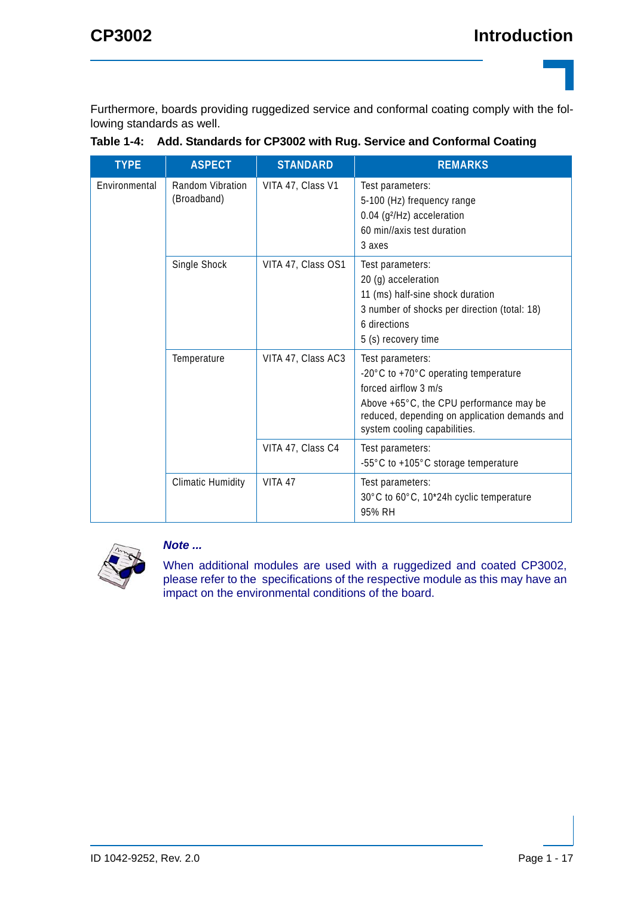Furthermore, boards providing ruggedized service and conformal coating comply with the following standards as well.

**Table 1-4: Add. Standards for CP3002 with Rug. Service and Conformal Coating**

| TYPE | ASPECT | STANDARD | REMARKS |
|---|---|---|---|
| Environmental | Random Vibration (Broadband) | VITA 47, Class V1 | Test parameters:<br>5-100 (Hz) frequency range<br>0.04 ($g^2$/Hz) acceleration<br>60 min//axis test duration<br>3 axes |
| | Single Shock | VITA 47, Class OS1 | Test parameters:<br>20 (g) acceleration<br>11 (ms) half-sine shock duration<br>3 number of shocks per direction (total: 18)<br>6 directions<br>5 (s) recovery time |
| | Temperature | VITA 47, Class AC3 | Test parameters:<br>-20°C to +70°C operating temperature<br>forced airflow 3 m/s<br>Above +65°C, the CPU performance may be reduced, depending on application demands and system cooling capabilities. |
| | | VITA 47, Class C4 | Test parameters:<br>-55°C to +105°C storage temperature |
| | Climatic Humidity | VITA 47 | Test parameters:<br>30°C to 60°C, 10*24h cyclic temperature<br>95% RH |

***Note ...***

When additional modules are used with a ruggedized and coated CP3002, please refer to the specifications of the respective module as this may have an impact on the environmental conditions of the board.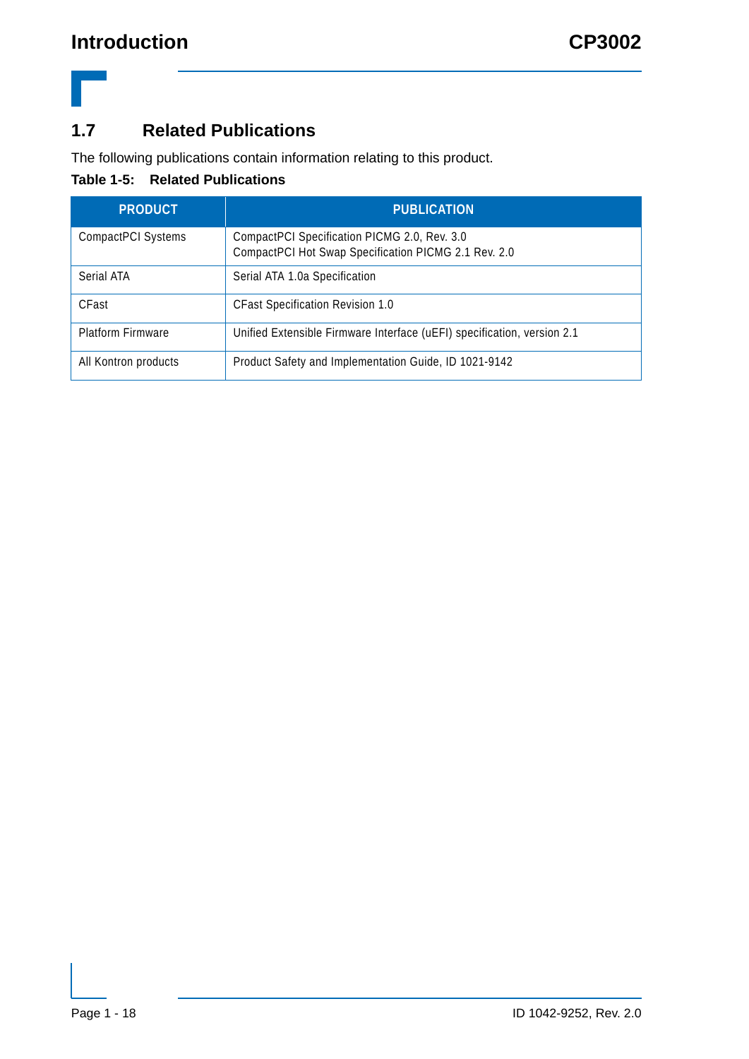## 1.7 Related Publications

The following publications contain information relating to this product.

**Table 1-5: Related Publications**

| PRODUCT | PUBLICATION |
|---|---|
| CompactPCI Systems | CompactPCI Specification PICMG 2.0, Rev. 3.0<br>CompactPCI Hot Swap Specification PICMG 2.1 Rev. 2.0 |
| Serial ATA | Serial ATA 1.0a Specification |
| CFast | CFast Specification Revision 1.0 |
| Platform Firmware | Unified Extensible Firmware Interface (uEFI) specification, version 2.1 |
| All Kontron products | Product Safety and Implementation Guide, ID 1021-9142 |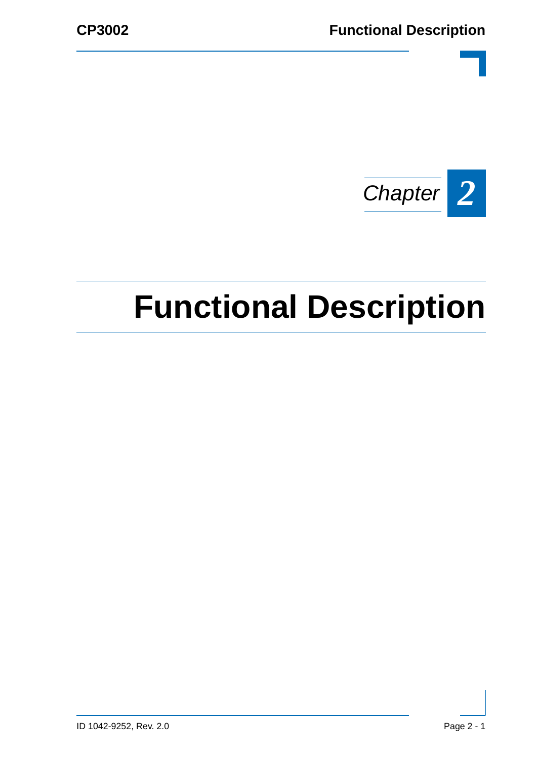*Chapter* **2**

# Functional Description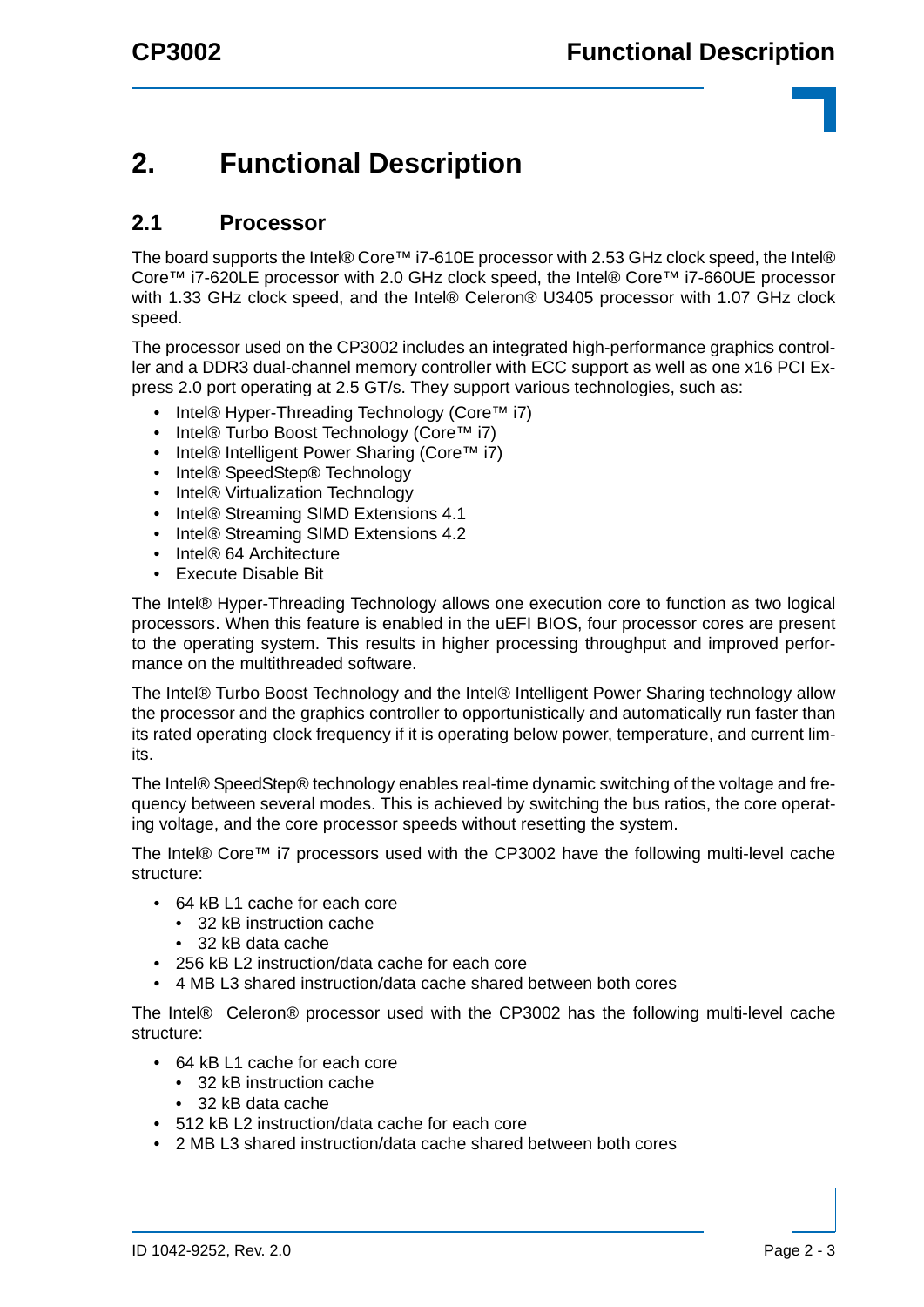# 2. Functional Description

## 2.1 Processor

The board supports the Intel® Core™ i7-610E processor with 2.53 GHz clock speed, the Intel® Core™ i7-620LE processor with 2.0 GHz clock speed, the Intel® Core™ i7-660UE processor with 1.33 GHz clock speed, and the Intel® Celeron® U3405 processor with 1.07 GHz clock speed.

The processor used on the CP3002 includes an integrated high-performance graphics controller and a DDR3 dual-channel memory controller with ECC support as well as one x16 PCI Express 2.0 port operating at 2.5 GT/s. They support various technologies, such as:

- Intel® Hyper-Threading Technology (Core™ i7)
- Intel® Turbo Boost Technology (Core™ i7)
- Intel® Intelligent Power Sharing (Core™ i7)
- Intel® SpeedStep® Technology
- Intel® Virtualization Technology
- Intel® Streaming SIMD Extensions 4.1
- Intel® Streaming SIMD Extensions 4.2
- Intel® 64 Architecture
- Execute Disable Bit

The Intel® Hyper-Threading Technology allows one execution core to function as two logical processors. When this feature is enabled in the uEFI BIOS, four processor cores are present to the operating system. This results in higher processing throughput and improved performance on the multithreaded software.

The Intel® Turbo Boost Technology and the Intel® Intelligent Power Sharing technology allow the processor and the graphics controller to opportunistically and automatically run faster than its rated operating clock frequency if it is operating below power, temperature, and current limits.

The Intel® SpeedStep® technology enables real-time dynamic switching of the voltage and frequency between several modes. This is achieved by switching the bus ratios, the core operating voltage, and the core processor speeds without resetting the system.

The Intel® Core™ i7 processors used with the CP3002 have the following multi-level cache structure:

- 64 kB L1 cache for each core
  - 32 kB instruction cache
  - 32 kB data cache
- 256 kB L2 instruction/data cache for each core
- 4 MB L3 shared instruction/data cache shared between both cores

The Intel® Celeron® processor used with the CP3002 has the following multi-level cache structure:

- 64 kB L1 cache for each core
  - 32 kB instruction cache
  - 32 kB data cache
- 512 kB L2 instruction/data cache for each core
- 2 MB L3 shared instruction/data cache shared between both cores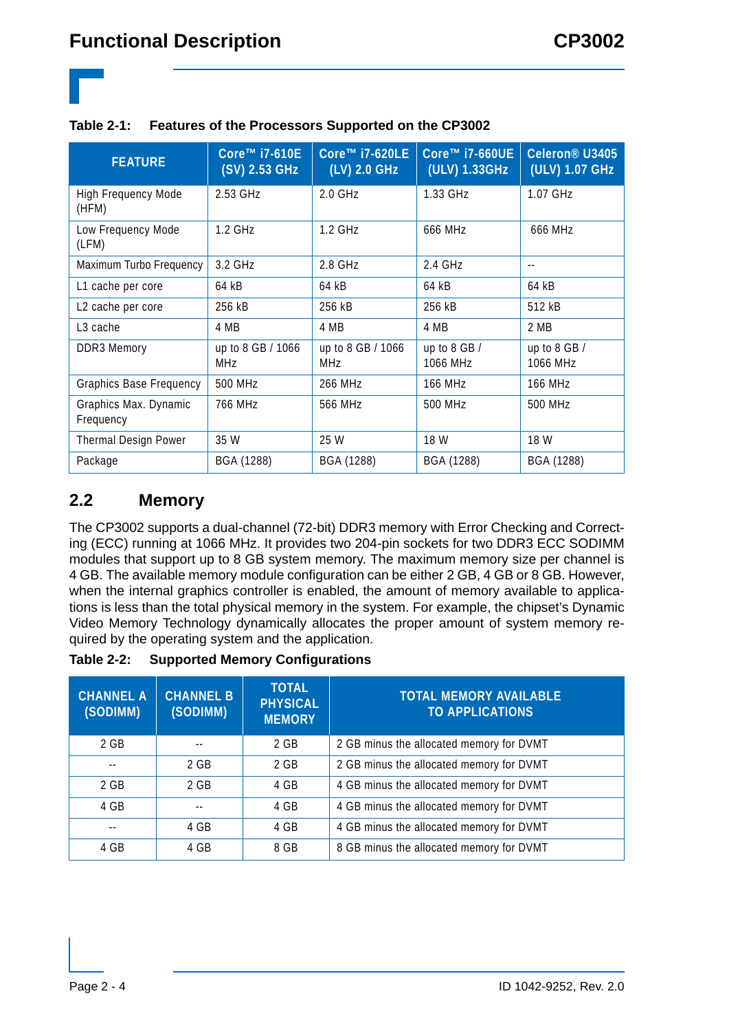**Table 2-1: Features of the Processors Supported on the CP3002**

| FEATURE | Core™ i7-610E (SV) 2.53 GHz | Core™ i7-620LE (LV) 2.0 GHz | Core™ i7-660UE (ULV) 1.33GHz | Celeron® U3405 (ULV) 1.07 GHz |
|---|---|---|---|---|
| High Frequency Mode (HFM) | 2.53 GHz | 2.0 GHz | 1.33 GHz | 1.07 GHz |
| Low Frequency Mode (LFM) | 1.2 GHz | 1.2 GHz | 666 MHz | 666 MHz |
| Maximum Turbo Frequency | 3.2 GHz | 2.8 GHz | 2.4 GHz | -- |
| L1 cache per core | 64 kB | 64 kB | 64 kB | 64 kB |
| L2 cache per core | 256 kB | 256 kB | 256 kB | 512 kB |
| L3 cache | 4 MB | 4 MB | 4 MB | 2 MB |
| DDR3 Memory | up to 8 GB / 1066 MHz | up to 8 GB / 1066 MHz | up to 8 GB / 1066 MHz | up to 8 GB / 1066 MHz |
| Graphics Base Frequency | 500 MHz | 266 MHz | 166 MHz | 166 MHz |
| Graphics Max. Dynamic Frequency | 766 MHz | 566 MHz | 500 MHz | 500 MHz |
| Thermal Design Power | 35 W | 25 W | 18 W | 18 W |
| Package | BGA (1288) | BGA (1288) | BGA (1288) | BGA (1288) |

## 2.2 Memory

The CP3002 supports a dual-channel (72-bit) DDR3 memory with Error Checking and Correcting (ECC) running at 1066 MHz. It provides two 204-pin sockets for two DDR3 ECC SODIMM modules that support up to 8 GB system memory. The maximum memory size per channel is 4 GB. The available memory module configuration can be either 2 GB, 4 GB or 8 GB. However, when the internal graphics controller is enabled, the amount of memory available to applications is less than the total physical memory in the system. For example, the chipset's Dynamic Video Memory Technology dynamically allocates the proper amount of system memory required by the operating system and the application.

**Table 2-2: Supported Memory Configurations**

| CHANNEL A (SODIMM) | CHANNEL B (SODIMM) | TOTAL PHYSICAL MEMORY | TOTAL MEMORY AVAILABLE TO APPLICATIONS |
|---|---|---|---|
| 2 GB | -- | 2 GB | 2 GB minus the allocated memory for DVMT |
| -- | 2 GB | 2 GB | 2 GB minus the allocated memory for DVMT |
| 2 GB | 2 GB | 4 GB | 4 GB minus the allocated memory for DVMT |
| 4 GB | -- | 4 GB | 4 GB minus the allocated memory for DVMT |
| -- | 4 GB | 4 GB | 4 GB minus the allocated memory for DVMT |
| 4 GB | 4 GB | 8 GB | 8 GB minus the allocated memory for DVMT |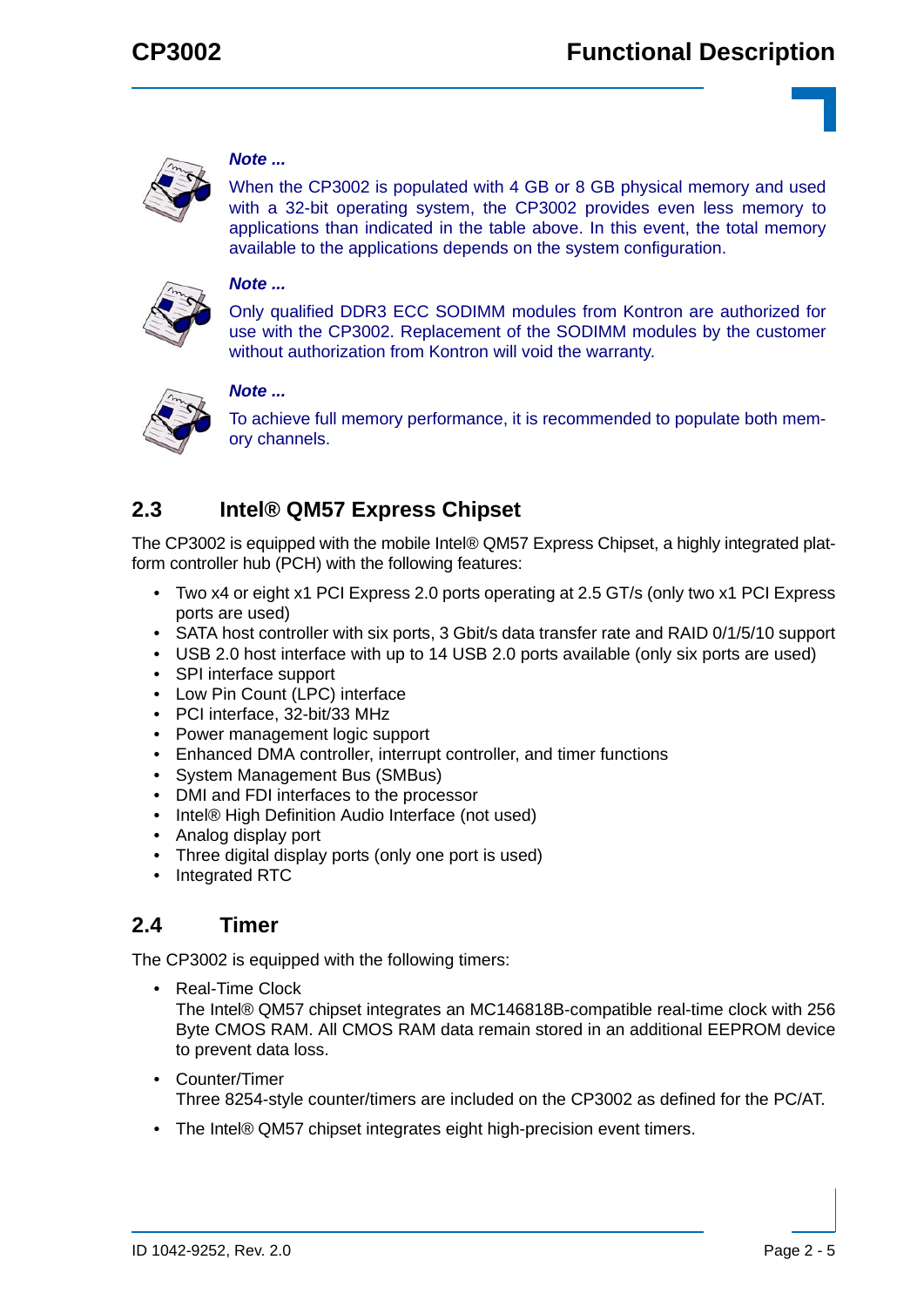***Note ...***

When the CP3002 is populated with 4 GB or 8 GB physical memory and used with a 32-bit operating system, the CP3002 provides even less memory to applications than indicated in the table above. In this event, the total memory available to the applications depends on the system configuration.

***Note ...***

Only qualified DDR3 ECC SODIMM modules from Kontron are authorized for use with the CP3002. Replacement of the SODIMM modules by the customer without authorization from Kontron will void the warranty.

***Note ...***

To achieve full memory performance, it is recommended to populate both memory channels.

## 2.3 Intel® QM57 Express Chipset

The CP3002 is equipped with the mobile Intel® QM57 Express Chipset, a highly integrated platform controller hub (PCH) with the following features:

- Two x4 or eight x1 PCI Express 2.0 ports operating at 2.5 GT/s (only two x1 PCI Express ports are used)
- SATA host controller with six ports, 3 Gbit/s data transfer rate and RAID 0/1/5/10 support
- USB 2.0 host interface with up to 14 USB 2.0 ports available (only six ports are used)
- SPI interface support
- Low Pin Count (LPC) interface
- PCI interface, 32-bit/33 MHz
- Power management logic support
- Enhanced DMA controller, interrupt controller, and timer functions
- System Management Bus (SMBus)
- DMI and FDI interfaces to the processor
- Intel® High Definition Audio Interface (not used)
- Analog display port
- Three digital display ports (only one port is used)
- Integrated RTC

## 2.4 Timer

The CP3002 is equipped with the following timers:

- Real-Time Clock
  The Intel® QM57 chipset integrates an MC146818B-compatible real-time clock with 256 Byte CMOS RAM. All CMOS RAM data remain stored in an additional EEPROM device to prevent data loss.
- Counter/Timer
  Three 8254-style counter/timers are included on the CP3002 as defined for the PC/AT.
- The Intel® QM57 chipset integrates eight high-precision event timers.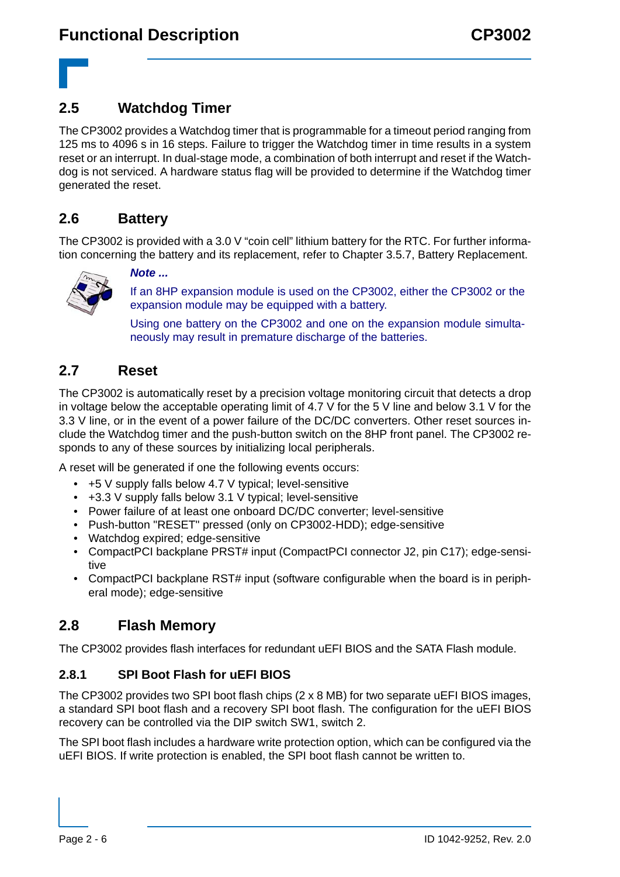## 2.5 Watchdog Timer

The CP3002 provides a Watchdog timer that is programmable for a timeout period ranging from 125 ms to 4096 s in 16 steps. Failure to trigger the Watchdog timer in time results in a system reset or an interrupt. In dual-stage mode, a combination of both interrupt and reset if the Watchdog is not serviced. A hardware status flag will be provided to determine if the Watchdog timer generated the reset.

## 2.6 Battery

The CP3002 is provided with a 3.0 V “coin cell” lithium battery for the RTC. For further information concerning the battery and its replacement, refer to Chapter 3.5.7, Battery Replacement.

***Note ...***

If an 8HP expansion module is used on the CP3002, either the CP3002 or the expansion module may be equipped with a battery.

Using one battery on the CP3002 and one on the expansion module simultaneously may result in premature discharge of the batteries.

## 2.7 Reset

The CP3002 is automatically reset by a precision voltage monitoring circuit that detects a drop in voltage below the acceptable operating limit of 4.7 V for the 5 V line and below 3.1 V for the 3.3 V line, or in the event of a power failure of the DC/DC converters. Other reset sources include the Watchdog timer and the push-button switch on the 8HP front panel. The CP3002 responds to any of these sources by initializing local peripherals.

A reset will be generated if one the following events occurs:

- +5 V supply falls below 4.7 V typical; level-sensitive
- +3.3 V supply falls below 3.1 V typical; level-sensitive
- Power failure of at least one onboard DC/DC converter; level-sensitive
- Push-button "RESET" pressed (only on CP3002-HDD); edge-sensitive
- Watchdog expired; edge-sensitive
- CompactPCI backplane PRST# input (CompactPCI connector J2, pin C17); edge-sensitive
- CompactPCI backplane RST# input (software configurable when the board is in peripheral mode); edge-sensitive

## 2.8 Flash Memory

The CP3002 provides flash interfaces for redundant uEFI BIOS and the SATA Flash module.

### 2.8.1 SPI Boot Flash for uEFI BIOS

The CP3002 provides two SPI boot flash chips (2 x 8 MB) for two separate uEFI BIOS images, a standard SPI boot flash and a recovery SPI boot flash. The configuration for the uEFI BIOS recovery can be controlled via the DIP switch SW1, switch 2.

The SPI boot flash includes a hardware write protection option, which can be configured via the uEFI BIOS. If write protection is enabled, the SPI boot flash cannot be written to.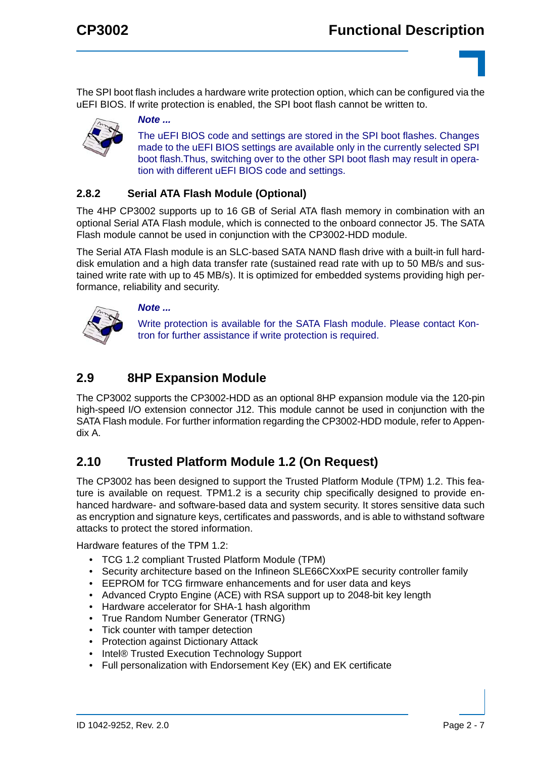The SPI boot flash includes a hardware write protection option, which can be configured via the uEFI BIOS. If write protection is enabled, the SPI boot flash cannot be written to.

***Note ...***

The uEFI BIOS code and settings are stored in the SPI boot flashes. Changes made to the uEFI BIOS settings are available only in the currently selected SPI boot flash.Thus, switching over to the other SPI boot flash may result in operation with different uEFI BIOS code and settings.

### 2.8.2 Serial ATA Flash Module (Optional)

The 4HP CP3002 supports up to 16 GB of Serial ATA flash memory in combination with an optional Serial ATA Flash module, which is connected to the onboard connector J5. The SATA Flash module cannot be used in conjunction with the CP3002-HDD module.

The Serial ATA Flash module is an SLC-based SATA NAND flash drive with a built-in full hard-disk emulation and a high data transfer rate (sustained read rate with up to 50 MB/s and sustained write rate with up to 45 MB/s). It is optimized for embedded systems providing high performance, reliability and security.

***Note ...***

Write protection is available for the SATA Flash module. Please contact Kontron for further assistance if write protection is required.

## 2.9 8HP Expansion Module

The CP3002 supports the CP3002-HDD as an optional 8HP expansion module via the 120-pin high-speed I/O extension connector J12. This module cannot be used in conjunction with the SATA Flash module. For further information regarding the CP3002-HDD module, refer to Appendix A.

## 2.10 Trusted Platform Module 1.2 (On Request)

The CP3002 has been designed to support the Trusted Platform Module (TPM) 1.2. This feature is available on request. TPM1.2 is a security chip specifically designed to provide enhanced hardware- and software-based data and system security. It stores sensitive data such as encryption and signature keys, certificates and passwords, and is able to withstand software attacks to protect the stored information.

Hardware features of the TPM 1.2:

- TCG 1.2 compliant Trusted Platform Module (TPM)
- Security architecture based on the Infineon SLE66CXxxPE security controller family
- EEPROM for TCG firmware enhancements and for user data and keys
- Advanced Crypto Engine (ACE) with RSA support up to 2048-bit key length
- Hardware accelerator for SHA-1 hash algorithm
- True Random Number Generator (TRNG)
- Tick counter with tamper detection
- Protection against Dictionary Attack
- Intel® Trusted Execution Technology Support
- Full personalization with Endorsement Key (EK) and EK certificate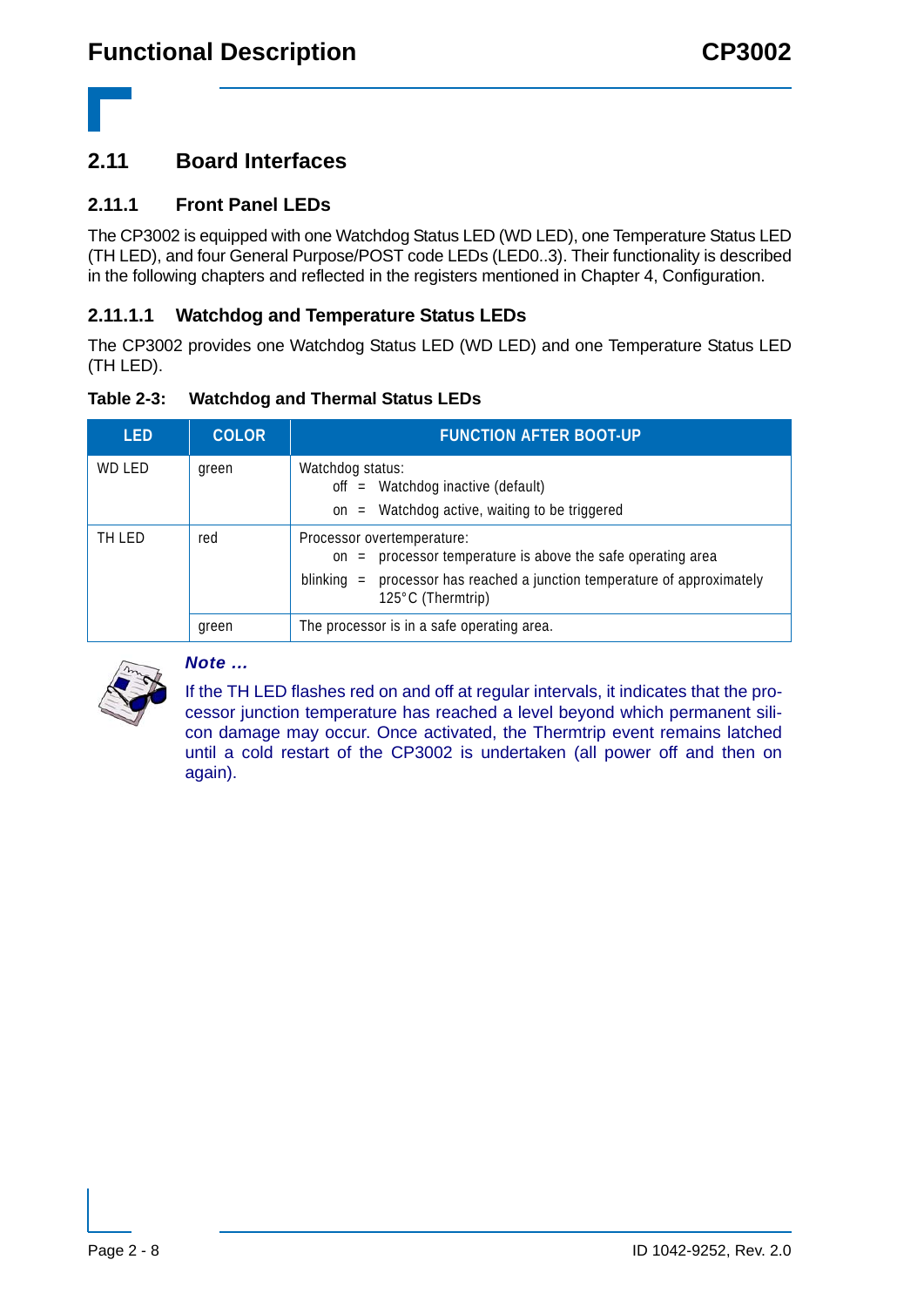## 2.11 Board Interfaces

### 2.11.1 Front Panel LEDs

The CP3002 is equipped with one Watchdog Status LED (WD LED), one Temperature Status LED (TH LED), and four General Purpose/POST code LEDs (LED0..3). Their functionality is described in the following chapters and reflected in the registers mentioned in Chapter 4, Configuration.

#### 2.11.1.1 Watchdog and Temperature Status LEDs

The CP3002 provides one Watchdog Status LED (WD LED) and one Temperature Status LED (TH LED).

**Table 2-3: Watchdog and Thermal Status LEDs**

| LED | COLOR | FUNCTION AFTER BOOT-UP |
|---|---|---|
| WD LED | green | Watchdog status:<br>off = Watchdog inactive (default)<br>on = Watchdog active, waiting to be triggered |
| TH LED | red | Processor overtemperature:<br>on = processor temperature is above the safe operating area<br>blinking = processor has reached a junction temperature of approximately 125°C (Thermtrip) |
| | green | The processor is in a safe operating area. |

***Note ...***

If the TH LED flashes red on and off at regular intervals, it indicates that the processor junction temperature has reached a level beyond which permanent silicon damage may occur. Once activated, the Thermtrip event remains latched until a cold restart of the CP3002 is undertaken (all power off and then on again).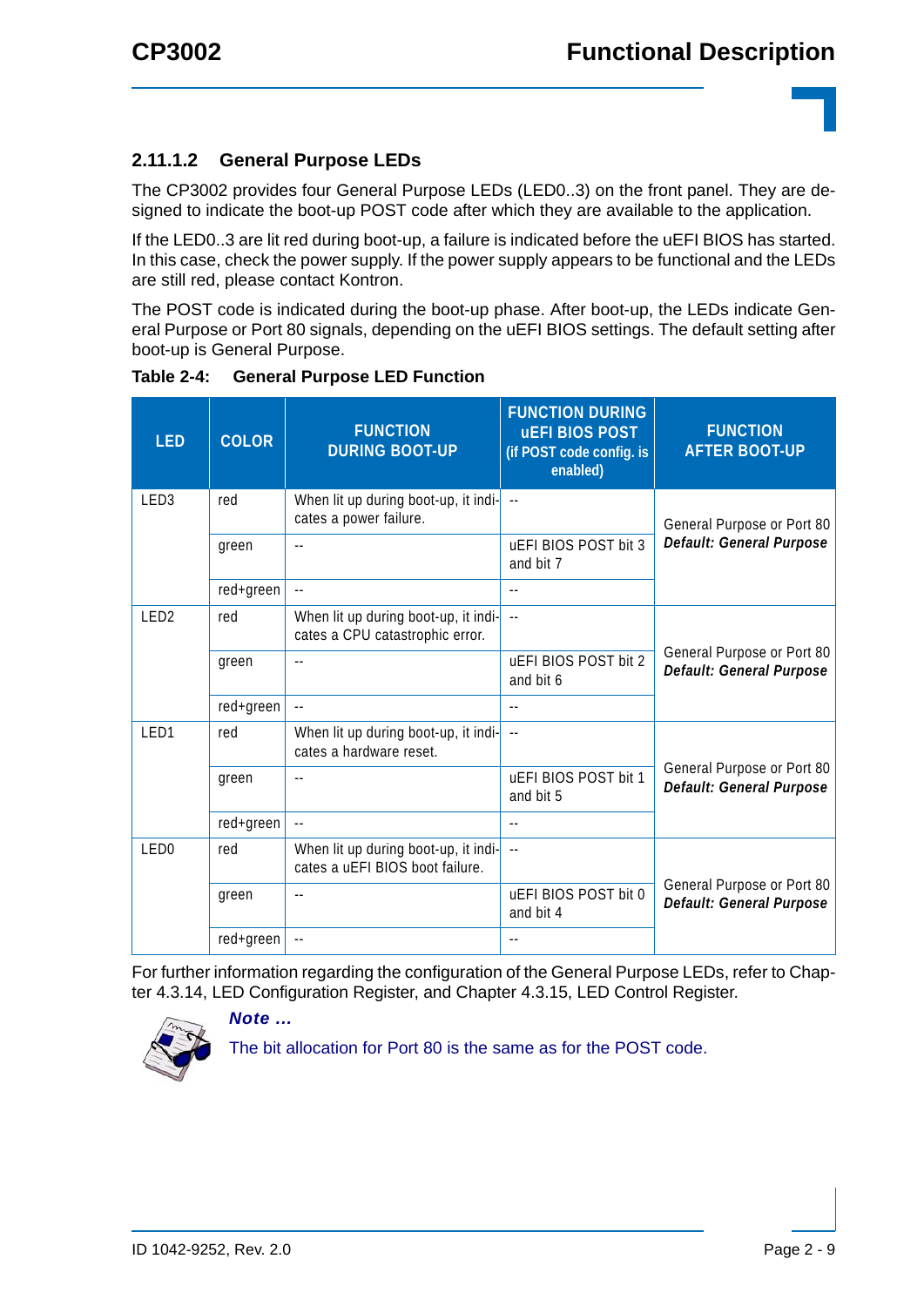### 2.11.1.2 General Purpose LEDs

The CP3002 provides four General Purpose LEDs (LED0..3) on the front panel. They are designed to indicate the boot-up POST code after which they are available to the application.

If the LED0..3 are lit red during boot-up, a failure is indicated before the uEFI BIOS has started. In this case, check the power supply. If the power supply appears to be functional and the LEDs are still red, please contact Kontron.

The POST code is indicated during the boot-up phase. After boot-up, the LEDs indicate General Purpose or Port 80 signals, depending on the uEFI BIOS settings. The default setting after boot-up is General Purpose.

**Table 2-4: General Purpose LED Function**

| LED | COLOR | FUNCTION DURING BOOT-UP | FUNCTION DURING uEFI BIOS POST (if POST code config. is enabled) | FUNCTION AFTER BOOT-UP |
|---|---|---|---|---|
| LED3 | red | When lit up during boot-up, it indicates a power failure. | -- | General Purpose or Port 80 ***Default: General Purpose*** |
| | green | -- | uEFI BIOS POST bit 3 and bit 7 | |
| | red+green | -- | -- | |
| LED2 | red | When lit up during boot-up, it indicates a CPU catastrophic error. | -- | General Purpose or Port 80 ***Default: General Purpose*** |
| | green | -- | uEFI BIOS POST bit 2 and bit 6 | |
| | red+green | -- | -- | |
| LED1 | red | When lit up during boot-up, it indicates a hardware reset. | -- | General Purpose or Port 80 ***Default: General Purpose*** |
| | green | -- | uEFI BIOS POST bit 1 and bit 5 | |
| | red+green | -- | -- | |
| LED0 | red | When lit up during boot-up, it indicates a uEFI BIOS boot failure. | -- | General Purpose or Port 80 ***Default: General Purpose*** |
| | green | -- | uEFI BIOS POST bit 0 and bit 4 | |
| | red+green | -- | -- | |

For further information regarding the configuration of the General Purpose LEDs, refer to Chapter 4.3.14, LED Configuration Register, and Chapter 4.3.15, LED Control Register.

***Note ...***

The bit allocation for Port 80 is the same as for the POST code.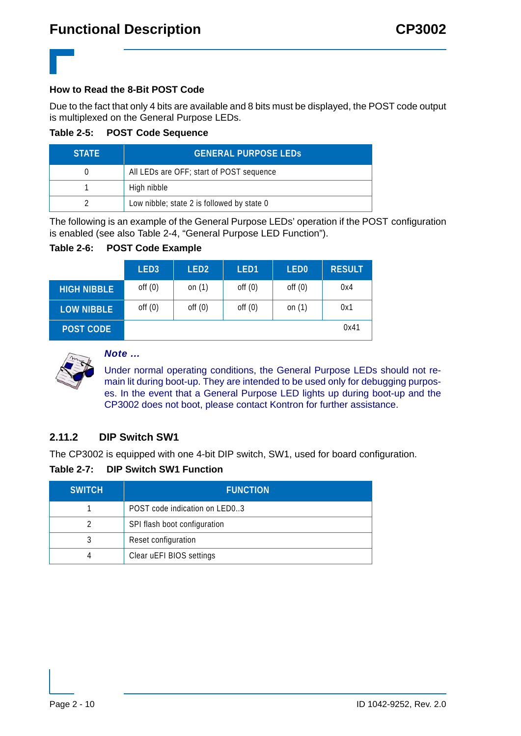**How to Read the 8-Bit POST Code**

Due to the fact that only 4 bits are available and 8 bits must be displayed, the POST code output is multiplexed on the General Purpose LEDs.

**Table 2-5: POST Code Sequence**

| STATE | GENERAL PURPOSE LEDs |
|---|---|
| 0 | All LEDs are OFF; start of POST sequence |
| 1 | High nibble |
| 2 | Low nibble; state 2 is followed by state 0 |

The following is an example of the General Purpose LEDs' operation if the POST configuration is enabled (see also Table 2-4, "General Purpose LED Function").

**Table 2-6: POST Code Example**

| | LED3 | LED2 | LED1 | LED0 | RESULT |
|---|---|---|---|---|---|
| HIGH NIBBLE | off (0) | on (1) | off (0) | off (0) | 0x4 |
| LOW NIBBLE | off (0) | off (0) | off (0) | on (1) | 0x1 |
| POST CODE | | | | | 0x41 |

***Note ...***

Under normal operating conditions, the General Purpose LEDs should not remain lit during boot-up. They are intended to be used only for debugging purposes. In the event that a General Purpose LED lights up during boot-up and the CP3002 does not boot, please contact Kontron for further assistance.

## 2.11.2 DIP Switch SW1

The CP3002 is equipped with one 4-bit DIP switch, SW1, used for board configuration.

**Table 2-7: DIP Switch SW1 Function**

| SWITCH | FUNCTION |
|---|---|
| 1 | POST code indication on LED0..3 |
| 2 | SPI flash boot configuration |
| 3 | Reset configuration |
| 4 | Clear uEFI BIOS settings |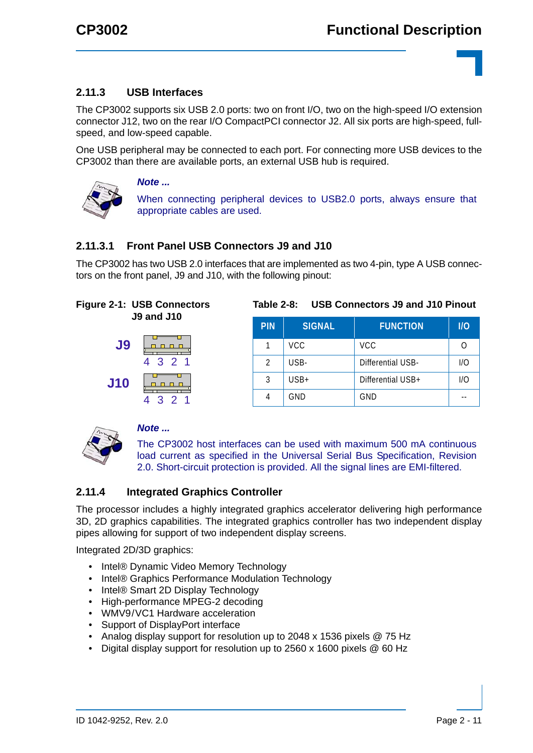### 2.11.3 USB Interfaces

The CP3002 supports six USB 2.0 ports: two on front I/O, two on the high-speed I/O extension connector J12, two on the rear I/O CompactPCI connector J2. All six ports are high-speed, full-speed, and low-speed capable.

One USB peripheral may be connected to each port. For connecting more USB devices to the CP3002 than there are available ports, an external USB hub is required.

***Note ...***

When connecting peripheral devices to USB2.0 ports, always ensure that appropriate cables are used.

#### 2.11.3.1 Front Panel USB Connectors J9 and J10

The CP3002 has two USB 2.0 interfaces that are implemented as two 4-pin, type A USB connectors on the front panel, J9 and J10, with the following pinout:

**Figure 2-1: USB Connectors J9 and J10**

J9
4 3 2 1

J10
4 3 2 1

**Table 2-8: USB Connectors J9 and J10 Pinout**

| PIN | SIGNAL | FUNCTION | I/O |
|---|---|---|---|
| 1 | VCC | VCC | O |
| 2 | USB- | Differential USB- | I/O |
| 3 | USB+ | Differential USB+ | I/O |
| 4 | GND | GND | -- |

***Note ...***

The CP3002 host interfaces can be used with maximum 500 mA continuous load current as specified in the Universal Serial Bus Specification, Revision 2.0. Short-circuit protection is provided. All the signal lines are EMI-filtered.

### 2.11.4 Integrated Graphics Controller

The processor includes a highly integrated graphics accelerator delivering high performance 3D, 2D graphics capabilities. The integrated graphics controller has two independent display pipes allowing for support of two independent display screens.

Integrated 2D/3D graphics:

- Intel® Dynamic Video Memory Technology
- Intel® Graphics Performance Modulation Technology
- Intel® Smart 2D Display Technology
- High-performance MPEG-2 decoding
- WMV9/VC1 Hardware acceleration
- Support of DisplayPort interface
- Analog display support for resolution up to 2048 x 1536 pixels @ 75 Hz
- Digital display support for resolution up to 2560 x 1600 pixels @ 60 Hz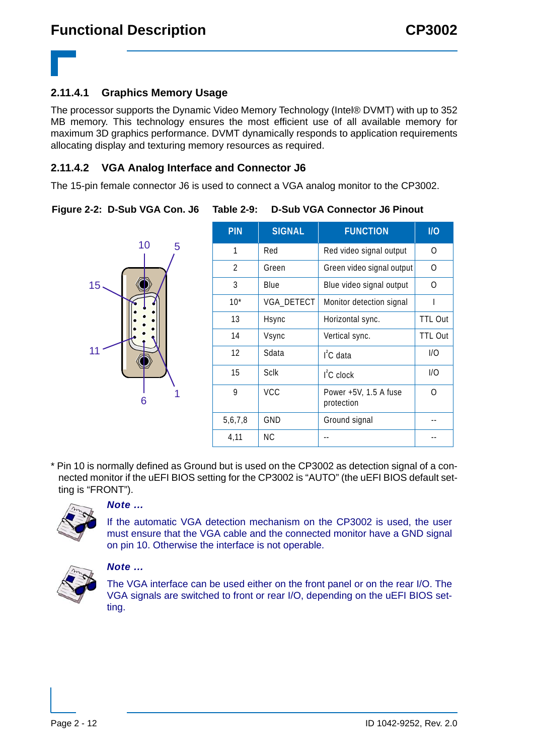### 2.11.4.1 Graphics Memory Usage

The processor supports the Dynamic Video Memory Technology (Intel® DVMT) with up to 352 MB memory. This technology ensures the most efficient use of all available memory for maximum 3D graphics performance. DVMT dynamically responds to application requirements allocating display and texturing memory resources as required.

### 2.11.4.2 VGA Analog Interface and Connector J6

The 15-pin female connector J6 is used to connect a VGA analog monitor to the CP3002.

**Figure 2-2: D-Sub VGA Con. J6**

**Table 2-9: D-Sub VGA Connector J6 Pinout**

| PIN | SIGNAL | FUNCTION | I/O |
|---|---|---|---|
| 1 | Red | Red video signal output | O |
| 2 | Green | Green video signal output | O |
| 3 | Blue | Blue video signal output | O |
| 10* | VGA_DETECT | Monitor detection signal | I |
| 13 | Hsync | Horizontal sync. | TTL Out |
| 14 | Vsync | Vertical sync. | TTL Out |
| 12 | Sdata | $I^2C$ data | I/O |
| 15 | Sclk | $I^2C$ clock | I/O |
| 9 | VCC | Power +5V, 1.5 A fuse protection | O |
| 5,6,7,8 | GND | Ground signal | -- |
| 4,11 | NC | -- | -- |

\* Pin 10 is normally defined as Ground but is used on the CP3002 as detection signal of a connected monitor if the uEFI BIOS setting for the CP3002 is "AUTO" (the uEFI BIOS default setting is "FRONT").

***Note ...***

If the automatic VGA detection mechanism on the CP3002 is used, the user must ensure that the VGA cable and the connected monitor have a GND signal on pin 10. Otherwise the interface is not operable.

***Note ...***

The VGA interface can be used either on the front panel or on the rear I/O. The VGA signals are switched to front or rear I/O, depending on the uEFI BIOS setting.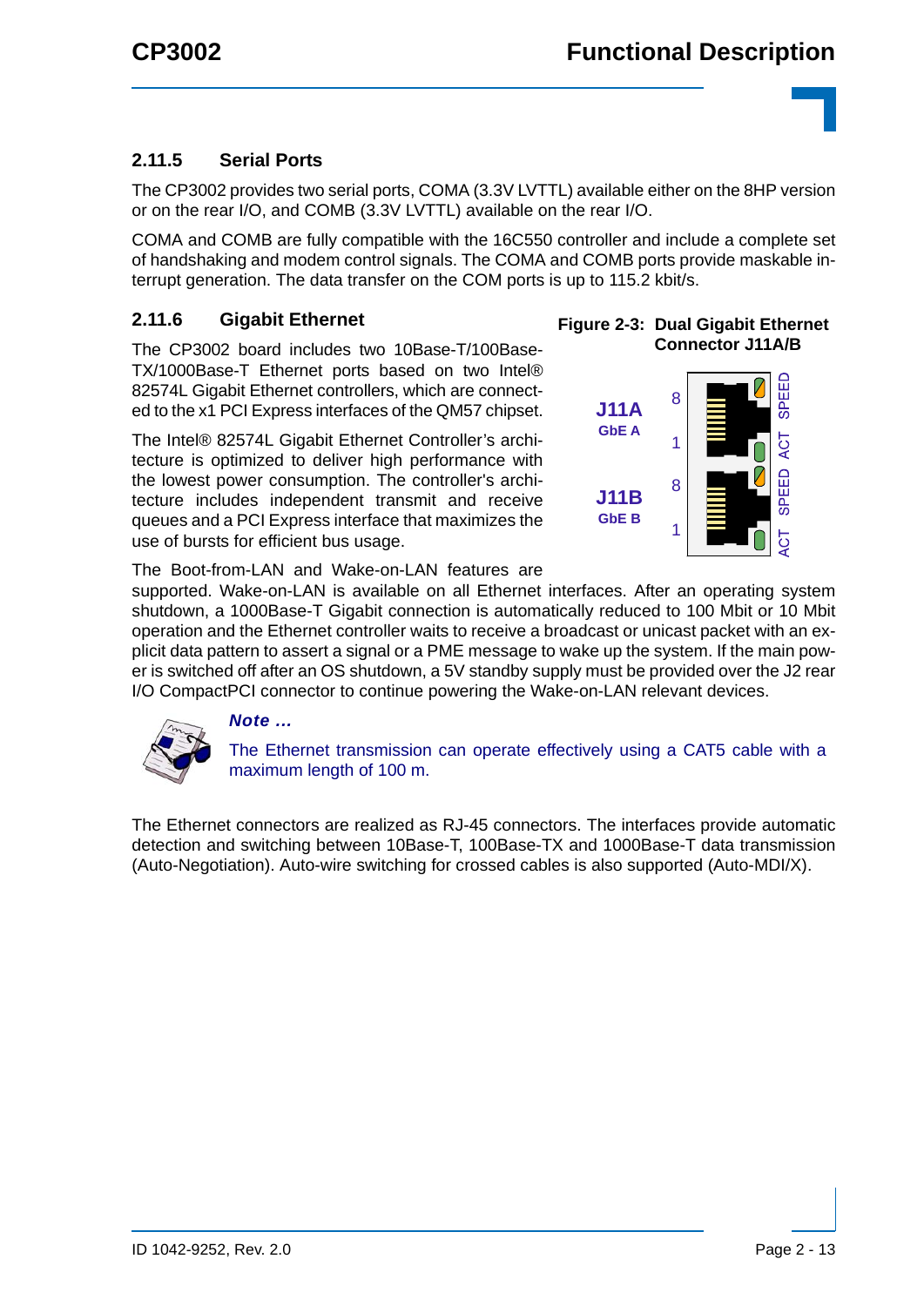### 2.11.5 Serial Ports

The CP3002 provides two serial ports, COMA (3.3V LVTTL) available either on the 8HP version or on the rear I/O, and COMB (3.3V LVTTL) available on the rear I/O.

COMA and COMB are fully compatible with the 16C550 controller and include a complete set of handshaking and modem control signals. The COMA and COMB ports provide maskable interrupt generation. The data transfer on the COM ports is up to 115.2 kbit/s.

### 2.11.6 Gigabit Ethernet

The CP3002 board includes two 10Base-T/100Base-TX/1000Base-T Ethernet ports based on two Intel® 82574L Gigabit Ethernet controllers, which are connected to the x1 PCI Express interfaces of the QM57 chipset.

The Intel® 82574L Gigabit Ethernet Controller's architecture is optimized to deliver high performance with the lowest power consumption. The controller's architecture includes independent transmit and receive queues and a PCI Express interface that maximizes the use of bursts for efficient bus usage.

**Figure 2-3: Dual Gigabit Ethernet Connector J11A/B**

J11A GbE A — 8, 1 — SPEED, ACT

J11B GbE B — 8, 1 — SPEED, ACT

The Boot-from-LAN and Wake-on-LAN features are supported. Wake-on-LAN is available on all Ethernet interfaces. After an operating system shutdown, a 1000Base-T Gigabit connection is automatically reduced to 100 Mbit or 10 Mbit operation and the Ethernet controller waits to receive a broadcast or unicast packet with an explicit data pattern to assert a signal or a PME message to wake up the system. If the main power is switched off after an OS shutdown, a 5V standby supply must be provided over the J2 rear I/O CompactPCI connector to continue powering the Wake-on-LAN relevant devices.

***Note ...***

The Ethernet transmission can operate effectively using a CAT5 cable with a maximum length of 100 m.

The Ethernet connectors are realized as RJ-45 connectors. The interfaces provide automatic detection and switching between 10Base-T, 100Base-TX and 1000Base-T data transmission (Auto-Negotiation). Auto-wire switching for crossed cables is also supported (Auto-MDI/X).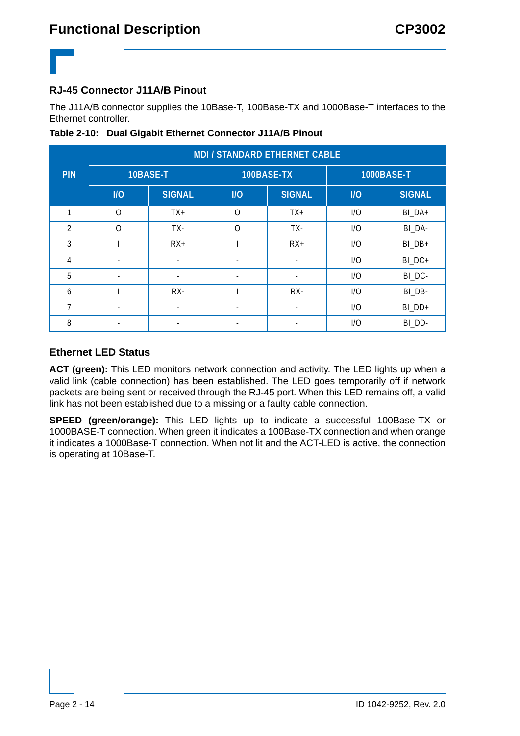### RJ-45 Connector J11A/B Pinout

The J11A/B connector supplies the 10Base-T, 100Base-TX and 1000Base-T interfaces to the Ethernet controller.

**Table 2-10: Dual Gigabit Ethernet Connector J11A/B Pinout**

| PIN | MDI / STANDARD ETHERNET CABLE | | | | | |
|---|---|---|---|---|---|---|
| | 10BASE-T | | 100BASE-TX | | 1000BASE-T | |
| | I/O | SIGNAL | I/O | SIGNAL | I/O | SIGNAL |
| 1 | O | TX+ | O | TX+ | I/O | BI_DA+ |
| 2 | O | TX- | O | TX- | I/O | BI_DA- |
| 3 | I | RX+ | I | RX+ | I/O | BI_DB+ |
| 4 | - | - | - | - | I/O | BI_DC+ |
| 5 | - | - | - | - | I/O | BI_DC- |
| 6 | I | RX- | I | RX- | I/O | BI_DB- |
| 7 | - | - | - | - | I/O | BI_DD+ |
| 8 | - | - | - | - | I/O | BI_DD- |

### Ethernet LED Status

**ACT (green):** This LED monitors network connection and activity. The LED lights up when a valid link (cable connection) has been established. The LED goes temporarily off if network packets are being sent or received through the RJ-45 port. When this LED remains off, a valid link has not been established due to a missing or a faulty cable connection.

**SPEED (green/orange):** This LED lights up to indicate a successful 100Base-TX or 1000BASE-T connection. When green it indicates a 100Base-TX connection and when orange it indicates a 1000Base-T connection. When not lit and the ACT-LED is active, the connection is operating at 10Base-T.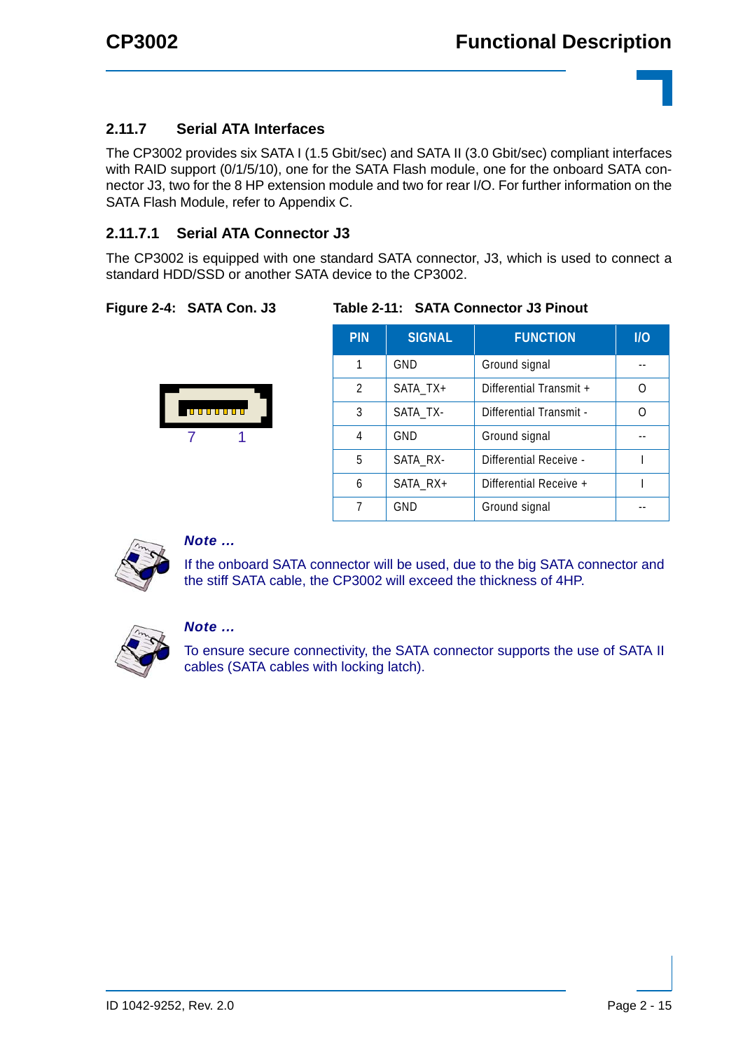### 2.11.7 Serial ATA Interfaces

The CP3002 provides six SATA I (1.5 Gbit/sec) and SATA II (3.0 Gbit/sec) compliant interfaces with RAID support (0/1/5/10), one for the SATA Flash module, one for the onboard SATA connector J3, two for the 8 HP extension module and two for rear I/O. For further information on the SATA Flash Module, refer to Appendix C.

#### 2.11.7.1 Serial ATA Connector J3

The CP3002 is equipped with one standard SATA connector, J3, which is used to connect a standard HDD/SSD or another SATA device to the CP3002.

**Figure 2-4: SATA Con. J3**

7 1

**Table 2-11: SATA Connector J3 Pinout**

| PIN | SIGNAL | FUNCTION | I/O |
|---|---|---|---|
| 1 | GND | Ground signal | -- |
| 2 | SATA_TX+ | Differential Transmit + | O |
| 3 | SATA_TX- | Differential Transmit - | O |
| 4 | GND | Ground signal | -- |
| 5 | SATA_RX- | Differential Receive - | I |
| 6 | SATA_RX+ | Differential Receive + | I |
| 7 | GND | Ground signal | -- |

***Note ...***

If the onboard SATA connector will be used, due to the big SATA connector and the stiff SATA cable, the CP3002 will exceed the thickness of 4HP.

***Note ...***

To ensure secure connectivity, the SATA connector supports the use of SATA II cables (SATA cables with locking latch).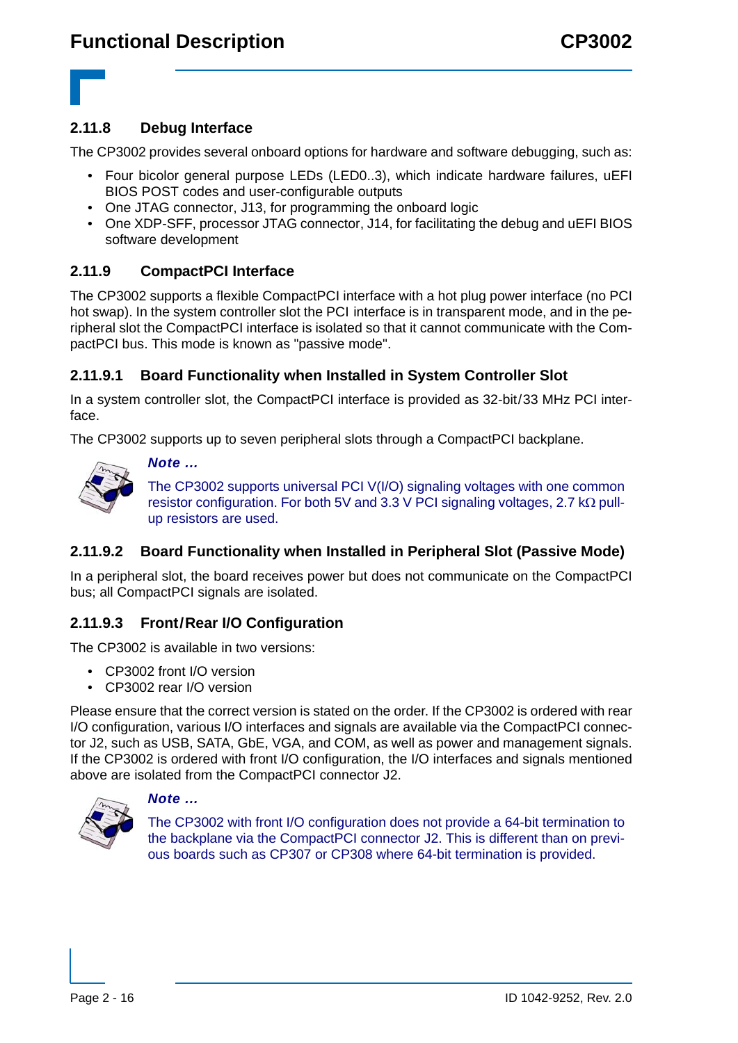### 2.11.8 Debug Interface

The CP3002 provides several onboard options for hardware and software debugging, such as:

- Four bicolor general purpose LEDs (LED0..3), which indicate hardware failures, uEFI BIOS POST codes and user-configurable outputs
- One JTAG connector, J13, for programming the onboard logic
- One XDP-SFF, processor JTAG connector, J14, for facilitating the debug and uEFI BIOS software development

### 2.11.9 CompactPCI Interface

The CP3002 supports a flexible CompactPCI interface with a hot plug power interface (no PCI hot swap). In the system controller slot the PCI interface is in transparent mode, and in the peripheral slot the CompactPCI interface is isolated so that it cannot communicate with the CompactPCI bus. This mode is known as "passive mode".

#### 2.11.9.1 Board Functionality when Installed in System Controller Slot

In a system controller slot, the CompactPCI interface is provided as 32-bit/33 MHz PCI interface.

The CP3002 supports up to seven peripheral slots through a CompactPCI backplane.

***Note ...***

The CP3002 supports universal PCI V(I/O) signaling voltages with one common resistor configuration. For both 5V and 3.3 V PCI signaling voltages, 2.7 kΩ pull-up resistors are used.

#### 2.11.9.2 Board Functionality when Installed in Peripheral Slot (Passive Mode)

In a peripheral slot, the board receives power but does not communicate on the CompactPCI bus; all CompactPCI signals are isolated.

#### 2.11.9.3 Front/Rear I/O Configuration

The CP3002 is available in two versions:

- CP3002 front I/O version
- CP3002 rear I/O version

Please ensure that the correct version is stated on the order. If the CP3002 is ordered with rear I/O configuration, various I/O interfaces and signals are available via the CompactPCI connector J2, such as USB, SATA, GbE, VGA, and COM, as well as power and management signals. If the CP3002 is ordered with front I/O configuration, the I/O interfaces and signals mentioned above are isolated from the CompactPCI connector J2.

***Note ...***

The CP3002 with front I/O configuration does not provide a 64-bit termination to the backplane via the CompactPCI connector J2. This is different than on previous boards such as CP307 or CP308 where 64-bit termination is provided.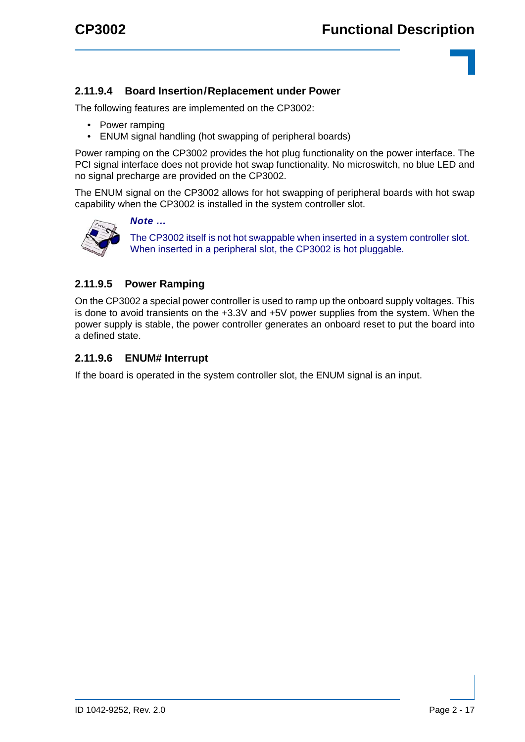#### 2.11.9.4 Board Insertion/Replacement under Power

The following features are implemented on the CP3002:

- Power ramping
- ENUM signal handling (hot swapping of peripheral boards)

Power ramping on the CP3002 provides the hot plug functionality on the power interface. The PCI signal interface does not provide hot swap functionality. No microswitch, no blue LED and no signal precharge are provided on the CP3002.

The ENUM signal on the CP3002 allows for hot swapping of peripheral boards with hot swap capability when the CP3002 is installed in the system controller slot.

***Note ...***

The CP3002 itself is not hot swappable when inserted in a system controller slot. When inserted in a peripheral slot, the CP3002 is hot pluggable.

#### 2.11.9.5 Power Ramping

On the CP3002 a special power controller is used to ramp up the onboard supply voltages. This is done to avoid transients on the +3.3V and +5V power supplies from the system. When the power supply is stable, the power controller generates an onboard reset to put the board into a defined state.

#### 2.11.9.6 ENUM# Interrupt

If the board is operated in the system controller slot, the ENUM signal is an input.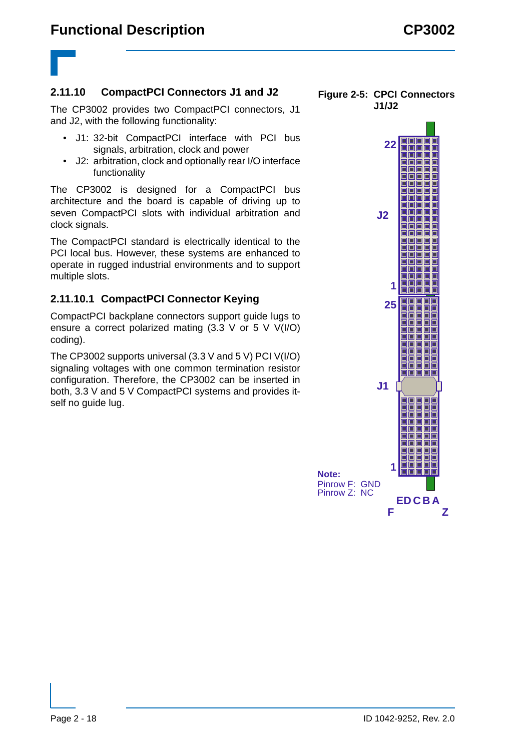## 2.11.10 CompactPCI Connectors J1 and J2

The CP3002 provides two CompactPCI connectors, J1 and J2, with the following functionality:

- J1: 32-bit CompactPCI interface with PCI bus signals, arbitration, clock and power
- J2: arbitration, clock and optionally rear I/O interface functionality

The CP3002 is designed for a CompactPCI bus architecture and the board is capable of driving up to seven CompactPCI slots with individual arbitration and clock signals.

The CompactPCI standard is electrically identical to the PCI local bus. However, these systems are enhanced to operate in rugged industrial environments and to support multiple slots.

### 2.11.10.1 CompactPCI Connector Keying

CompactPCI backplane connectors support guide lugs to ensure a correct polarized mating (3.3 V or 5 V V(I/O) coding).

The CP3002 supports universal (3.3 V and 5 V) PCI V(I/O) signaling voltages with one common termination resistor configuration. Therefore, the CP3002 can be inserted in both, 3.3 V and 5 V CompactPCI systems and provides itself no guide lug.

**Figure 2-5: CPCI Connectors J1/J2**

22

J2

1

25

J1

1

E D C B A

F Z

**Note:**
Pinrow F: GND
Pinrow Z: NC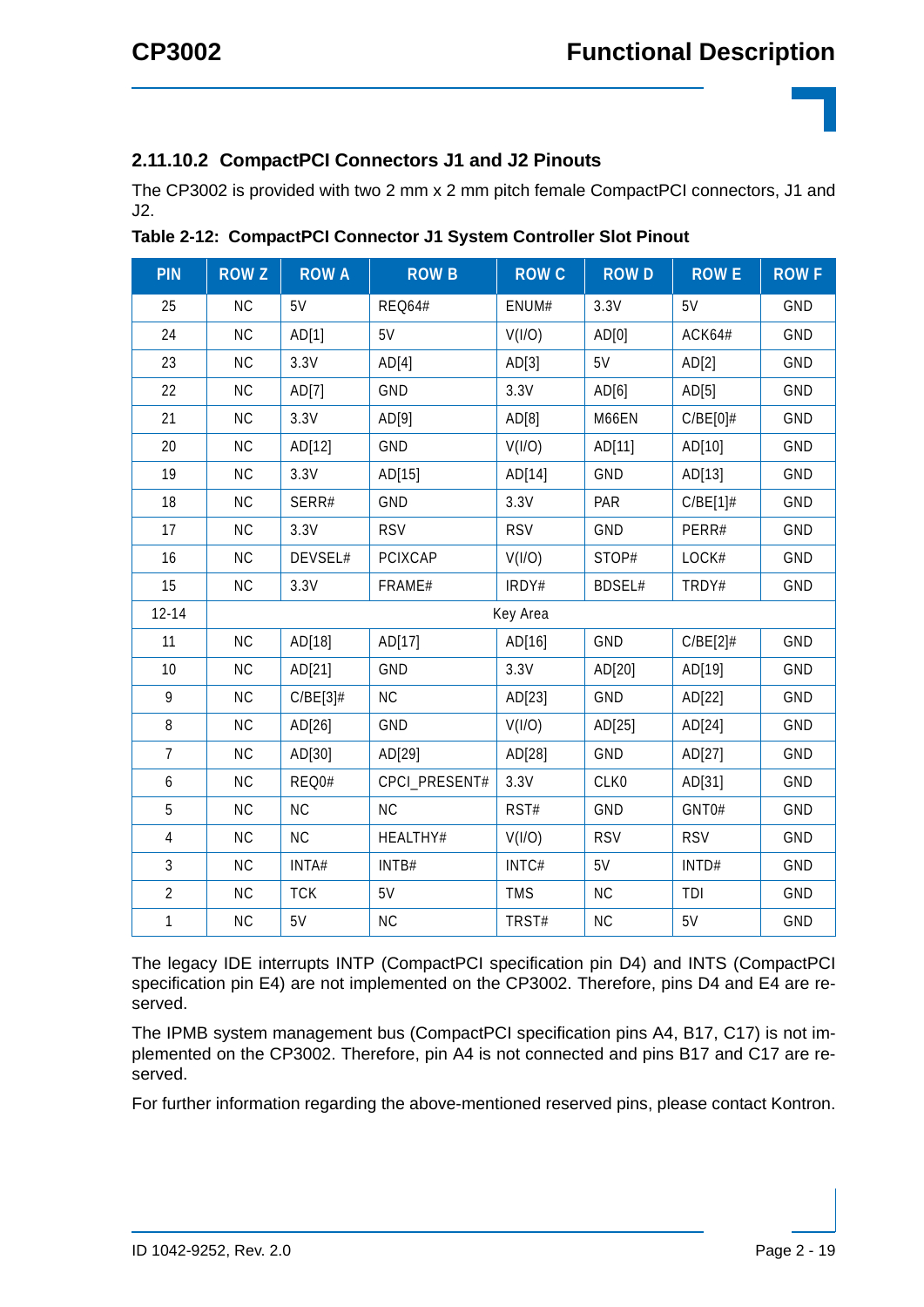### 2.11.10.2 CompactPCI Connectors J1 and J2 Pinouts

The CP3002 is provided with two 2 mm x 2 mm pitch female CompactPCI connectors, J1 and J2.

**Table 2-12: CompactPCI Connector J1 System Controller Slot Pinout**

| PIN | ROW Z | ROW A | ROW B | ROW C | ROW D | ROW E | ROW F |
|---|---|---|---|---|---|---|---|
| 25 | NC | 5V | REQ64# | ENUM# | 3.3V | 5V | GND |
| 24 | NC | AD[1] | 5V | V(I/O) | AD[0] | ACK64# | GND |
| 23 | NC | 3.3V | AD[4] | AD[3] | 5V | AD[2] | GND |
| 22 | NC | AD[7] | GND | 3.3V | AD[6] | AD[5] | GND |
| 21 | NC | 3.3V | AD[9] | AD[8] | M66EN | C/BE[0]# | GND |
| 20 | NC | AD[12] | GND | V(I/O) | AD[11] | AD[10] | GND |
| 19 | NC | 3.3V | AD[15] | AD[14] | GND | AD[13] | GND |
| 18 | NC | SERR# | GND | 3.3V | PAR | C/BE[1]# | GND |
| 17 | NC | 3.3V | RSV | RSV | GND | PERR# | GND |
| 16 | NC | DEVSEL# | PCIXCAP | V(I/O) | STOP# | LOCK# | GND |
| 15 | NC | 3.3V | FRAME# | IRDY# | BDSEL# | TRDY# | GND |
| 12-14 | Key Area | | | | | | |
| 11 | NC | AD[18] | AD[17] | AD[16] | GND | C/BE[2]# | GND |
| 10 | NC | AD[21] | GND | 3.3V | AD[20] | AD[19] | GND |
| 9 | NC | C/BE[3]# | NC | AD[23] | GND | AD[22] | GND |
| 8 | NC | AD[26] | GND | V(I/O) | AD[25] | AD[24] | GND |
| 7 | NC | AD[30] | AD[29] | AD[28] | GND | AD[27] | GND |
| 6 | NC | REQ0# | CPCI_PRESENT# | 3.3V | CLK0 | AD[31] | GND |
| 5 | NC | NC | NC | RST# | GND | GNT0# | GND |
| 4 | NC | NC | HEALTHY# | V(I/O) | RSV | RSV | GND |
| 3 | NC | INTA# | INTB# | INTC# | 5V | INTD# | GND |
| 2 | NC | TCK | 5V | TMS | NC | TDI | GND |
| 1 | NC | 5V | NC | TRST# | NC | 5V | GND |

The legacy IDE interrupts INTP (CompactPCI specification pin D4) and INTS (CompactPCI specification pin E4) are not implemented on the CP3002. Therefore, pins D4 and E4 are reserved.

The IPMB system management bus (CompactPCI specification pins A4, B17, C17) is not implemented on the CP3002. Therefore, pin A4 is not connected and pins B17 and C17 are reserved.

For further information regarding the above-mentioned reserved pins, please contact Kontron.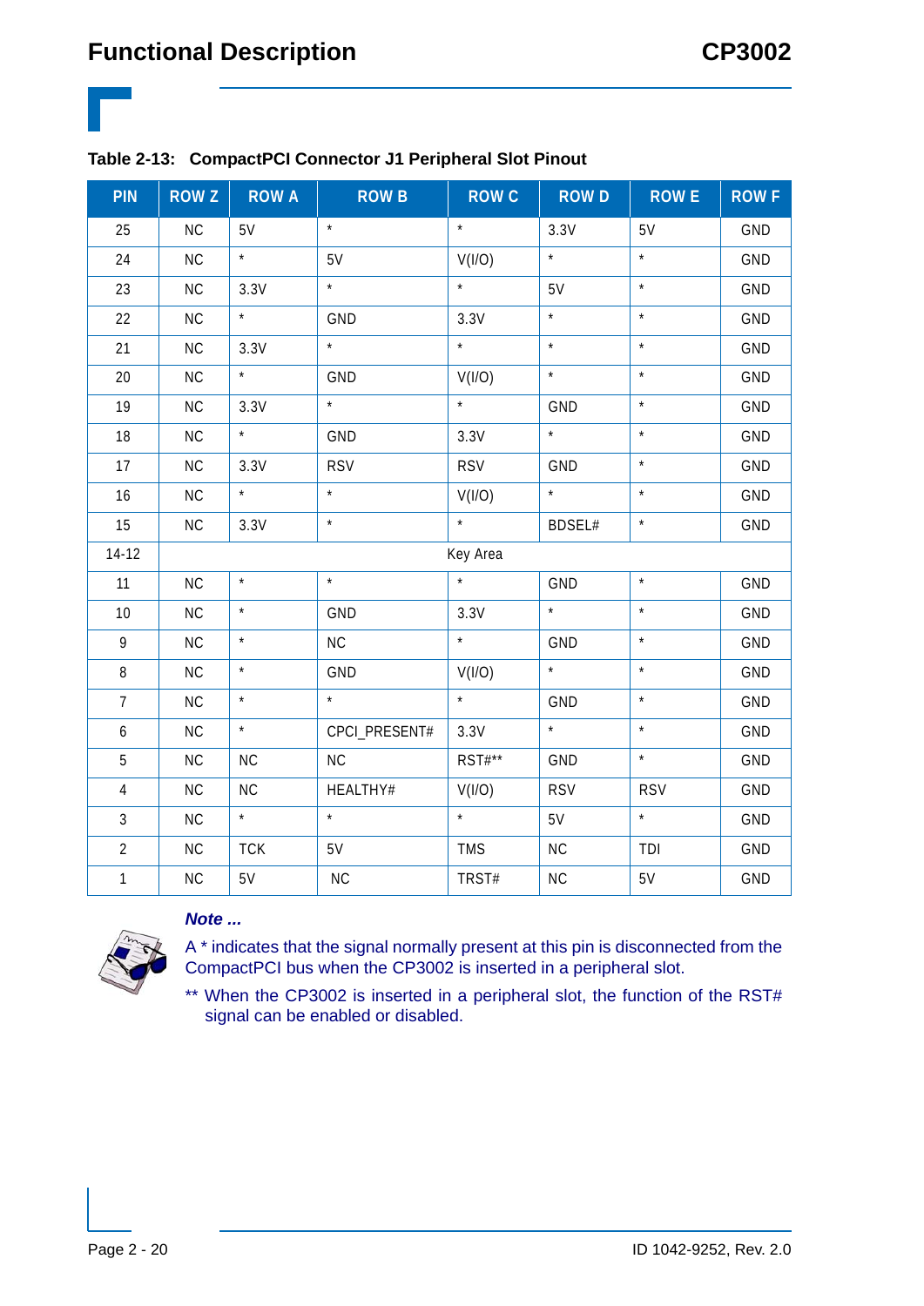**Table 2-13: CompactPCI Connector J1 Peripheral Slot Pinout**

| PIN | ROW Z | ROW A | ROW B | ROW C | ROW D | ROW E | ROW F |
|---|---|---|---|---|---|---|---|
| 25 | NC | 5V | * | * | 3.3V | 5V | GND |
| 24 | NC | * | 5V | V(I/O) | * | * | GND |
| 23 | NC | 3.3V | * | * | 5V | * | GND |
| 22 | NC | * | GND | 3.3V | * | * | GND |
| 21 | NC | 3.3V | * | * | * | * | GND |
| 20 | NC | * | GND | V(I/O) | * | * | GND |
| 19 | NC | 3.3V | * | * | GND | * | GND |
| 18 | NC | * | GND | 3.3V | * | * | GND |
| 17 | NC | 3.3V | RSV | RSV | GND | * | GND |
| 16 | NC | * | * | V(I/O) | * | * | GND |
| 15 | NC | 3.3V | * | * | BDSEL# | * | GND |
| 14-12 | Key Area | | | | | | |
| 11 | NC | * | * | * | GND | * | GND |
| 10 | NC | * | GND | 3.3V | * | * | GND |
| 9 | NC | * | NC | * | GND | * | GND |
| 8 | NC | * | GND | V(I/O) | * | * | GND |
| 7 | NC | * | * | * | GND | * | GND |
| 6 | NC | * | CPCI_PRESENT# | 3.3V | * | * | GND |
| 5 | NC | NC | NC | RST#** | GND | * | GND |
| 4 | NC | NC | HEALTHY# | V(I/O) | RSV | RSV | GND |
| 3 | NC | * | * | * | 5V | * | GND |
| 2 | NC | TCK | 5V | TMS | NC | TDI | GND |
| 1 | NC | 5V | NC | TRST# | NC | 5V | GND |

***Note ...***

A * indicates that the signal normally present at this pin is disconnected from the CompactPCI bus when the CP3002 is inserted in a peripheral slot.

** When the CP3002 is inserted in a peripheral slot, the function of the RST# signal can be enabled or disabled.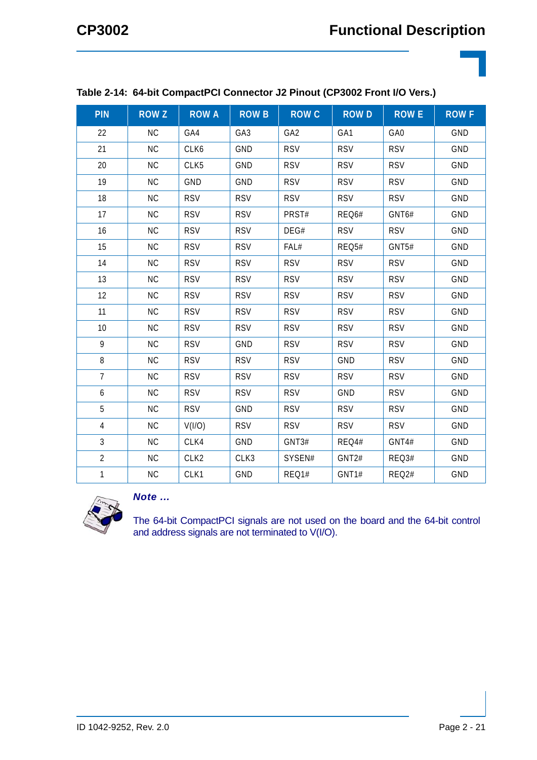**Table 2-14: 64-bit CompactPCI Connector J2 Pinout (CP3002 Front I/O Vers.)**

| PIN | ROW Z | ROW A | ROW B | ROW C | ROW D | ROW E | ROW F |
|---|---|---|---|---|---|---|---|
| 22 | NC | GA4 | GA3 | GA2 | GA1 | GA0 | GND |
| 21 | NC | CLK6 | GND | RSV | RSV | RSV | GND |
| 20 | NC | CLK5 | GND | RSV | RSV | RSV | GND |
| 19 | NC | GND | GND | RSV | RSV | RSV | GND |
| 18 | NC | RSV | RSV | RSV | RSV | RSV | GND |
| 17 | NC | RSV | RSV | PRST# | REQ6# | GNT6# | GND |
| 16 | NC | RSV | RSV | DEG# | RSV | RSV | GND |
| 15 | NC | RSV | RSV | FAL# | REQ5# | GNT5# | GND |
| 14 | NC | RSV | RSV | RSV | RSV | RSV | GND |
| 13 | NC | RSV | RSV | RSV | RSV | RSV | GND |
| 12 | NC | RSV | RSV | RSV | RSV | RSV | GND |
| 11 | NC | RSV | RSV | RSV | RSV | RSV | GND |
| 10 | NC | RSV | RSV | RSV | RSV | RSV | GND |
| 9 | NC | RSV | GND | RSV | RSV | RSV | GND |
| 8 | NC | RSV | RSV | RSV | GND | RSV | GND |
| 7 | NC | RSV | RSV | RSV | RSV | RSV | GND |
| 6 | NC | RSV | RSV | RSV | GND | RSV | GND |
| 5 | NC | RSV | GND | RSV | RSV | RSV | GND |
| 4 | NC | V(I/O) | RSV | RSV | RSV | RSV | GND |
| 3 | NC | CLK4 | GND | GNT3# | REQ4# | GNT4# | GND |
| 2 | NC | CLK2 | CLK3 | SYSEN# | GNT2# | REQ3# | GND |
| 1 | NC | CLK1 | GND | REQ1# | GNT1# | REQ2# | GND |

***Note ...***

The 64-bit CompactPCI signals are not used on the board and the 64-bit control and address signals are not terminated to V(I/O).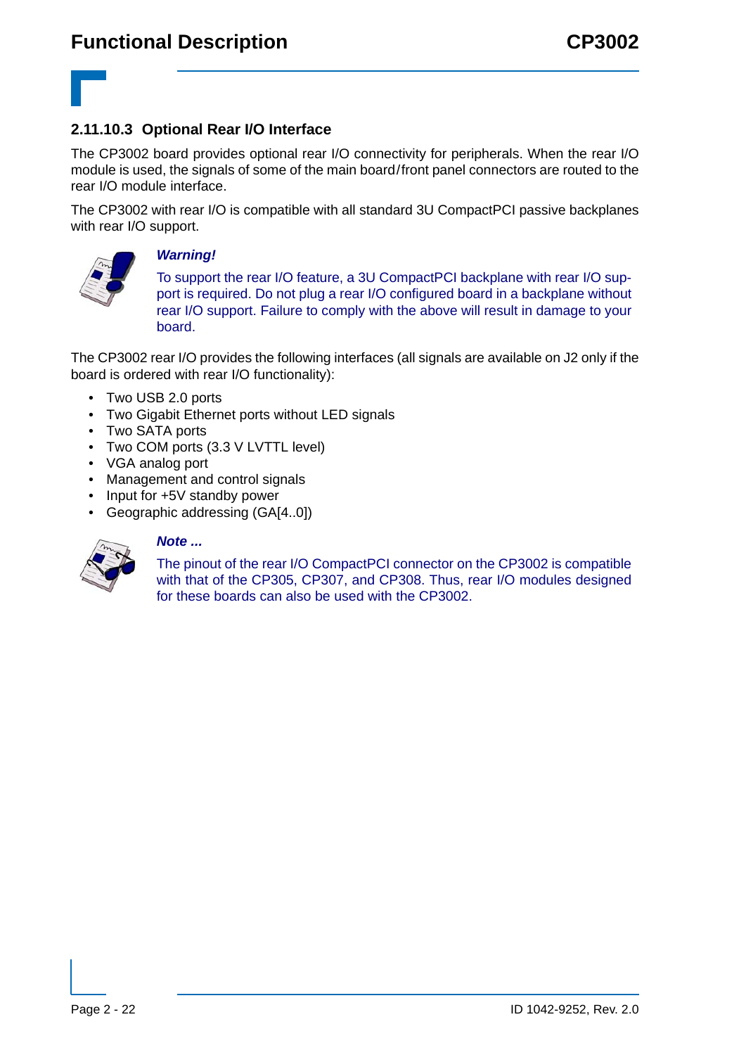### 2.11.10.3 Optional Rear I/O Interface

The CP3002 board provides optional rear I/O connectivity for peripherals. When the rear I/O module is used, the signals of some of the main board/front panel connectors are routed to the rear I/O module interface.

The CP3002 with rear I/O is compatible with all standard 3U CompactPCI passive backplanes with rear I/O support.

***Warning!***

To support the rear I/O feature, a 3U CompactPCI backplane with rear I/O support is required. Do not plug a rear I/O configured board in a backplane without rear I/O support. Failure to comply with the above will result in damage to your board.

The CP3002 rear I/O provides the following interfaces (all signals are available on J2 only if the board is ordered with rear I/O functionality):

- Two USB 2.0 ports
- Two Gigabit Ethernet ports without LED signals
- Two SATA ports
- Two COM ports (3.3 V LVTTL level)
- VGA analog port
- Management and control signals
- Input for +5V standby power
- Geographic addressing (GA[4..0])

***Note ...***

The pinout of the rear I/O CompactPCI connector on the CP3002 is compatible with that of the CP305, CP307, and CP308. Thus, rear I/O modules designed for these boards can also be used with the CP3002.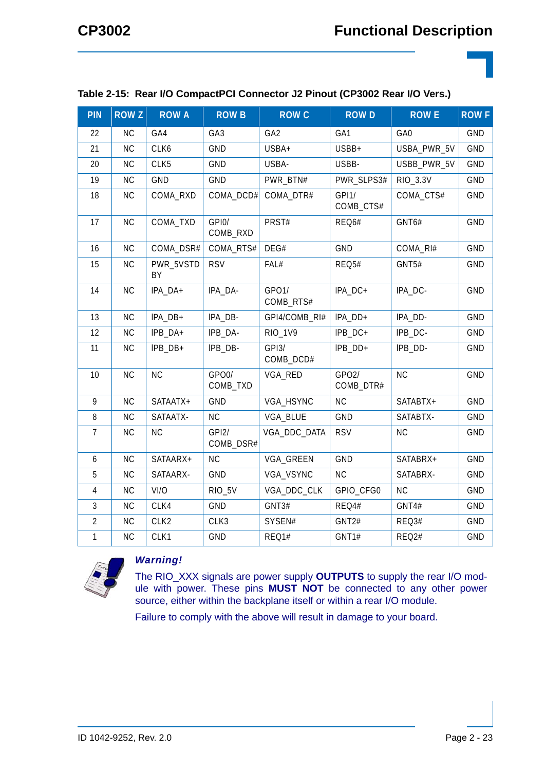**Table 2-15: Rear I/O CompactPCI Connector J2 Pinout (CP3002 Rear I/O Vers.)**

| PIN | ROW Z | ROW A | ROW B | ROW C | ROW D | ROW E | ROW F |
|---|---|---|---|---|---|---|---|
| 22 | NC | GA4 | GA3 | GA2 | GA1 | GA0 | GND |
| 21 | NC | CLK6 | GND | USBA+ | USBB+ | USBA_PWR_5V | GND |
| 20 | NC | CLK5 | GND | USBA- | USBB- | USBB_PWR_5V | GND |
| 19 | NC | GND | GND | PWR_BTN# | PWR_SLPS3# | RIO_3.3V | GND |
| 18 | NC | COMA_RXD | COMA_DCD# | COMA_DTR# | GPI1/ COMB_CTS# | COMA_CTS# | GND |
| 17 | NC | COMA_TXD | GPI0/ COMB_RXD | PRST# | REQ6# | GNT6# | GND |
| 16 | NC | COMA_DSR# | COMA_RTS# | DEG# | GND | COMA_RI# | GND |
| 15 | NC | PWR_5VSTDBY | RSV | FAL# | REQ5# | GNT5# | GND |
| 14 | NC | IPA_DA+ | IPA_DA- | GPO1/ COMB_RTS# | IPA_DC+ | IPA_DC- | GND |
| 13 | NC | IPA_DB+ | IPA_DB- | GPI4/COMB_RI# | IPA_DD+ | IPA_DD- | GND |
| 12 | NC | IPB_DA+ | IPB_DA- | RIO_1V9 | IPB_DC+ | IPB_DC- | GND |
| 11 | NC | IPB_DB+ | IPB_DB- | GPI3/ COMB_DCD# | IPB_DD+ | IPB_DD- | GND |
| 10 | NC | NC | GPO0/ COMB_TXD | VGA_RED | GPO2/ COMB_DTR# | NC | GND |
| 9 | NC | SATAATX+ | GND | VGA_HSYNC | NC | SATABTX+ | GND |
| 8 | NC | SATAATX- | NC | VGA_BLUE | GND | SATABTX- | GND |
| 7 | NC | NC | GPI2/ COMB_DSR# | VGA_DDC_DATA | RSV | NC | GND |
| 6 | NC | SATAARX+ | NC | VGA_GREEN | GND | SATABRX+ | GND |
| 5 | NC | SATAARX- | GND | VGA_VSYNC | NC | SATABRX- | GND |
| 4 | NC | VI/O | RIO_5V | VGA_DDC_CLK | GPIO_CFG0 | NC | GND |
| 3 | NC | CLK4 | GND | GNT3# | REQ4# | GNT4# | GND |
| 2 | NC | CLK2 | CLK3 | SYSEN# | GNT2# | REQ3# | GND |
| 1 | NC | CLK1 | GND | REQ1# | GNT1# | REQ2# | GND |

***Warning!***

The RIO_XXX signals are power supply **OUTPUTS** to supply the rear I/O module with power. These pins **MUST NOT** be connected to any other power source, either within the backplane itself or within a rear I/O module.

Failure to comply with the above will result in damage to your board.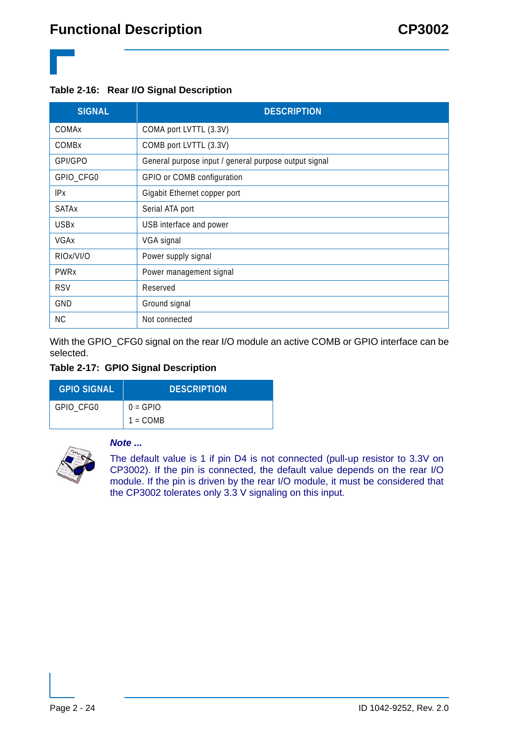**Table 2-16: Rear I/O Signal Description**

| SIGNAL | DESCRIPTION |
|---|---|
| COMAx | COMA port LVTTL (3.3V) |
| COMBx | COMB port LVTTL (3.3V) |
| GPI/GPO | General purpose input / general purpose output signal |
| GPIO_CFG0 | GPIO or COMB configuration |
| IPx | Gigabit Ethernet copper port |
| SATAx | Serial ATA port |
| USBx | USB interface and power |
| VGAx | VGA signal |
| RIOx/VI/O | Power supply signal |
| PWRx | Power management signal |
| RSV | Reserved |
| GND | Ground signal |
| NC | Not connected |

With the GPIO_CFG0 signal on the rear I/O module an active COMB or GPIO interface can be selected.

**Table 2-17: GPIO Signal Description**

| GPIO SIGNAL | DESCRIPTION |
|---|---|
| GPIO_CFG0 | 0 = GPIO<br>1 = COMB |

***Note ...***

The default value is 1 if pin D4 is not connected (pull-up resistor to 3.3V on CP3002). If the pin is connected, the default value depends on the rear I/O module. If the pin is driven by the rear I/O module, it must be considered that the CP3002 tolerates only 3.3 V signaling on this input.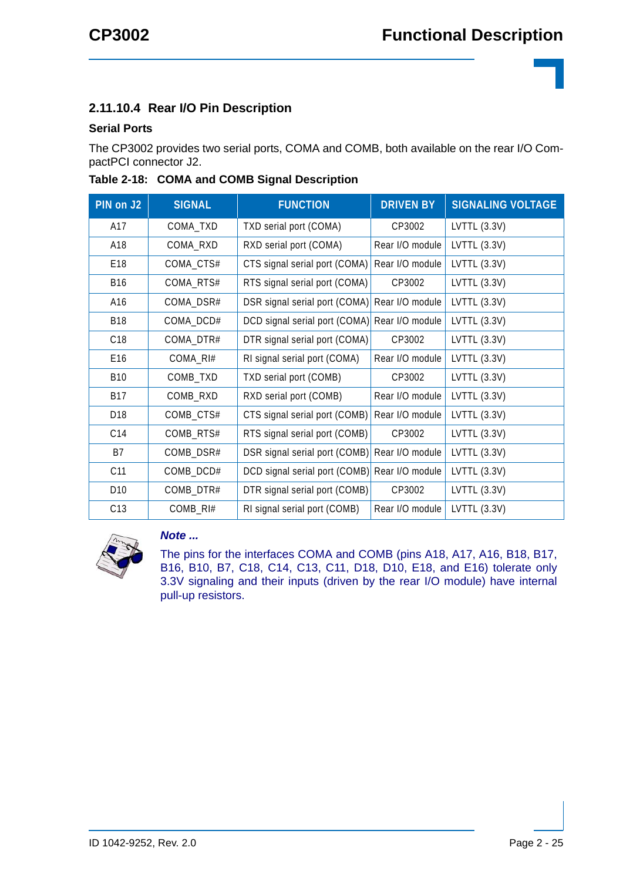### 2.11.10.4 Rear I/O Pin Description

**Serial Ports**

The CP3002 provides two serial ports, COMA and COMB, both available on the rear I/O CompactPCI connector J2.

**Table 2-18: COMA and COMB Signal Description**

| PIN on J2 | SIGNAL | FUNCTION | DRIVEN BY | SIGNALING VOLTAGE |
|---|---|---|---|---|
| A17 | COMA_TXD | TXD serial port (COMA) | CP3002 | LVTTL (3.3V) |
| A18 | COMA_RXD | RXD serial port (COMA) | Rear I/O module | LVTTL (3.3V) |
| E18 | COMA_CTS# | CTS signal serial port (COMA) | Rear I/O module | LVTTL (3.3V) |
| B16 | COMA_RTS# | RTS signal serial port (COMA) | CP3002 | LVTTL (3.3V) |
| A16 | COMA_DSR# | DSR signal serial port (COMA) | Rear I/O module | LVTTL (3.3V) |
| B18 | COMA_DCD# | DCD signal serial port (COMA) | Rear I/O module | LVTTL (3.3V) |
| C18 | COMA_DTR# | DTR signal serial port (COMA) | CP3002 | LVTTL (3.3V) |
| E16 | COMA_RI# | RI signal serial port (COMA) | Rear I/O module | LVTTL (3.3V) |
| B10 | COMB_TXD | TXD serial port (COMB) | CP3002 | LVTTL (3.3V) |
| B17 | COMB_RXD | RXD serial port (COMB) | Rear I/O module | LVTTL (3.3V) |
| D18 | COMB_CTS# | CTS signal serial port (COMB) | Rear I/O module | LVTTL (3.3V) |
| C14 | COMB_RTS# | RTS signal serial port (COMB) | CP3002 | LVTTL (3.3V) |
| B7 | COMB_DSR# | DSR signal serial port (COMB) | Rear I/O module | LVTTL (3.3V) |
| C11 | COMB_DCD# | DCD signal serial port (COMB) | Rear I/O module | LVTTL (3.3V) |
| D10 | COMB_DTR# | DTR signal serial port (COMB) | CP3002 | LVTTL (3.3V) |
| C13 | COMB_RI# | RI signal serial port (COMB) | Rear I/O module | LVTTL (3.3V) |

***Note ...***

The pins for the interfaces COMA and COMB (pins A18, A17, A16, B18, B17, B16, B10, B7, C18, C14, C13, C11, D18, D10, E18, and E16) tolerate only 3.3V signaling and their inputs (driven by the rear I/O module) have internal pull-up resistors.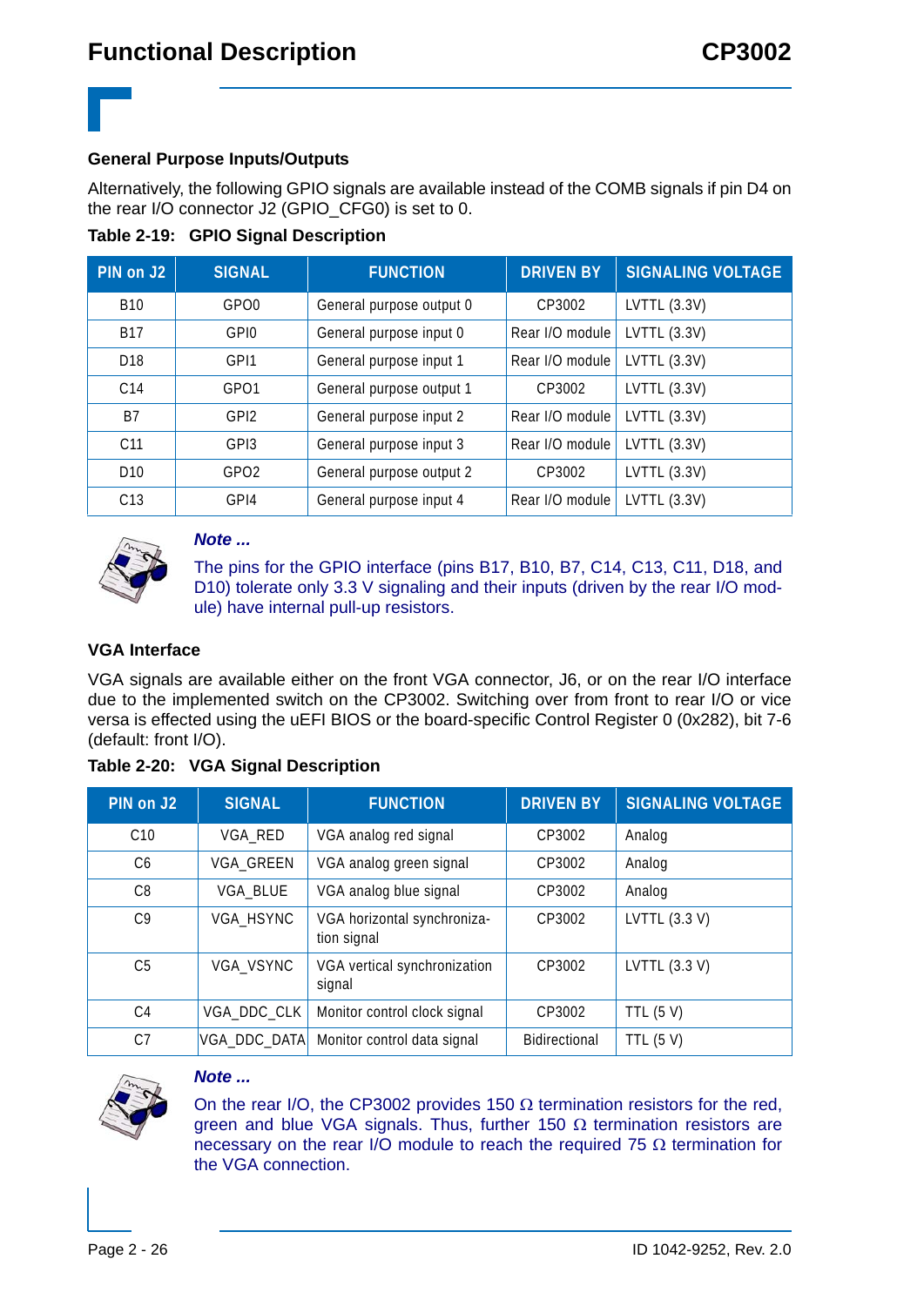### General Purpose Inputs/Outputs

Alternatively, the following GPIO signals are available instead of the COMB signals if pin D4 on the rear I/O connector J2 (GPIO_CFG0) is set to 0.

**Table 2-19: GPIO Signal Description**

| PIN on J2 | SIGNAL | FUNCTION | DRIVEN BY | SIGNALING VOLTAGE |
|---|---|---|---|---|
| B10 | GPO0 | General purpose output 0 | CP3002 | LVTTL (3.3V) |
| B17 | GPI0 | General purpose input 0 | Rear I/O module | LVTTL (3.3V) |
| D18 | GPI1 | General purpose input 1 | Rear I/O module | LVTTL (3.3V) |
| C14 | GPO1 | General purpose output 1 | CP3002 | LVTTL (3.3V) |
| B7 | GPI2 | General purpose input 2 | Rear I/O module | LVTTL (3.3V) |
| C11 | GPI3 | General purpose input 3 | Rear I/O module | LVTTL (3.3V) |
| D10 | GPO2 | General purpose output 2 | CP3002 | LVTTL (3.3V) |
| C13 | GPI4 | General purpose input 4 | Rear I/O module | LVTTL (3.3V) |

***Note ...***

The pins for the GPIO interface (pins B17, B10, B7, C14, C13, C11, D18, and D10) tolerate only 3.3 V signaling and their inputs (driven by the rear I/O module) have internal pull-up resistors.

### VGA Interface

VGA signals are available either on the front VGA connector, J6, or on the rear I/O interface due to the implemented switch on the CP3002. Switching over from front to rear I/O or vice versa is effected using the uEFI BIOS or the board-specific Control Register 0 (0x282), bit 7-6 (default: front I/O).

**Table 2-20: VGA Signal Description**

| PIN on J2 | SIGNAL | FUNCTION | DRIVEN BY | SIGNALING VOLTAGE |
|---|---|---|---|---|
| C10 | VGA_RED | VGA analog red signal | CP3002 | Analog |
| C6 | VGA_GREEN | VGA analog green signal | CP3002 | Analog |
| C8 | VGA_BLUE | VGA analog blue signal | CP3002 | Analog |
| C9 | VGA_HSYNC | VGA horizontal synchronization signal | CP3002 | LVTTL (3.3 V) |
| C5 | VGA_VSYNC | VGA vertical synchronization signal | CP3002 | LVTTL (3.3 V) |
| C4 | VGA_DDC_CLK | Monitor control clock signal | CP3002 | TTL (5 V) |
| C7 | VGA_DDC_DATA | Monitor control data signal | Bidirectional | TTL (5 V) |

***Note ...***

On the rear I/O, the CP3002 provides 150 Ω termination resistors for the red, green and blue VGA signals. Thus, further 150 Ω termination resistors are necessary on the rear I/O module to reach the required 75 Ω termination for the VGA connection.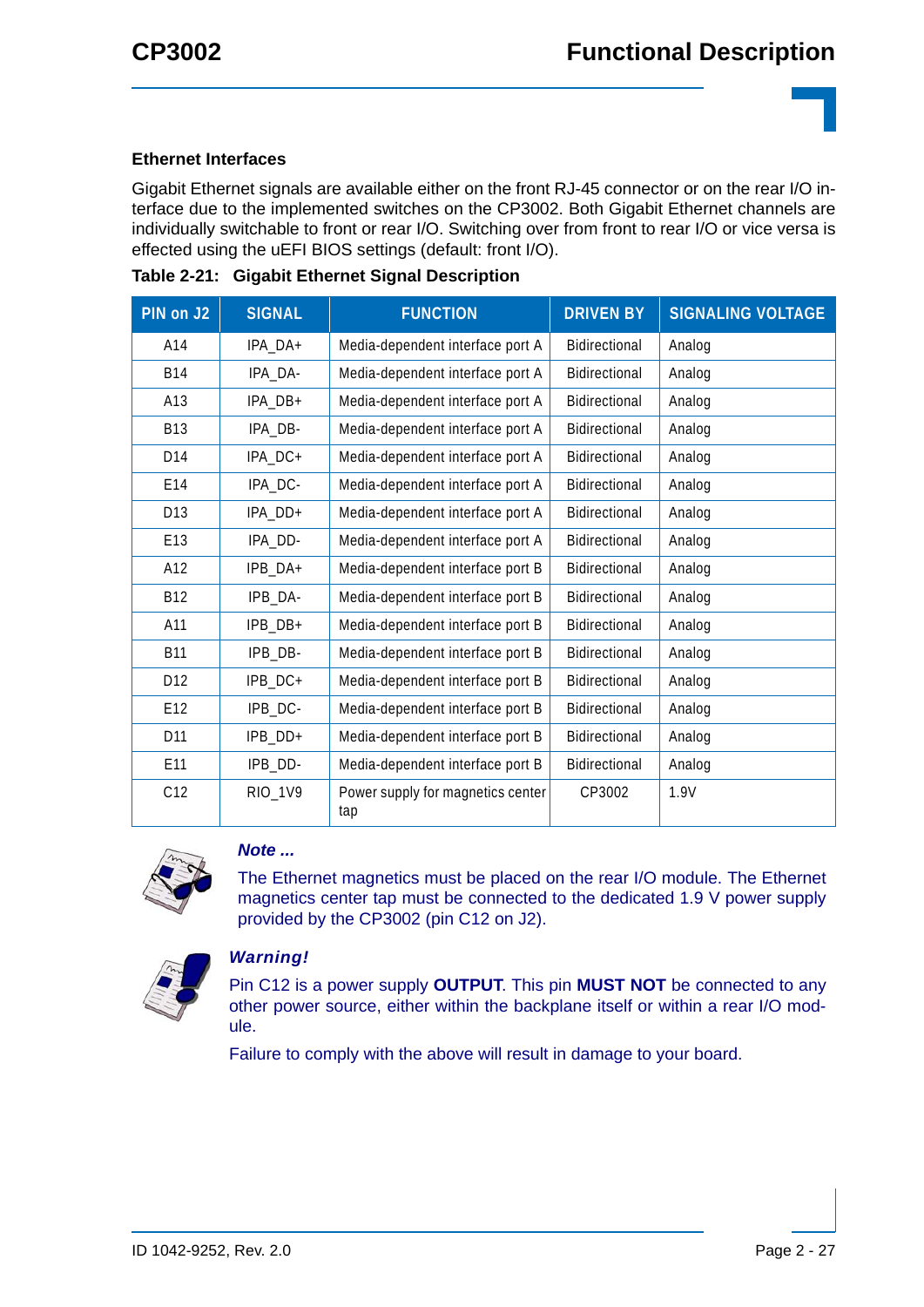### Ethernet Interfaces

Gigabit Ethernet signals are available either on the front RJ-45 connector or on the rear I/O interface due to the implemented switches on the CP3002. Both Gigabit Ethernet channels are individually switchable to front or rear I/O. Switching over from front to rear I/O or vice versa is effected using the uEFI BIOS settings (default: front I/O).

**Table 2-21: Gigabit Ethernet Signal Description**

| PIN on J2 | SIGNAL | FUNCTION | DRIVEN BY | SIGNALING VOLTAGE |
|---|---|---|---|---|
| A14 | IPA_DA+ | Media-dependent interface port A | Bidirectional | Analog |
| B14 | IPA_DA- | Media-dependent interface port A | Bidirectional | Analog |
| A13 | IPA_DB+ | Media-dependent interface port A | Bidirectional | Analog |
| B13 | IPA_DB- | Media-dependent interface port A | Bidirectional | Analog |
| D14 | IPA_DC+ | Media-dependent interface port A | Bidirectional | Analog |
| E14 | IPA_DC- | Media-dependent interface port A | Bidirectional | Analog |
| D13 | IPA_DD+ | Media-dependent interface port A | Bidirectional | Analog |
| E13 | IPA_DD- | Media-dependent interface port A | Bidirectional | Analog |
| A12 | IPB_DA+ | Media-dependent interface port B | Bidirectional | Analog |
| B12 | IPB_DA- | Media-dependent interface port B | Bidirectional | Analog |
| A11 | IPB_DB+ | Media-dependent interface port B | Bidirectional | Analog |
| B11 | IPB_DB- | Media-dependent interface port B | Bidirectional | Analog |
| D12 | IPB_DC+ | Media-dependent interface port B | Bidirectional | Analog |
| E12 | IPB_DC- | Media-dependent interface port B | Bidirectional | Analog |
| D11 | IPB_DD+ | Media-dependent interface port B | Bidirectional | Analog |
| E11 | IPB_DD- | Media-dependent interface port B | Bidirectional | Analog |
| C12 | RIO_1V9 | Power supply for magnetics center tap | CP3002 | 1.9V |

***Note ...***

The Ethernet magnetics must be placed on the rear I/O module. The Ethernet magnetics center tap must be connected to the dedicated 1.9 V power supply provided by the CP3002 (pin C12 on J2).

***Warning!***

Pin C12 is a power supply **OUTPUT**. This pin **MUST NOT** be connected to any other power source, either within the backplane itself or within a rear I/O module.

Failure to comply with the above will result in damage to your board.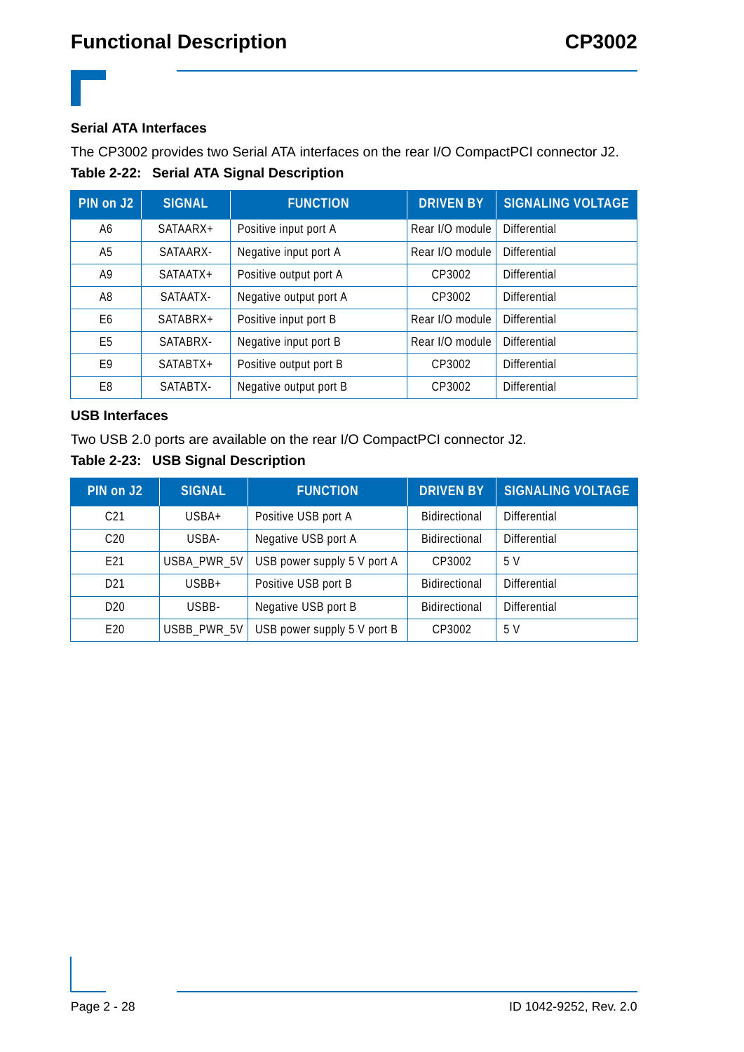### Serial ATA Interfaces

The CP3002 provides two Serial ATA interfaces on the rear I/O CompactPCI connector J2.

**Table 2-22: Serial ATA Signal Description**

| PIN on J2 | SIGNAL | FUNCTION | DRIVEN BY | SIGNALING VOLTAGE |
|---|---|---|---|---|
| A6 | SATAARX+ | Positive input port A | Rear I/O module | Differential |
| A5 | SATAARX- | Negative input port A | Rear I/O module | Differential |
| A9 | SATAATX+ | Positive output port A | CP3002 | Differential |
| A8 | SATAATX- | Negative output port A | CP3002 | Differential |
| E6 | SATABRX+ | Positive input port B | Rear I/O module | Differential |
| E5 | SATABRX- | Negative input port B | Rear I/O module | Differential |
| E9 | SATABTX+ | Positive output port B | CP3002 | Differential |
| E8 | SATABTX- | Negative output port B | CP3002 | Differential |

### USB Interfaces

Two USB 2.0 ports are available on the rear I/O CompactPCI connector J2.

**Table 2-23: USB Signal Description**

| PIN on J2 | SIGNAL | FUNCTION | DRIVEN BY | SIGNALING VOLTAGE |
|---|---|---|---|---|
| C21 | USBA+ | Positive USB port A | Bidirectional | Differential |
| C20 | USBA- | Negative USB port A | Bidirectional | Differential |
| E21 | USBA_PWR_5V | USB power supply 5 V port A | CP3002 | 5 V |
| D21 | USBB+ | Positive USB port B | Bidirectional | Differential |
| D20 | USBB- | Negative USB port B | Bidirectional | Differential |
| E20 | USBB_PWR_5V | USB power supply 5 V port B | CP3002 | 5 V |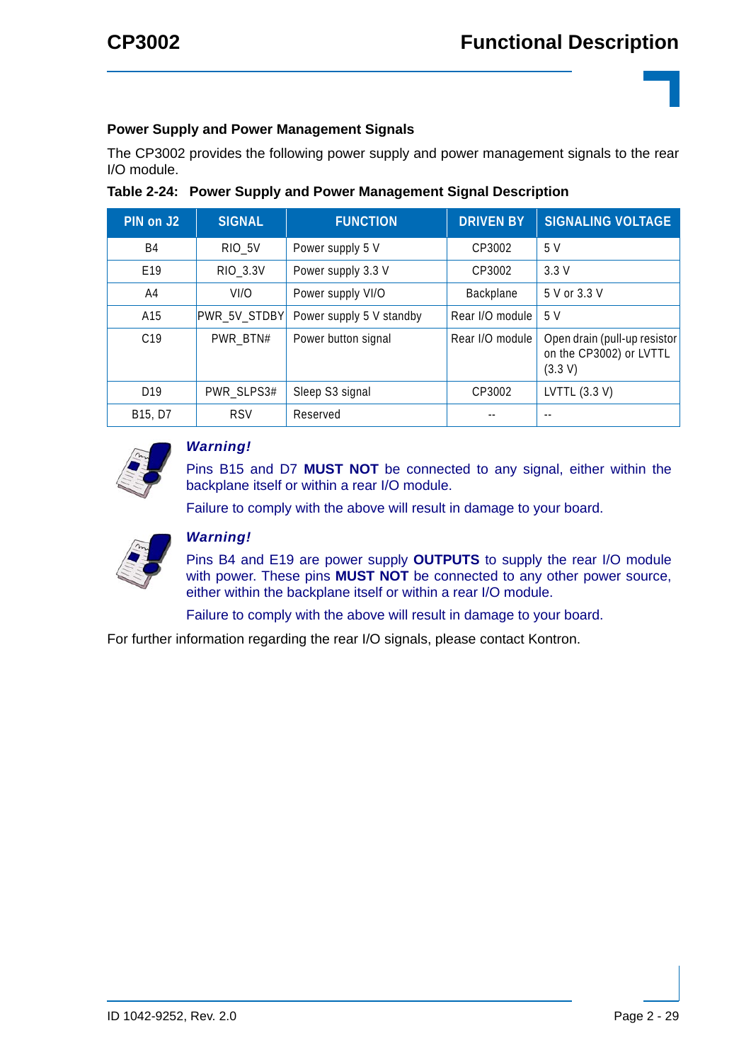### Power Supply and Power Management Signals

The CP3002 provides the following power supply and power management signals to the rear I/O module.

**Table 2-24: Power Supply and Power Management Signal Description**

| PIN on J2 | SIGNAL | FUNCTION | DRIVEN BY | SIGNALING VOLTAGE |
|---|---|---|---|---|
| B4 | RIO_5V | Power supply 5 V | CP3002 | 5 V |
| E19 | RIO_3.3V | Power supply 3.3 V | CP3002 | 3.3 V |
| A4 | VI/O | Power supply VI/O | Backplane | 5 V or 3.3 V |
| A15 | PWR_5V_STDBY | Power supply 5 V standby | Rear I/O module | 5 V |
| C19 | PWR_BTN# | Power button signal | Rear I/O module | Open drain (pull-up resistor on the CP3002) or LVTTL (3.3 V) |
| D19 | PWR_SLPS3# | Sleep S3 signal | CP3002 | LVTTL (3.3 V) |
| B15, D7 | RSV | Reserved | -- | -- |

***Warning!***

Pins B15 and D7 **MUST NOT** be connected to any signal, either within the backplane itself or within a rear I/O module.

Failure to comply with the above will result in damage to your board.

***Warning!***

Pins B4 and E19 are power supply **OUTPUTS** to supply the rear I/O module with power. These pins **MUST NOT** be connected to any other power source, either within the backplane itself or within a rear I/O module.

Failure to comply with the above will result in damage to your board.

For further information regarding the rear I/O signals, please contact Kontron.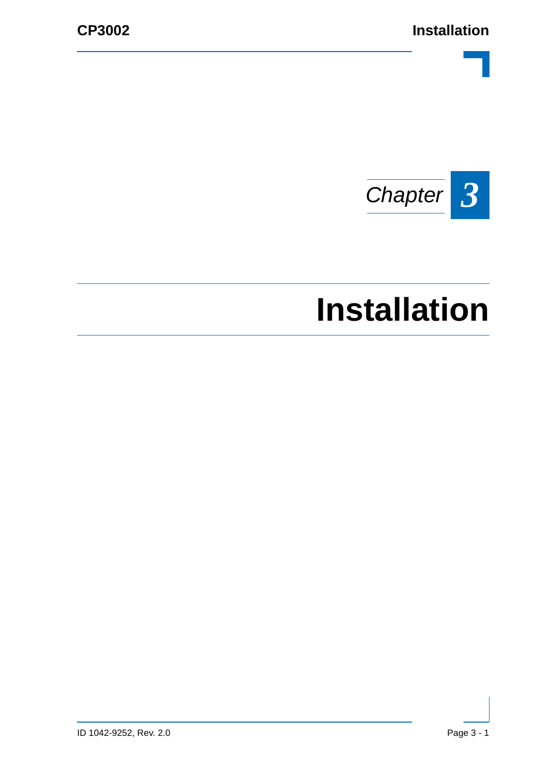*Chapter* **3**

# Installation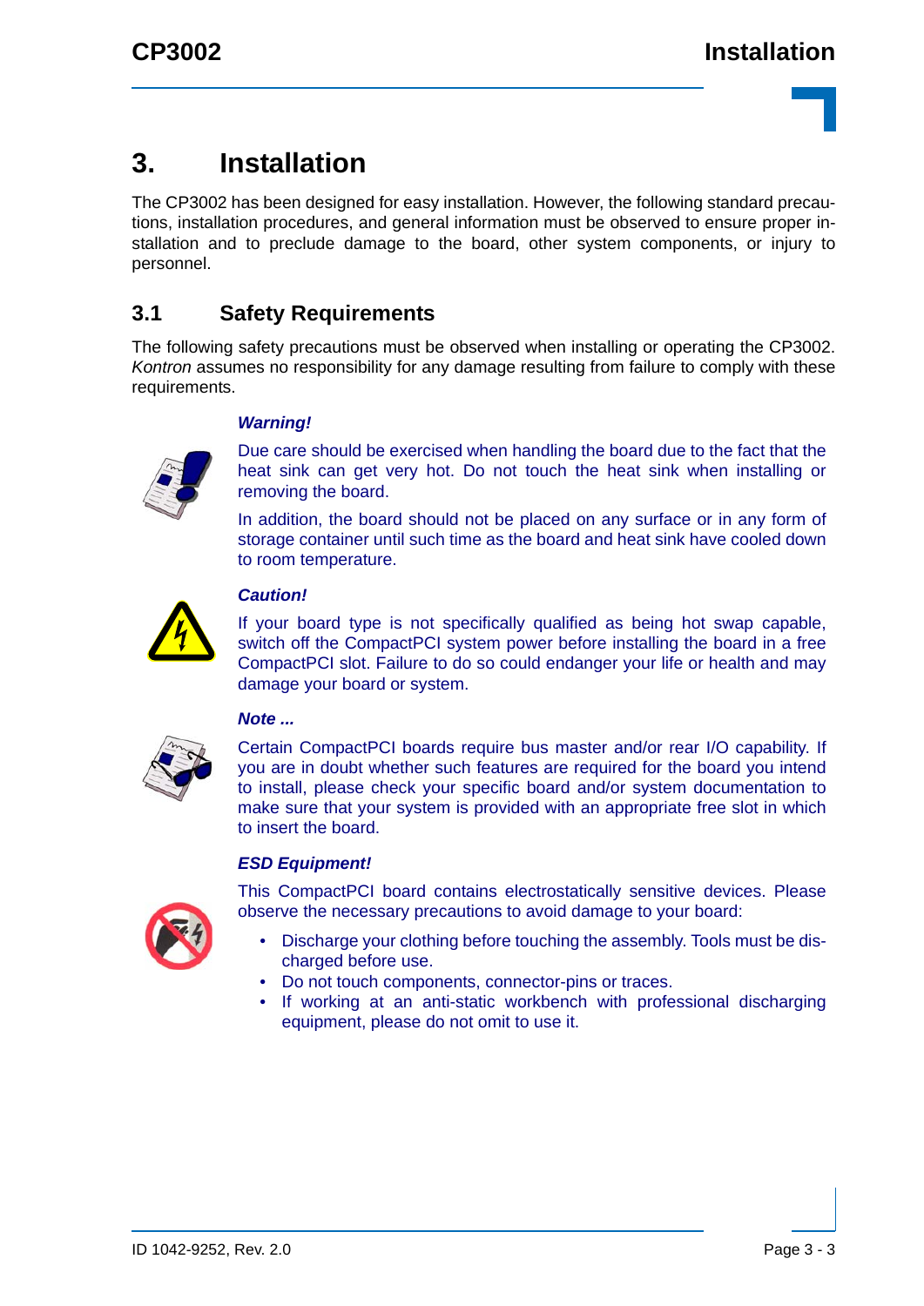# 3. Installation

The CP3002 has been designed for easy installation. However, the following standard precautions, installation procedures, and general information must be observed to ensure proper installation and to preclude damage to the board, other system components, or injury to personnel.

## 3.1 Safety Requirements

The following safety precautions must be observed when installing or operating the CP3002. *Kontron* assumes no responsibility for any damage resulting from failure to comply with these requirements.

***Warning!***

Due care should be exercised when handling the board due to the fact that the heat sink can get very hot. Do not touch the heat sink when installing or removing the board.

In addition, the board should not be placed on any surface or in any form of storage container until such time as the board and heat sink have cooled down to room temperature.

***Caution!***

If your board type is not specifically qualified as being hot swap capable, switch off the CompactPCI system power before installing the board in a free CompactPCI slot. Failure to do so could endanger your life or health and may damage your board or system.

***Note ...***

Certain CompactPCI boards require bus master and/or rear I/O capability. If you are in doubt whether such features are required for the board you intend to install, please check your specific board and/or system documentation to make sure that your system is provided with an appropriate free slot in which to insert the board.

***ESD Equipment!***

This CompactPCI board contains electrostatically sensitive devices. Please observe the necessary precautions to avoid damage to your board:

- Discharge your clothing before touching the assembly. Tools must be discharged before use.
- Do not touch components, connector-pins or traces.
- If working at an anti-static workbench with professional discharging equipment, please do not omit to use it.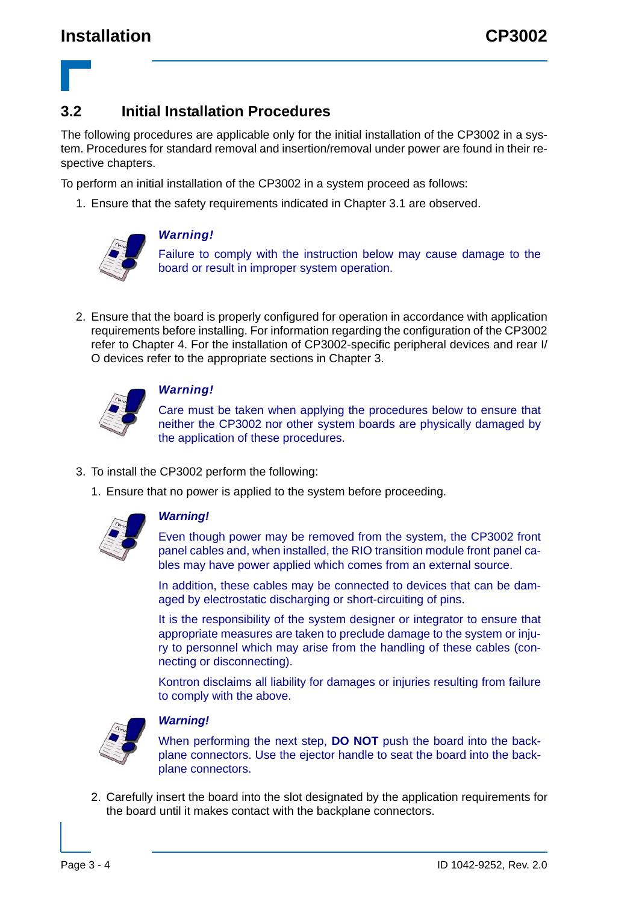## 3.2 Initial Installation Procedures

The following procedures are applicable only for the initial installation of the CP3002 in a system. Procedures for standard removal and insertion/removal under power are found in their respective chapters.

To perform an initial installation of the CP3002 in a system proceed as follows:

1. Ensure that the safety requirements indicated in Chapter 3.1 are observed.

   ***Warning!***

   Failure to comply with the instruction below may cause damage to the board or result in improper system operation.

2. Ensure that the board is properly configured for operation in accordance with application requirements before installing. For information regarding the configuration of the CP3002 refer to Chapter 4. For the installation of CP3002-specific peripheral devices and rear I/O devices refer to the appropriate sections in Chapter 3.

   ***Warning!***

   Care must be taken when applying the procedures below to ensure that neither the CP3002 nor other system boards are physically damaged by the application of these procedures.

3. To install the CP3002 perform the following:
   1. Ensure that no power is applied to the system before proceeding.

      ***Warning!***

      Even though power may be removed from the system, the CP3002 front panel cables and, when installed, the RIO transition module front panel cables may have power applied which comes from an external source.

      In addition, these cables may be connected to devices that can be damaged by electrostatic discharging or short-circuiting of pins.

      It is the responsibility of the system designer or integrator to ensure that appropriate measures are taken to preclude damage to the system or injury to personnel which may arise from the handling of these cables (connecting or disconnecting).

      Kontron disclaims all liability for damages or injuries resulting from failure to comply with the above.

      ***Warning!***

      When performing the next step, **DO NOT** push the board into the backplane connectors. Use the ejector handle to seat the board into the backplane connectors.

   2. Carefully insert the board into the slot designated by the application requirements for the board until it makes contact with the backplane connectors.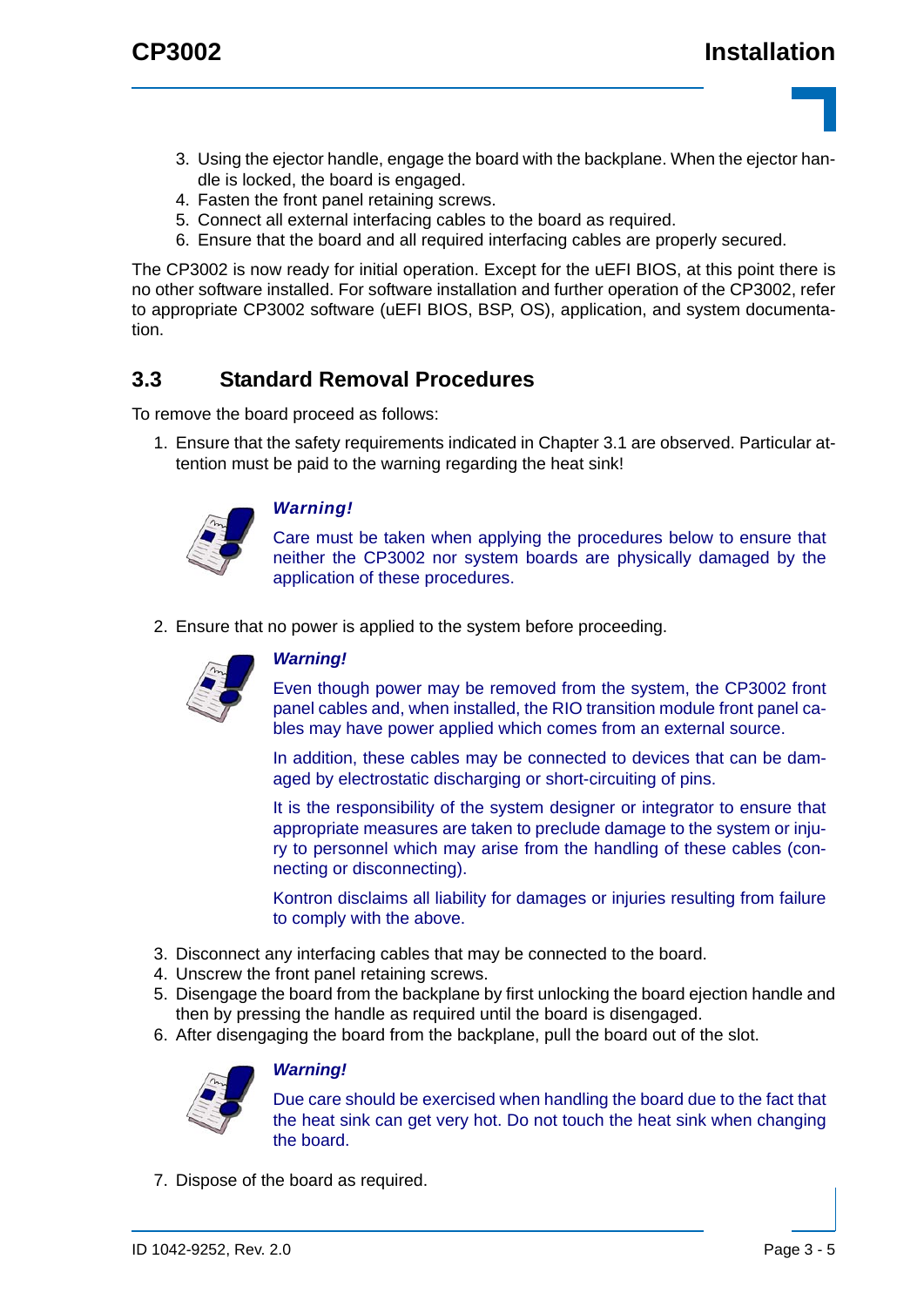3. Using the ejector handle, engage the board with the backplane. When the ejector handle is locked, the board is engaged.
4. Fasten the front panel retaining screws.
5. Connect all external interfacing cables to the board as required.
6. Ensure that the board and all required interfacing cables are properly secured.

The CP3002 is now ready for initial operation. Except for the uEFI BIOS, at this point there is no other software installed. For software installation and further operation of the CP3002, refer to appropriate CP3002 software (uEFI BIOS, BSP, OS), application, and system documentation.

## 3.3 Standard Removal Procedures

To remove the board proceed as follows:

1. Ensure that the safety requirements indicated in Chapter 3.1 are observed. Particular attention must be paid to the warning regarding the heat sink!

> ***Warning!***
>
> Care must be taken when applying the procedures below to ensure that neither the CP3002 nor system boards are physically damaged by the application of these procedures.

2. Ensure that no power is applied to the system before proceeding.

> ***Warning!***
>
> Even though power may be removed from the system, the CP3002 front panel cables and, when installed, the RIO transition module front panel cables may have power applied which comes from an external source.
>
> In addition, these cables may be connected to devices that can be damaged by electrostatic discharging or short-circuiting of pins.
>
> It is the responsibility of the system designer or integrator to ensure that appropriate measures are taken to preclude damage to the system or injury to personnel which may arise from the handling of these cables (connecting or disconnecting).
>
> Kontron disclaims all liability for damages or injuries resulting from failure to comply with the above.

3. Disconnect any interfacing cables that may be connected to the board.
4. Unscrew the front panel retaining screws.
5. Disengage the board from the backplane by first unlocking the board ejection handle and then by pressing the handle as required until the board is disengaged.
6. After disengaging the board from the backplane, pull the board out of the slot.

> ***Warning!***
>
> Due care should be exercised when handling the board due to the fact that the heat sink can get very hot. Do not touch the heat sink when changing the board.

7. Dispose of the board as required.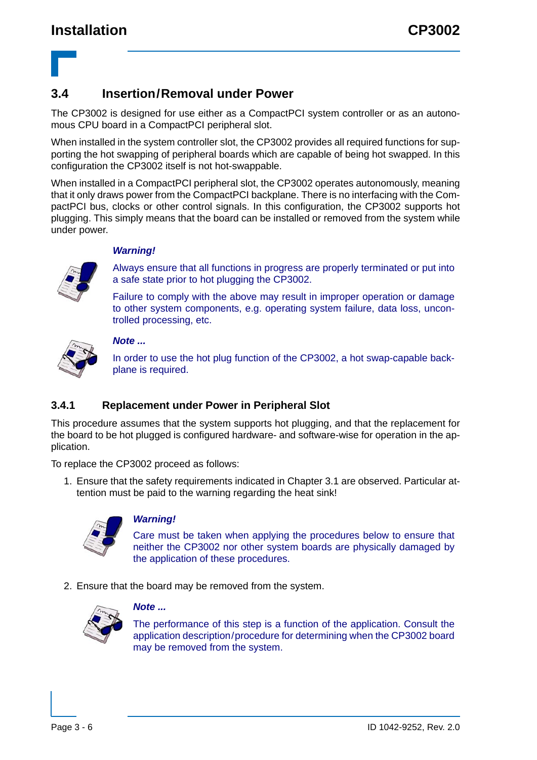## 3.4 Insertion/Removal under Power

The CP3002 is designed for use either as a CompactPCI system controller or as an autonomous CPU board in a CompactPCI peripheral slot.

When installed in the system controller slot, the CP3002 provides all required functions for supporting the hot swapping of peripheral boards which are capable of being hot swapped. In this configuration the CP3002 itself is not hot-swappable.

When installed in a CompactPCI peripheral slot, the CP3002 operates autonomously, meaning that it only draws power from the CompactPCI backplane. There is no interfacing with the CompactPCI bus, clocks or other control signals. In this configuration, the CP3002 supports hot plugging. This simply means that the board can be installed or removed from the system while under power.

***Warning!***

Always ensure that all functions in progress are properly terminated or put into a safe state prior to hot plugging the CP3002.

Failure to comply with the above may result in improper operation or damage to other system components, e.g. operating system failure, data loss, uncontrolled processing, etc.

***Note ...***

In order to use the hot plug function of the CP3002, a hot swap-capable backplane is required.

### 3.4.1 Replacement under Power in Peripheral Slot

This procedure assumes that the system supports hot plugging, and that the replacement for the board to be hot plugged is configured hardware- and software-wise for operation in the application.

To replace the CP3002 proceed as follows:

1. Ensure that the safety requirements indicated in Chapter 3.1 are observed. Particular attention must be paid to the warning regarding the heat sink!

   ***Warning!***

   Care must be taken when applying the procedures below to ensure that neither the CP3002 nor other system boards are physically damaged by the application of these procedures.

2. Ensure that the board may be removed from the system.

   ***Note ...***

   The performance of this step is a function of the application. Consult the application description/procedure for determining when the CP3002 board may be removed from the system.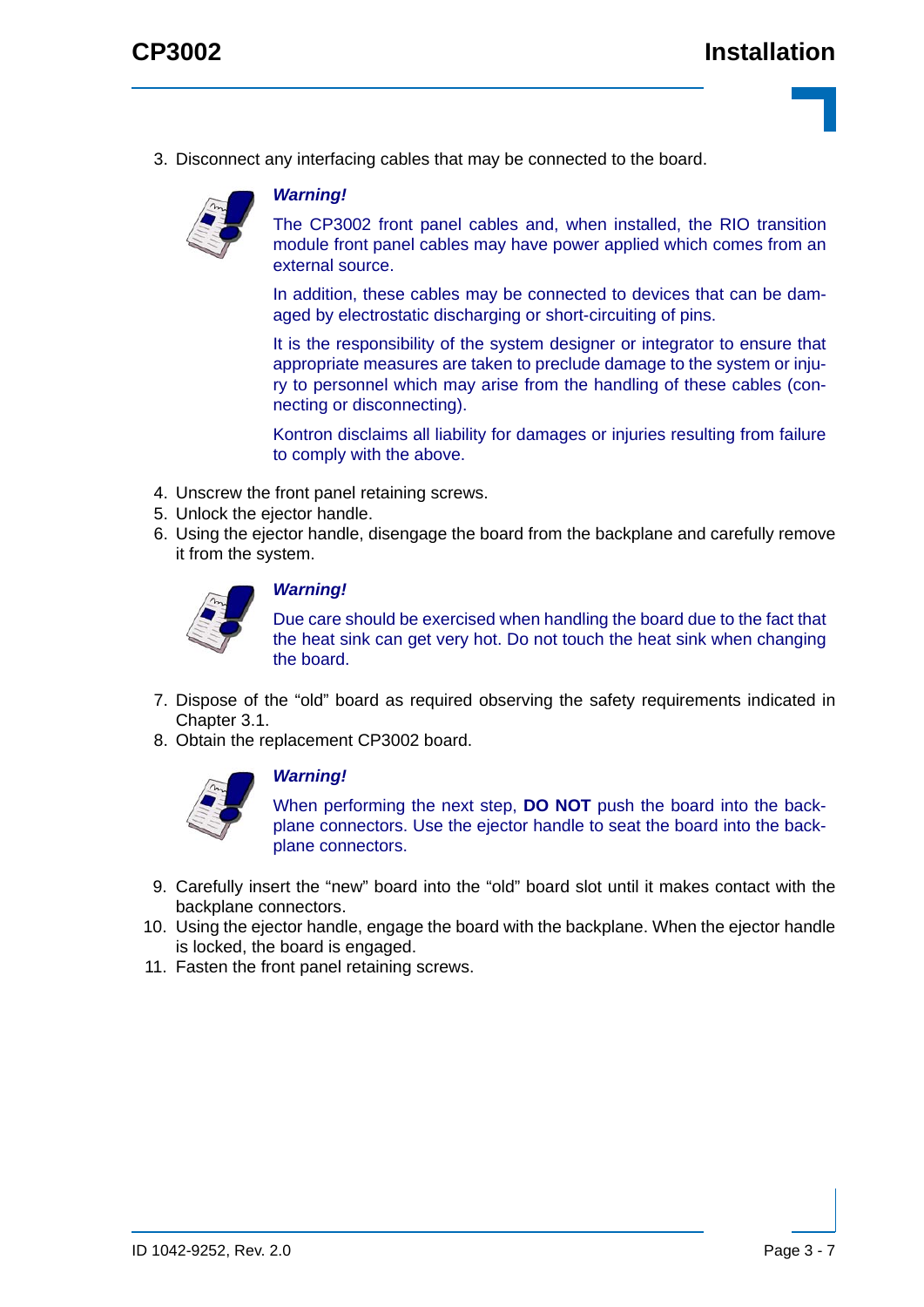3. Disconnect any interfacing cables that may be connected to the board.

***Warning!***

The CP3002 front panel cables and, when installed, the RIO transition module front panel cables may have power applied which comes from an external source.

In addition, these cables may be connected to devices that can be damaged by electrostatic discharging or short-circuiting of pins.

It is the responsibility of the system designer or integrator to ensure that appropriate measures are taken to preclude damage to the system or injury to personnel which may arise from the handling of these cables (connecting or disconnecting).

Kontron disclaims all liability for damages or injuries resulting from failure to comply with the above.

4. Unscrew the front panel retaining screws.
5. Unlock the ejector handle.
6. Using the ejector handle, disengage the board from the backplane and carefully remove it from the system.

***Warning!***

Due care should be exercised when handling the board due to the fact that the heat sink can get very hot. Do not touch the heat sink when changing the board.

7. Dispose of the “old” board as required observing the safety requirements indicated in Chapter 3.1.
8. Obtain the replacement CP3002 board.

***Warning!***

When performing the next step, **DO NOT** push the board into the backplane connectors. Use the ejector handle to seat the board into the backplane connectors.

9. Carefully insert the “new” board into the “old” board slot until it makes contact with the backplane connectors.
10. Using the ejector handle, engage the board with the backplane. When the ejector handle is locked, the board is engaged.
11. Fasten the front panel retaining screws.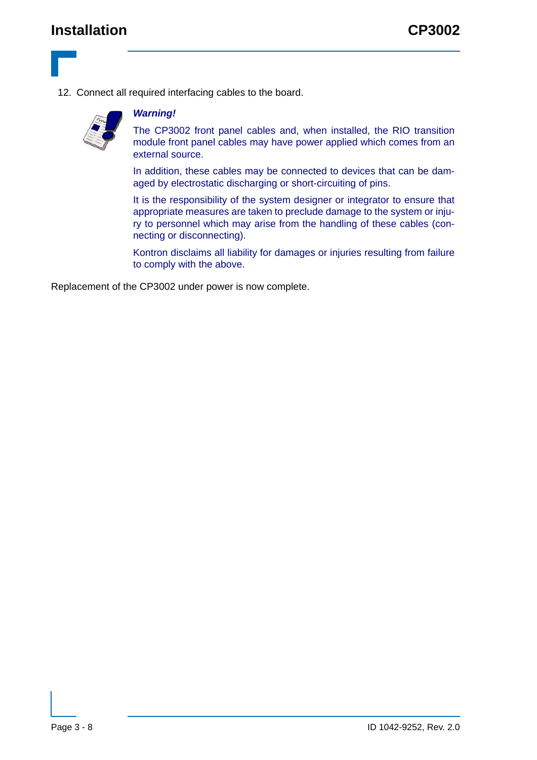12. Connect all required interfacing cables to the board.

***Warning!***

The CP3002 front panel cables and, when installed, the RIO transition module front panel cables may have power applied which comes from an external source.

In addition, these cables may be connected to devices that can be damaged by electrostatic discharging or short-circuiting of pins.

It is the responsibility of the system designer or integrator to ensure that appropriate measures are taken to preclude damage to the system or injury to personnel which may arise from the handling of these cables (connecting or disconnecting).

Kontron disclaims all liability for damages or injuries resulting from failure to comply with the above.

Replacement of the CP3002 under power is now complete.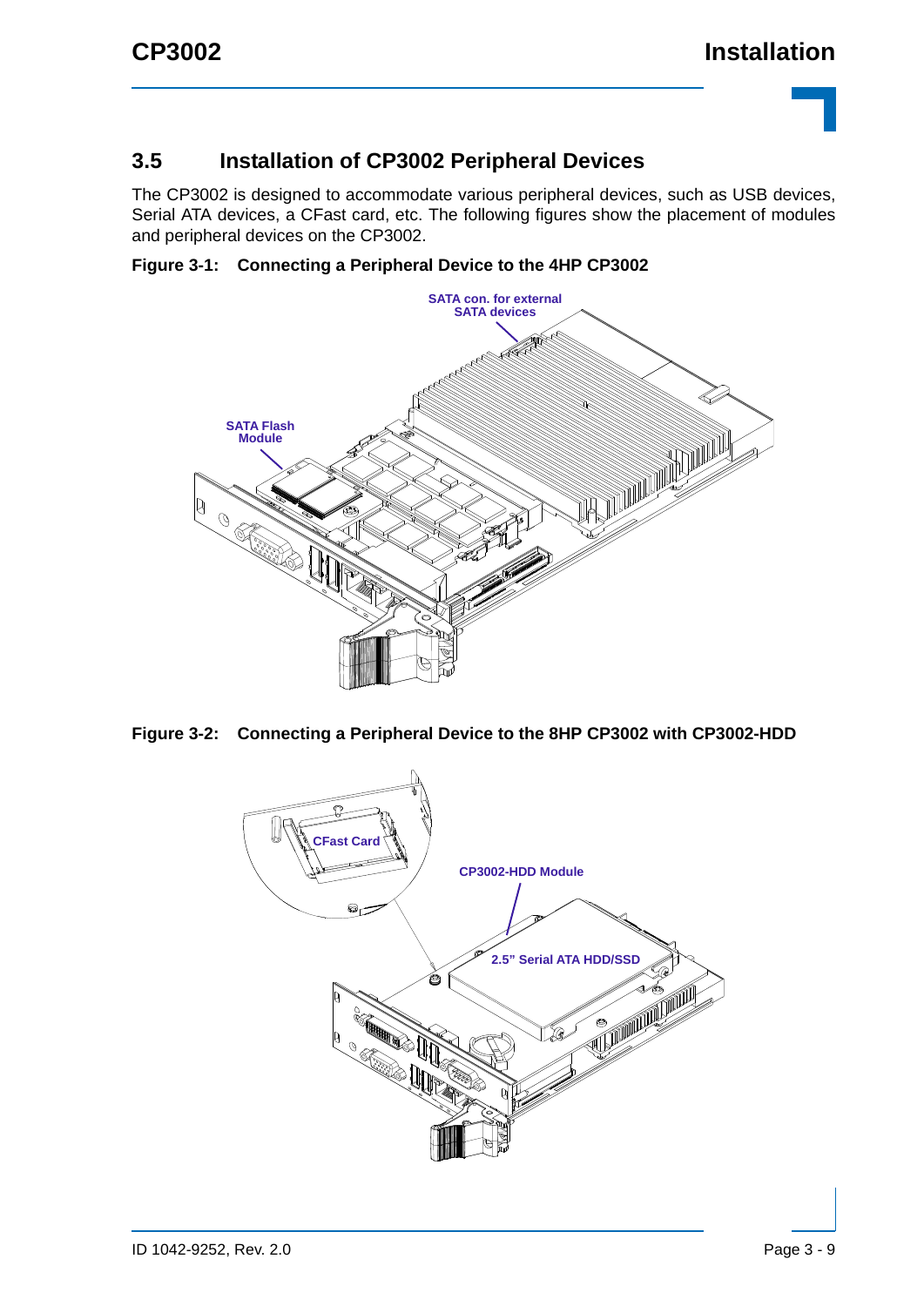## 3.5 Installation of CP3002 Peripheral Devices

The CP3002 is designed to accommodate various peripheral devices, such as USB devices, Serial ATA devices, a CFast card, etc. The following figures show the placement of modules and peripheral devices on the CP3002.

**Figure 3-1: Connecting a Peripheral Device to the 4HP CP3002**

**Figure 3-2: Connecting a Peripheral Device to the 8HP CP3002 with CP3002-HDD**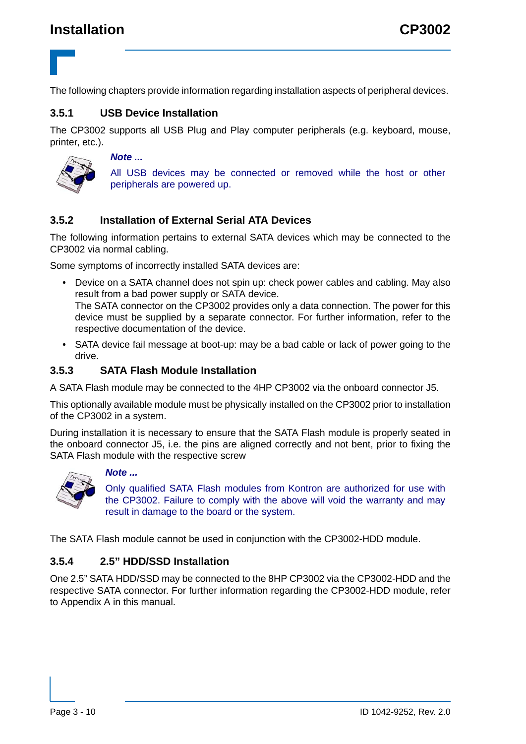The following chapters provide information regarding installation aspects of peripheral devices.

### 3.5.1 USB Device Installation

The CP3002 supports all USB Plug and Play computer peripherals (e.g. keyboard, mouse, printer, etc.).

> ***Note ...***
>
> All USB devices may be connected or removed while the host or other peripherals are powered up.

### 3.5.2 Installation of External Serial ATA Devices

The following information pertains to external SATA devices which may be connected to the CP3002 via normal cabling.

Some symptoms of incorrectly installed SATA devices are:

- Device on a SATA channel does not spin up: check power cables and cabling. May also result from a bad power supply or SATA device.
  The SATA connector on the CP3002 provides only a data connection. The power for this device must be supplied by a separate connector. For further information, refer to the respective documentation of the device.
- SATA device fail message at boot-up: may be a bad cable or lack of power going to the drive.

### 3.5.3 SATA Flash Module Installation

A SATA Flash module may be connected to the 4HP CP3002 via the onboard connector J5.

This optionally available module must be physically installed on the CP3002 prior to installation of the CP3002 in a system.

During installation it is necessary to ensure that the SATA Flash module is properly seated in the onboard connector J5, i.e. the pins are aligned correctly and not bent, prior to fixing the SATA Flash module with the respective screw

> ***Note ...***
>
> Only qualified SATA Flash modules from Kontron are authorized for use with the CP3002. Failure to comply with the above will void the warranty and may result in damage to the board or the system.

The SATA Flash module cannot be used in conjunction with the CP3002-HDD module.

### 3.5.4 2.5" HDD/SSD Installation

One 2.5" SATA HDD/SSD may be connected to the 8HP CP3002 via the CP3002-HDD and the respective SATA connector. For further information regarding the CP3002-HDD module, refer to Appendix A in this manual.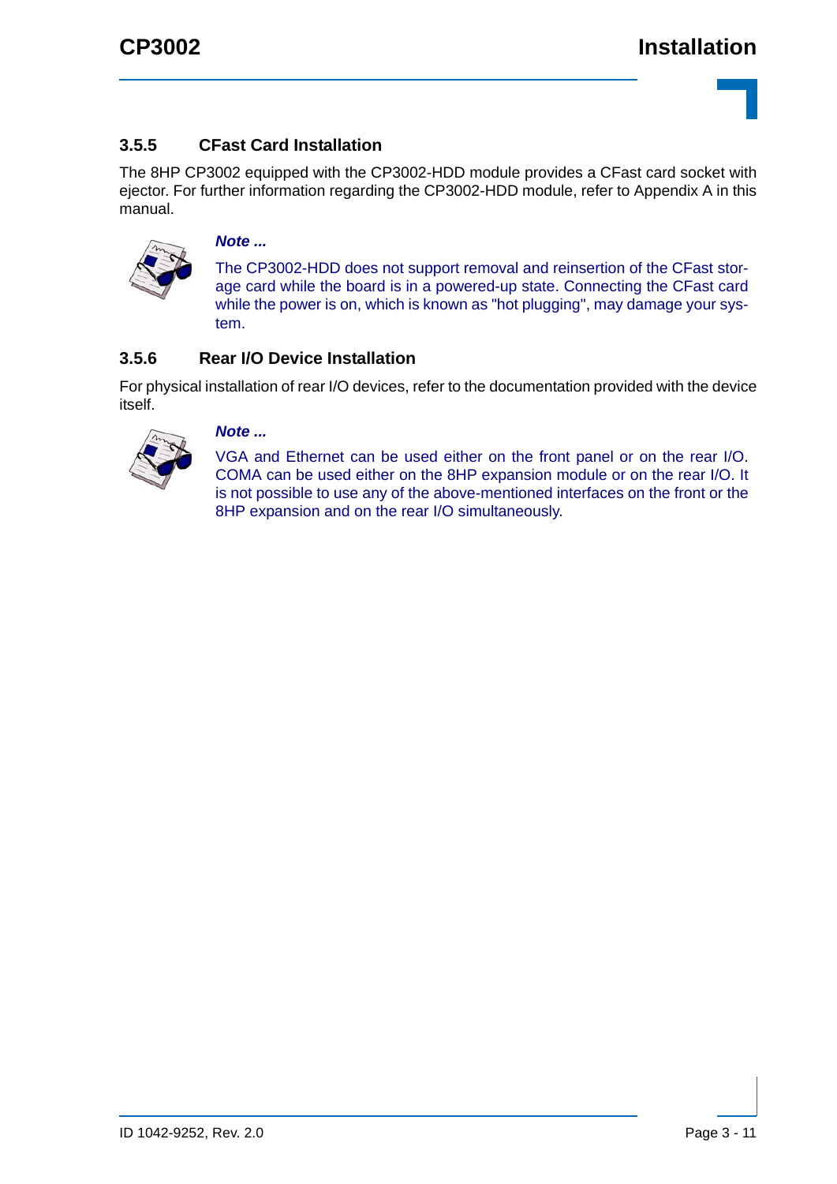### 3.5.5 CFast Card Installation

The 8HP CP3002 equipped with the CP3002-HDD module provides a CFast card socket with ejector. For further information regarding the CP3002-HDD module, refer to Appendix A in this manual.

***Note ...***

The CP3002-HDD does not support removal and reinsertion of the CFast storage card while the board is in a powered-up state. Connecting the CFast card while the power is on, which is known as "hot plugging", may damage your system.

### 3.5.6 Rear I/O Device Installation

For physical installation of rear I/O devices, refer to the documentation provided with the device itself.

***Note ...***

VGA and Ethernet can be used either on the front panel or on the rear I/O. COMA can be used either on the 8HP expansion module or on the rear I/O. It is not possible to use any of the above-mentioned interfaces on the front or the 8HP expansion and on the rear I/O simultaneously.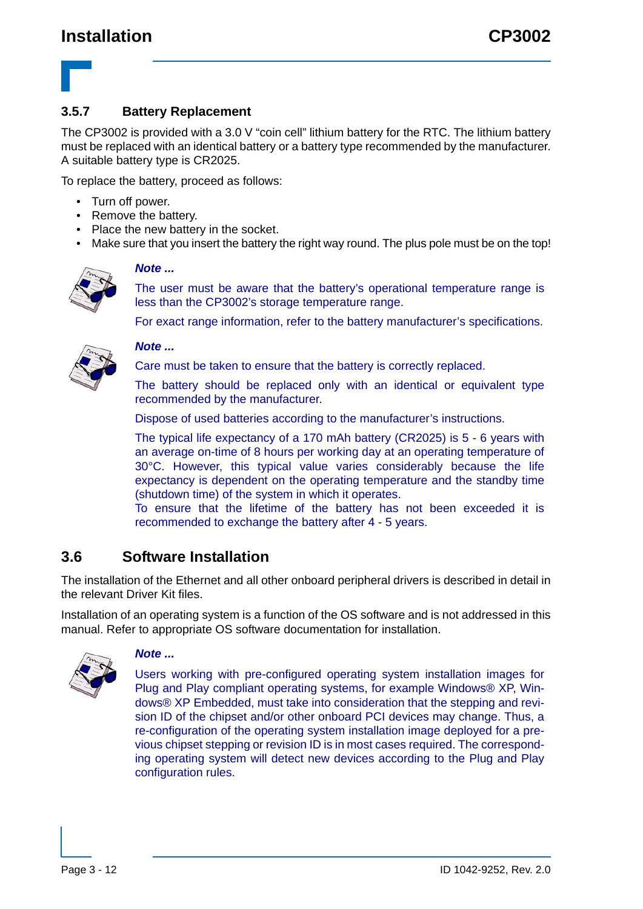### 3.5.7 Battery Replacement

The CP3002 is provided with a 3.0 V “coin cell” lithium battery for the RTC. The lithium battery must be replaced with an identical battery or a battery type recommended by the manufacturer. A suitable battery type is CR2025.

To replace the battery, proceed as follows:

- Turn off power.
- Remove the battery.
- Place the new battery in the socket.
- Make sure that you insert the battery the right way round. The plus pole must be on the top!

***Note ...***

The user must be aware that the battery’s operational temperature range is less than the CP3002’s storage temperature range.

For exact range information, refer to the battery manufacturer’s specifications.

***Note ...***

Care must be taken to ensure that the battery is correctly replaced.

The battery should be replaced only with an identical or equivalent type recommended by the manufacturer.

Dispose of used batteries according to the manufacturer’s instructions.

The typical life expectancy of a 170 mAh battery (CR2025) is 5 - 6 years with an average on-time of 8 hours per working day at an operating temperature of 30°C. However, this typical value varies considerably because the life expectancy is dependent on the operating temperature and the standby time (shutdown time) of the system in which it operates.
To ensure that the lifetime of the battery has not been exceeded it is recommended to exchange the battery after 4 - 5 years.

## 3.6 Software Installation

The installation of the Ethernet and all other onboard peripheral drivers is described in detail in the relevant Driver Kit files.

Installation of an operating system is a function of the OS software and is not addressed in this manual. Refer to appropriate OS software documentation for installation.

***Note ...***

Users working with pre-configured operating system installation images for Plug and Play compliant operating systems, for example Windows® XP, Windows® XP Embedded, must take into consideration that the stepping and revision ID of the chipset and/or other onboard PCI devices may change. Thus, a re-configuration of the operating system installation image deployed for a previous chipset stepping or revision ID is in most cases required. The corresponding operating system will detect new devices according to the Plug and Play configuration rules.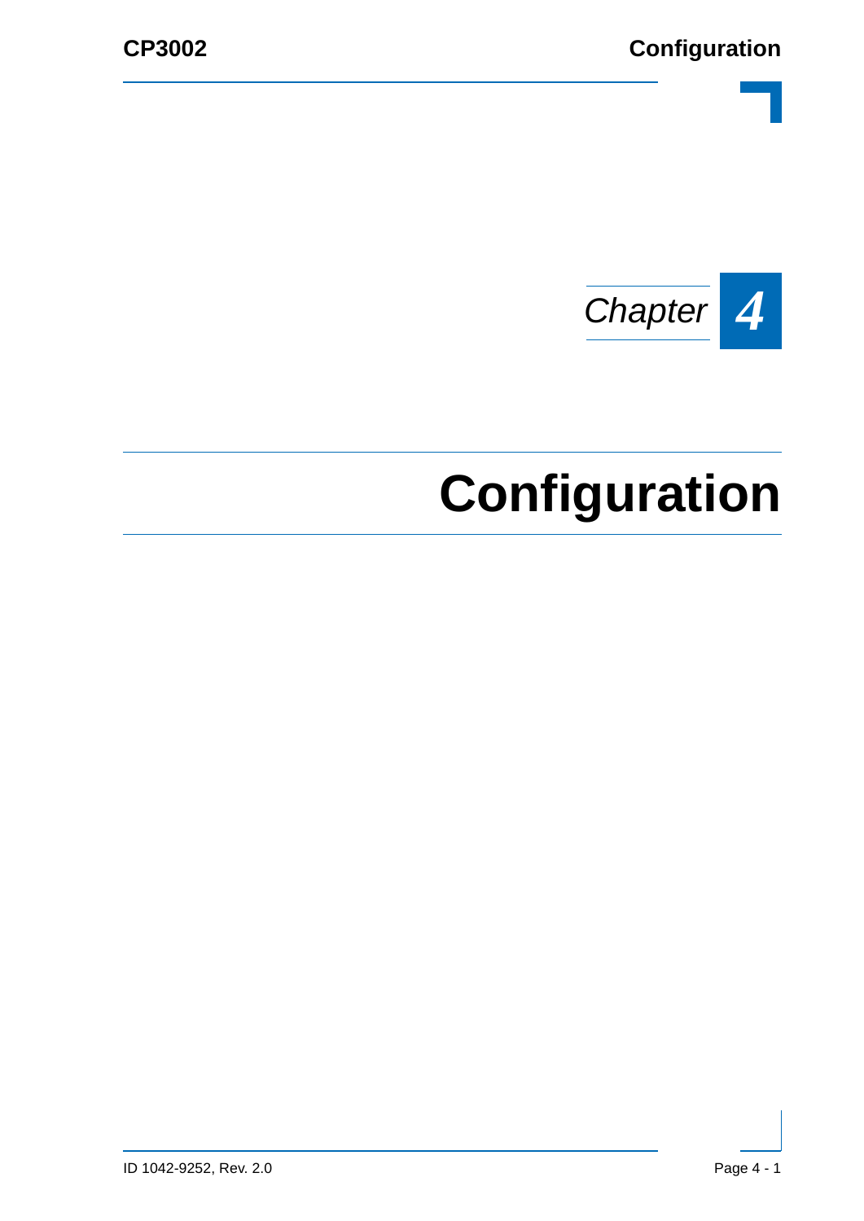*Chapter* **4**

# Configuration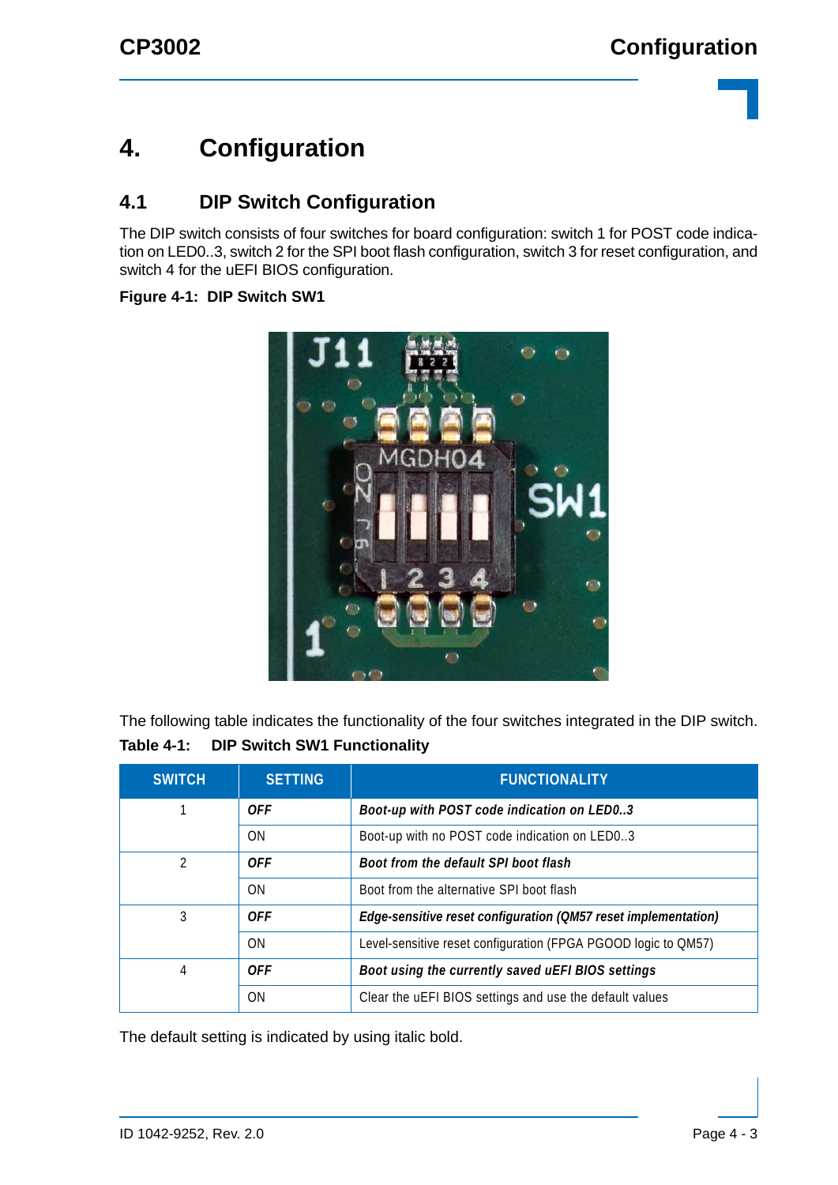# 4. Configuration

## 4.1 DIP Switch Configuration

The DIP switch consists of four switches for board configuration: switch 1 for POST code indication on LED0..3, switch 2 for the SPI boot flash configuration, switch 3 for reset configuration, and switch 4 for the uEFI BIOS configuration.

**Figure 4-1: DIP Switch SW1**

The following table indicates the functionality of the four switches integrated in the DIP switch.

**Table 4-1: DIP Switch SW1 Functionality**

| SWITCH | SETTING | FUNCTIONALITY |
|---|---|---|
| 1 | ***OFF*** | ***Boot-up with POST code indication on LED0..3*** |
| | ON | Boot-up with no POST code indication on LED0..3 |
| 2 | ***OFF*** | ***Boot from the default SPI boot flash*** |
| | ON | Boot from the alternative SPI boot flash |
| 3 | ***OFF*** | ***Edge-sensitive reset configuration (QM57 reset implementation)*** |
| | ON | Level-sensitive reset configuration (FPGA PGOOD logic to QM57) |
| 4 | ***OFF*** | ***Boot using the currently saved uEFI BIOS settings*** |
| | ON | Clear the uEFI BIOS settings and use the default values |

The default setting is indicated by using italic bold.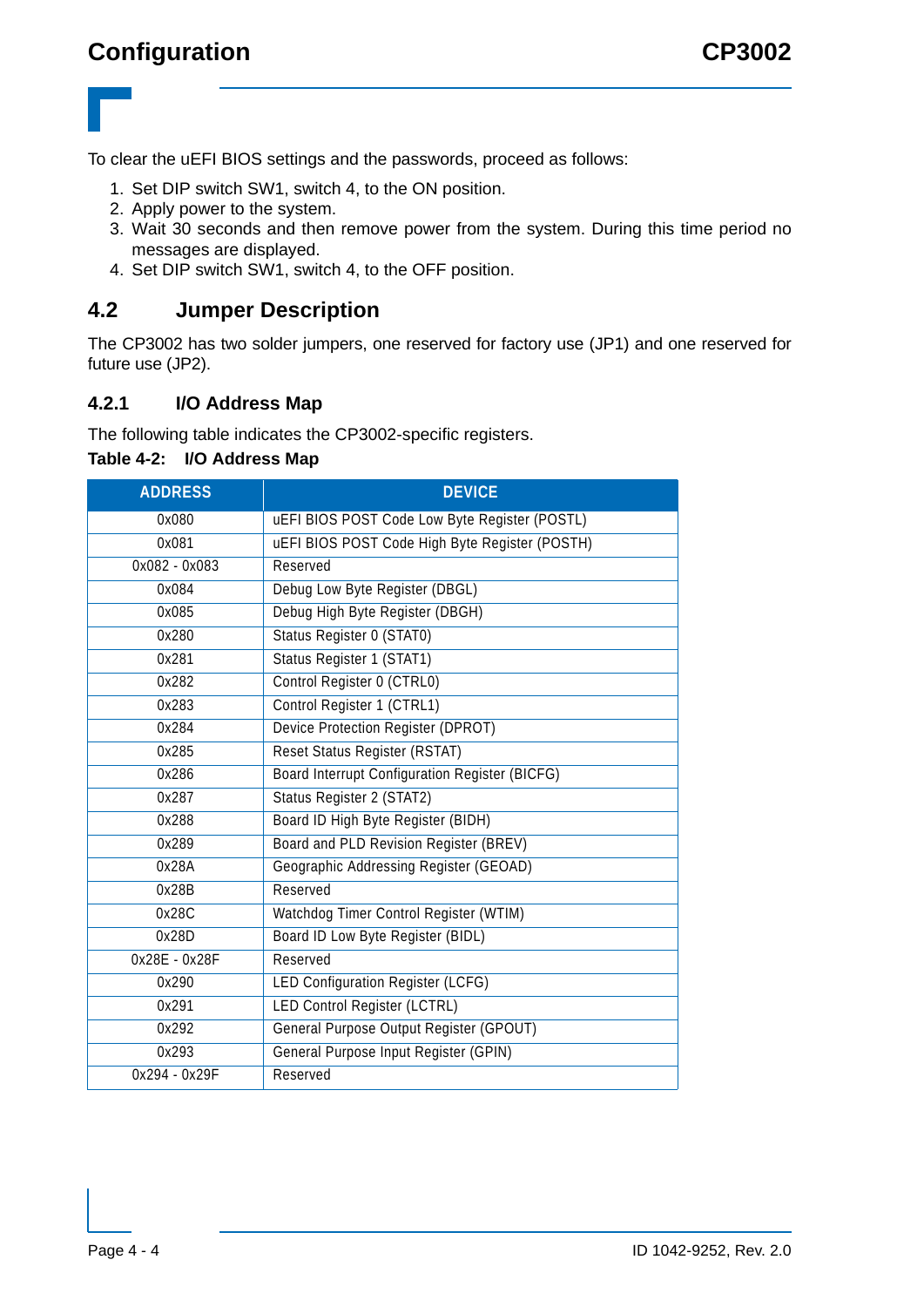To clear the uEFI BIOS settings and the passwords, proceed as follows:

1. Set DIP switch SW1, switch 4, to the ON position.
2. Apply power to the system.
3. Wait 30 seconds and then remove power from the system. During this time period no messages are displayed.
4. Set DIP switch SW1, switch 4, to the OFF position.

## 4.2 Jumper Description

The CP3002 has two solder jumpers, one reserved for factory use (JP1) and one reserved for future use (JP2).

### 4.2.1 I/O Address Map

The following table indicates the CP3002-specific registers.

**Table 4-2: I/O Address Map**

| ADDRESS | DEVICE |
|---|---|
| 0x080 | uEFI BIOS POST Code Low Byte Register (POSTL) |
| 0x081 | uEFI BIOS POST Code High Byte Register (POSTH) |
| 0x082 - 0x083 | Reserved |
| 0x084 | Debug Low Byte Register (DBGL) |
| 0x085 | Debug High Byte Register (DBGH) |
| 0x280 | Status Register 0 (STAT0) |
| 0x281 | Status Register 1 (STAT1) |
| 0x282 | Control Register 0 (CTRL0) |
| 0x283 | Control Register 1 (CTRL1) |
| 0x284 | Device Protection Register (DPROT) |
| 0x285 | Reset Status Register (RSTAT) |
| 0x286 | Board Interrupt Configuration Register (BICFG) |
| 0x287 | Status Register 2 (STAT2) |
| 0x288 | Board ID High Byte Register (BIDH) |
| 0x289 | Board and PLD Revision Register (BREV) |
| 0x28A | Geographic Addressing Register (GEOAD) |
| 0x28B | Reserved |
| 0x28C | Watchdog Timer Control Register (WTIM) |
| 0x28D | Board ID Low Byte Register (BIDL) |
| 0x28E - 0x28F | Reserved |
| 0x290 | LED Configuration Register (LCFG) |
| 0x291 | LED Control Register (LCTRL) |
| 0x292 | General Purpose Output Register (GPOUT) |
| 0x293 | General Purpose Input Register (GPIN) |
| 0x294 - 0x29F | Reserved |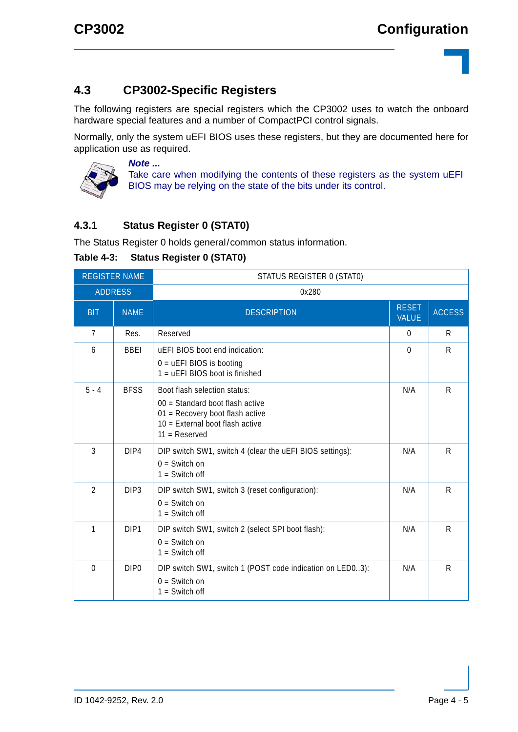## 4.3 CP3002-Specific Registers

The following registers are special registers which the CP3002 uses to watch the onboard hardware special features and a number of CompactPCI control signals.

Normally, only the system uEFI BIOS uses these registers, but they are documented here for application use as required.

***Note ...***
Take care when modifying the contents of these registers as the system uEFI BIOS may be relying on the state of the bits under its control.

### 4.3.1 Status Register 0 (STAT0)

The Status Register 0 holds general/common status information.

**Table 4-3: Status Register 0 (STAT0)**

| REGISTER NAME | | STATUS REGISTER 0 (STAT0) | | |
|---|---|---|---|---|
| ADDRESS | | 0x280 | | |
| BIT | NAME | DESCRIPTION | RESET VALUE | ACCESS |
| 7 | Res. | Reserved | 0 | R |
| 6 | BBEI | uEFI BIOS boot end indication:<br>0 = uEFI BIOS is booting<br>1 = uEFI BIOS boot is finished | 0 | R |
| 5 - 4 | BFSS | Boot flash selection status:<br>00 = Standard boot flash active<br>01 = Recovery boot flash active<br>10 = External boot flash active<br>11 = Reserved | N/A | R |
| 3 | DIP4 | DIP switch SW1, switch 4 (clear the uEFI BIOS settings):<br>0 = Switch on<br>1 = Switch off | N/A | R |
| 2 | DIP3 | DIP switch SW1, switch 3 (reset configuration):<br>0 = Switch on<br>1 = Switch off | N/A | R |
| 1 | DIP1 | DIP switch SW1, switch 2 (select SPI boot flash):<br>0 = Switch on<br>1 = Switch off | N/A | R |
| 0 | DIP0 | DIP switch SW1, switch 1 (POST code indication on LED0..3):<br>0 = Switch on<br>1 = Switch off | N/A | R |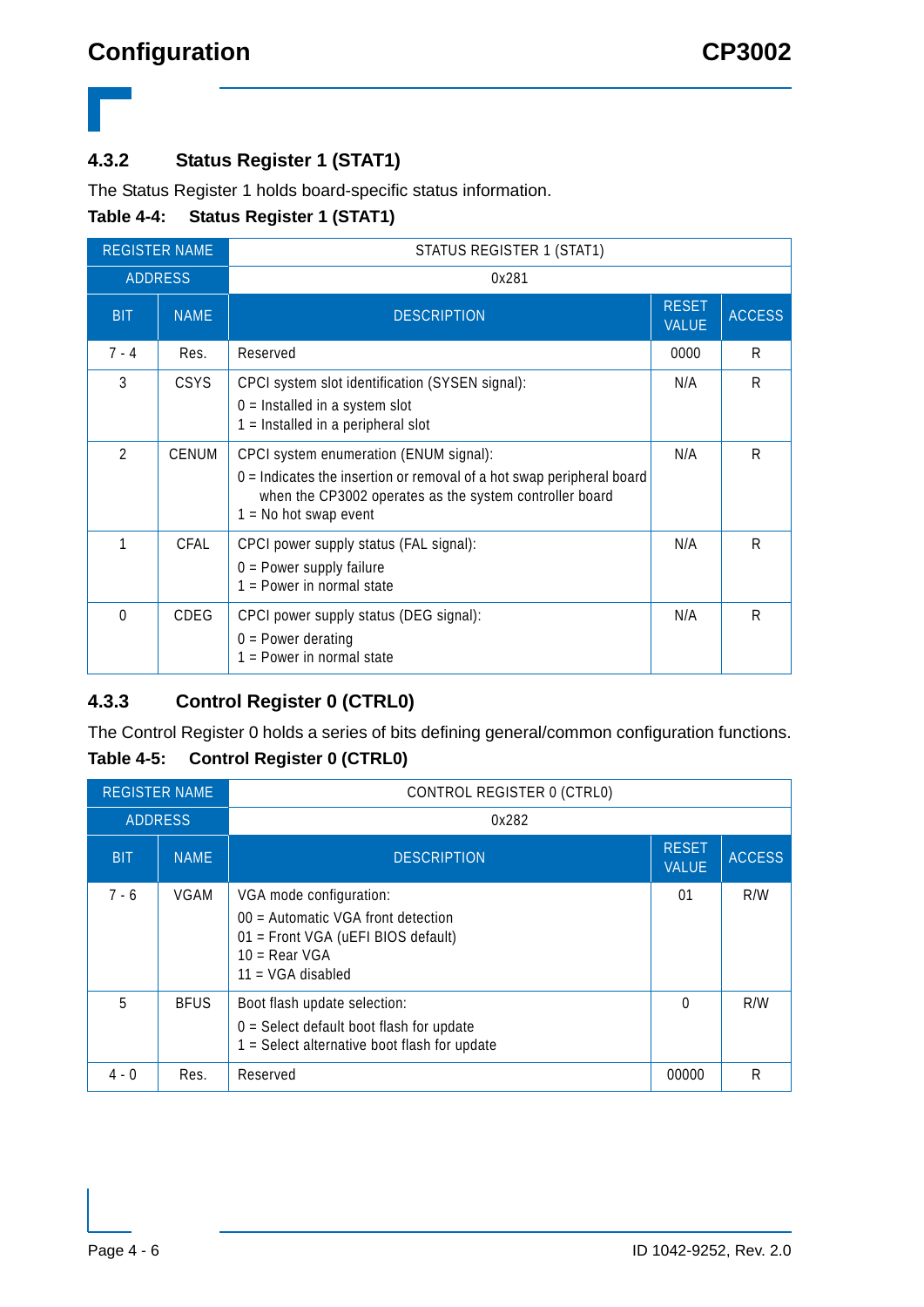### 4.3.2 Status Register 1 (STAT1)

The Status Register 1 holds board-specific status information.

**Table 4-4: Status Register 1 (STAT1)**

| REGISTER NAME | | STATUS REGISTER 1 (STAT1) | | |
|---|---|---|---|---|
| ADDRESS | | 0x281 | | |
| BIT | NAME | DESCRIPTION | RESET VALUE | ACCESS |
| 7 - 4 | Res. | Reserved | 0000 | R |
| 3 | CSYS | CPCI system slot identification (SYSEN signal):<br>0 = Installed in a system slot<br>1 = Installed in a peripheral slot | N/A | R |
| 2 | CENUM | CPCI system enumeration (ENUM signal):<br>0 = Indicates the insertion or removal of a hot swap peripheral board when the CP3002 operates as the system controller board<br>1 = No hot swap event | N/A | R |
| 1 | CFAL | CPCI power supply status (FAL signal):<br>0 = Power supply failure<br>1 = Power in normal state | N/A | R |
| 0 | CDEG | CPCI power supply status (DEG signal):<br>0 = Power derating<br>1 = Power in normal state | N/A | R |

### 4.3.3 Control Register 0 (CTRL0)

The Control Register 0 holds a series of bits defining general/common configuration functions.

**Table 4-5: Control Register 0 (CTRL0)**

| REGISTER NAME | | CONTROL REGISTER 0 (CTRL0) | | |
|---|---|---|---|---|
| ADDRESS | | 0x282 | | |
| BIT | NAME | DESCRIPTION | RESET VALUE | ACCESS |
| 7 - 6 | VGAM | VGA mode configuration:<br>00 = Automatic VGA front detection<br>01 = Front VGA (uEFI BIOS default)<br>10 = Rear VGA<br>11 = VGA disabled | 01 | R/W |
| 5 | BFUS | Boot flash update selection:<br>0 = Select default boot flash for update<br>1 = Select alternative boot flash for update | 0 | R/W |
| 4 - 0 | Res. | Reserved | 00000 | R |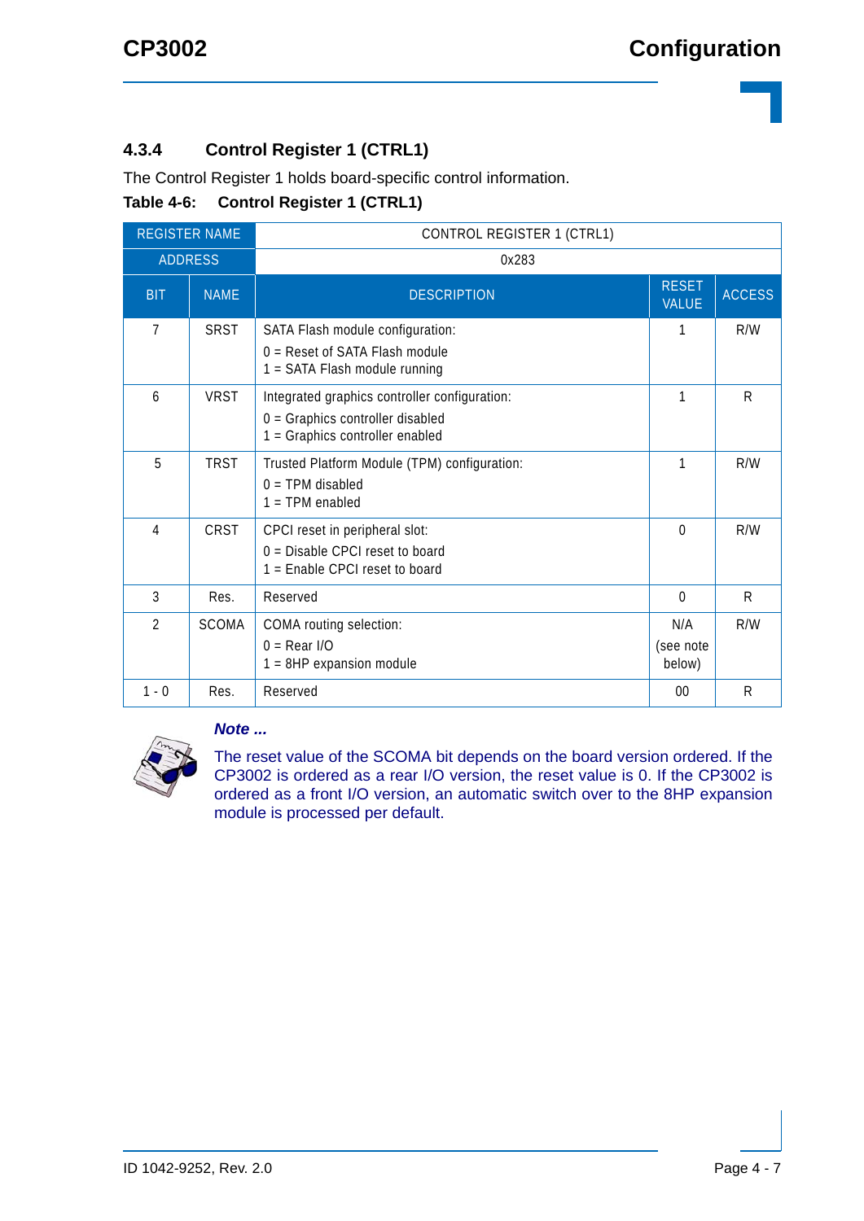### 4.3.4 Control Register 1 (CTRL1)

The Control Register 1 holds board-specific control information.

**Table 4-6: Control Register 1 (CTRL1)**

| REGISTER NAME | | CONTROL REGISTER 1 (CTRL1) | | |
|---|---|---|---|---|
| ADDRESS | | 0x283 | | |
| BIT | NAME | DESCRIPTION | RESET VALUE | ACCESS |
| 7 | SRST | SATA Flash module configuration:<br>0 = Reset of SATA Flash module<br>1 = SATA Flash module running | 1 | R/W |
| 6 | VRST | Integrated graphics controller configuration:<br>0 = Graphics controller disabled<br>1 = Graphics controller enabled | 1 | R |
| 5 | TRST | Trusted Platform Module (TPM) configuration:<br>0 = TPM disabled<br>1 = TPM enabled | 1 | R/W |
| 4 | CRST | CPCI reset in peripheral slot:<br>0 = Disable CPCI reset to board<br>1 = Enable CPCI reset to board | 0 | R/W |
| 3 | Res. | Reserved | 0 | R |
| 2 | SCOMA | COMA routing selection:<br>0 = Rear I/O<br>1 = 8HP expansion module | N/A (see note below) | R/W |
| 1 - 0 | Res. | Reserved | 00 | R |

***Note ...***

The reset value of the SCOMA bit depends on the board version ordered. If the CP3002 is ordered as a rear I/O version, the reset value is 0. If the CP3002 is ordered as a front I/O version, an automatic switch over to the 8HP expansion module is processed per default.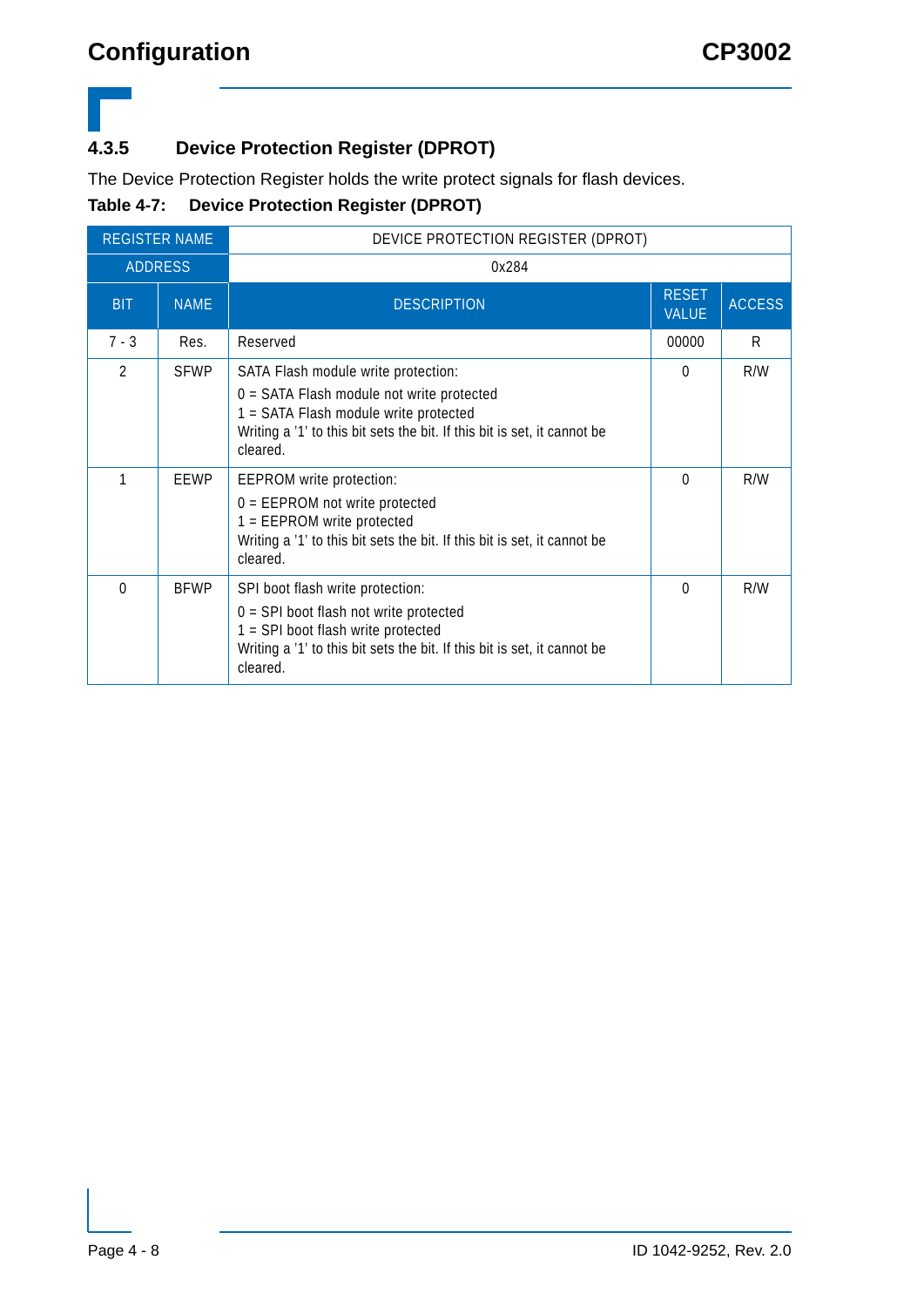### 4.3.5 Device Protection Register (DPROT)

The Device Protection Register holds the write protect signals for flash devices.

**Table 4-7: Device Protection Register (DPROT)**

| REGISTER NAME | | DEVICE PROTECTION REGISTER (DPROT) | | |
|---|---|---|---|---|
| ADDRESS | | 0x284 | | |
| BIT | NAME | DESCRIPTION | RESET VALUE | ACCESS |
| 7 - 3 | Res. | Reserved | 00000 | R |
| 2 | SFWP | SATA Flash module write protection:<br>0 = SATA Flash module not write protected<br>1 = SATA Flash module write protected<br>Writing a '1' to this bit sets the bit. If this bit is set, it cannot be cleared. | 0 | R/W |
| 1 | EEWP | EEPROM write protection:<br>0 = EEPROM not write protected<br>1 = EEPROM write protected<br>Writing a '1' to this bit sets the bit. If this bit is set, it cannot be cleared. | 0 | R/W |
| 0 | BFWP | SPI boot flash write protection:<br>0 = SPI boot flash not write protected<br>1 = SPI boot flash write protected<br>Writing a '1' to this bit sets the bit. If this bit is set, it cannot be cleared. | 0 | R/W |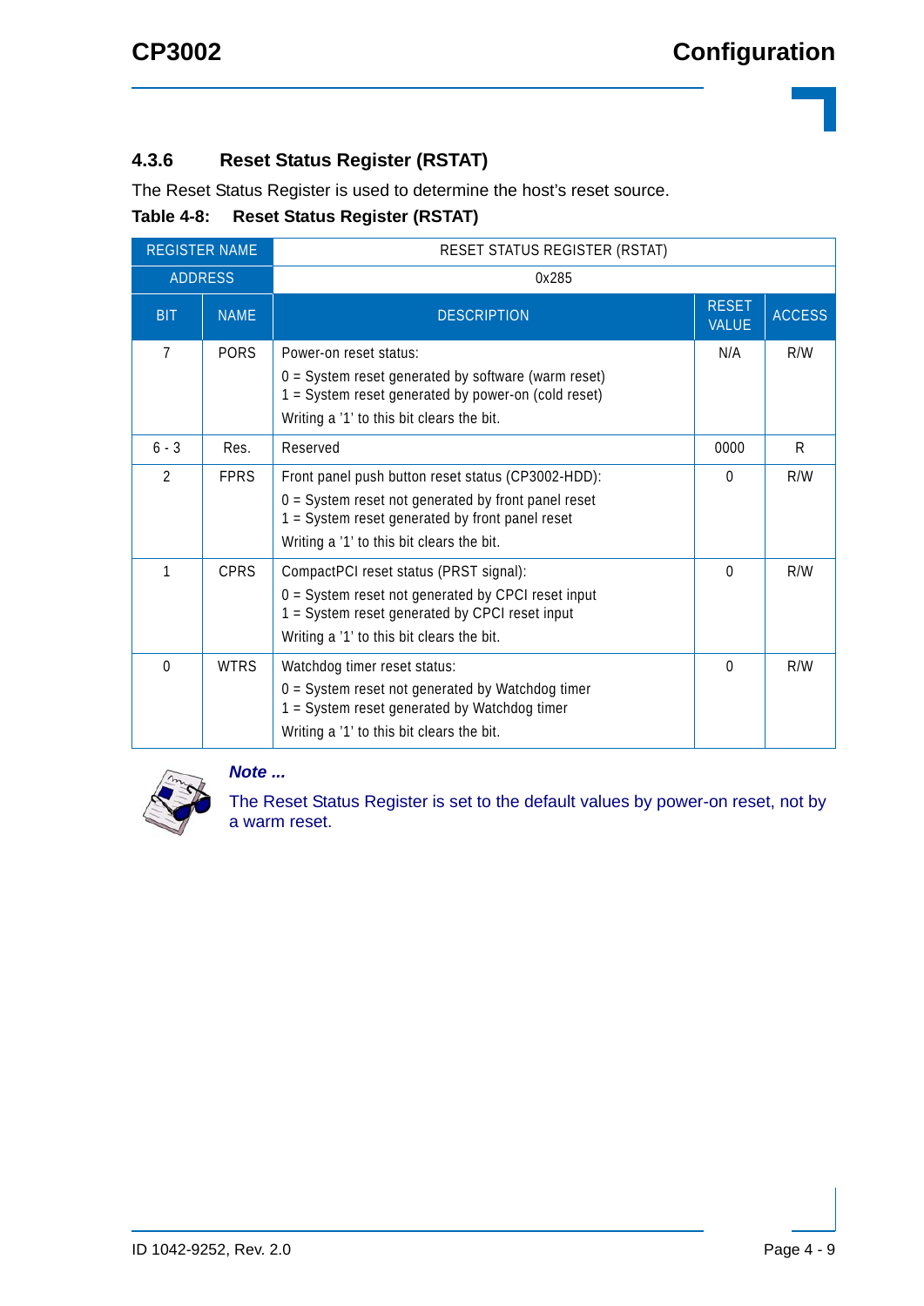### 4.3.6 Reset Status Register (RSTAT)

The Reset Status Register is used to determine the host's reset source.

**Table 4-8: Reset Status Register (RSTAT)**

| REGISTER NAME | | RESET STATUS REGISTER (RSTAT) | | |
|---|---|---|---|---|
| ADDRESS | | 0x285 | | |
| **BIT** | **NAME** | **DESCRIPTION** | **RESET VALUE** | **ACCESS** |
| 7 | PORS | Power-on reset status:<br>0 = System reset generated by software (warm reset)<br>1 = System reset generated by power-on (cold reset)<br>Writing a '1' to this bit clears the bit. | N/A | R/W |
| 6 - 3 | Res. | Reserved | 0000 | R |
| 2 | FPRS | Front panel push button reset status (CP3002-HDD):<br>0 = System reset not generated by front panel reset<br>1 = System reset generated by front panel reset<br>Writing a '1' to this bit clears the bit. | 0 | R/W |
| 1 | CPRS | CompactPCI reset status (PRST signal):<br>0 = System reset not generated by CPCI reset input<br>1 = System reset generated by CPCI reset input<br>Writing a '1' to this bit clears the bit. | 0 | R/W |
| 0 | WTRS | Watchdog timer reset status:<br>0 = System reset not generated by Watchdog timer<br>1 = System reset generated by Watchdog timer<br>Writing a '1' to this bit clears the bit. | 0 | R/W |

***Note ...***

The Reset Status Register is set to the default values by power-on reset, not by a warm reset.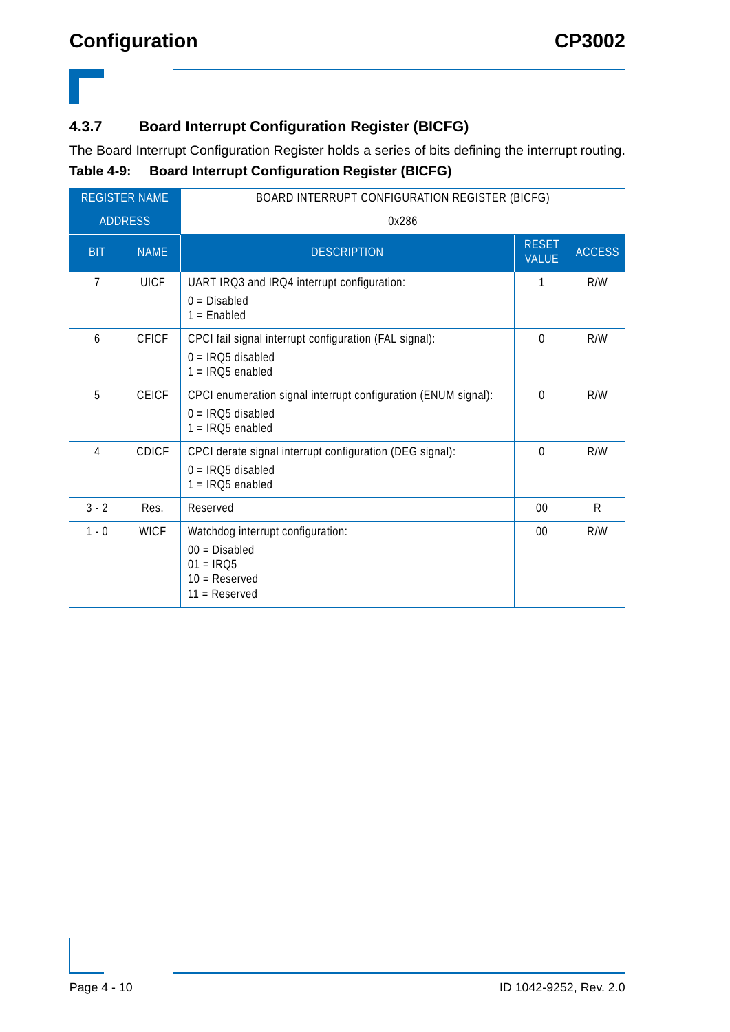### 4.3.7 Board Interrupt Configuration Register (BICFG)

The Board Interrupt Configuration Register holds a series of bits defining the interrupt routing.

**Table 4-9: Board Interrupt Configuration Register (BICFG)**

| REGISTER NAME | | BOARD INTERRUPT CONFIGURATION REGISTER (BICFG) | | |
|---|---|---|---|---|
| ADDRESS | | 0x286 | | |
| BIT | NAME | DESCRIPTION | RESET VALUE | ACCESS |
| 7 | UICF | UART IRQ3 and IRQ4 interrupt configuration:<br>0 = Disabled<br>1 = Enabled | 1 | R/W |
| 6 | CFICF | CPCI fail signal interrupt configuration (FAL signal):<br>0 = IRQ5 disabled<br>1 = IRQ5 enabled | 0 | R/W |
| 5 | CEICF | CPCI enumeration signal interrupt configuration (ENUM signal):<br>0 = IRQ5 disabled<br>1 = IRQ5 enabled | 0 | R/W |
| 4 | CDICF | CPCI derate signal interrupt configuration (DEG signal):<br>0 = IRQ5 disabled<br>1 = IRQ5 enabled | 0 | R/W |
| 3 - 2 | Res. | Reserved | 00 | R |
| 1 - 0 | WICF | Watchdog interrupt configuration:<br>00 = Disabled<br>01 = IRQ5<br>10 = Reserved<br>11 = Reserved | 00 | R/W |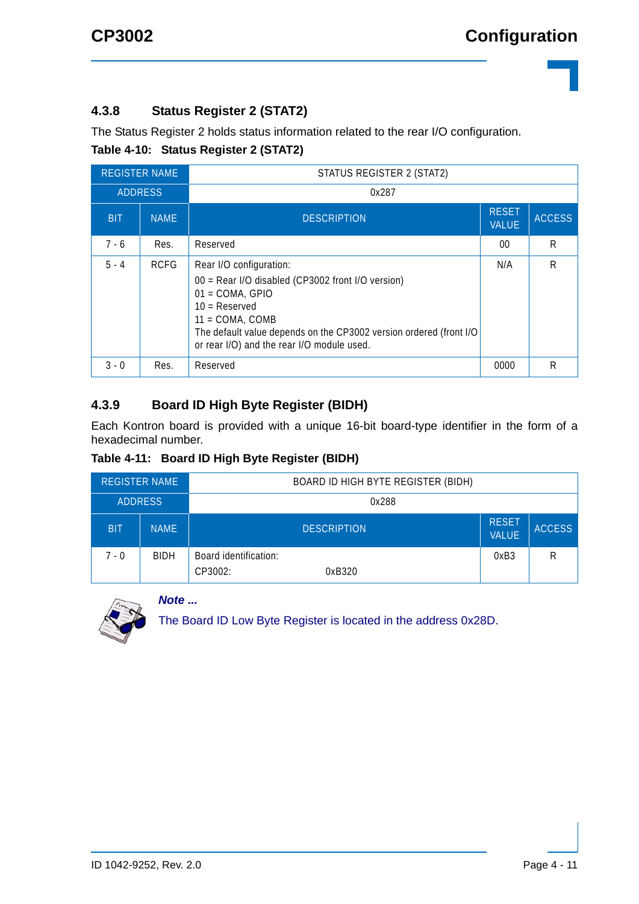### 4.3.8 Status Register 2 (STAT2)

The Status Register 2 holds status information related to the rear I/O configuration.

**Table 4-10: Status Register 2 (STAT2)**

| REGISTER NAME | | STATUS REGISTER 2 (STAT2) | | |
|---|---|---|---|---|
| ADDRESS | | 0x287 | | |
| BIT | NAME | DESCRIPTION | RESET VALUE | ACCESS |
| 7 - 6 | Res. | Reserved | 00 | R |
| 5 - 4 | RCFG | Rear I/O configuration:<br>00 = Rear I/O disabled (CP3002 front I/O version)<br>01 = COMA, GPIO<br>10 = Reserved<br>11 = COMA, COMB<br>The default value depends on the CP3002 version ordered (front I/O or rear I/O) and the rear I/O module used. | N/A | R |
| 3 - 0 | Res. | Reserved | 0000 | R |

### 4.3.9 Board ID High Byte Register (BIDH)

Each Kontron board is provided with a unique 16-bit board-type identifier in the form of a hexadecimal number.

**Table 4-11: Board ID High Byte Register (BIDH)**

| REGISTER NAME | | BOARD ID HIGH BYTE REGISTER (BIDH) | | |
|---|---|---|---|---|
| ADDRESS | | 0x288 | | |
| BIT | NAME | DESCRIPTION | RESET VALUE | ACCESS |
| 7 - 0 | BIDH | Board identification:<br>CP3002: 0xB320 | 0xB3 | R |

***Note ...***

The Board ID Low Byte Register is located in the address 0x28D.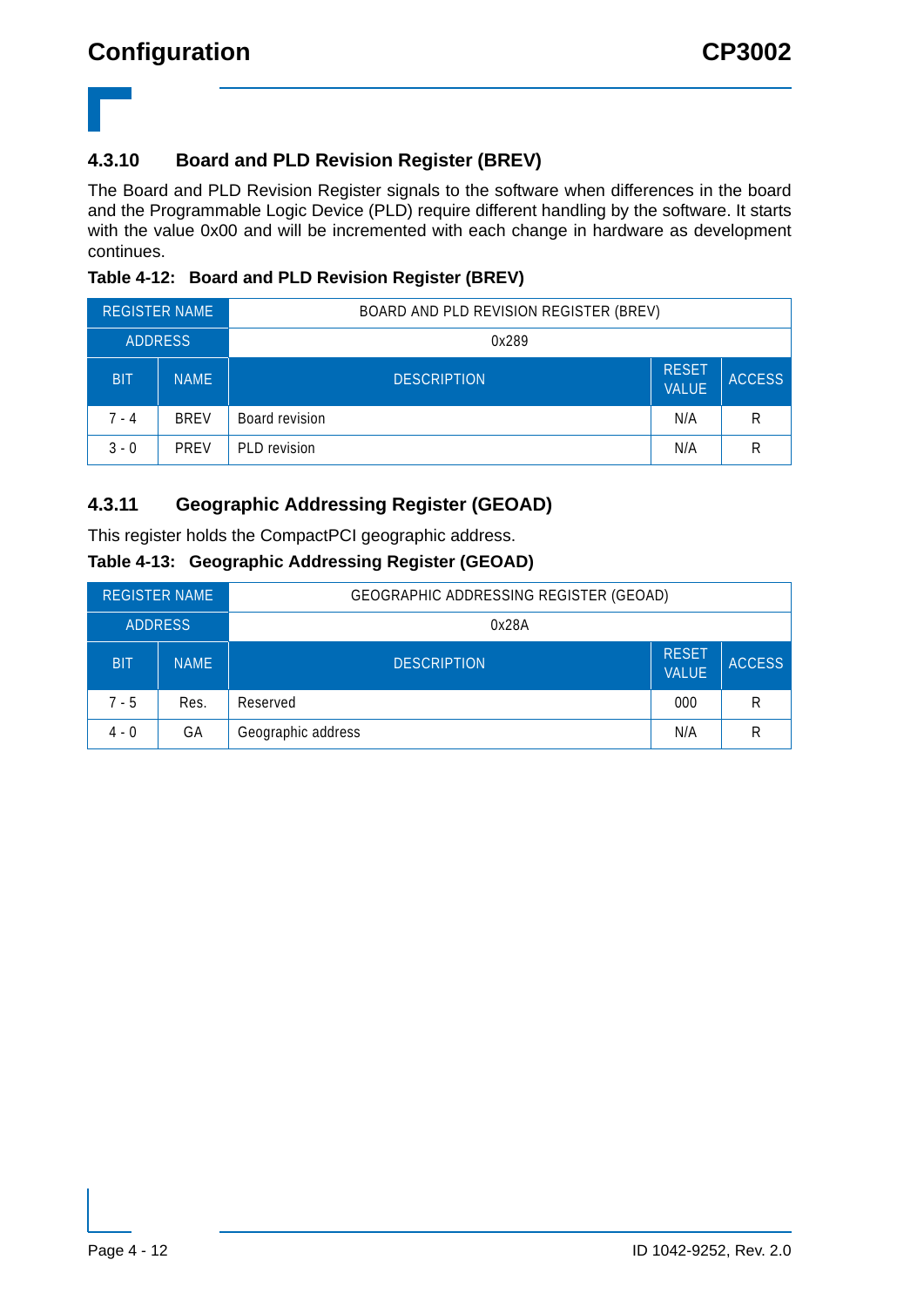### 4.3.10 Board and PLD Revision Register (BREV)

The Board and PLD Revision Register signals to the software when differences in the board and the Programmable Logic Device (PLD) require different handling by the software. It starts with the value 0x00 and will be incremented with each change in hardware as development continues.

**Table 4-12: Board and PLD Revision Register (BREV)**

| REGISTER NAME | | BOARD AND PLD REVISION REGISTER (BREV) | | |
|---|---|---|---|---|
| ADDRESS | | 0x289 | | |
| BIT | NAME | DESCRIPTION | RESET VALUE | ACCESS |
| 7 - 4 | BREV | Board revision | N/A | R |
| 3 - 0 | PREV | PLD revision | N/A | R |

### 4.3.11 Geographic Addressing Register (GEOAD)

This register holds the CompactPCI geographic address.

**Table 4-13: Geographic Addressing Register (GEOAD)**

| REGISTER NAME | | GEOGRAPHIC ADDRESSING REGISTER (GEOAD) | | |
|---|---|---|---|---|
| ADDRESS | | 0x28A | | |
| BIT | NAME | DESCRIPTION | RESET VALUE | ACCESS |
| 7 - 5 | Res. | Reserved | 000 | R |
| 4 - 0 | GA | Geographic address | N/A | R |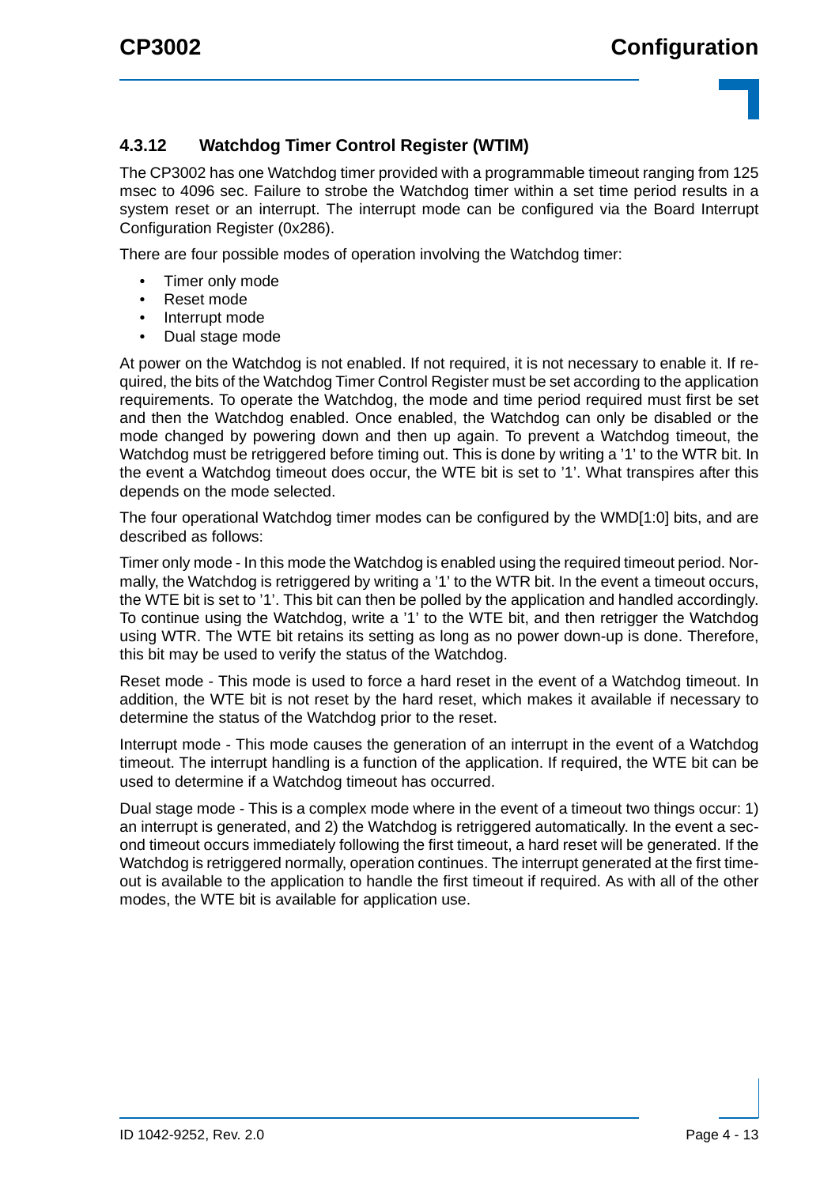### 4.3.12 Watchdog Timer Control Register (WTIM)

The CP3002 has one Watchdog timer provided with a programmable timeout ranging from 125 msec to 4096 sec. Failure to strobe the Watchdog timer within a set time period results in a system reset or an interrupt. The interrupt mode can be configured via the Board Interrupt Configuration Register (0x286).

There are four possible modes of operation involving the Watchdog timer:

- Timer only mode
- Reset mode
- Interrupt mode
- Dual stage mode

At power on the Watchdog is not enabled. If not required, it is not necessary to enable it. If required, the bits of the Watchdog Timer Control Register must be set according to the application requirements. To operate the Watchdog, the mode and time period required must first be set and then the Watchdog enabled. Once enabled, the Watchdog can only be disabled or the mode changed by powering down and then up again. To prevent a Watchdog timeout, the Watchdog must be retriggered before timing out. This is done by writing a '1' to the WTR bit. In the event a Watchdog timeout does occur, the WTE bit is set to '1'. What transpires after this depends on the mode selected.

The four operational Watchdog timer modes can be configured by the WMD[1:0] bits, and are described as follows:

Timer only mode - In this mode the Watchdog is enabled using the required timeout period. Normally, the Watchdog is retriggered by writing a '1' to the WTR bit. In the event a timeout occurs, the WTE bit is set to '1'. This bit can then be polled by the application and handled accordingly. To continue using the Watchdog, write a '1' to the WTE bit, and then retrigger the Watchdog using WTR. The WTE bit retains its setting as long as no power down-up is done. Therefore, this bit may be used to verify the status of the Watchdog.

Reset mode - This mode is used to force a hard reset in the event of a Watchdog timeout. In addition, the WTE bit is not reset by the hard reset, which makes it available if necessary to determine the status of the Watchdog prior to the reset.

Interrupt mode - This mode causes the generation of an interrupt in the event of a Watchdog timeout. The interrupt handling is a function of the application. If required, the WTE bit can be used to determine if a Watchdog timeout has occurred.

Dual stage mode - This is a complex mode where in the event of a timeout two things occur: 1) an interrupt is generated, and 2) the Watchdog is retriggered automatically. In the event a second timeout occurs immediately following the first timeout, a hard reset will be generated. If the Watchdog is retriggered normally, operation continues. The interrupt generated at the first timeout is available to the application to handle the first timeout if required. As with all of the other modes, the WTE bit is available for application use.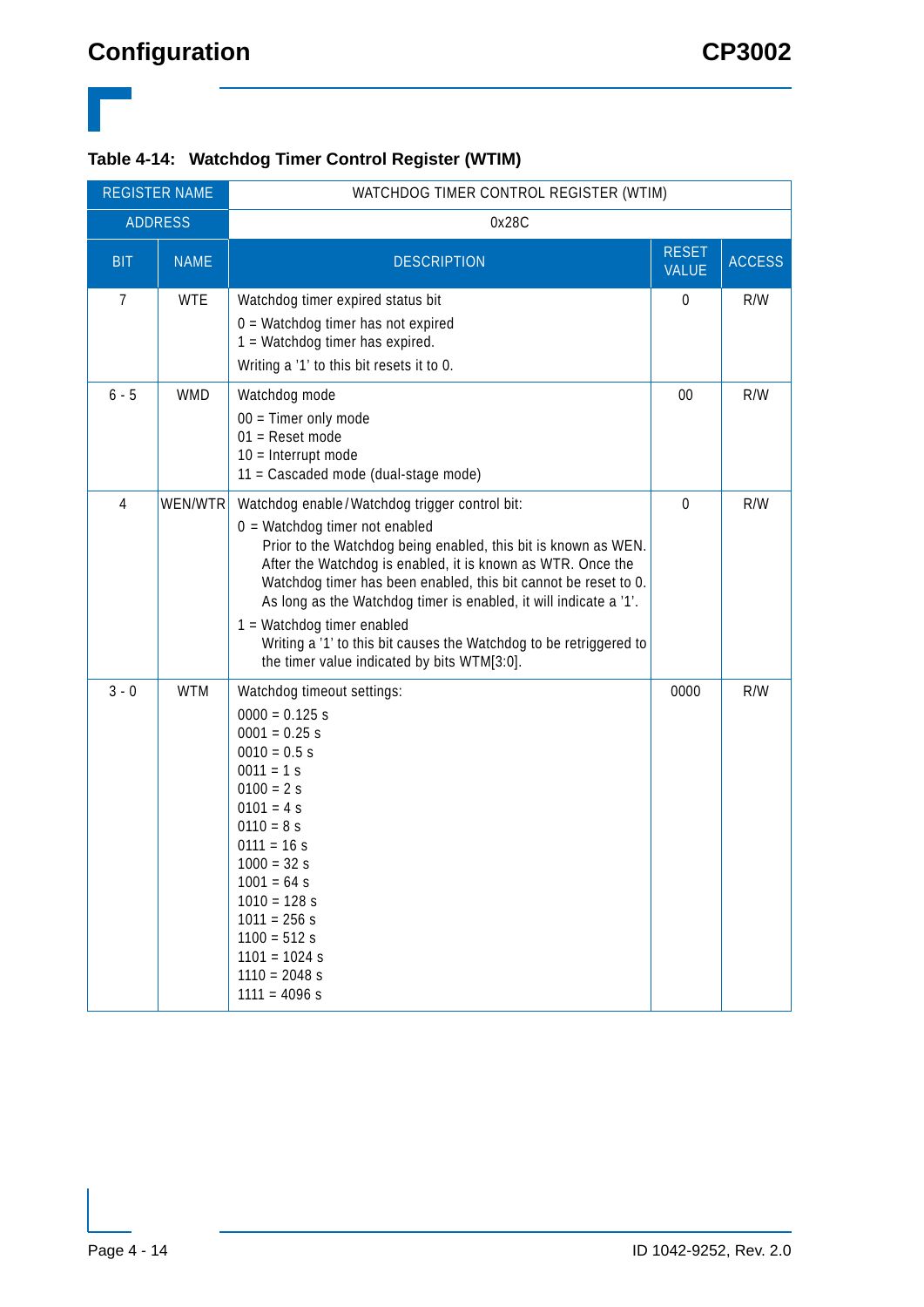**Table 4-14: Watchdog Timer Control Register (WTIM)**

| REGISTER NAME | WATCHDOG TIMER CONTROL REGISTER (WTIM) | | | |
|---|---|---|---|---|
| ADDRESS | 0x28C | | | |
| **BIT** | **NAME** | **DESCRIPTION** | **RESET VALUE** | **ACCESS** |
| 7 | WTE | Watchdog timer expired status bit<br>0 = Watchdog timer has not expired<br>1 = Watchdog timer has expired.<br>Writing a '1' to this bit resets it to 0. | 0 | R/W |
| 6 - 5 | WMD | Watchdog mode<br>00 = Timer only mode<br>01 = Reset mode<br>10 = Interrupt mode<br>11 = Cascaded mode (dual-stage mode) | 00 | R/W |
| 4 | WEN/WTR | Watchdog enable / Watchdog trigger control bit:<br>0 = Watchdog timer not enabled<br>Prior to the Watchdog being enabled, this bit is known as WEN. After the Watchdog is enabled, it is known as WTR. Once the Watchdog timer has been enabled, this bit cannot be reset to 0. As long as the Watchdog timer is enabled, it will indicate a '1'.<br>1 = Watchdog timer enabled<br>Writing a '1' to this bit causes the Watchdog to be retriggered to the timer value indicated by bits WTM[3:0]. | 0 | R/W |
| 3 - 0 | WTM | Watchdog timeout settings:<br>0000 = 0.125 s<br>0001 = 0.25 s<br>0010 = 0.5 s<br>0011 = 1 s<br>0100 = 2 s<br>0101 = 4 s<br>0110 = 8 s<br>0111 = 16 s<br>1000 = 32 s<br>1001 = 64 s<br>1010 = 128 s<br>1011 = 256 s<br>1100 = 512 s<br>1101 = 1024 s<br>1110 = 2048 s<br>1111 = 4096 s | 0000 | R/W |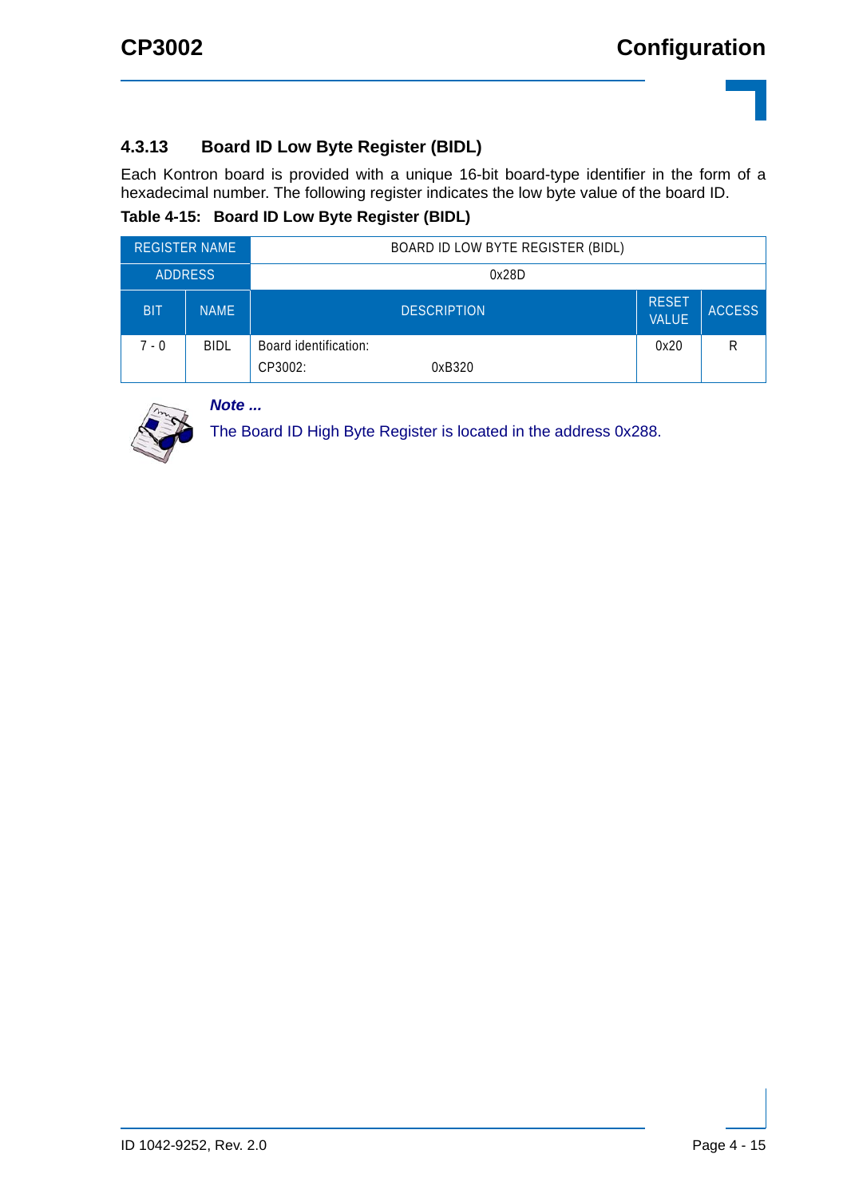### 4.3.13 Board ID Low Byte Register (BIDL)

Each Kontron board is provided with a unique 16-bit board-type identifier in the form of a hexadecimal number. The following register indicates the low byte value of the board ID.

**Table 4-15: Board ID Low Byte Register (BIDL)**

| REGISTER NAME | | BOARD ID LOW BYTE REGISTER (BIDL) | | |
|---|---|---|---|---|
| ADDRESS | | 0x28D | | |
| BIT | NAME | DESCRIPTION | RESET VALUE | ACCESS |
| 7 - 0 | BIDL | Board identification:<br>CP3002: 0xB320 | 0x20 | R |

***Note ...***

The Board ID High Byte Register is located in the address 0x288.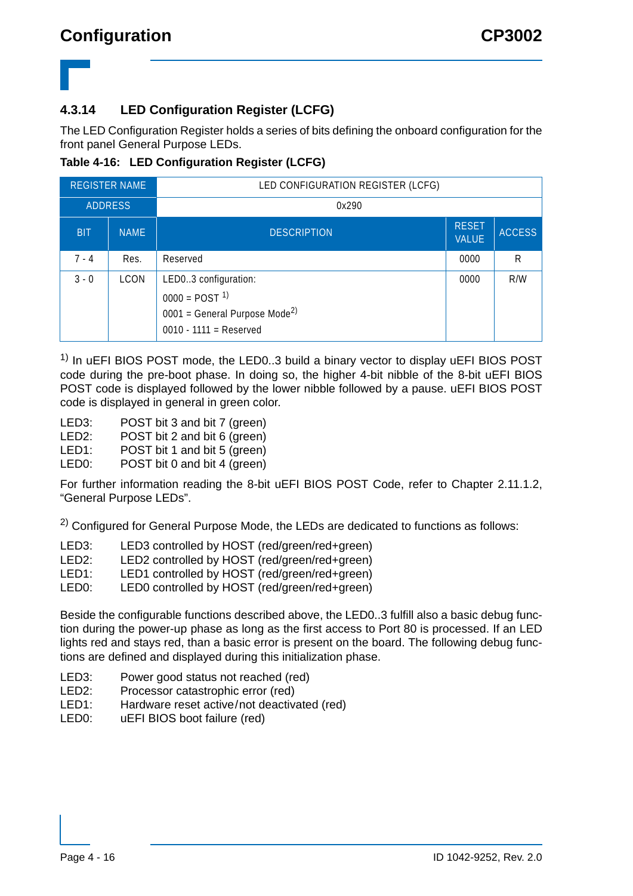### 4.3.14 LED Configuration Register (LCFG)

The LED Configuration Register holds a series of bits defining the onboard configuration for the front panel General Purpose LEDs.

**Table 4-16: LED Configuration Register (LCFG)**

| REGISTER NAME | | LED CONFIGURATION REGISTER (LCFG) | | |
|---|---|---|---|---|
| ADDRESS | | 0x290 | | |
| BIT | NAME | DESCRIPTION | RESET VALUE | ACCESS |
| 7 - 4 | Res. | Reserved | 0000 | R |
| 3 - 0 | LCON | LED0..3 configuration:<br>0000 = POST [1]<br>0001 = General Purpose Mode[2]<br>0010 - 1111 = Reserved | 0000 | R/W |

[1] In uEFI BIOS POST mode, the LED0..3 build a binary vector to display uEFI BIOS POST code during the pre-boot phase. In doing so, the higher 4-bit nibble of the 8-bit uEFI BIOS POST code is displayed followed by the lower nibble followed by a pause. uEFI BIOS POST code is displayed in general in green color.

LED3: POST bit 3 and bit 7 (green)
LED2: POST bit 2 and bit 6 (green)
LED1: POST bit 1 and bit 5 (green)
LED0: POST bit 0 and bit 4 (green)

For further information reading the 8-bit uEFI BIOS POST Code, refer to Chapter 2.11.1.2, “General Purpose LEDs”.

[2] Configured for General Purpose Mode, the LEDs are dedicated to functions as follows:

LED3: LED3 controlled by HOST (red/green/red+green)
LED2: LED2 controlled by HOST (red/green/red+green)
LED1: LED1 controlled by HOST (red/green/red+green)
LED0: LED0 controlled by HOST (red/green/red+green)

Beside the configurable functions described above, the LED0..3 fulfill also a basic debug function during the power-up phase as long as the first access to Port 80 is processed. If an LED lights red and stays red, than a basic error is present on the board. The following debug functions are defined and displayed during this initialization phase.

LED3: Power good status not reached (red)
LED2: Processor catastrophic error (red)
LED1: Hardware reset active/not deactivated (red)
LED0: uEFI BIOS boot failure (red)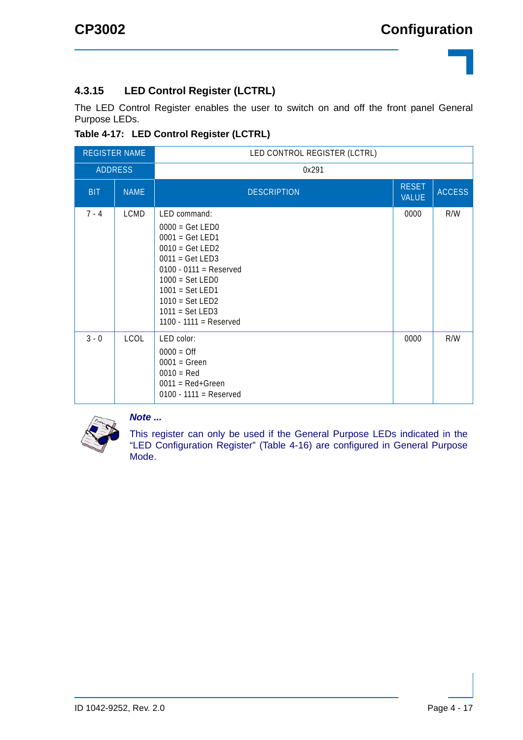### 4.3.15 LED Control Register (LCTRL)

The LED Control Register enables the user to switch on and off the front panel General Purpose LEDs.

**Table 4-17: LED Control Register (LCTRL)**

| REGISTER NAME | | LED CONTROL REGISTER (LCTRL) | | |
|---|---|---|---|---|
| ADDRESS | | 0x291 | | |
| BIT | NAME | DESCRIPTION | RESET VALUE | ACCESS |
| 7 - 4 | LCMD | LED command:<br>0000 = Get LED0<br>0001 = Get LED1<br>0010 = Get LED2<br>0011 = Get LED3<br>0100 - 0111 = Reserved<br>1000 = Set LED0<br>1001 = Set LED1<br>1010 = Set LED2<br>1011 = Set LED3<br>1100 - 1111 = Reserved | 0000 | R/W |
| 3 - 0 | LCOL | LED color:<br>0000 = Off<br>0001 = Green<br>0010 = Red<br>0011 = Red+Green<br>0100 - 1111 = Reserved | 0000 | R/W |

***Note ...***

This register can only be used if the General Purpose LEDs indicated in the "LED Configuration Register" (Table 4-16) are configured in General Purpose Mode.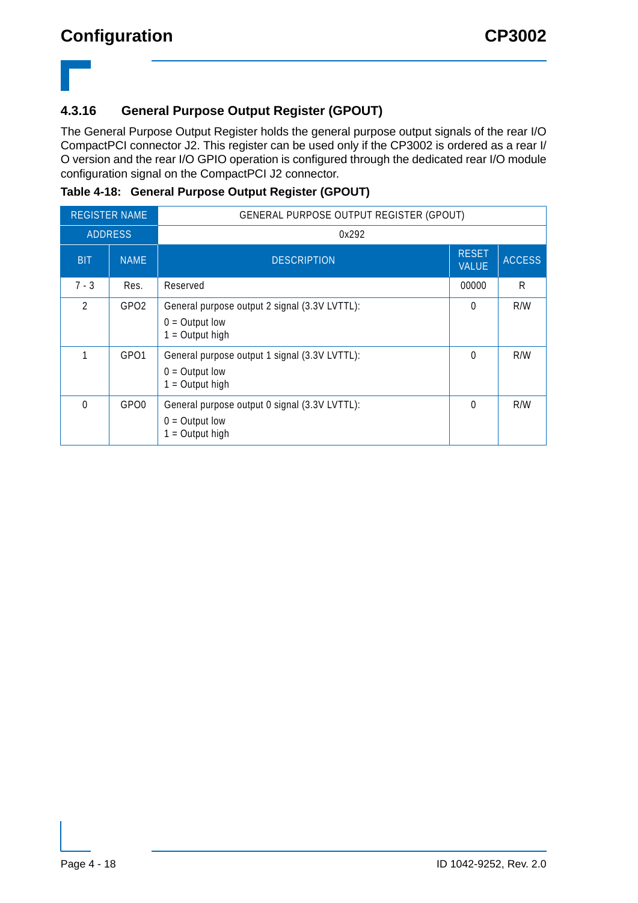### 4.3.16 General Purpose Output Register (GPOUT)

The General Purpose Output Register holds the general purpose output signals of the rear I/O CompactPCI connector J2. This register can be used only if the CP3002 is ordered as a rear I/O version and the rear I/O GPIO operation is configured through the dedicated rear I/O module configuration signal on the CompactPCI J2 connector.

**Table 4-18: General Purpose Output Register (GPOUT)**

| REGISTER NAME | | GENERAL PURPOSE OUTPUT REGISTER (GPOUT) | | |
|---|---|---|---|---|
| ADDRESS | | 0x292 | | |
| BIT | NAME | DESCRIPTION | RESET VALUE | ACCESS |
| 7 - 3 | Res. | Reserved | 00000 | R |
| 2 | GPO2 | General purpose output 2 signal (3.3V LVTTL):<br>0 = Output low<br>1 = Output high | 0 | R/W |
| 1 | GPO1 | General purpose output 1 signal (3.3V LVTTL):<br>0 = Output low<br>1 = Output high | 0 | R/W |
| 0 | GPO0 | General purpose output 0 signal (3.3V LVTTL):<br>0 = Output low<br>1 = Output high | 0 | R/W |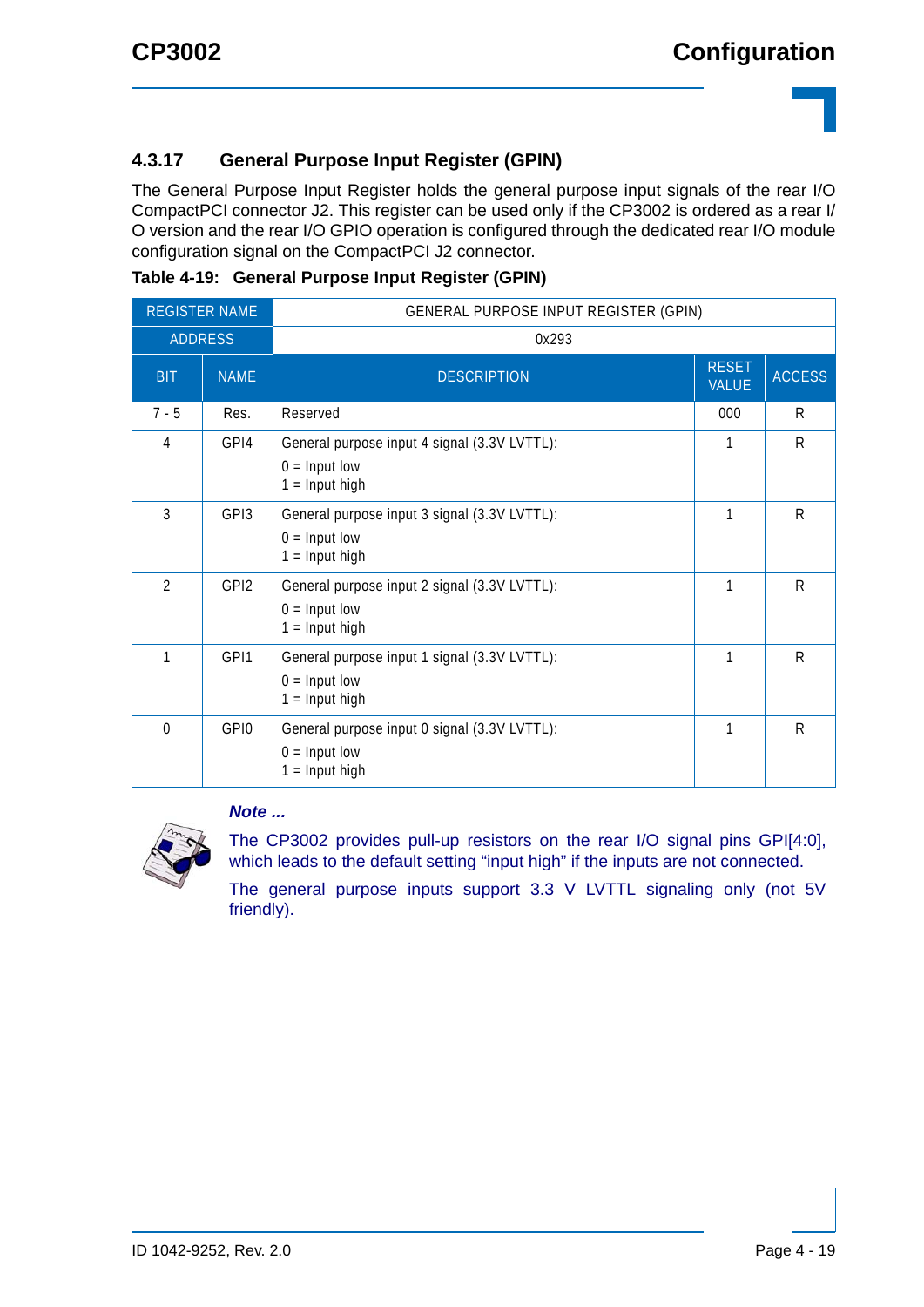### 4.3.17 General Purpose Input Register (GPIN)

The General Purpose Input Register holds the general purpose input signals of the rear I/O CompactPCI connector J2. This register can be used only if the CP3002 is ordered as a rear I/O version and the rear I/O GPIO operation is configured through the dedicated rear I/O module configuration signal on the CompactPCI J2 connector.

**Table 4-19: General Purpose Input Register (GPIN)**

| REGISTER NAME | | GENERAL PURPOSE INPUT REGISTER (GPIN) | | |
|---|---|---|---|---|
| ADDRESS | | 0x293 | | |
| BIT | NAME | DESCRIPTION | RESET VALUE | ACCESS |
| 7 - 5 | Res. | Reserved | 000 | R |
| 4 | GPI4 | General purpose input 4 signal (3.3V LVTTL):<br>0 = Input low<br>1 = Input high | 1 | R |
| 3 | GPI3 | General purpose input 3 signal (3.3V LVTTL):<br>0 = Input low<br>1 = Input high | 1 | R |
| 2 | GPI2 | General purpose input 2 signal (3.3V LVTTL):<br>0 = Input low<br>1 = Input high | 1 | R |
| 1 | GPI1 | General purpose input 1 signal (3.3V LVTTL):<br>0 = Input low<br>1 = Input high | 1 | R |
| 0 | GPI0 | General purpose input 0 signal (3.3V LVTTL):<br>0 = Input low<br>1 = Input high | 1 | R |

***Note ...***

The CP3002 provides pull-up resistors on the rear I/O signal pins GPI[4:0], which leads to the default setting "input high" if the inputs are not connected.

The general purpose inputs support 3.3 V LVTTL signaling only (not 5V friendly).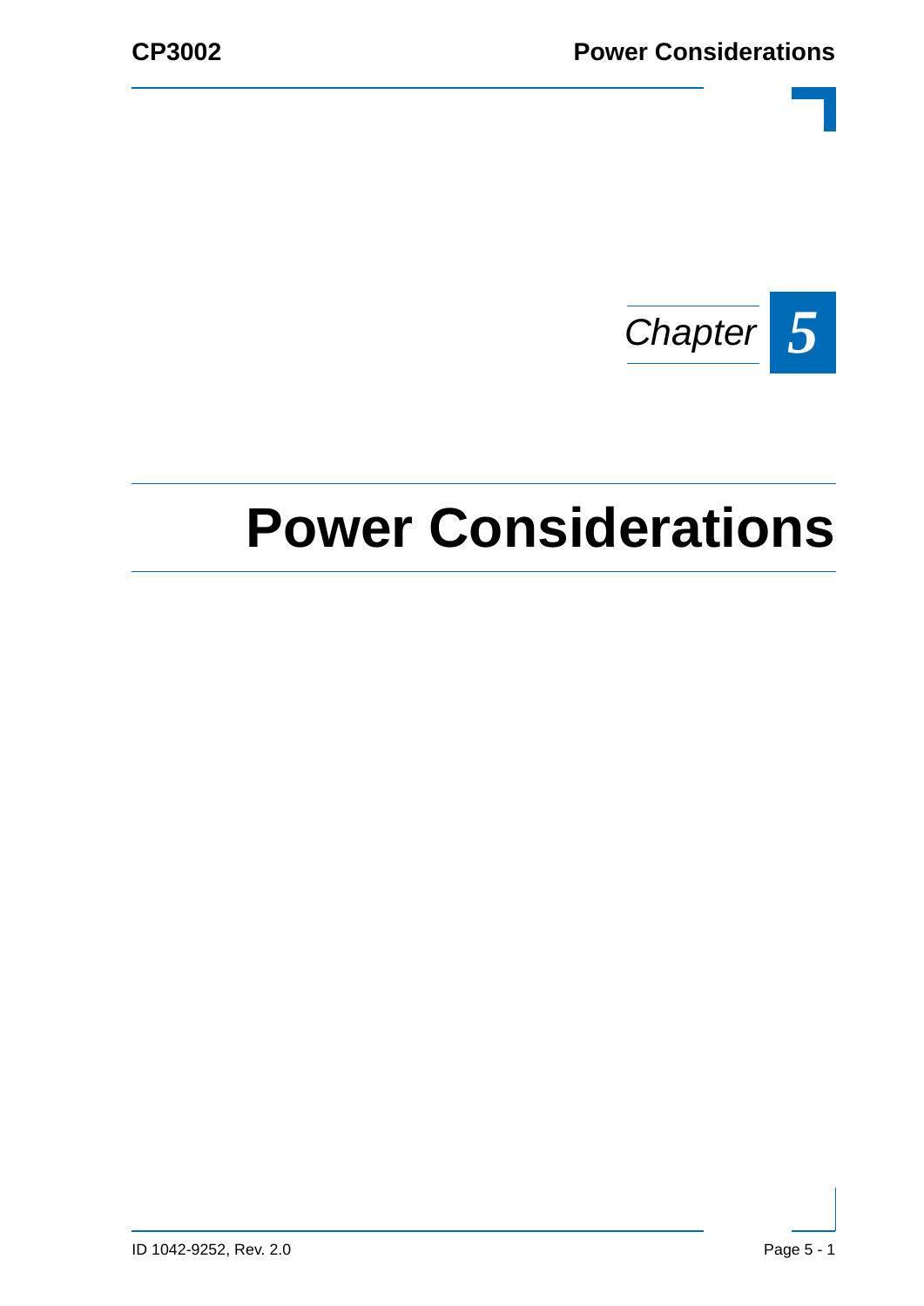*Chapter* **5**

# Power Considerations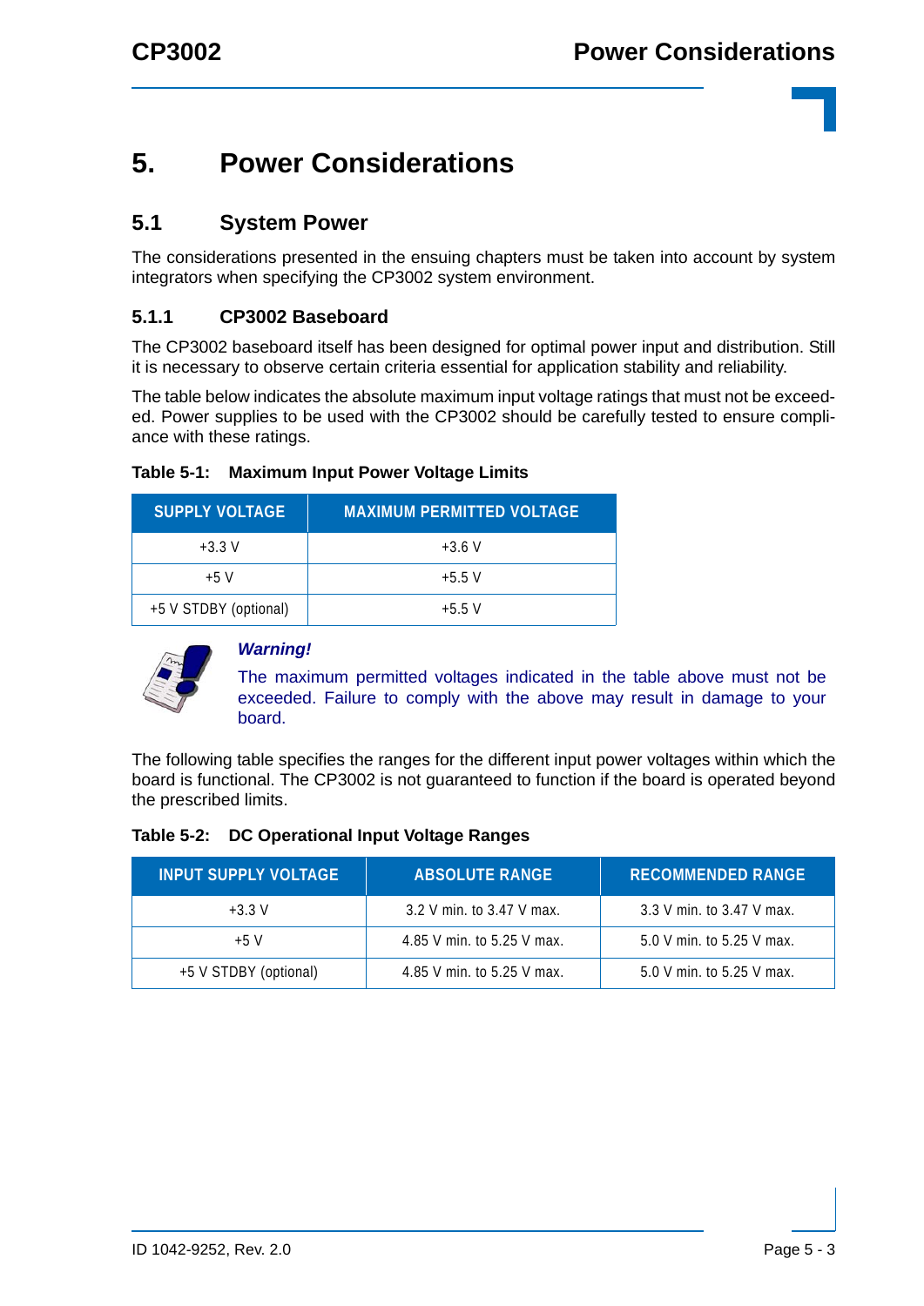# 5. Power Considerations

## 5.1 System Power

The considerations presented in the ensuing chapters must be taken into account by system integrators when specifying the CP3002 system environment.

### 5.1.1 CP3002 Baseboard

The CP3002 baseboard itself has been designed for optimal power input and distribution. Still it is necessary to observe certain criteria essential for application stability and reliability.

The table below indicates the absolute maximum input voltage ratings that must not be exceeded. Power supplies to be used with the CP3002 should be carefully tested to ensure compliance with these ratings.

**Table 5-1: Maximum Input Power Voltage Limits**

| SUPPLY VOLTAGE | MAXIMUM PERMITTED VOLTAGE |
|---|---|
| +3.3 V | +3.6 V |
| +5 V | +5.5 V |
| +5 V STDBY (optional) | +5.5 V |

***Warning!***

The maximum permitted voltages indicated in the table above must not be exceeded. Failure to comply with the above may result in damage to your board.

The following table specifies the ranges for the different input power voltages within which the board is functional. The CP3002 is not guaranteed to function if the board is operated beyond the prescribed limits.

**Table 5-2: DC Operational Input Voltage Ranges**

| INPUT SUPPLY VOLTAGE | ABSOLUTE RANGE | RECOMMENDED RANGE |
|---|---|---|
| +3.3 V | 3.2 V min. to 3.47 V max. | 3.3 V min. to 3.47 V max. |
| +5 V | 4.85 V min. to 5.25 V max. | 5.0 V min. to 5.25 V max. |
| +5 V STDBY (optional) | 4.85 V min. to 5.25 V max. | 5.0 V min. to 5.25 V max. |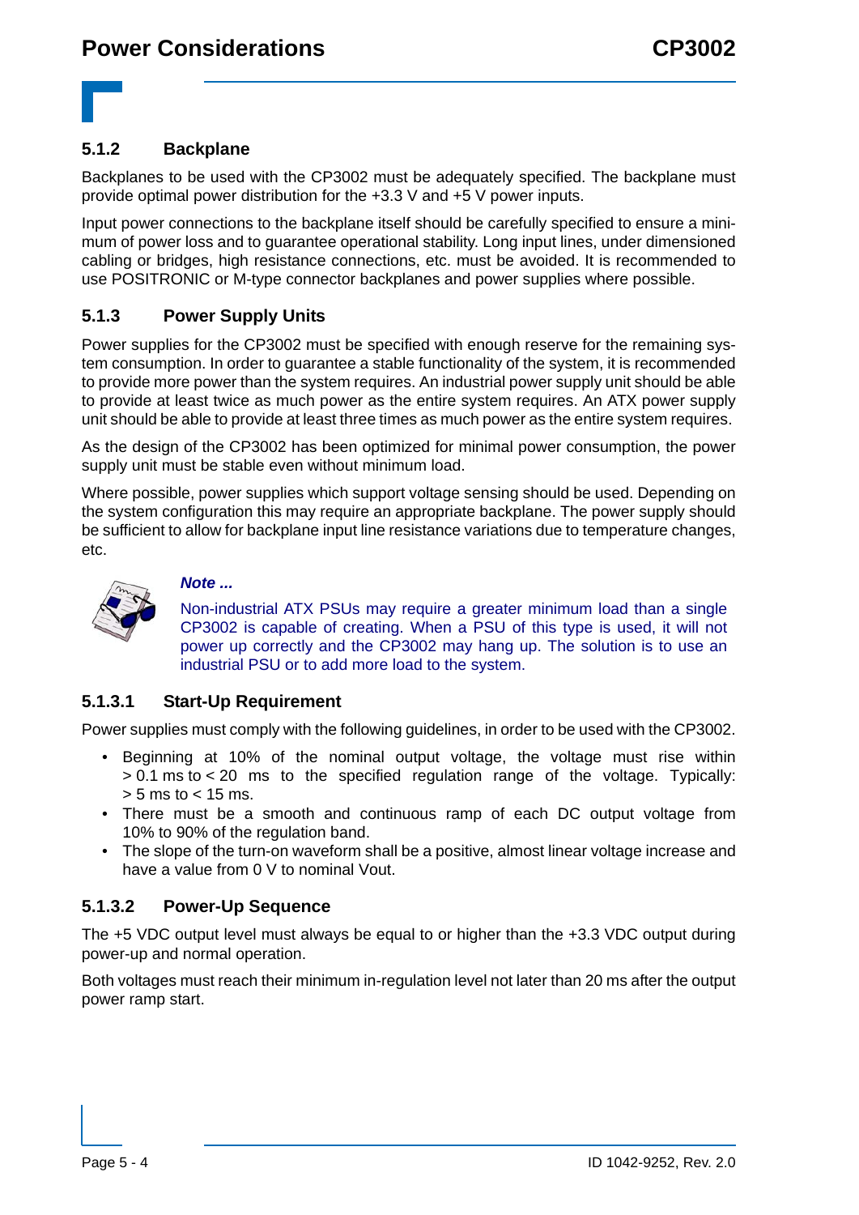### 5.1.2 Backplane

Backplanes to be used with the CP3002 must be adequately specified. The backplane must provide optimal power distribution for the +3.3 V and +5 V power inputs.

Input power connections to the backplane itself should be carefully specified to ensure a minimum of power loss and to guarantee operational stability. Long input lines, under dimensioned cabling or bridges, high resistance connections, etc. must be avoided. It is recommended to use POSITRONIC or M-type connector backplanes and power supplies where possible.

### 5.1.3 Power Supply Units

Power supplies for the CP3002 must be specified with enough reserve for the remaining system consumption. In order to guarantee a stable functionality of the system, it is recommended to provide more power than the system requires. An industrial power supply unit should be able to provide at least twice as much power as the entire system requires. An ATX power supply unit should be able to provide at least three times as much power as the entire system requires.

As the design of the CP3002 has been optimized for minimal power consumption, the power supply unit must be stable even without minimum load.

Where possible, power supplies which support voltage sensing should be used. Depending on the system configuration this may require an appropriate backplane. The power supply should be sufficient to allow for backplane input line resistance variations due to temperature changes, etc.

***Note ...***

Non-industrial ATX PSUs may require a greater minimum load than a single CP3002 is capable of creating. When a PSU of this type is used, it will not power up correctly and the CP3002 may hang up. The solution is to use an industrial PSU or to add more load to the system.

#### 5.1.3.1 Start-Up Requirement

Power supplies must comply with the following guidelines, in order to be used with the CP3002.

- Beginning at 10% of the nominal output voltage, the voltage must rise within > 0.1 ms to < 20 ms to the specified regulation range of the voltage. Typically: > 5 ms to < 15 ms.
- There must be a smooth and continuous ramp of each DC output voltage from 10% to 90% of the regulation band.
- The slope of the turn-on waveform shall be a positive, almost linear voltage increase and have a value from 0 V to nominal Vout.

#### 5.1.3.2 Power-Up Sequence

The +5 VDC output level must always be equal to or higher than the +3.3 VDC output during power-up and normal operation.

Both voltages must reach their minimum in-regulation level not later than 20 ms after the output power ramp start.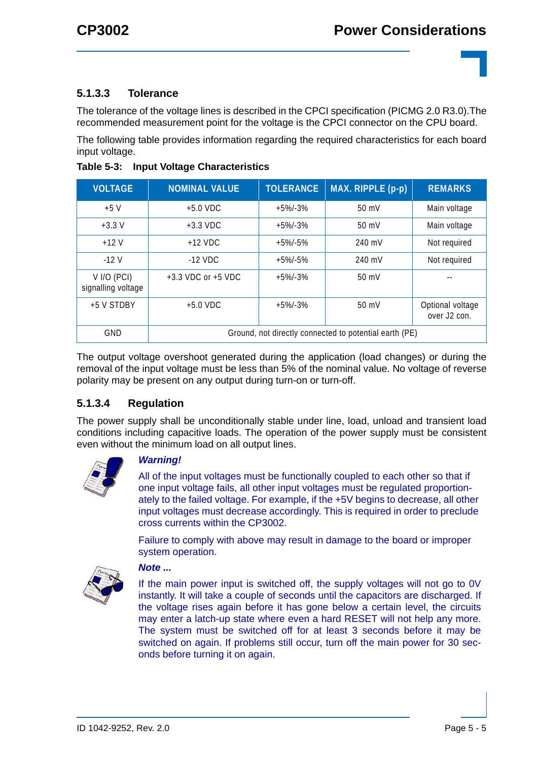### 5.1.3.3 Tolerance

The tolerance of the voltage lines is described in the CPCI specification (PICMG 2.0 R3.0).The recommended measurement point for the voltage is the CPCI connector on the CPU board.

The following table provides information regarding the required characteristics for each board input voltage.

**Table 5-3: Input Voltage Characteristics**

| VOLTAGE | NOMINAL VALUE | TOLERANCE | MAX. RIPPLE (p-p) | REMARKS |
|---|---|---|---|---|
| +5 V | +5.0 VDC | +5%/-3% | 50 mV | Main voltage |
| +3.3 V | +3.3 VDC | +5%/-3% | 50 mV | Main voltage |
| +12 V | +12 VDC | +5%/-5% | 240 mV | Not required |
| -12 V | -12 VDC | +5%/-5% | 240 mV | Not required |
| V I/O (PCI) signalling voltage | +3.3 VDC or +5 VDC | +5%/-3% | 50 mV | -- |
| +5 V STDBY | +5.0 VDC | +5%/-3% | 50 mV | Optional voltage over J2 con. |
| GND | Ground, not directly connected to potential earth (PE) | | | |

The output voltage overshoot generated during the application (load changes) or during the removal of the input voltage must be less than 5% of the nominal value. No voltage of reverse polarity may be present on any output during turn-on or turn-off.

### 5.1.3.4 Regulation

The power supply shall be unconditionally stable under line, load, unload and transient load conditions including capacitive loads. The operation of the power supply must be consistent even without the minimum load on all output lines.

***Warning!***

All of the input voltages must be functionally coupled to each other so that if one input voltage fails, all other input voltages must be regulated proportionately to the failed voltage. For example, if the +5V begins to decrease, all other input voltages must decrease accordingly. This is required in order to preclude cross currents within the CP3002.

Failure to comply with above may result in damage to the board or improper system operation.

***Note ...***

If the main power input is switched off, the supply voltages will not go to 0V instantly. It will take a couple of seconds until the capacitors are discharged. If the voltage rises again before it has gone below a certain level, the circuits may enter a latch-up state where even a hard RESET will not help any more. The system must be switched off for at least 3 seconds before it may be switched on again. If problems still occur, turn off the main power for 30 seconds before turning it on again.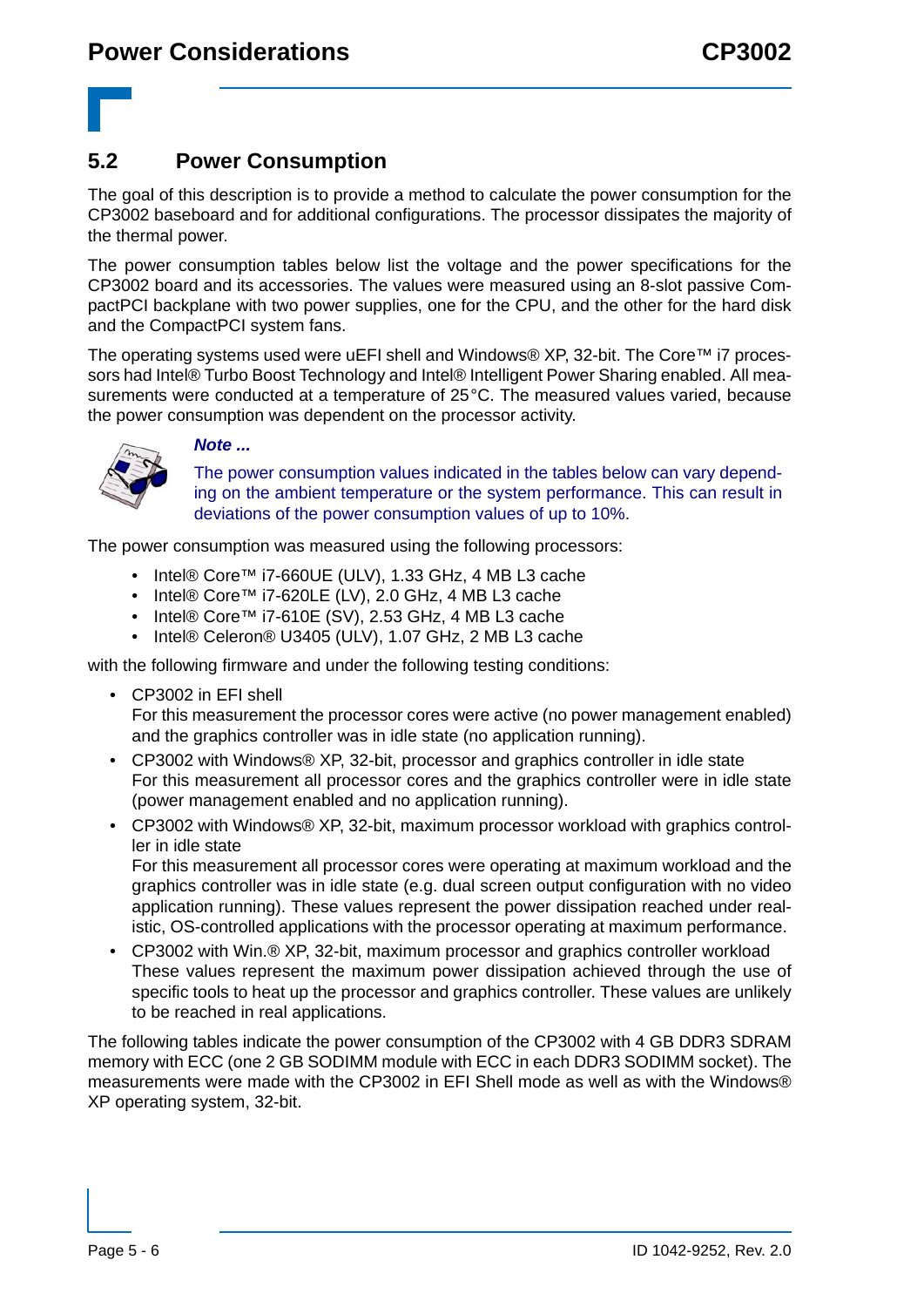## 5.2 Power Consumption

The goal of this description is to provide a method to calculate the power consumption for the CP3002 baseboard and for additional configurations. The processor dissipates the majority of the thermal power.

The power consumption tables below list the voltage and the power specifications for the CP3002 board and its accessories. The values were measured using an 8-slot passive CompactPCI backplane with two power supplies, one for the CPU, and the other for the hard disk and the CompactPCI system fans.

The operating systems used were uEFI shell and Windows® XP, 32-bit. The Core™ i7 processors had Intel® Turbo Boost Technology and Intel® Intelligent Power Sharing enabled. All measurements were conducted at a temperature of 25°C. The measured values varied, because the power consumption was dependent on the processor activity.

***Note ...***

The power consumption values indicated in the tables below can vary depending on the ambient temperature or the system performance. This can result in deviations of the power consumption values of up to 10%.

The power consumption was measured using the following processors:

- Intel® Core™ i7-660UE (ULV), 1.33 GHz, 4 MB L3 cache
- Intel® Core™ i7-620LE (LV), 2.0 GHz, 4 MB L3 cache
- Intel® Core™ i7-610E (SV), 2.53 GHz, 4 MB L3 cache
- Intel® Celeron® U3405 (ULV), 1.07 GHz, 2 MB L3 cache

with the following firmware and under the following testing conditions:

- CP3002 in EFI shell
  For this measurement the processor cores were active (no power management enabled) and the graphics controller was in idle state (no application running).
- CP3002 with Windows® XP, 32-bit, processor and graphics controller in idle state
  For this measurement all processor cores and the graphics controller were in idle state (power management enabled and no application running).
- CP3002 with Windows® XP, 32-bit, maximum processor workload with graphics controller in idle state
  For this measurement all processor cores were operating at maximum workload and the graphics controller was in idle state (e.g. dual screen output configuration with no video application running). These values represent the power dissipation reached under realistic, OS-controlled applications with the processor operating at maximum performance.
- CP3002 with Win.® XP, 32-bit, maximum processor and graphics controller workload
  These values represent the maximum power dissipation achieved through the use of specific tools to heat up the processor and graphics controller. These values are unlikely to be reached in real applications.

The following tables indicate the power consumption of the CP3002 with 4 GB DDR3 SDRAM memory with ECC (one 2 GB SODIMM module with ECC in each DDR3 SODIMM socket). The measurements were made with the CP3002 in EFI Shell mode as well as with the Windows® XP operating system, 32-bit.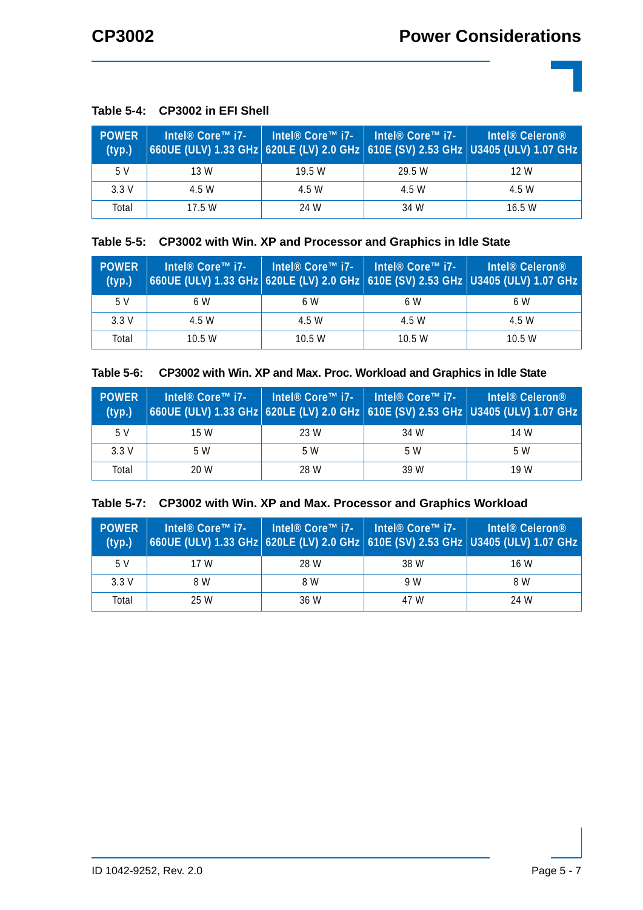**Table 5-4: CP3002 in EFI Shell**

| POWER (typ.) | Intel® Core™ i7-660UE (ULV) 1.33 GHz | Intel® Core™ i7-620LE (LV) 2.0 GHz | Intel® Core™ i7-610E (SV) 2.53 GHz | Intel® Celeron® U3405 (ULV) 1.07 GHz |
|---|---|---|---|---|
| 5 V | 13 W | 19.5 W | 29.5 W | 12 W |
| 3.3 V | 4.5 W | 4.5 W | 4.5 W | 4.5 W |
| Total | 17.5 W | 24 W | 34 W | 16.5 W |

**Table 5-5: CP3002 with Win. XP and Processor and Graphics in Idle State**

| POWER (typ.) | Intel® Core™ i7-660UE (ULV) 1.33 GHz | Intel® Core™ i7-620LE (LV) 2.0 GHz | Intel® Core™ i7-610E (SV) 2.53 GHz | Intel® Celeron® U3405 (ULV) 1.07 GHz |
|---|---|---|---|---|
| 5 V | 6 W | 6 W | 6 W | 6 W |
| 3.3 V | 4.5 W | 4.5 W | 4.5 W | 4.5 W |
| Total | 10.5 W | 10.5 W | 10.5 W | 10.5 W |

**Table 5-6: CP3002 with Win. XP and Max. Proc. Workload and Graphics in Idle State**

| POWER (typ.) | Intel® Core™ i7-660UE (ULV) 1.33 GHz | Intel® Core™ i7-620LE (LV) 2.0 GHz | Intel® Core™ i7-610E (SV) 2.53 GHz | Intel® Celeron® U3405 (ULV) 1.07 GHz |
|---|---|---|---|---|
| 5 V | 15 W | 23 W | 34 W | 14 W |
| 3.3 V | 5 W | 5 W | 5 W | 5 W |
| Total | 20 W | 28 W | 39 W | 19 W |

**Table 5-7: CP3002 with Win. XP and Max. Processor and Graphics Workload**

| POWER (typ.) | Intel® Core™ i7-660UE (ULV) 1.33 GHz | Intel® Core™ i7-620LE (LV) 2.0 GHz | Intel® Core™ i7-610E (SV) 2.53 GHz | Intel® Celeron® U3405 (ULV) 1.07 GHz |
|---|---|---|---|---|
| 5 V | 17 W | 28 W | 38 W | 16 W |
| 3.3 V | 8 W | 8 W | 9 W | 8 W |
| Total | 25 W | 36 W | 47 W | 24 W |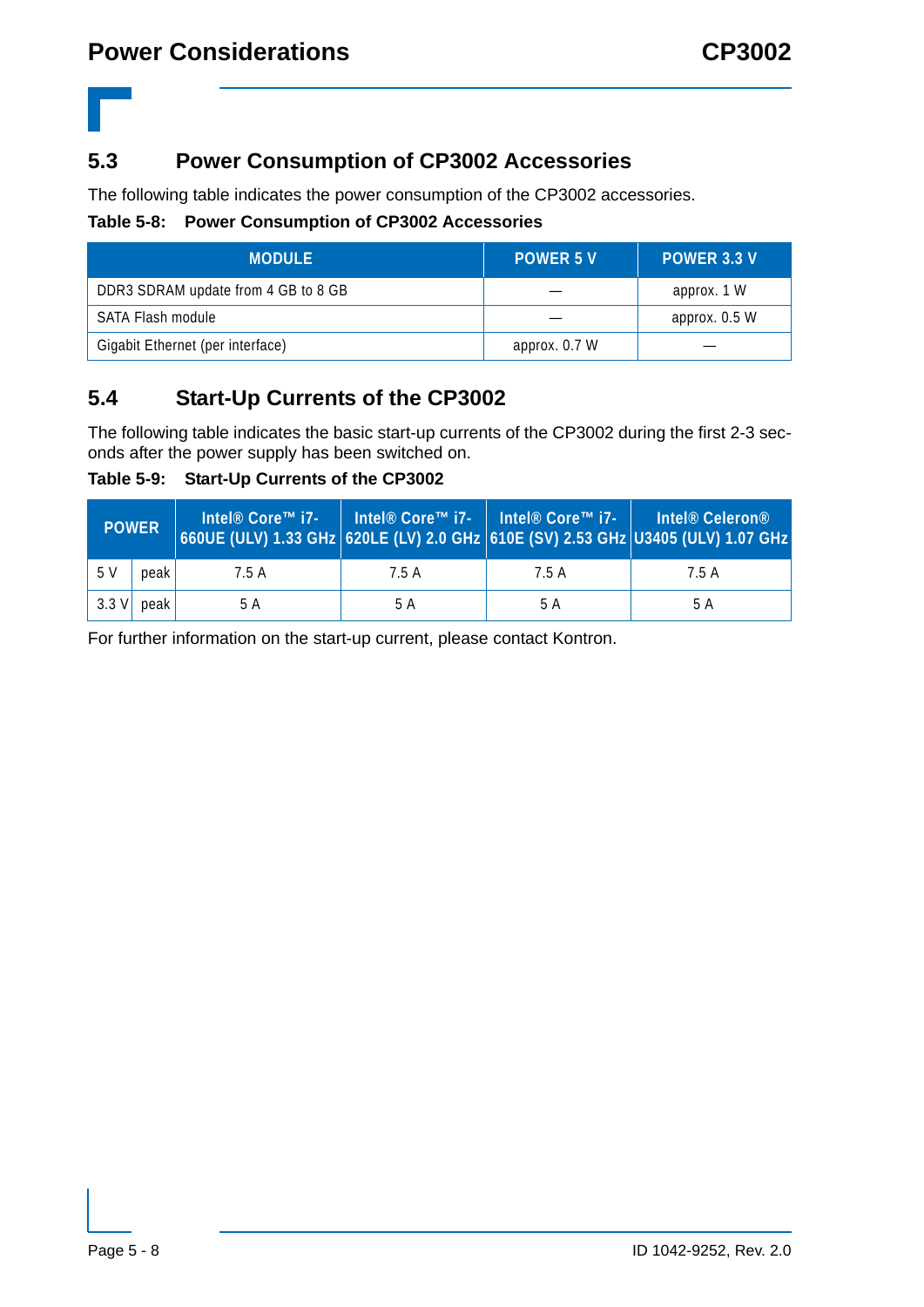## 5.3 Power Consumption of CP3002 Accessories

The following table indicates the power consumption of the CP3002 accessories.

**Table 5-8: Power Consumption of CP3002 Accessories**

| MODULE | POWER 5 V | POWER 3.3 V |
|---|---|---|
| DDR3 SDRAM update from 4 GB to 8 GB | — | approx. 1 W |
| SATA Flash module | — | approx. 0.5 W |
| Gigabit Ethernet (per interface) | approx. 0.7 W | — |

## 5.4 Start-Up Currents of the CP3002

The following table indicates the basic start-up currents of the CP3002 during the first 2-3 seconds after the power supply has been switched on.

**Table 5-9: Start-Up Currents of the CP3002**

| POWER | | Intel® Core™ i7-660UE (ULV) 1.33 GHz | Intel® Core™ i7-620LE (LV) 2.0 GHz | Intel® Core™ i7-610E (SV) 2.53 GHz | Intel® Celeron® U3405 (ULV) 1.07 GHz |
|---|---|---|---|---|---|
| 5 V | peak | 7.5 A | 7.5 A | 7.5 A | 7.5 A |
| 3.3 V | peak | 5 A | 5 A | 5 A | 5 A |

For further information on the start-up current, please contact Kontron.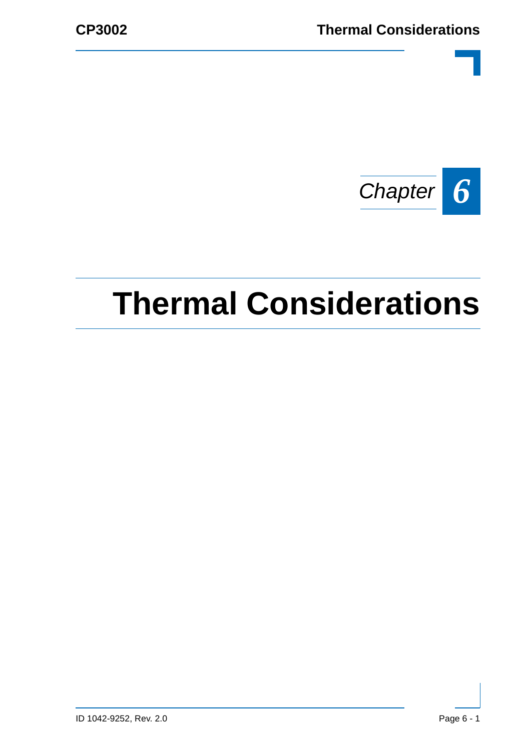*Chapter* **6**

# Thermal Considerations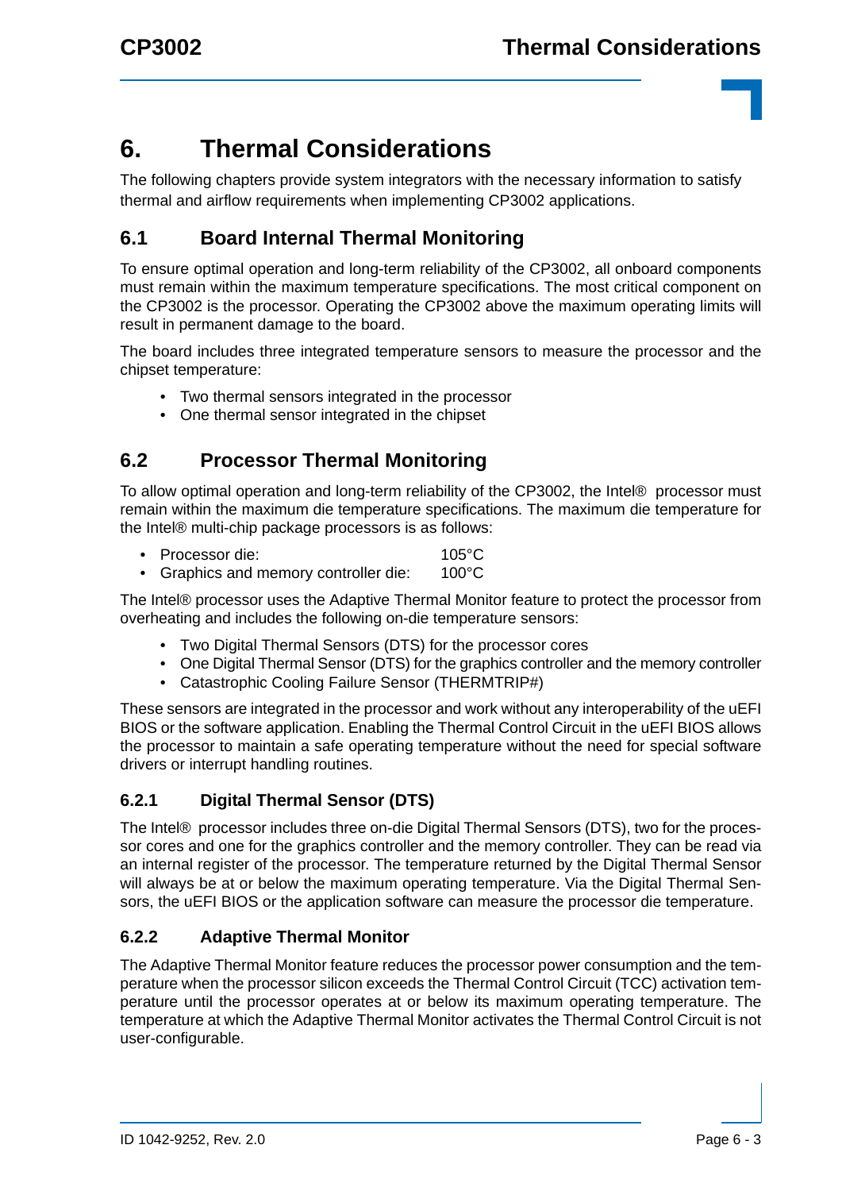# 6. Thermal Considerations

The following chapters provide system integrators with the necessary information to satisfy thermal and airflow requirements when implementing CP3002 applications.

## 6.1 Board Internal Thermal Monitoring

To ensure optimal operation and long-term reliability of the CP3002, all onboard components must remain within the maximum temperature specifications. The most critical component on the CP3002 is the processor. Operating the CP3002 above the maximum operating limits will result in permanent damage to the board.

The board includes three integrated temperature sensors to measure the processor and the chipset temperature:

- Two thermal sensors integrated in the processor
- One thermal sensor integrated in the chipset

## 6.2 Processor Thermal Monitoring

To allow optimal operation and long-term reliability of the CP3002, the Intel® processor must remain within the maximum die temperature specifications. The maximum die temperature for the Intel® multi-chip package processors is as follows:

- Processor die: 105°C
- Graphics and memory controller die: 100°C

The Intel® processor uses the Adaptive Thermal Monitor feature to protect the processor from overheating and includes the following on-die temperature sensors:

- Two Digital Thermal Sensors (DTS) for the processor cores
- One Digital Thermal Sensor (DTS) for the graphics controller and the memory controller
- Catastrophic Cooling Failure Sensor (THERMTRIP#)

These sensors are integrated in the processor and work without any interoperability of the uEFI BIOS or the software application. Enabling the Thermal Control Circuit in the uEFI BIOS allows the processor to maintain a safe operating temperature without the need for special software drivers or interrupt handling routines.

### 6.2.1 Digital Thermal Sensor (DTS)

The Intel® processor includes three on-die Digital Thermal Sensors (DTS), two for the processor cores and one for the graphics controller and the memory controller. They can be read via an internal register of the processor. The temperature returned by the Digital Thermal Sensor will always be at or below the maximum operating temperature. Via the Digital Thermal Sensors, the uEFI BIOS or the application software can measure the processor die temperature.

### 6.2.2 Adaptive Thermal Monitor

The Adaptive Thermal Monitor feature reduces the processor power consumption and the temperature when the processor silicon exceeds the Thermal Control Circuit (TCC) activation temperature until the processor operates at or below its maximum operating temperature. The temperature at which the Adaptive Thermal Monitor activates the Thermal Control Circuit is not user-configurable.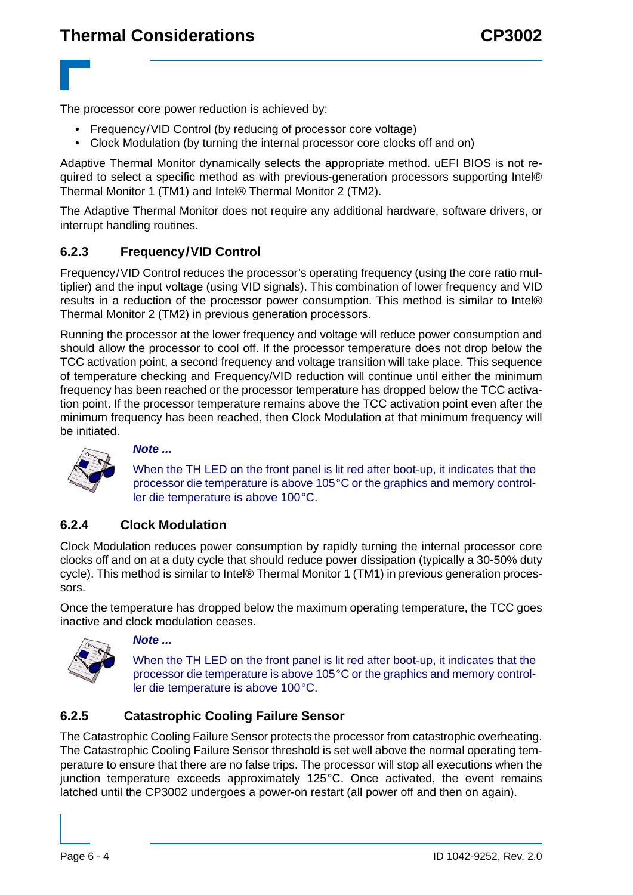The processor core power reduction is achieved by:

- Frequency/VID Control (by reducing of processor core voltage)
- Clock Modulation (by turning the internal processor core clocks off and on)

Adaptive Thermal Monitor dynamically selects the appropriate method. uEFI BIOS is not required to select a specific method as with previous-generation processors supporting Intel® Thermal Monitor 1 (TM1) and Intel® Thermal Monitor 2 (TM2).

The Adaptive Thermal Monitor does not require any additional hardware, software drivers, or interrupt handling routines.

### 6.2.3 Frequency/VID Control

Frequency/VID Control reduces the processor's operating frequency (using the core ratio multiplier) and the input voltage (using VID signals). This combination of lower frequency and VID results in a reduction of the processor power consumption. This method is similar to Intel® Thermal Monitor 2 (TM2) in previous generation processors.

Running the processor at the lower frequency and voltage will reduce power consumption and should allow the processor to cool off. If the processor temperature does not drop below the TCC activation point, a second frequency and voltage transition will take place. This sequence of temperature checking and Frequency/VID reduction will continue until either the minimum frequency has been reached or the processor temperature has dropped below the TCC activation point. If the processor temperature remains above the TCC activation point even after the minimum frequency has been reached, then Clock Modulation at that minimum frequency will be initiated.

***Note ...***

When the TH LED on the front panel is lit red after boot-up, it indicates that the processor die temperature is above 105°C or the graphics and memory controller die temperature is above 100°C.

### 6.2.4 Clock Modulation

Clock Modulation reduces power consumption by rapidly turning the internal processor core clocks off and on at a duty cycle that should reduce power dissipation (typically a 30-50% duty cycle). This method is similar to Intel® Thermal Monitor 1 (TM1) in previous generation processors.

Once the temperature has dropped below the maximum operating temperature, the TCC goes inactive and clock modulation ceases.

***Note ...***

When the TH LED on the front panel is lit red after boot-up, it indicates that the processor die temperature is above 105°C or the graphics and memory controller die temperature is above 100°C.

### 6.2.5 Catastrophic Cooling Failure Sensor

The Catastrophic Cooling Failure Sensor protects the processor from catastrophic overheating. The Catastrophic Cooling Failure Sensor threshold is set well above the normal operating temperature to ensure that there are no false trips. The processor will stop all executions when the junction temperature exceeds approximately 125°C. Once activated, the event remains latched until the CP3002 undergoes a power-on restart (all power off and then on again).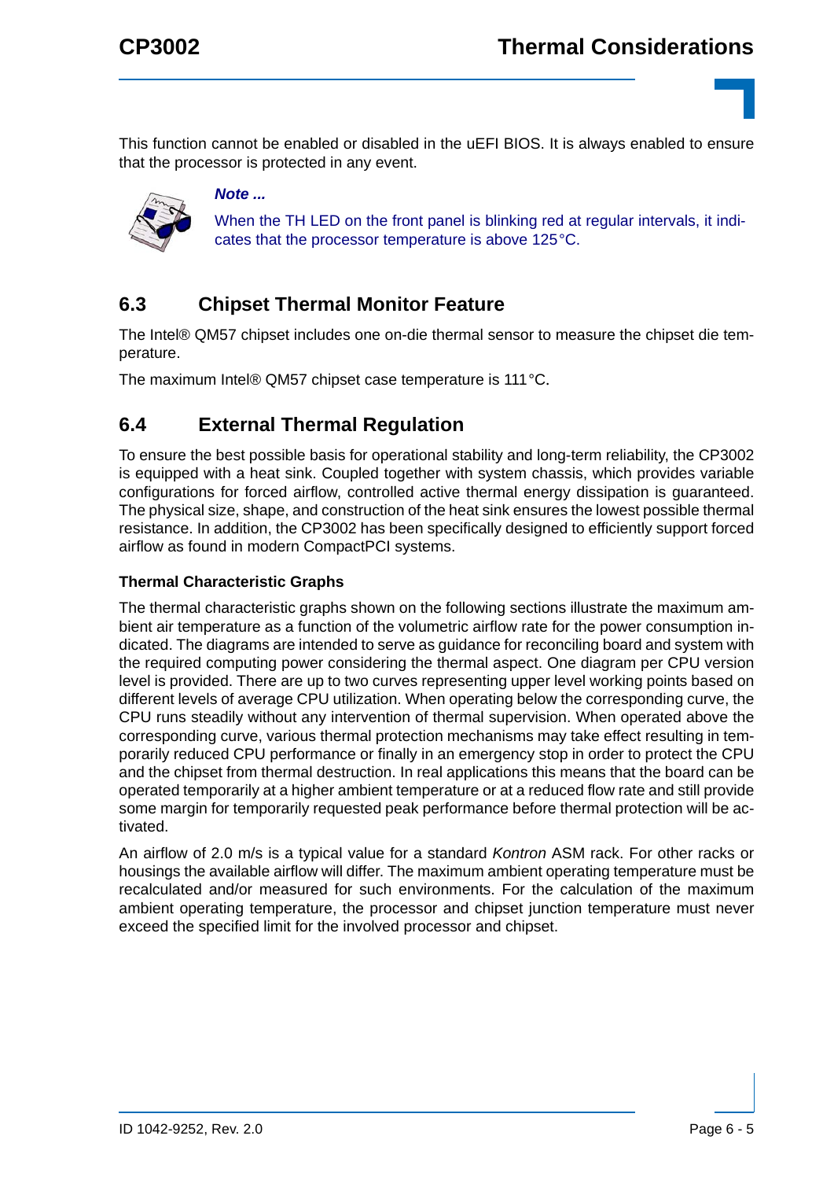This function cannot be enabled or disabled in the uEFI BIOS. It is always enabled to ensure that the processor is protected in any event.

***Note ...***

When the TH LED on the front panel is blinking red at regular intervals, it indicates that the processor temperature is above 125°C.

## 6.3 Chipset Thermal Monitor Feature

The Intel® QM57 chipset includes one on-die thermal sensor to measure the chipset die temperature.

The maximum Intel® QM57 chipset case temperature is 111°C.

## 6.4 External Thermal Regulation

To ensure the best possible basis for operational stability and long-term reliability, the CP3002 is equipped with a heat sink. Coupled together with system chassis, which provides variable configurations for forced airflow, controlled active thermal energy dissipation is guaranteed. The physical size, shape, and construction of the heat sink ensures the lowest possible thermal resistance. In addition, the CP3002 has been specifically designed to efficiently support forced airflow as found in modern CompactPCI systems.

### Thermal Characteristic Graphs

The thermal characteristic graphs shown on the following sections illustrate the maximum ambient air temperature as a function of the volumetric airflow rate for the power consumption indicated. The diagrams are intended to serve as guidance for reconciling board and system with the required computing power considering the thermal aspect. One diagram per CPU version level is provided. There are up to two curves representing upper level working points based on different levels of average CPU utilization. When operating below the corresponding curve, the CPU runs steadily without any intervention of thermal supervision. When operated above the corresponding curve, various thermal protection mechanisms may take effect resulting in temporarily reduced CPU performance or finally in an emergency stop in order to protect the CPU and the chipset from thermal destruction. In real applications this means that the board can be operated temporarily at a higher ambient temperature or at a reduced flow rate and still provide some margin for temporarily requested peak performance before thermal protection will be activated.

An airflow of 2.0 m/s is a typical value for a standard *Kontron* ASM rack. For other racks or housings the available airflow will differ. The maximum ambient operating temperature must be recalculated and/or measured for such environments. For the calculation of the maximum ambient operating temperature, the processor and chipset junction temperature must never exceed the specified limit for the involved processor and chipset.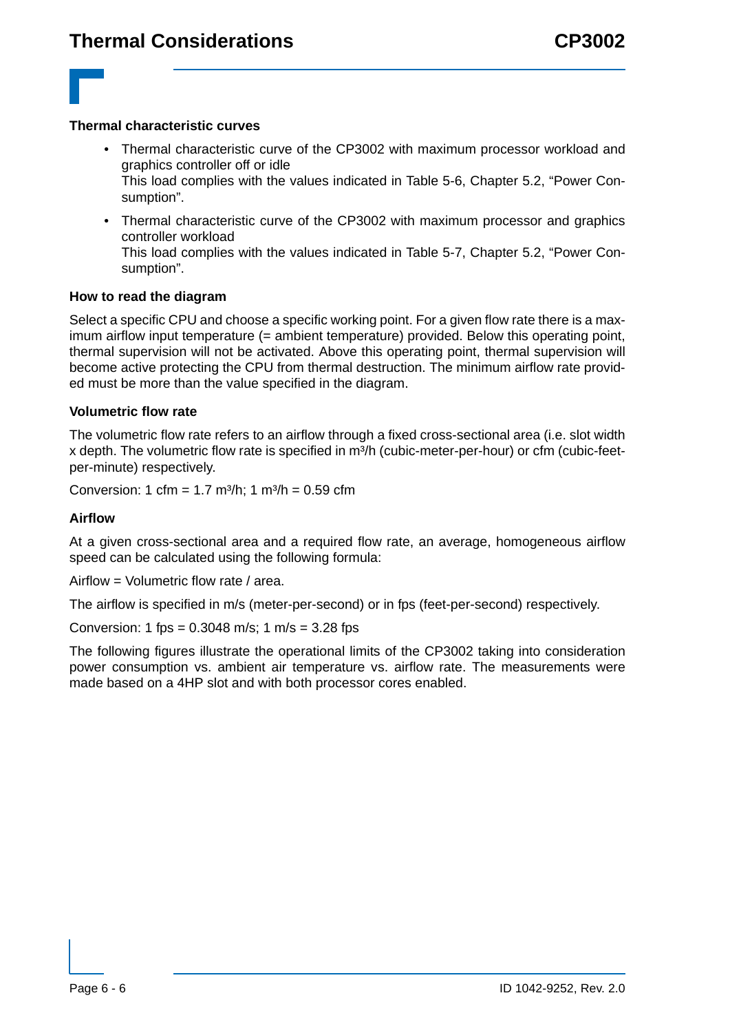#### Thermal characteristic curves

- Thermal characteristic curve of the CP3002 with maximum processor workload and graphics controller off or idle
  This load complies with the values indicated in Table 5-6, Chapter 5.2, "Power Consumption".
- Thermal characteristic curve of the CP3002 with maximum processor and graphics controller workload
  This load complies with the values indicated in Table 5-7, Chapter 5.2, "Power Consumption".

#### How to read the diagram

Select a specific CPU and choose a specific working point. For a given flow rate there is a maximum airflow input temperature (= ambient temperature) provided. Below this operating point, thermal supervision will not be activated. Above this operating point, thermal supervision will become active protecting the CPU from thermal destruction. The minimum airflow rate provided must be more than the value specified in the diagram.

#### Volumetric flow rate

The volumetric flow rate refers to an airflow through a fixed cross-sectional area (i.e. slot width x depth. The volumetric flow rate is specified in $m^3/h$ (cubic-meter-per-hour) or cfm (cubic-feet-per-minute) respectively.

Conversion: 1 cfm = 1.7 $m^3/h$; 1 $m^3/h$ = 0.59 cfm

#### Airflow

At a given cross-sectional area and a required flow rate, an average, homogeneous airflow speed can be calculated using the following formula:

Airflow = Volumetric flow rate / area.

The airflow is specified in m/s (meter-per-second) or in fps (feet-per-second) respectively.

Conversion: 1 fps = 0.3048 m/s; 1 m/s = 3.28 fps

The following figures illustrate the operational limits of the CP3002 taking into consideration power consumption vs. ambient air temperature vs. airflow rate. The measurements were made based on a 4HP slot and with both processor cores enabled.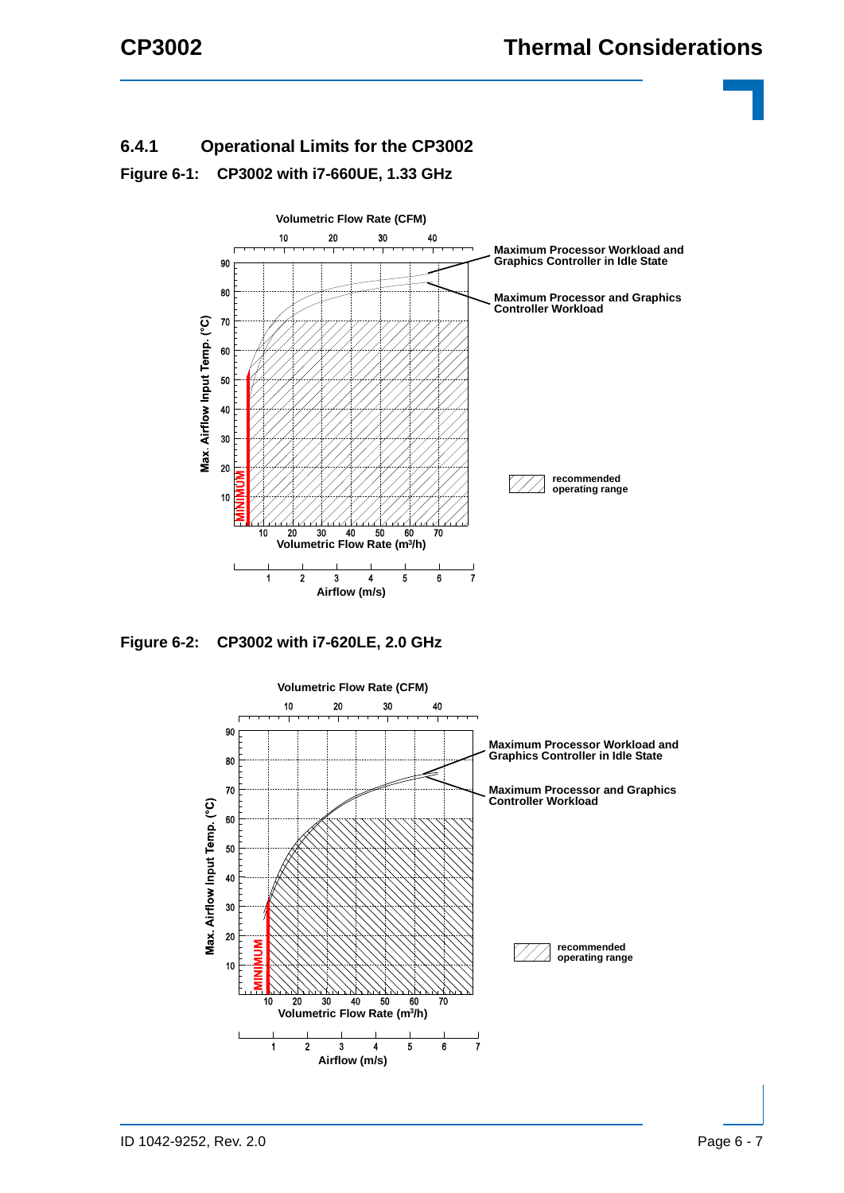### 6.4.1 Operational Limits for the CP3002

**Figure 6-1: CP3002 with i7-660UE, 1.33 GHz**

**Figure 6-2: CP3002 with i7-620LE, 2.0 GHz**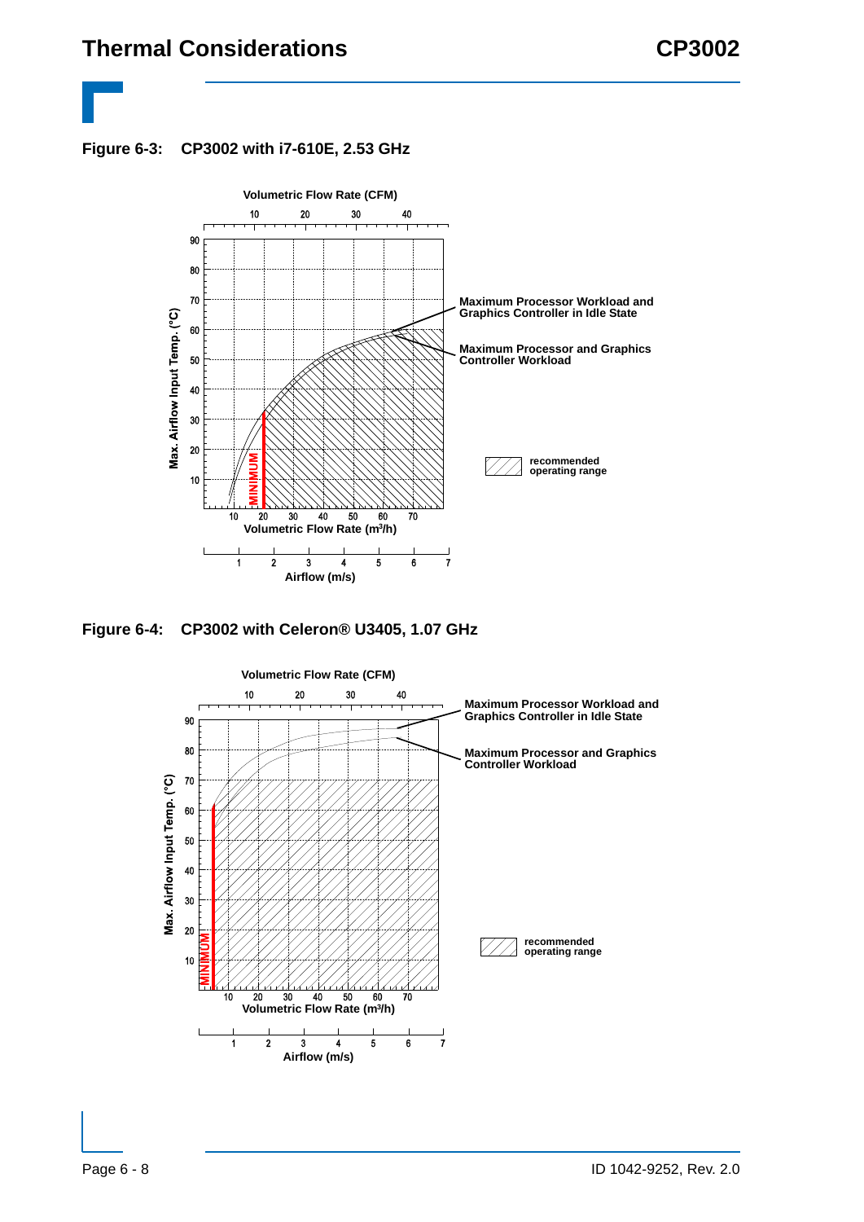**Figure 6-3: CP3002 with i7-610E, 2.53 GHz**

Volumetric Flow Rate (CFM)

10 20 30 40

90 80 70 60 50 40 30 20 10

Max. Airflow Input Temp. (°C)

MINIMUM

10 20 30 40 50 60 70

Volumetric Flow Rate (m³/h)

1 2 3 4 5 6 7

Airflow (m/s)

Maximum Processor Workload and Graphics Controller in Idle State

Maximum Processor and Graphics Controller Workload

recommended operating range

**Figure 6-4: CP3002 with Celeron® U3405, 1.07 GHz**

Volumetric Flow Rate (CFM)

10 20 30 40

90 80 70 60 50 40 30 20 10

Max. Airflow Input Temp. (°C)

MINIMUM

10 20 30 40 50 60 70

Volumetric Flow Rate (m³/h)

1 2 3 4 5 6 7

Airflow (m/s)

Maximum Processor Workload and Graphics Controller in Idle State

Maximum Processor and Graphics Controller Workload

recommended operating range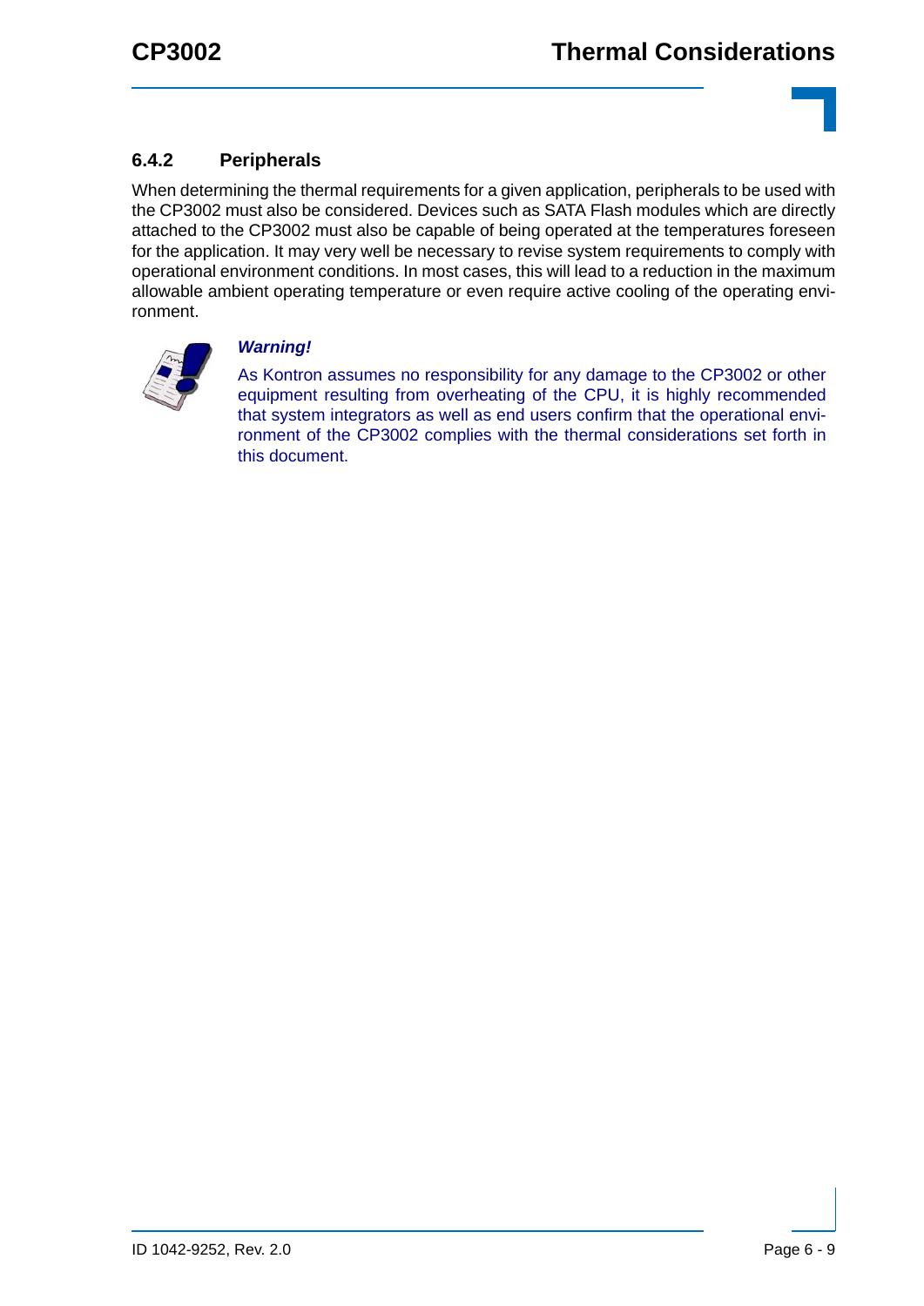### 6.4.2 Peripherals

When determining the thermal requirements for a given application, peripherals to be used with the CP3002 must also be considered. Devices such as SATA Flash modules which are directly attached to the CP3002 must also be capable of being operated at the temperatures foreseen for the application. It may very well be necessary to revise system requirements to comply with operational environment conditions. In most cases, this will lead to a reduction in the maximum allowable ambient operating temperature or even require active cooling of the operating environment.

***Warning!***

As Kontron assumes no responsibility for any damage to the CP3002 or other equipment resulting from overheating of the CPU, it is highly recommended that system integrators as well as end users confirm that the operational environment of the CP3002 complies with the thermal considerations set forth in this document.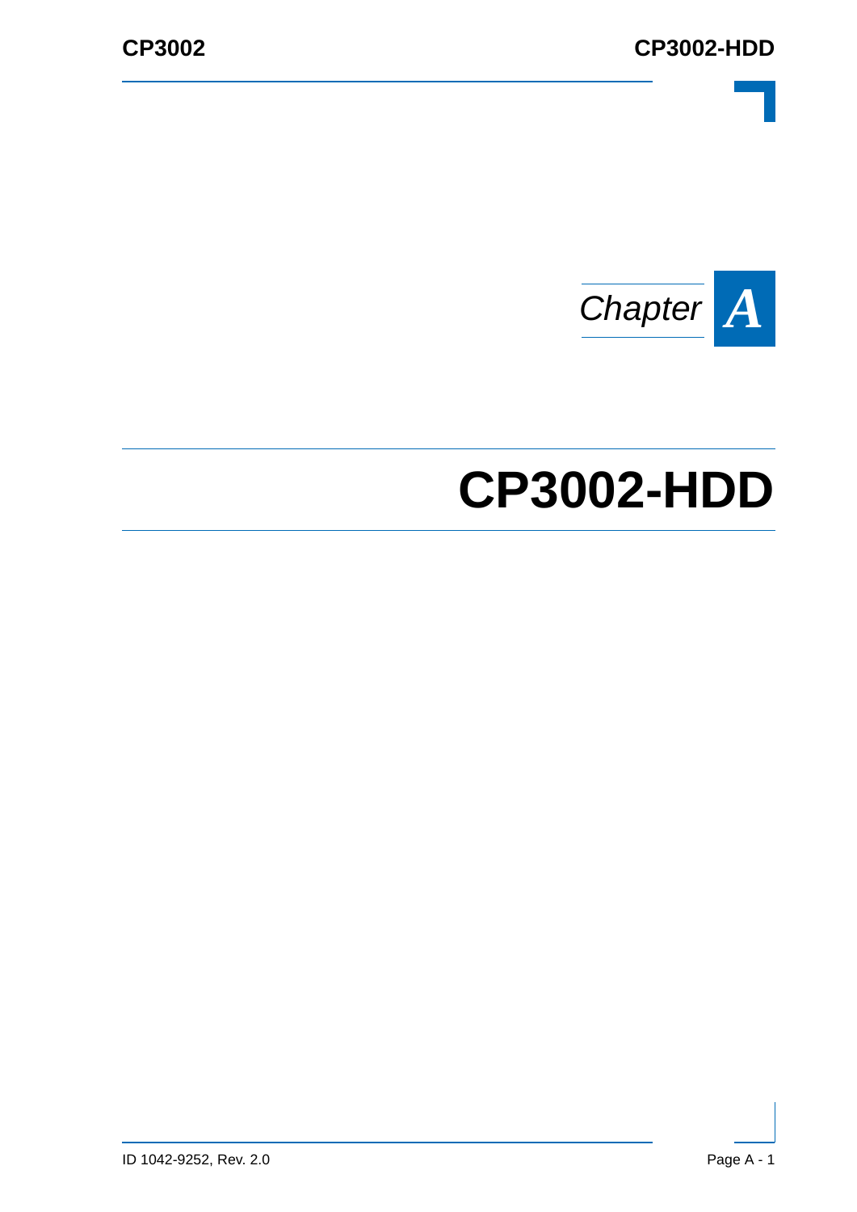Chapter A

# CP3002-HDD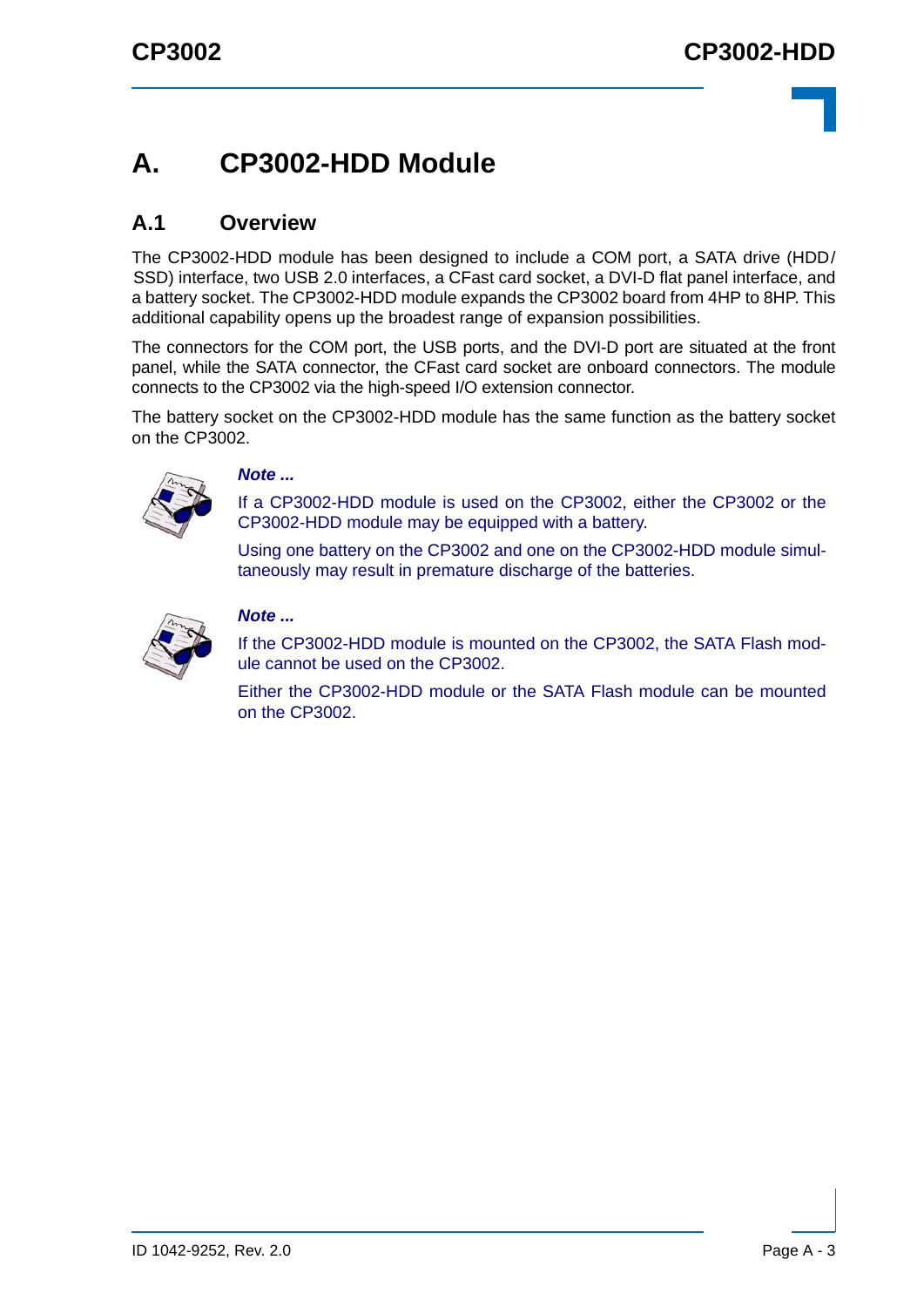# A. CP3002-HDD Module

## A.1 Overview

The CP3002-HDD module has been designed to include a COM port, a SATA drive (HDD/SSD) interface, two USB 2.0 interfaces, a CFast card socket, a DVI-D flat panel interface, and a battery socket. The CP3002-HDD module expands the CP3002 board from 4HP to 8HP. This additional capability opens up the broadest range of expansion possibilities.

The connectors for the COM port, the USB ports, and the DVI-D port are situated at the front panel, while the SATA connector, the CFast card socket are onboard connectors. The module connects to the CP3002 via the high-speed I/O extension connector.

The battery socket on the CP3002-HDD module has the same function as the battery socket on the CP3002.

***Note ...***

If a CP3002-HDD module is used on the CP3002, either the CP3002 or the CP3002-HDD module may be equipped with a battery.

Using one battery on the CP3002 and one on the CP3002-HDD module simultaneously may result in premature discharge of the batteries.

***Note ...***

If the CP3002-HDD module is mounted on the CP3002, the SATA Flash module cannot be used on the CP3002.

Either the CP3002-HDD module or the SATA Flash module can be mounted on the CP3002.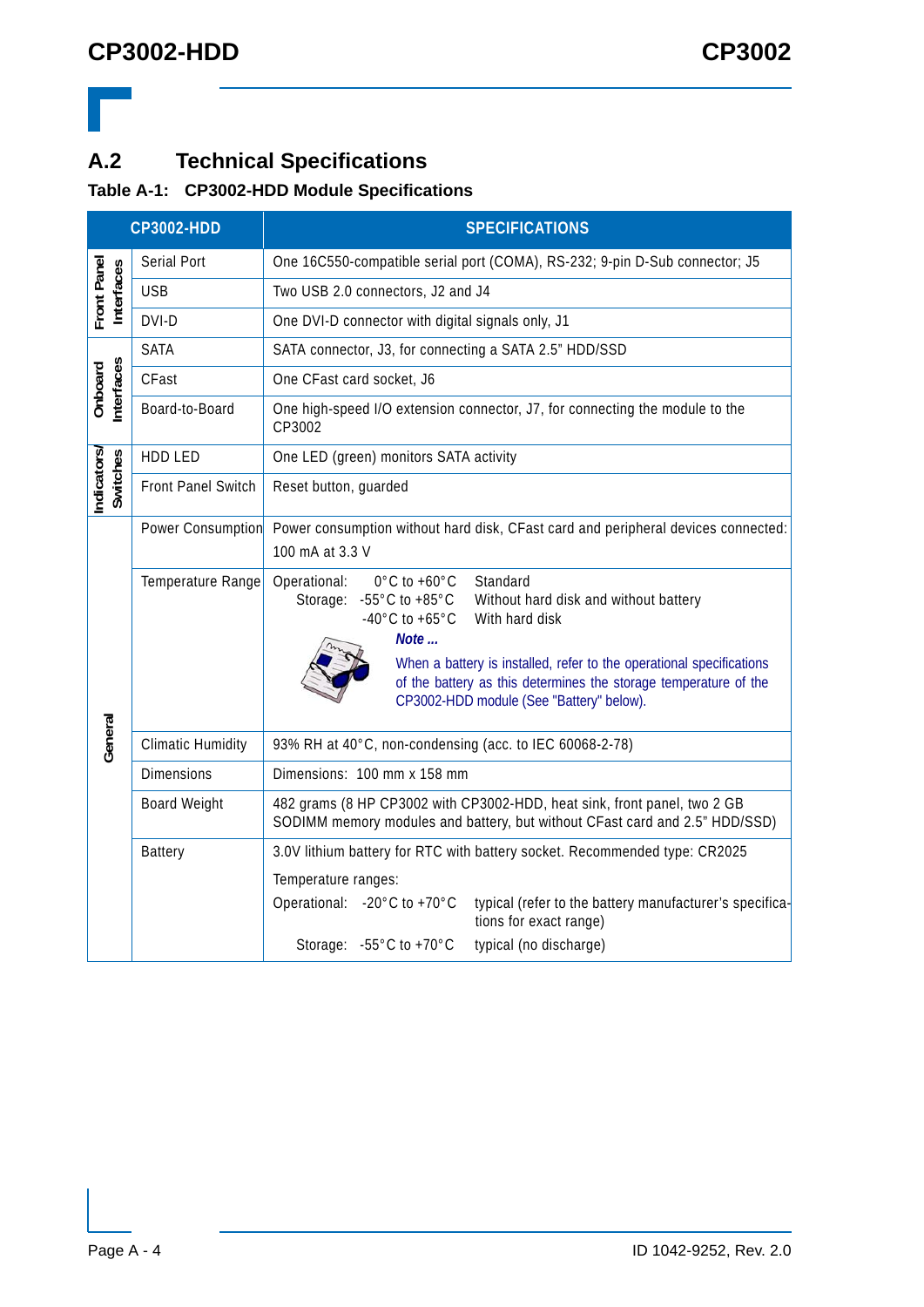## A.2 Technical Specifications

**Table A-1: CP3002-HDD Module Specifications**

| CP3002-HDD | | SPECIFICATIONS |
|---|---|---|
| Front Panel Interfaces | Serial Port | One 16C550-compatible serial port (COMA), RS-232; 9-pin D-Sub connector; J5 |
| | USB | Two USB 2.0 connectors, J2 and J4 |
| | DVI-D | One DVI-D connector with digital signals only, J1 |
| Onboard Interfaces | SATA | SATA connector, J3, for connecting a SATA 2.5" HDD/SSD |
| | CFast | One CFast card socket, J6 |
| | Board-to-Board | One high-speed I/O extension connector, J7, for connecting the module to the CP3002 |
| Indicators/ Switches | HDD LED | One LED (green) monitors SATA activity |
| | Front Panel Switch | Reset button, guarded |
| General | Power Consumption | Power consumption without hard disk, CFast card and peripheral devices connected:<br>100 mA at 3.3 V |
| | Temperature Range | Operational: 0°C to +60°C Standard<br>Storage: -55°C to +85°C Without hard disk and without battery<br>-40°C to +65°C With hard disk<br>***Note ...***<br>When a battery is installed, refer to the operational specifications of the battery as this determines the storage temperature of the CP3002-HDD module (See "Battery" below). |
| | Climatic Humidity | 93% RH at 40°C, non-condensing (acc. to IEC 60068-2-78) |
| | Dimensions | Dimensions: 100 mm x 158 mm |
| | Board Weight | 482 grams (8 HP CP3002 with CP3002-HDD, heat sink, front panel, two 2 GB SODIMM memory modules and battery, but without CFast card and 2.5" HDD/SSD) |
| | Battery | 3.0V lithium battery for RTC with battery socket. Recommended type: CR2025<br>Temperature ranges:<br>Operational: -20°C to +70°C typical (refer to the battery manufacturer's specifications for exact range)<br>Storage: -55°C to +70°C typical (no discharge) |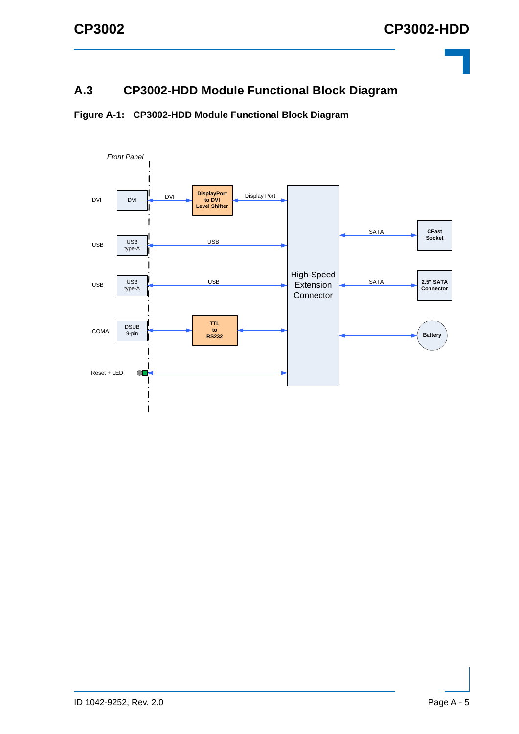## A.3 CP3002-HDD Module Functional Block Diagram

**Figure A-1: CP3002-HDD Module Functional Block Diagram**

*Front Panel*

DVI | DVI | DVI | DisplayPort to DVI Level Shifter | Display Port

USB | USB type-A | USB

USB | USB type-A | USB

COMA | DSUB 9-pin | TTL to RS232

Reset + LED

High-Speed Extension Connector

SATA | CFast Socket

SATA | 2.5" SATA Connector

Battery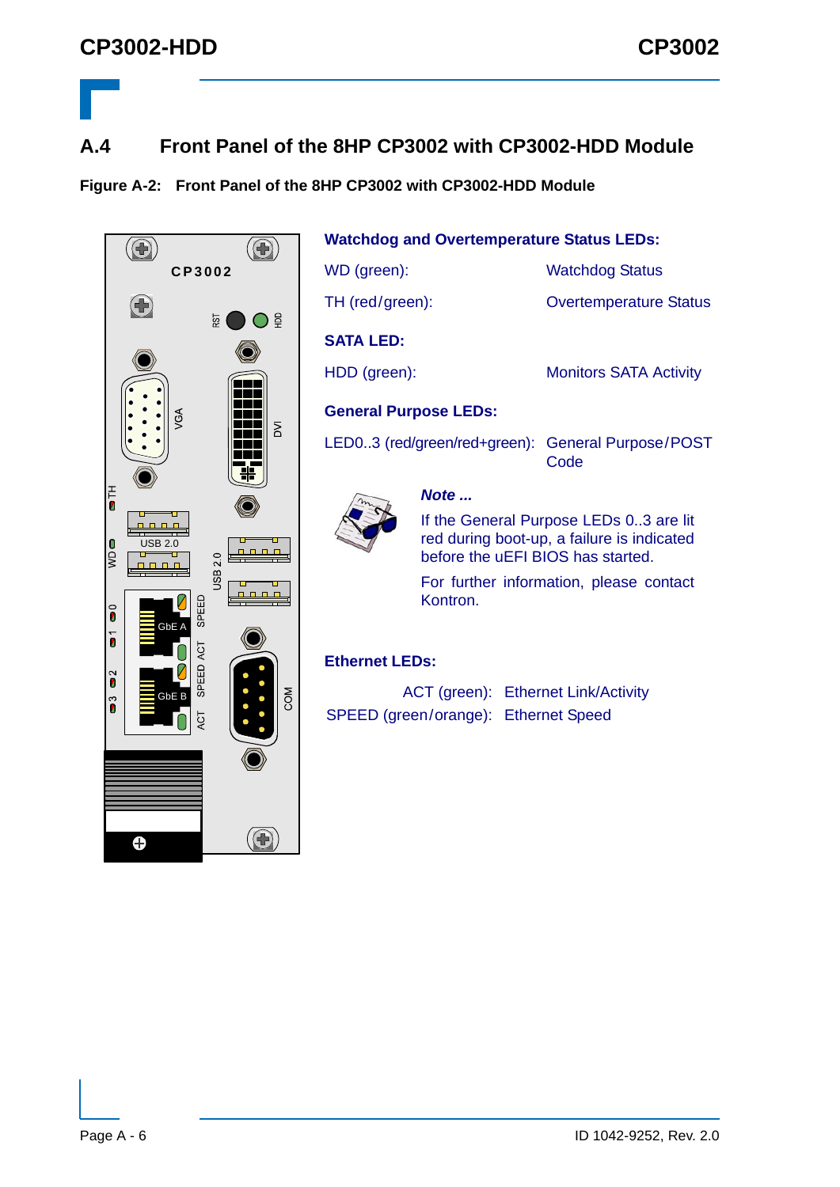## A.4 Front Panel of the 8HP CP3002 with CP3002-HDD Module

**Figure A-2: Front Panel of the 8HP CP3002 with CP3002-HDD Module**

**Watchdog and Overtemperature Status LEDs:**

| | |
|---|---|
| WD (green): | Watchdog Status |
| TH (red/green): | Overtemperature Status |

**SATA LED:**

| | |
|---|---|
| HDD (green): | Monitors SATA Activity |

**General Purpose LEDs:**

| | |
|---|---|
| LED0..3 (red/green/red+green): | General Purpose/POST Code |

***Note ...***

If the General Purpose LEDs 0..3 are lit red during boot-up, a failure is indicated before the uEFI BIOS has started.

For further information, please contact Kontron.

**Ethernet LEDs:**

| | |
|---|---|
| ACT (green): | Ethernet Link/Activity |
| SPEED (green/orange): | Ethernet Speed |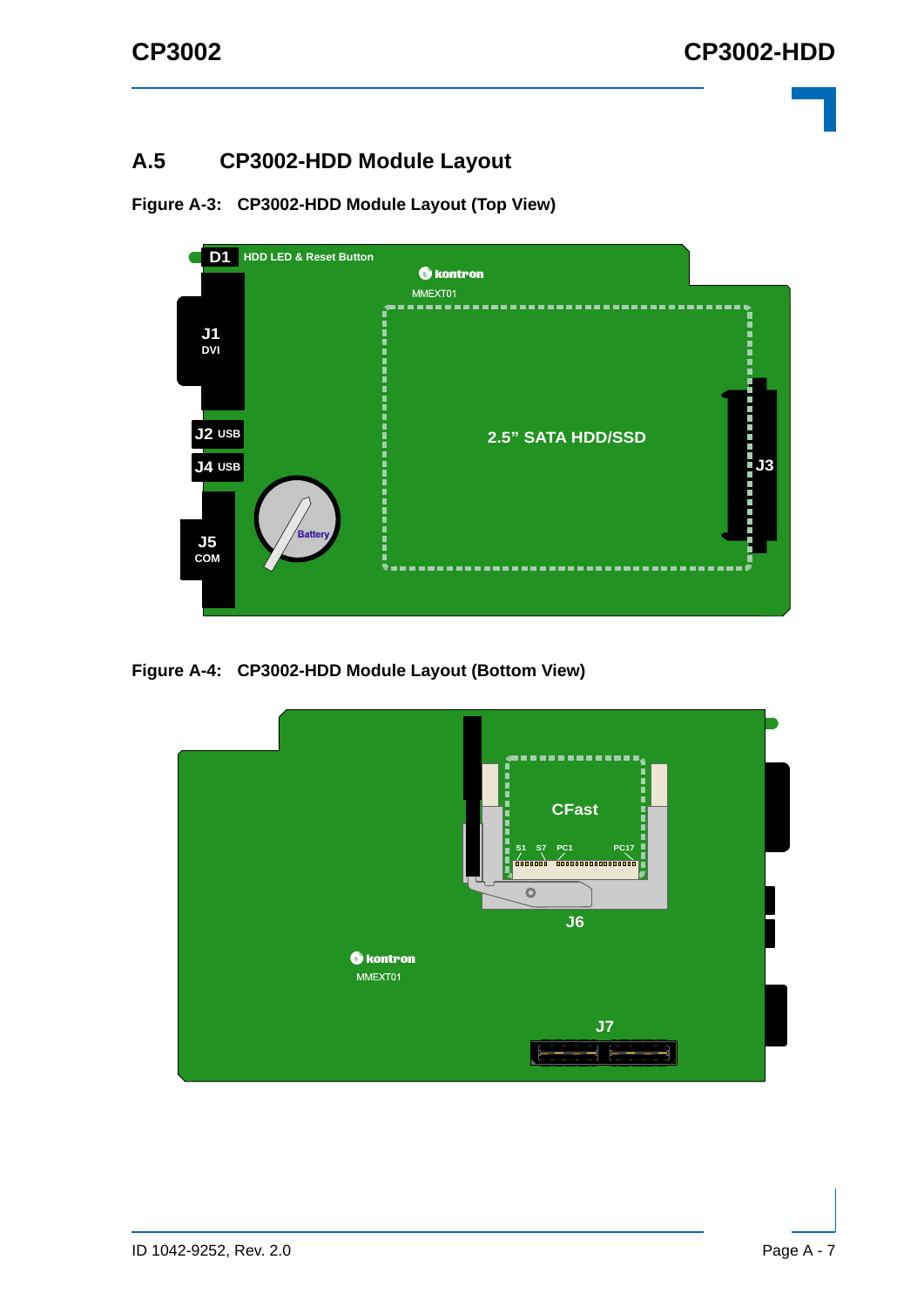## A.5 CP3002-HDD Module Layout

**Figure A-3: CP3002-HDD Module Layout (Top View)**

**Figure A-4: CP3002-HDD Module Layout (Bottom View)**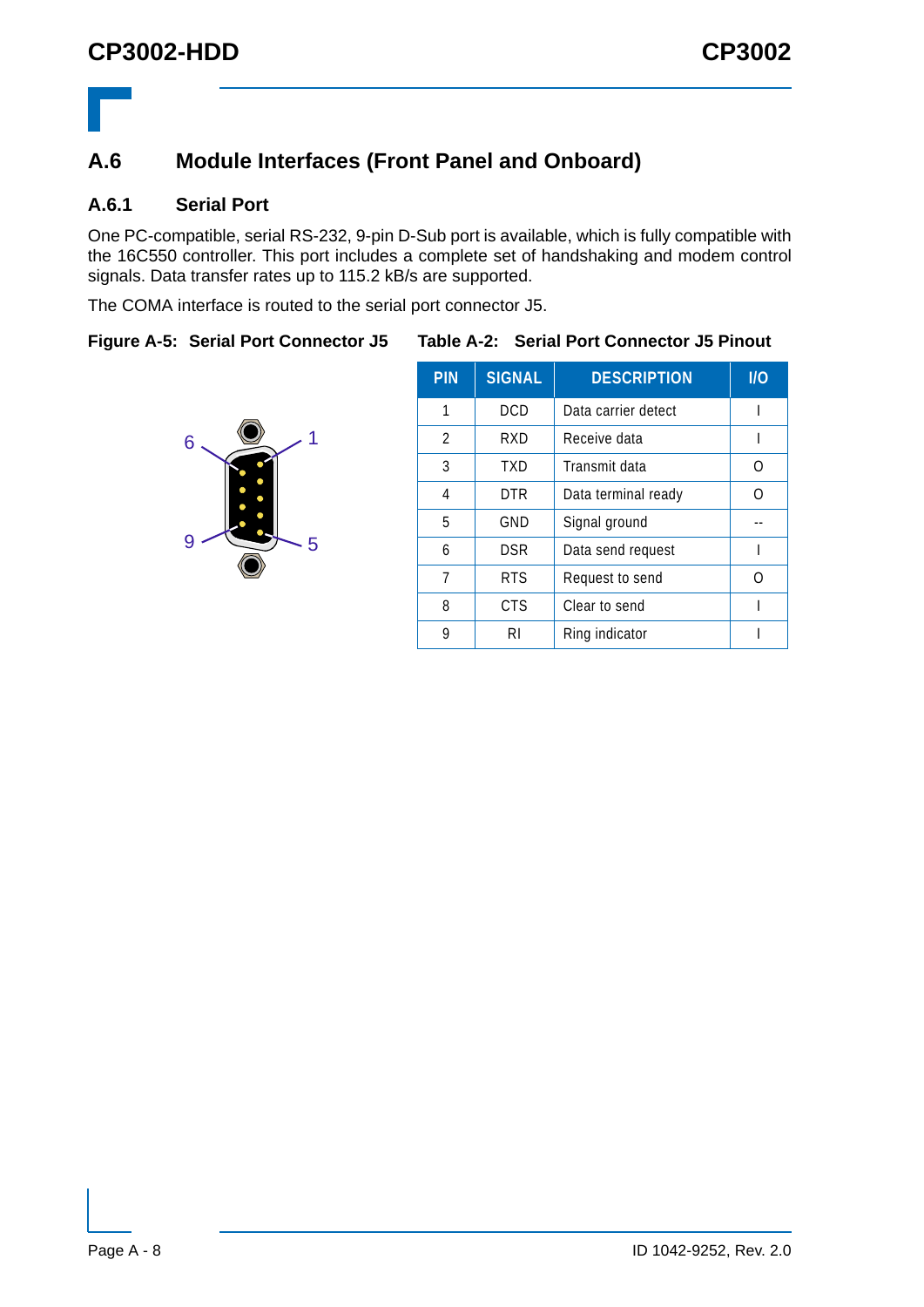## A.6 Module Interfaces (Front Panel and Onboard)

### A.6.1 Serial Port

One PC-compatible, serial RS-232, 9-pin D-Sub port is available, which is fully compatible with the 16C550 controller. This port includes a complete set of handshaking and modem control signals. Data transfer rates up to 115.2 kB/s are supported.

The COMA interface is routed to the serial port connector J5.

**Figure A-5: Serial Port Connector J5**

**Table A-2: Serial Port Connector J5 Pinout**

| PIN | SIGNAL | DESCRIPTION | I/O |
|---|---|---|---|
| 1 | DCD | Data carrier detect | I |
| 2 | RXD | Receive data | I |
| 3 | TXD | Transmit data | O |
| 4 | DTR | Data terminal ready | O |
| 5 | GND | Signal ground | -- |
| 6 | DSR | Data send request | I |
| 7 | RTS | Request to send | O |
| 8 | CTS | Clear to send | I |
| 9 | RI | Ring indicator | I |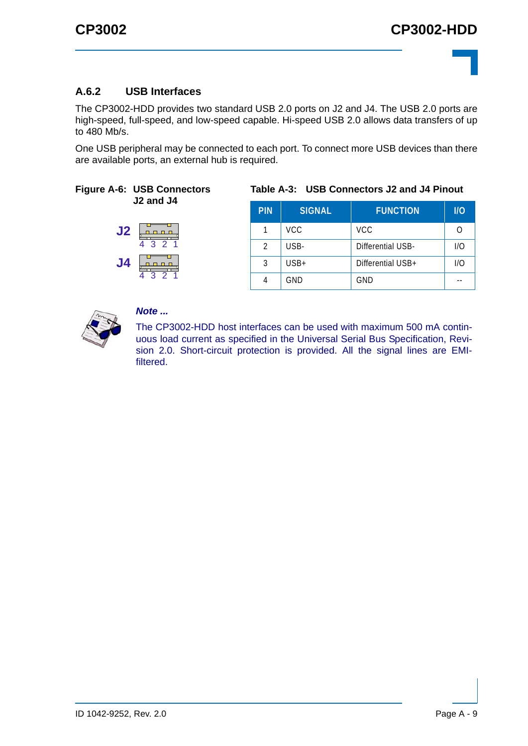### A.6.2 USB Interfaces

The CP3002-HDD provides two standard USB 2.0 ports on J2 and J4. The USB 2.0 ports are high-speed, full-speed, and low-speed capable. Hi-speed USB 2.0 allows data transfers of up to 480 Mb/s.

One USB peripheral may be connected to each port. To connect more USB devices than there are available ports, an external hub is required.

**Figure A-6: USB Connectors J2 and J4**

J2 4 3 2 1

J4 4 3 2 1

**Table A-3: USB Connectors J2 and J4 Pinout**

| PIN | SIGNAL | FUNCTION | I/O |
|---|---|---|---|
| 1 | VCC | VCC | O |
| 2 | USB- | Differential USB- | I/O |
| 3 | USB+ | Differential USB+ | I/O |
| 4 | GND | GND | -- |

***Note ...***

The CP3002-HDD host interfaces can be used with maximum 500 mA continuous load current as specified in the Universal Serial Bus Specification, Revision 2.0. Short-circuit protection is provided. All the signal lines are EMI-filtered.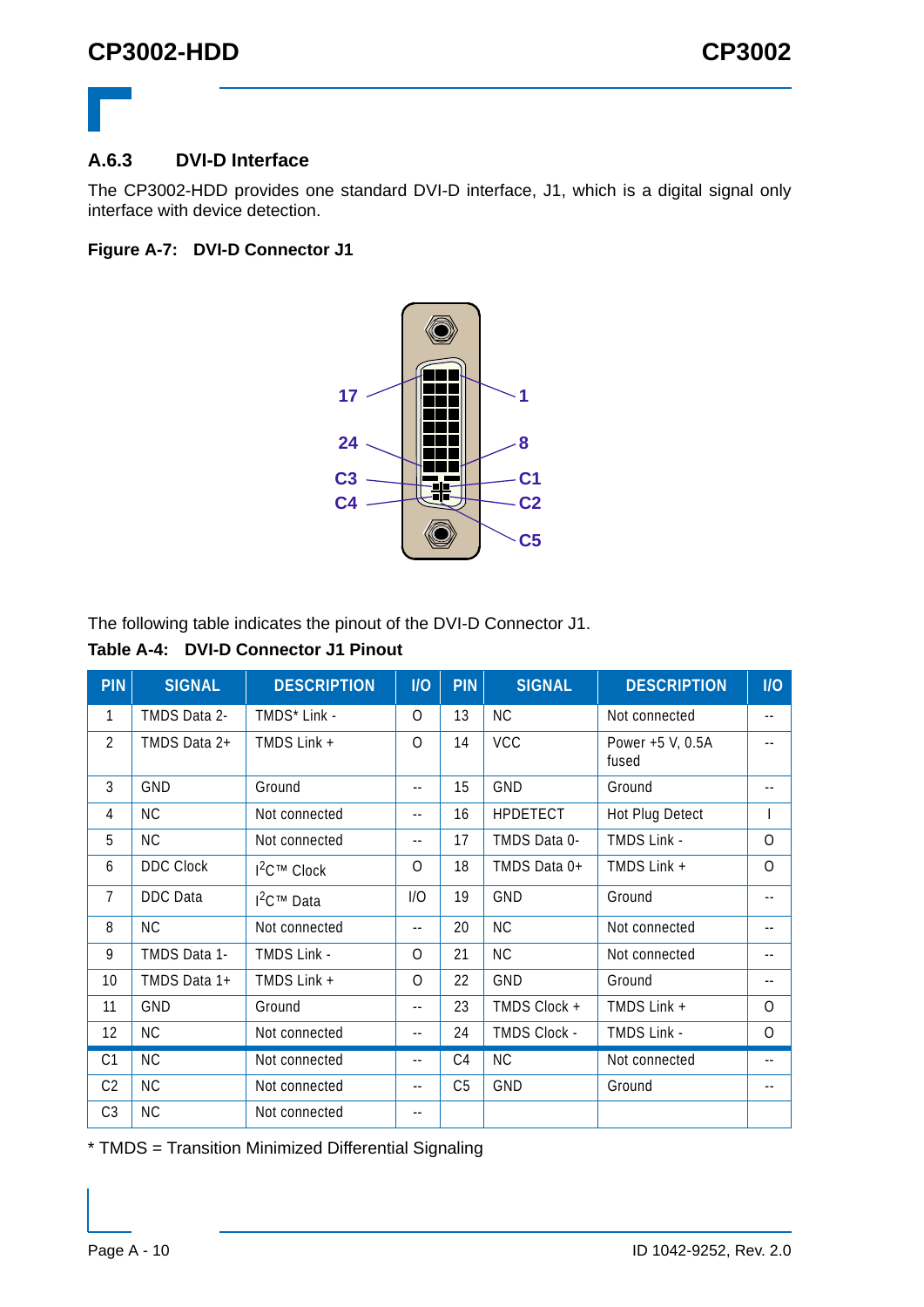### A.6.3 DVI-D Interface

The CP3002-HDD provides one standard DVI-D interface, J1, which is a digital signal only interface with device detection.

**Figure A-7: DVI-D Connector J1**

The following table indicates the pinout of the DVI-D Connector J1.

**Table A-4: DVI-D Connector J1 Pinout**

| PIN | SIGNAL | DESCRIPTION | I/O | PIN | SIGNAL | DESCRIPTION | I/O |
|---|---|---|---|---|---|---|---|
| 1 | TMDS Data 2- | TMDS* Link - | O | 13 | NC | Not connected | -- |
| 2 | TMDS Data 2+ | TMDS Link + | O | 14 | VCC | Power +5 V, 0.5A fused | -- |
| 3 | GND | Ground | -- | 15 | GND | Ground | -- |
| 4 | NC | Not connected | -- | 16 | HPDETECT | Hot Plug Detect | I |
| 5 | NC | Not connected | -- | 17 | TMDS Data 0- | TMDS Link - | O |
| 6 | DDC Clock | $I^2C$™ Clock | O | 18 | TMDS Data 0+ | TMDS Link + | O |
| 7 | DDC Data | $I^2C$™ Data | I/O | 19 | GND | Ground | -- |
| 8 | NC | Not connected | -- | 20 | NC | Not connected | -- |
| 9 | TMDS Data 1- | TMDS Link - | O | 21 | NC | Not connected | -- |
| 10 | TMDS Data 1+ | TMDS Link + | O | 22 | GND | Ground | -- |
| 11 | GND | Ground | -- | 23 | TMDS Clock + | TMDS Link + | O |
| 12 | NC | Not connected | -- | 24 | TMDS Clock - | TMDS Link - | O |
| C1 | NC | Not connected | -- | C4 | NC | Not connected | -- |
| C2 | NC | Not connected | -- | C5 | GND | Ground | -- |
| C3 | NC | Not connected | -- | | | | |

* TMDS = Transition Minimized Differential Signaling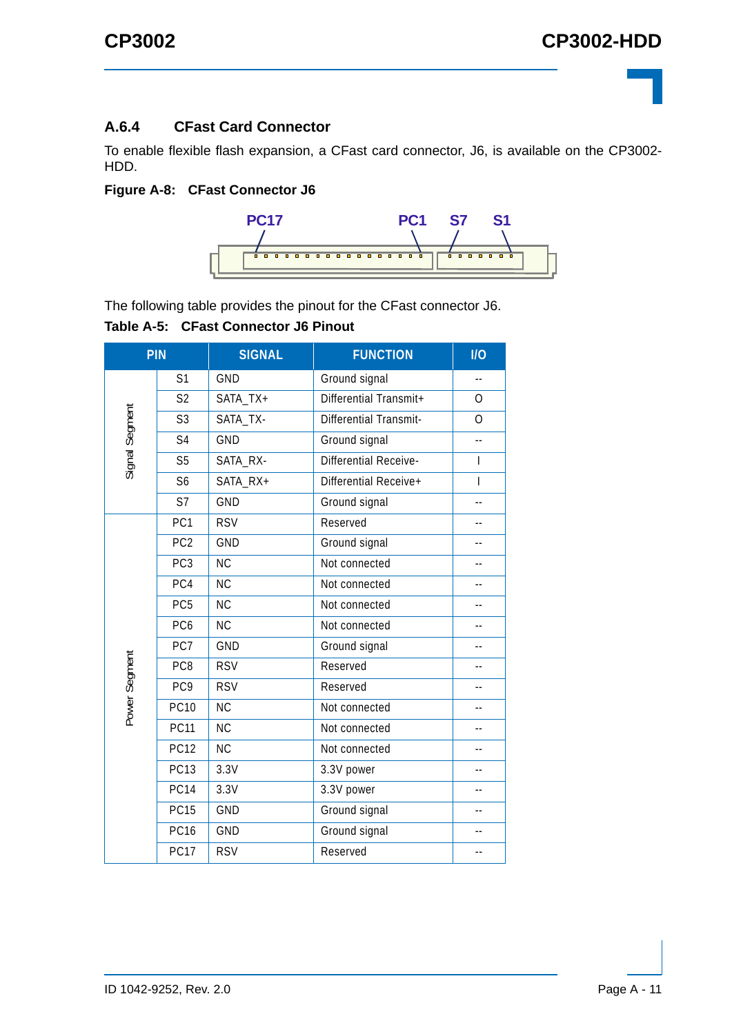### A.6.4 CFast Card Connector

To enable flexible flash expansion, a CFast card connector, J6, is available on the CP3002-HDD.

**Figure A-8: CFast Connector J6**

PC17 PC1 S7 S1

The following table provides the pinout for the CFast connector J6.

**Table A-5: CFast Connector J6 Pinout**

| PIN | | SIGNAL | FUNCTION | I/O |
|---|---|---|---|---|
| Signal Segment | S1 | GND | Ground signal | -- |
| | S2 | SATA_TX+ | Differential Transmit+ | O |
| | S3 | SATA_TX- | Differential Transmit- | O |
| | S4 | GND | Ground signal | -- |
| | S5 | SATA_RX- | Differential Receive- | I |
| | S6 | SATA_RX+ | Differential Receive+ | I |
| | S7 | GND | Ground signal | -- |
| Power Segment | PC1 | RSV | Reserved | -- |
| | PC2 | GND | Ground signal | -- |
| | PC3 | NC | Not connected | -- |
| | PC4 | NC | Not connected | -- |
| | PC5 | NC | Not connected | -- |
| | PC6 | NC | Not connected | -- |
| | PC7 | GND | Ground signal | -- |
| | PC8 | RSV | Reserved | -- |
| | PC9 | RSV | Reserved | -- |
| | PC10 | NC | Not connected | -- |
| | PC11 | NC | Not connected | -- |
| | PC12 | NC | Not connected | -- |
| | PC13 | 3.3V | 3.3V power | -- |
| | PC14 | 3.3V | 3.3V power | -- |
| | PC15 | GND | Ground signal | -- |
| | PC16 | GND | Ground signal | -- |
| | PC17 | RSV | Reserved | -- |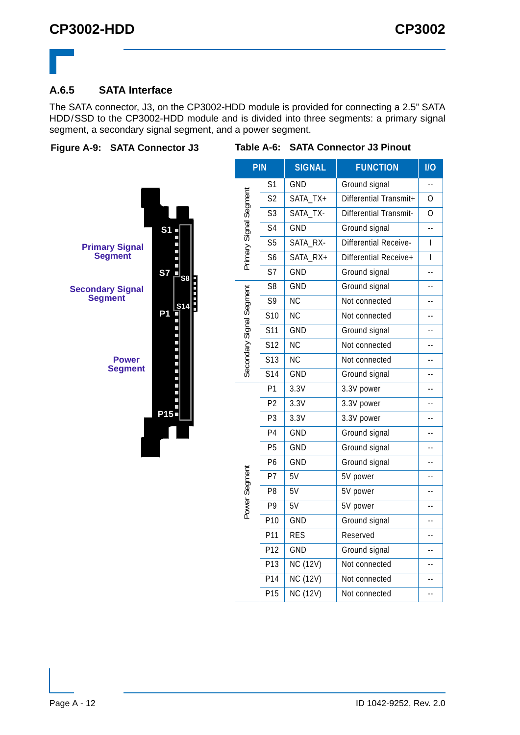### A.6.5 SATA Interface

The SATA connector, J3, on the CP3002-HDD module is provided for connecting a 2.5" SATA HDD/SSD to the CP3002-HDD module and is divided into three segments: a primary signal segment, a secondary signal segment, and a power segment.

**Figure A-9: SATA Connector J3**

Primary Signal Segment

Secondary Signal Segment

Power Segment

S1, S7, S8, S14, P1, P15

**Table A-6: SATA Connector J3 Pinout**

| | PIN | SIGNAL | FUNCTION | I/O |
|---|---|---|---|---|
| Primary Signal Segment | S1 | GND | Ground signal | -- |
| | S2 | SATA_TX+ | Differential Transmit+ | O |
| | S3 | SATA_TX- | Differential Transmit- | O |
| | S4 | GND | Ground signal | -- |
| | S5 | SATA_RX- | Differential Receive- | I |
| | S6 | SATA_RX+ | Differential Receive+ | I |
| | S7 | GND | Ground signal | -- |
| Secondary Signal Segment | S8 | GND | Ground signal | -- |
| | S9 | NC | Not connected | -- |
| | S10 | NC | Not connected | -- |
| | S11 | GND | Ground signal | -- |
| | S12 | NC | Not connected | -- |
| | S13 | NC | Not connected | -- |
| | S14 | GND | Ground signal | -- |
| Power Segment | P1 | 3.3V | 3.3V power | -- |
| | P2 | 3.3V | 3.3V power | -- |
| | P3 | 3.3V | 3.3V power | -- |
| | P4 | GND | Ground signal | -- |
| | P5 | GND | Ground signal | -- |
| | P6 | GND | Ground signal | -- |
| | P7 | 5V | 5V power | -- |
| | P8 | 5V | 5V power | -- |
| | P9 | 5V | 5V power | -- |
| | P10 | GND | Ground signal | -- |
| | P11 | RES | Reserved | -- |
| | P12 | GND | Ground signal | -- |
| | P13 | NC (12V) | Not connected | -- |
| | P14 | NC (12V) | Not connected | -- |
| | P15 | NC (12V) | Not connected | -- |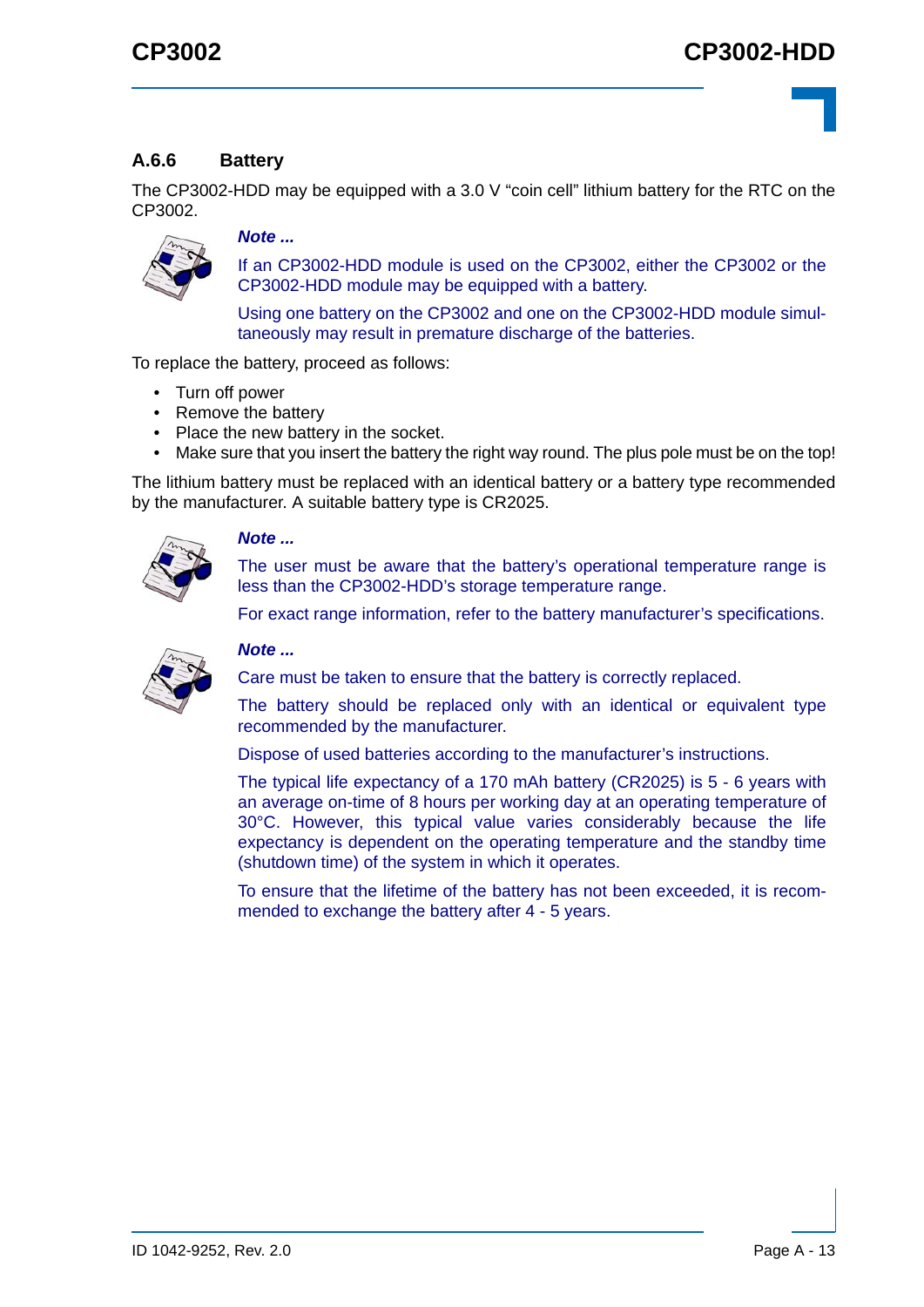### A.6.6 Battery

The CP3002-HDD may be equipped with a 3.0 V “coin cell” lithium battery for the RTC on the CP3002.

***Note ...***

If an CP3002-HDD module is used on the CP3002, either the CP3002 or the CP3002-HDD module may be equipped with a battery.

Using one battery on the CP3002 and one on the CP3002-HDD module simultaneously may result in premature discharge of the batteries.

To replace the battery, proceed as follows:

- Turn off power
- Remove the battery
- Place the new battery in the socket.
- Make sure that you insert the battery the right way round. The plus pole must be on the top!

The lithium battery must be replaced with an identical battery or a battery type recommended by the manufacturer. A suitable battery type is CR2025.

***Note ...***

The user must be aware that the battery’s operational temperature range is less than the CP3002-HDD’s storage temperature range.

For exact range information, refer to the battery manufacturer’s specifications.

***Note ...***

Care must be taken to ensure that the battery is correctly replaced.

The battery should be replaced only with an identical or equivalent type recommended by the manufacturer.

Dispose of used batteries according to the manufacturer’s instructions.

The typical life expectancy of a 170 mAh battery (CR2025) is 5 - 6 years with an average on-time of 8 hours per working day at an operating temperature of 30°C. However, this typical value varies considerably because the life expectancy is dependent on the operating temperature and the standby time (shutdown time) of the system in which it operates.

To ensure that the lifetime of the battery has not been exceeded, it is recommended to exchange the battery after 4 - 5 years.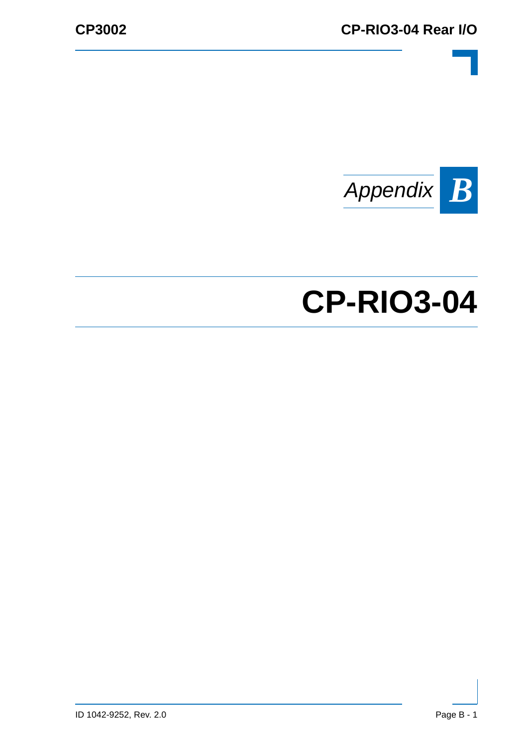*Appendix* ***B***

# CP-RIO3-04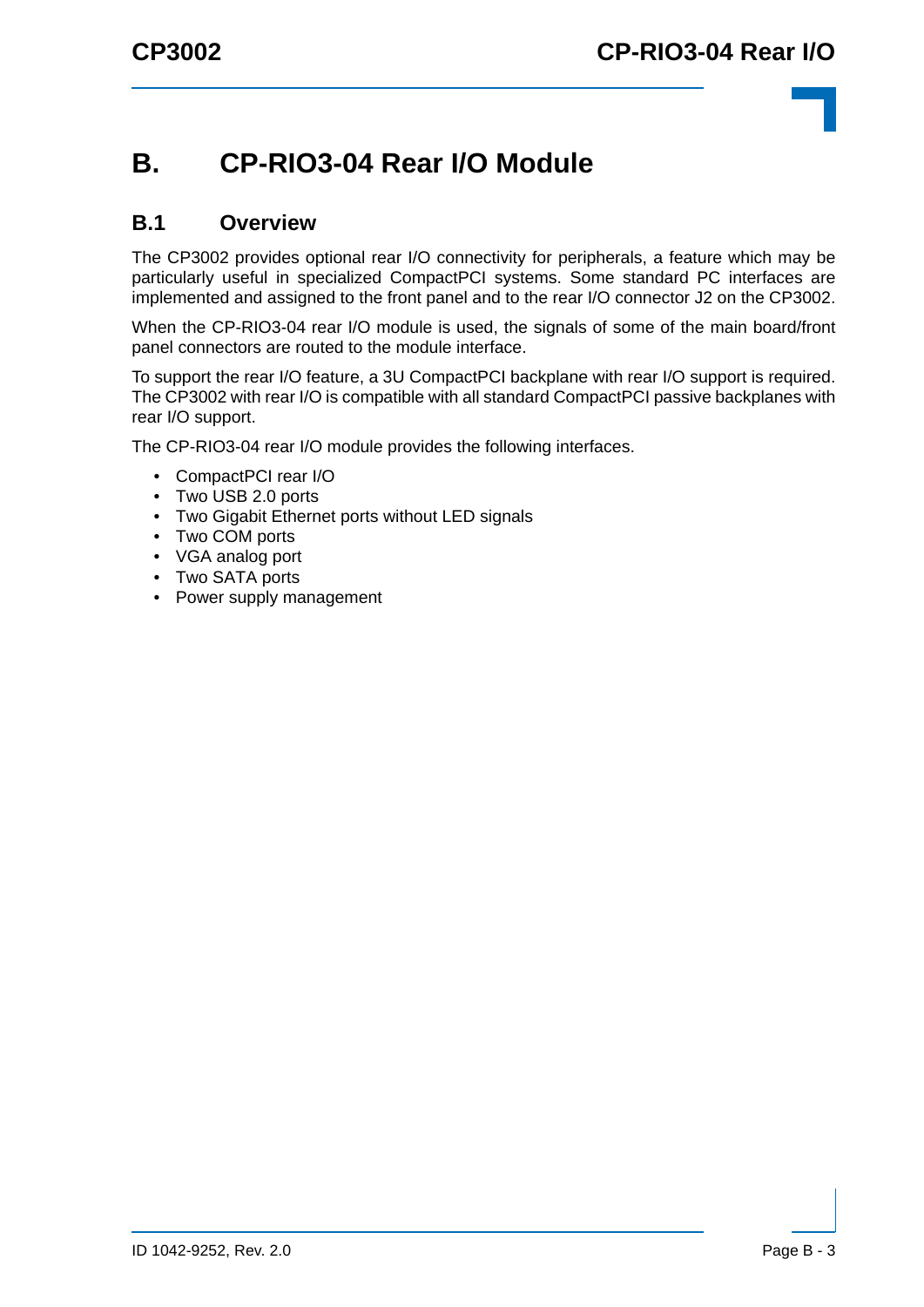# B. CP-RIO3-04 Rear I/O Module

## B.1 Overview

The CP3002 provides optional rear I/O connectivity for peripherals, a feature which may be particularly useful in specialized CompactPCI systems. Some standard PC interfaces are implemented and assigned to the front panel and to the rear I/O connector J2 on the CP3002.

When the CP-RIO3-04 rear I/O module is used, the signals of some of the main board/front panel connectors are routed to the module interface.

To support the rear I/O feature, a 3U CompactPCI backplane with rear I/O support is required. The CP3002 with rear I/O is compatible with all standard CompactPCI passive backplanes with rear I/O support.

The CP-RIO3-04 rear I/O module provides the following interfaces.

- CompactPCI rear I/O
- Two USB 2.0 ports
- Two Gigabit Ethernet ports without LED signals
- Two COM ports
- VGA analog port
- Two SATA ports
- Power supply management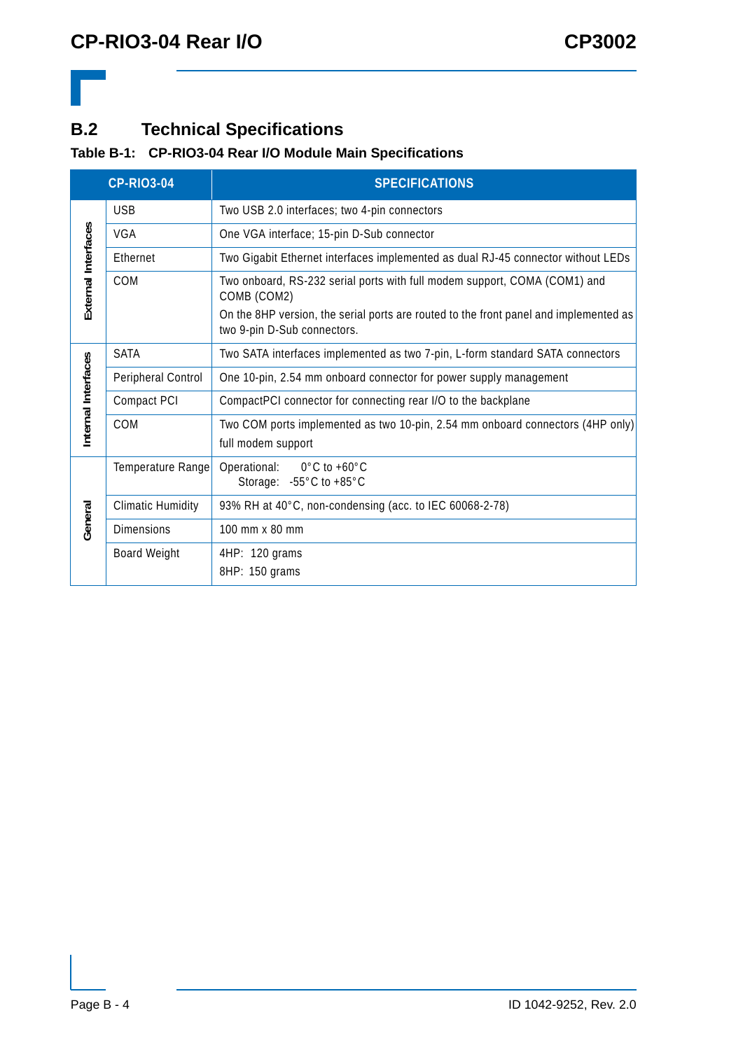## B.2 Technical Specifications

**Table B-1: CP-RIO3-04 Rear I/O Module Main Specifications**

| | CP-RIO3-04 | SPECIFICATIONS |
|---|---|---|
| External Interfaces | USB | Two USB 2.0 interfaces; two 4-pin connectors |
| | VGA | One VGA interface; 15-pin D-Sub connector |
| | Ethernet | Two Gigabit Ethernet interfaces implemented as dual RJ-45 connector without LEDs |
| | COM | Two onboard, RS-232 serial ports with full modem support, COMA (COM1) and COMB (COM2)<br>On the 8HP version, the serial ports are routed to the front panel and implemented as two 9-pin D-Sub connectors. |
| Internal Interfaces | SATA | Two SATA interfaces implemented as two 7-pin, L-form standard SATA connectors |
| | Peripheral Control | One 10-pin, 2.54 mm onboard connector for power supply management |
| | Compact PCI | CompactPCI connector for connecting rear I/O to the backplane |
| | COM | Two COM ports implemented as two 10-pin, 2.54 mm onboard connectors (4HP only) full modem support |
| General | Temperature Range | Operational: 0°C to +60°C<br>Storage: -55°C to +85°C |
| | Climatic Humidity | 93% RH at 40°C, non-condensing (acc. to IEC 60068-2-78) |
| | Dimensions | 100 mm x 80 mm |
| | Board Weight | 4HP: 120 grams<br>8HP: 150 grams |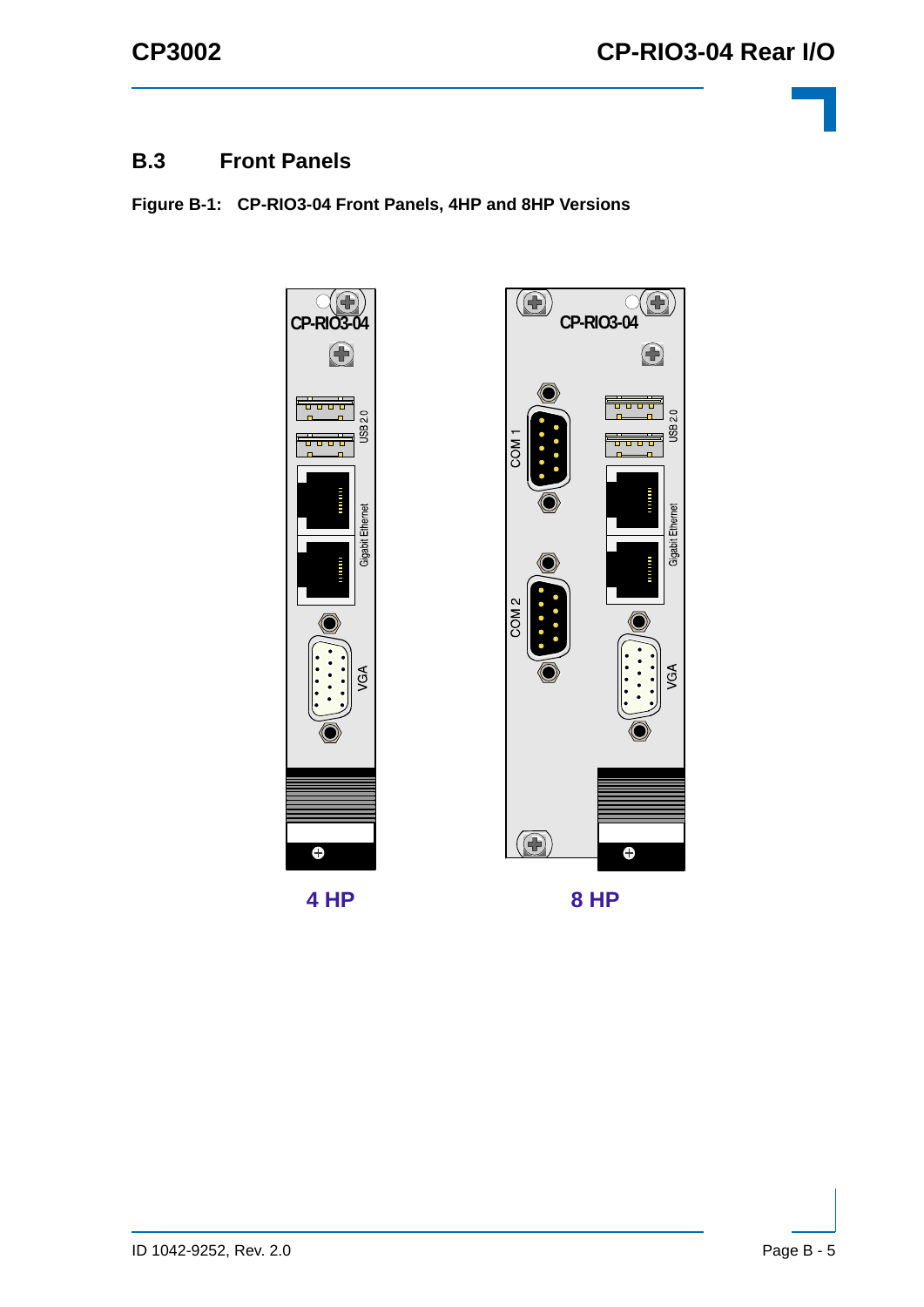## B.3 Front Panels

**Figure B-1: CP-RIO3-04 Front Panels, 4HP and 8HP Versions**

4 HP

8 HP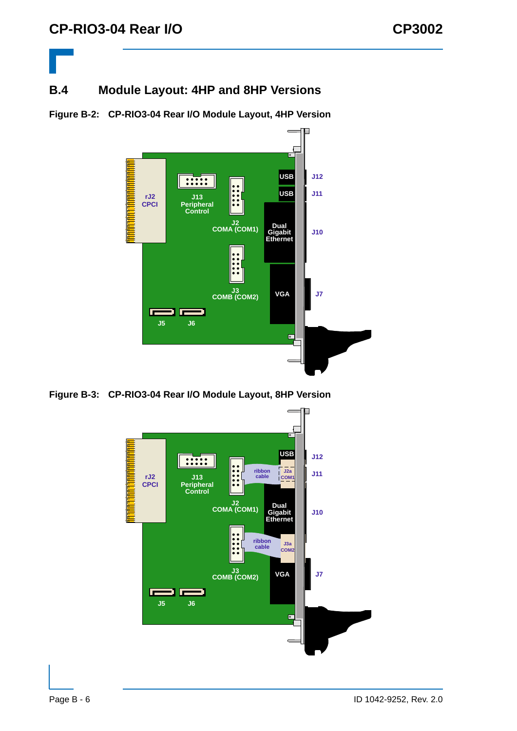## B.4 Module Layout: 4HP and 8HP Versions

**Figure B-2: CP-RIO3-04 Rear I/O Module Layout, 4HP Version**

**Figure B-3: CP-RIO3-04 Rear I/O Module Layout, 8HP Version**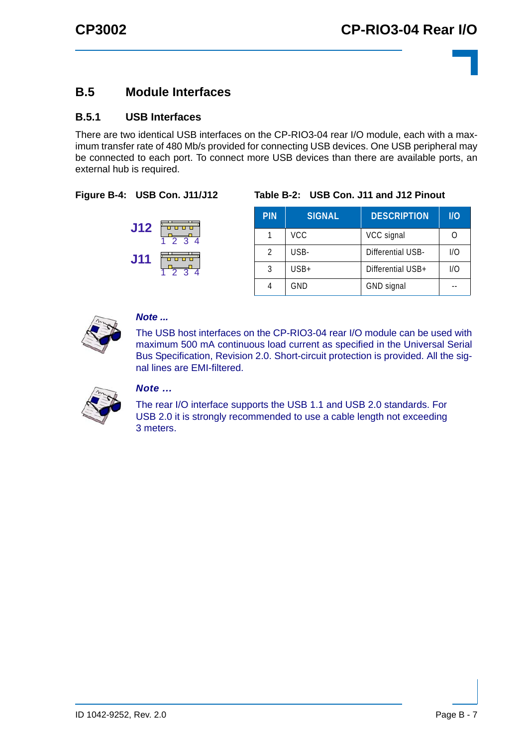## B.5 Module Interfaces

### B.5.1 USB Interfaces

There are two identical USB interfaces on the CP-RIO3-04 rear I/O module, each with a maximum transfer rate of 480 Mb/s provided for connecting USB devices. One USB peripheral may be connected to each port. To connect more USB devices than there are available ports, an external hub is required.

**Figure B-4: USB Con. J11/J12**

J12
1 2 3 4

J11
1 2 3 4

**Table B-2: USB Con. J11 and J12 Pinout**

| PIN | SIGNAL | DESCRIPTION | I/O |
|---|---|---|---|
| 1 | VCC | VCC signal | O |
| 2 | USB- | Differential USB- | I/O |
| 3 | USB+ | Differential USB+ | I/O |
| 4 | GND | GND signal | -- |

***Note ...***

The USB host interfaces on the CP-RIO3-04 rear I/O module can be used with maximum 500 mA continuous load current as specified in the Universal Serial Bus Specification, Revision 2.0. Short-circuit protection is provided. All the signal lines are EMI-filtered.

***Note ...***

The rear I/O interface supports the USB 1.1 and USB 2.0 standards. For USB 2.0 it is strongly recommended to use a cable length not exceeding 3 meters.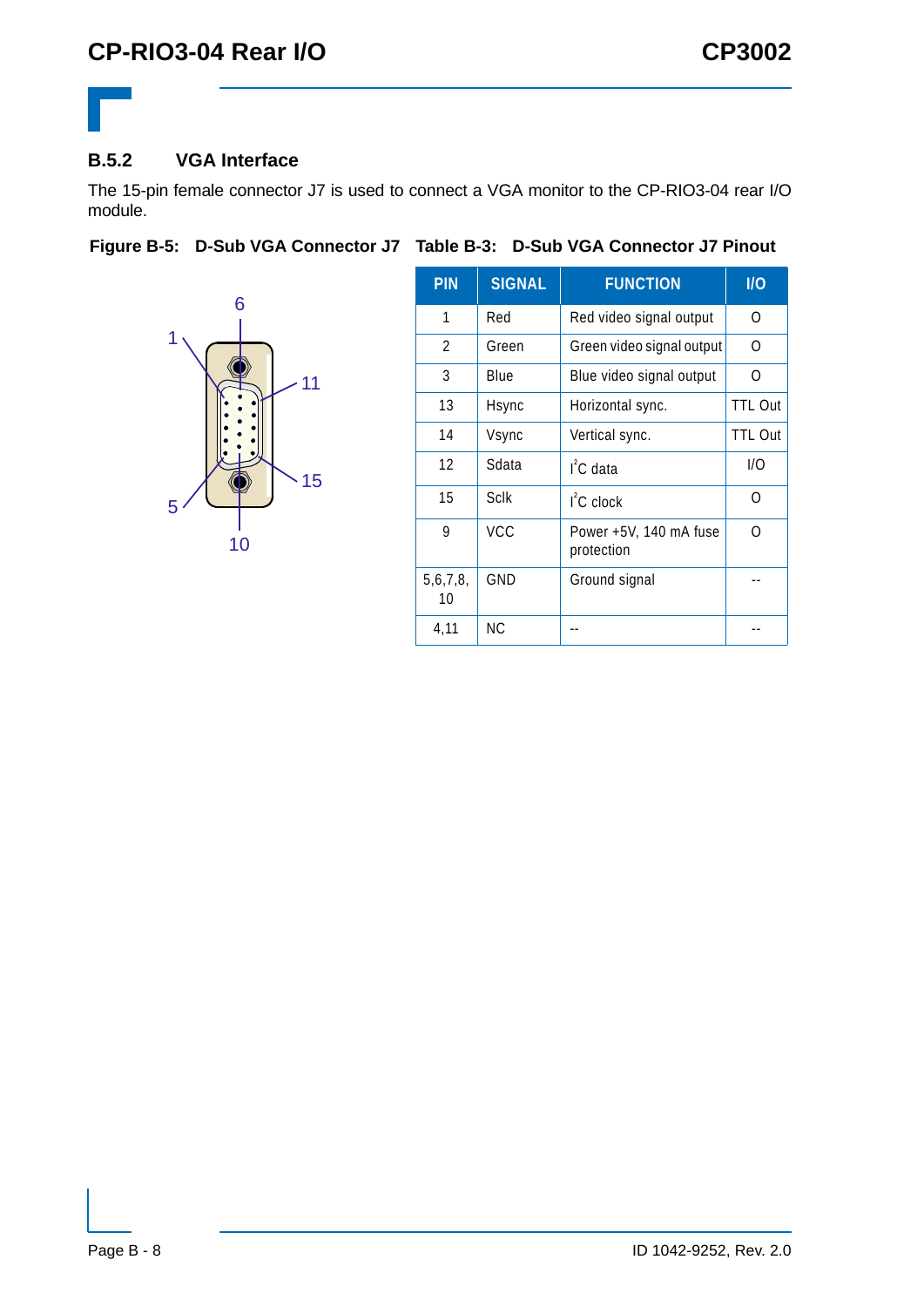### B.5.2 VGA Interface

The 15-pin female connector J7 is used to connect a VGA monitor to the CP-RIO3-04 rear I/O module.

**Figure B-5: D-Sub VGA Connector J7**

**Table B-3: D-Sub VGA Connector J7 Pinout**

| PIN | SIGNAL | FUNCTION | I/O |
|---|---|---|---|
| 1 | Red | Red video signal output | O |
| 2 | Green | Green video signal output | O |
| 3 | Blue | Blue video signal output | O |
| 13 | Hsync | Horizontal sync. | TTL Out |
| 14 | Vsync | Vertical sync. | TTL Out |
| 12 | Sdata | $I^2C$ data | I/O |
| 15 | Sclk | $I^2C$ clock | O |
| 9 | VCC | Power +5V, 140 mA fuse protection | O |
| 5,6,7,8, 10 | GND | Ground signal | -- |
| 4,11 | NC | -- | -- |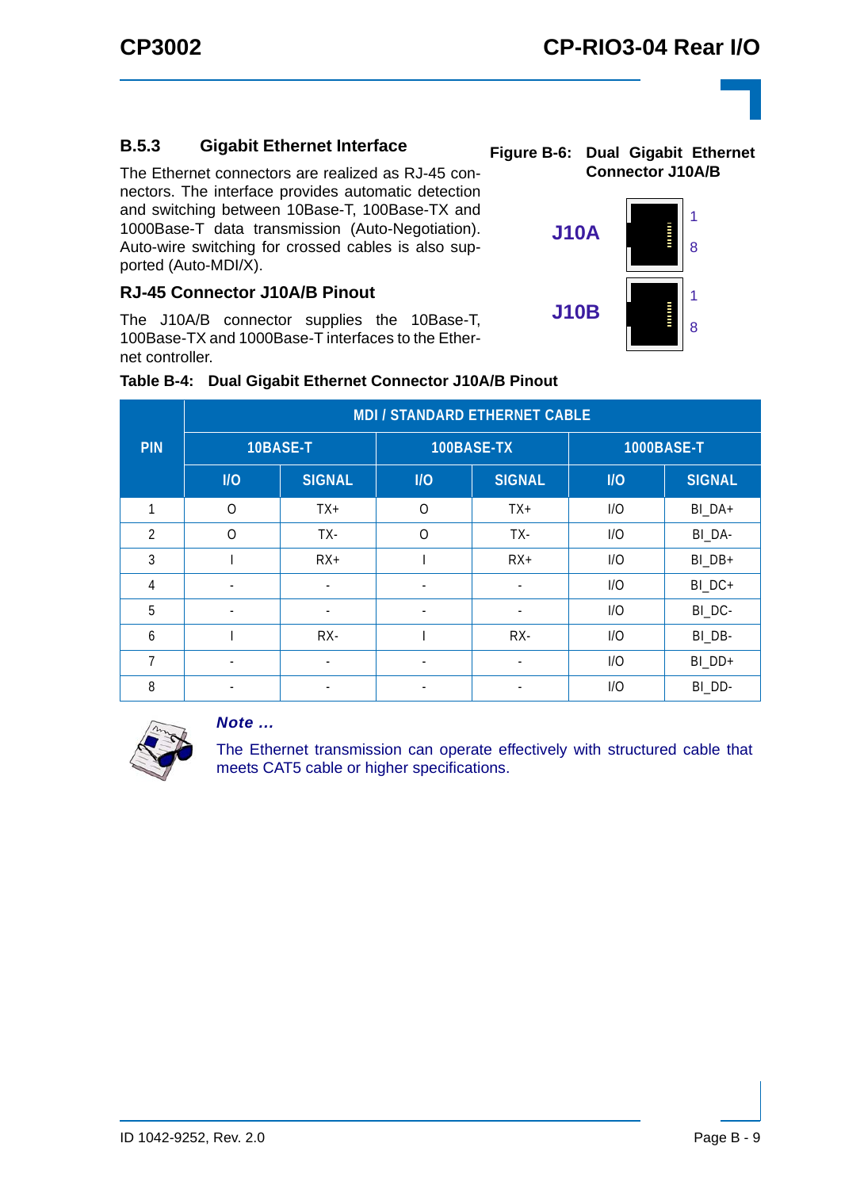### B.5.3 Gigabit Ethernet Interface

The Ethernet connectors are realized as RJ-45 connectors. The interface provides automatic detection and switching between 10Base-T, 100Base-TX and 1000Base-T data transmission (Auto-Negotiation). Auto-wire switching for crossed cables is also supported (Auto-MDI/X).

**RJ-45 Connector J10A/B Pinout**

The J10A/B connector supplies the 10Base-T, 100Base-TX and 1000Base-T interfaces to the Ethernet controller.

**Figure B-6: Dual Gigabit Ethernet Connector J10A/B**

J10A 1 8

J10B 1 8

**Table B-4: Dual Gigabit Ethernet Connector J10A/B Pinout**

| PIN | MDI / STANDARD ETHERNET CABLE | | | | | |
|---|---|---|---|---|---|---|
| | 10BASE-T | | 100BASE-TX | | 1000BASE-T | |
| | I/O | SIGNAL | I/O | SIGNAL | I/O | SIGNAL |
| 1 | O | TX+ | O | TX+ | I/O | BI_DA+ |
| 2 | O | TX- | O | TX- | I/O | BI_DA- |
| 3 | I | RX+ | I | RX+ | I/O | BI_DB+ |
| 4 | - | - | - | - | I/O | BI_DC+ |
| 5 | - | - | - | - | I/O | BI_DC- |
| 6 | I | RX- | I | RX- | I/O | BI_DB- |
| 7 | - | - | - | - | I/O | BI_DD+ |
| 8 | - | - | - | - | I/O | BI_DD- |

***Note ...***

The Ethernet transmission can operate effectively with structured cable that meets CAT5 cable or higher specifications.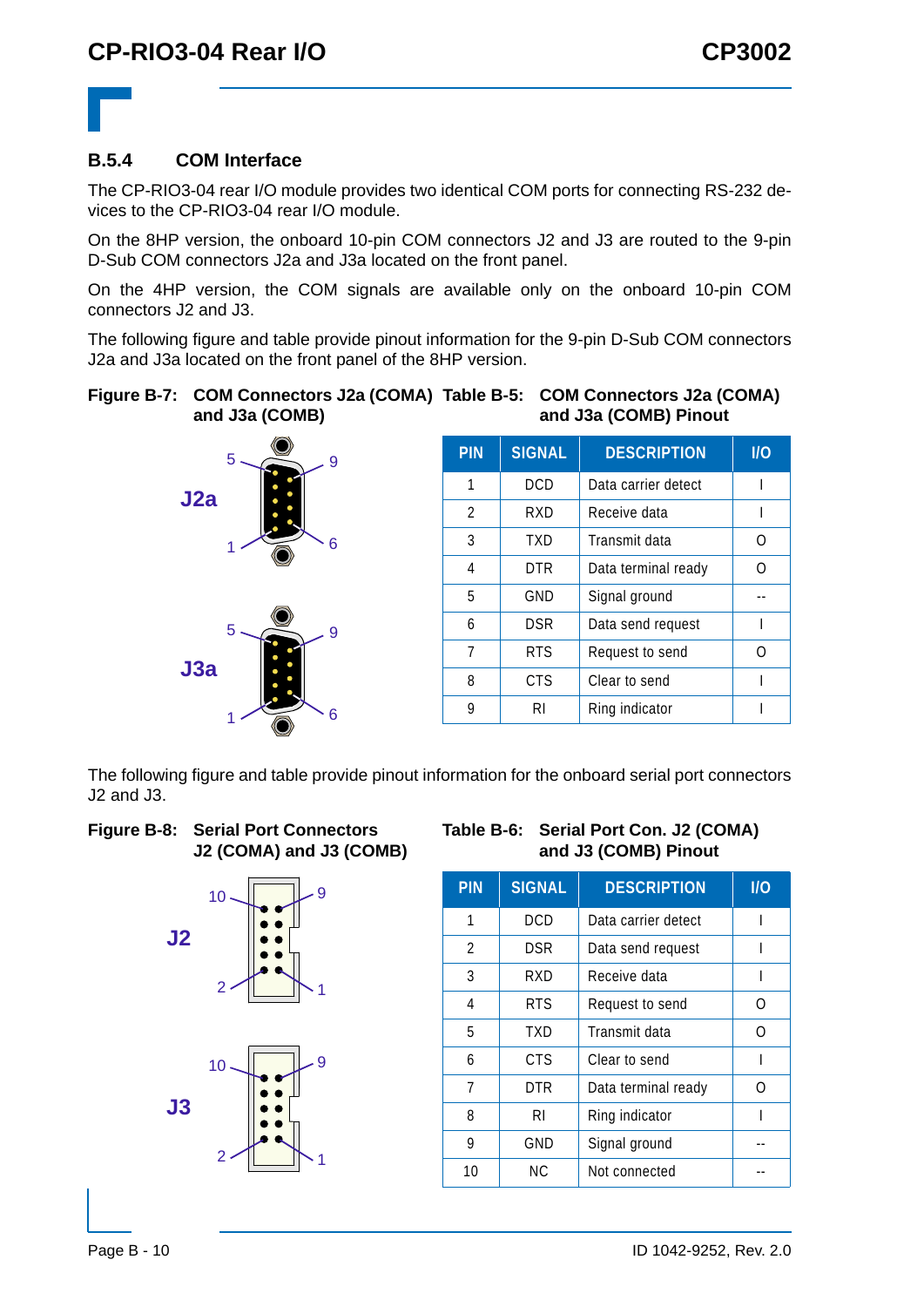### B.5.4 COM Interface

The CP-RIO3-04 rear I/O module provides two identical COM ports for connecting RS-232 devices to the CP-RIO3-04 rear I/O module.

On the 8HP version, the onboard 10-pin COM connectors J2 and J3 are routed to the 9-pin D-Sub COM connectors J2a and J3a located on the front panel.

On the 4HP version, the COM signals are available only on the onboard 10-pin COM connectors J2 and J3.

The following figure and table provide pinout information for the 9-pin D-Sub COM connectors J2a and J3a located on the front panel of the 8HP version.

**Figure B-7: COM Connectors J2a (COMA) and J3a (COMB)**

J2a: 5, 9, 1, 6

J3a: 5, 9, 1, 6

**Table B-5: COM Connectors J2a (COMA) and J3a (COMB) Pinout**

| PIN | SIGNAL | DESCRIPTION | I/O |
|---|---|---|---|
| 1 | DCD | Data carrier detect | I |
| 2 | RXD | Receive data | I |
| 3 | TXD | Transmit data | O |
| 4 | DTR | Data terminal ready | O |
| 5 | GND | Signal ground | -- |
| 6 | DSR | Data send request | I |
| 7 | RTS | Request to send | O |
| 8 | CTS | Clear to send | I |
| 9 | RI | Ring indicator | I |

The following figure and table provide pinout information for the onboard serial port connectors J2 and J3.

**Figure B-8: Serial Port Connectors J2 (COMA) and J3 (COMB)**

J2: 10, 9, 2, 1

J3: 10, 9, 2, 1

**Table B-6: Serial Port Con. J2 (COMA) and J3 (COMB) Pinout**

| PIN | SIGNAL | DESCRIPTION | I/O |
|---|---|---|---|
| 1 | DCD | Data carrier detect | I |
| 2 | DSR | Data send request | I |
| 3 | RXD | Receive data | I |
| 4 | RTS | Request to send | O |
| 5 | TXD | Transmit data | O |
| 6 | CTS | Clear to send | I |
| 7 | DTR | Data terminal ready | O |
| 8 | RI | Ring indicator | I |
| 9 | GND | Signal ground | -- |
| 10 | NC | Not connected | -- |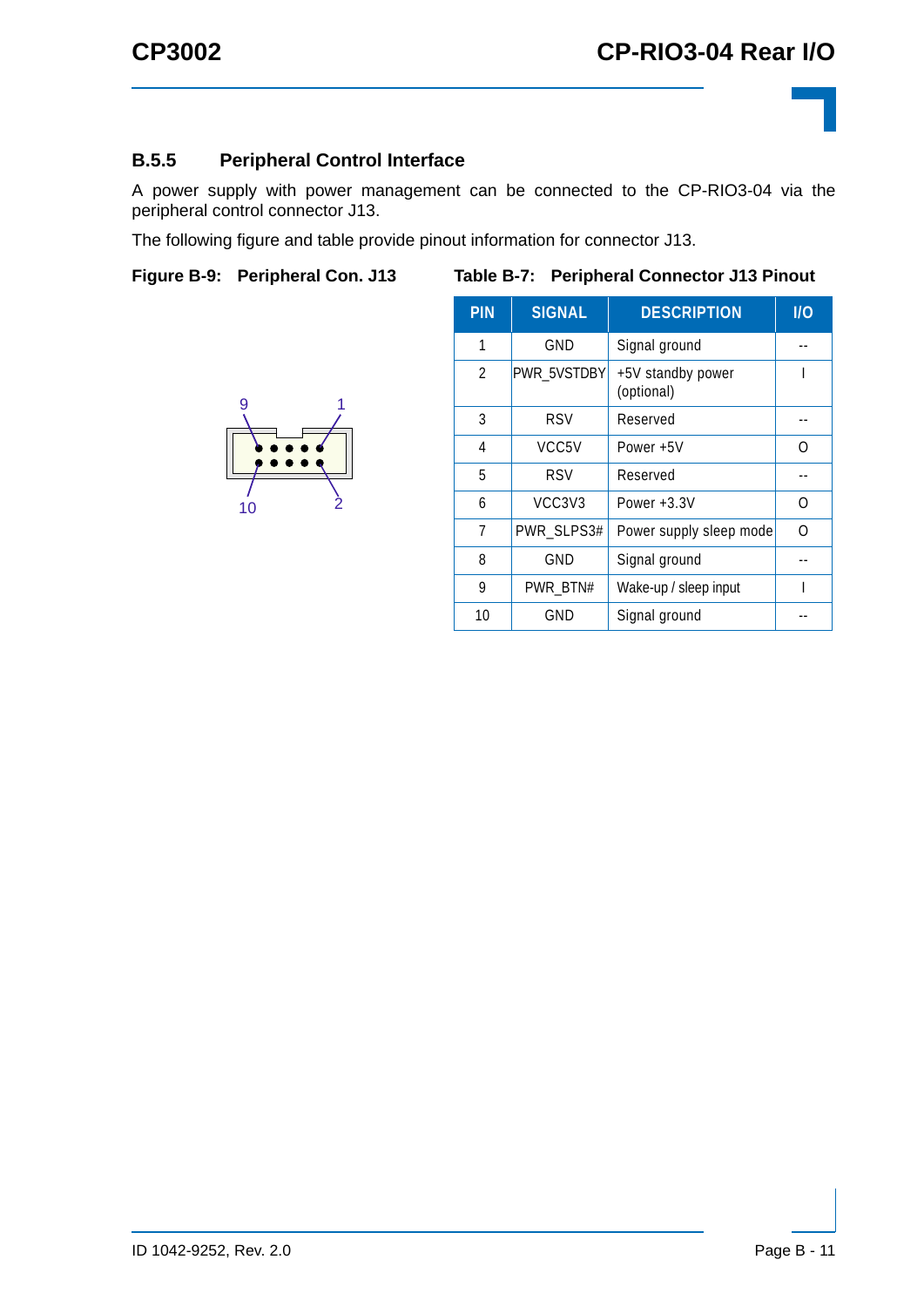### B.5.5 Peripheral Control Interface

A power supply with power management can be connected to the CP-RIO3-04 via the peripheral control connector J13.

The following figure and table provide pinout information for connector J13.

**Figure B-9: Peripheral Con. J13**

**Table B-7: Peripheral Connector J13 Pinout**

| PIN | SIGNAL | DESCRIPTION | I/O |
|---|---|---|---|
| 1 | GND | Signal ground | -- |
| 2 | PWR_5VSTDBY | +5V standby power (optional) | I |
| 3 | RSV | Reserved | -- |
| 4 | VCC5V | Power +5V | O |
| 5 | RSV | Reserved | -- |
| 6 | VCC3V3 | Power +3.3V | O |
| 7 | PWR_SLPS3# | Power supply sleep mode | O |
| 8 | GND | Signal ground | -- |
| 9 | PWR_BTN# | Wake-up / sleep input | I |
| 10 | GND | Signal ground | -- |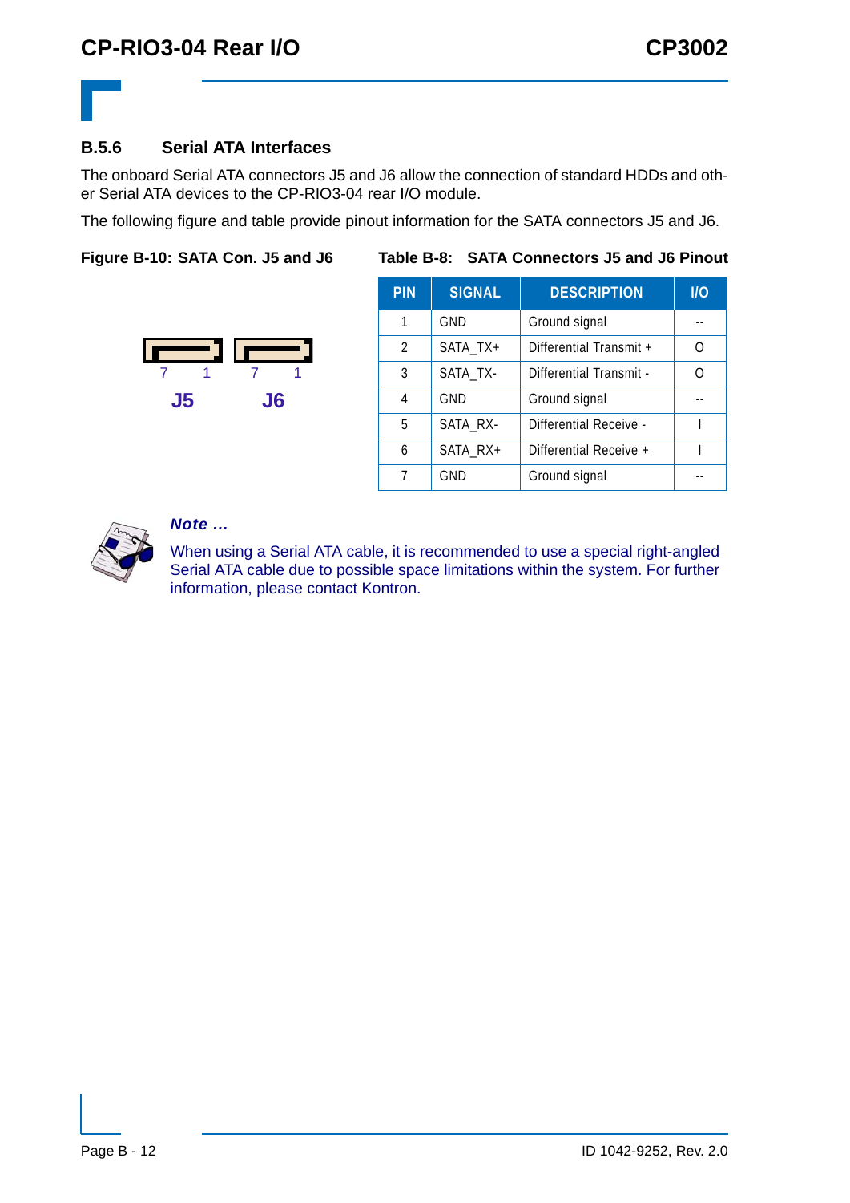### B.5.6 Serial ATA Interfaces

The onboard Serial ATA connectors J5 and J6 allow the connection of standard HDDs and other Serial ATA devices to the CP-RIO3-04 rear I/O module.

The following figure and table provide pinout information for the SATA connectors J5 and J6.

**Figure B-10: SATA Con. J5 and J6**

7 1 7 1

J5 J6

**Table B-8: SATA Connectors J5 and J6 Pinout**

| PIN | SIGNAL | DESCRIPTION | I/O |
|---|---|---|---|
| 1 | GND | Ground signal | -- |
| 2 | SATA_TX+ | Differential Transmit + | O |
| 3 | SATA_TX- | Differential Transmit - | O |
| 4 | GND | Ground signal | -- |
| 5 | SATA_RX- | Differential Receive - | I |
| 6 | SATA_RX+ | Differential Receive + | I |
| 7 | GND | Ground signal | -- |

***Note ...***

When using a Serial ATA cable, it is recommended to use a special right-angled Serial ATA cable due to possible space limitations within the system. For further information, please contact Kontron.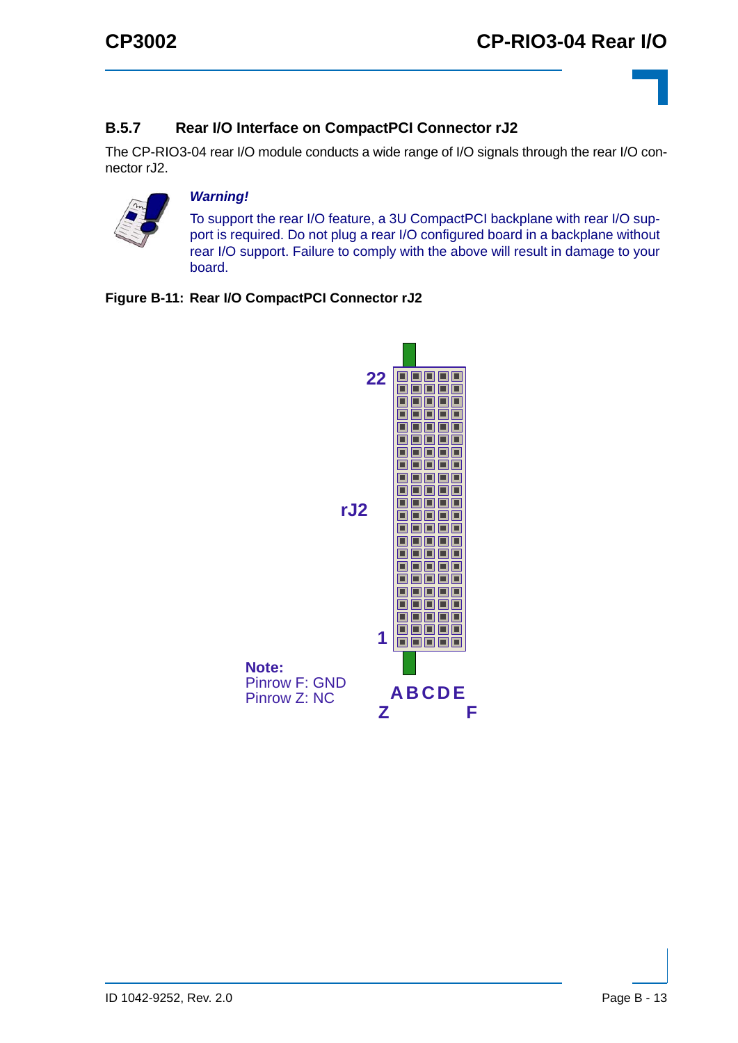### B.5.7 Rear I/O Interface on CompactPCI Connector rJ2

The CP-RIO3-04 rear I/O module conducts a wide range of I/O signals through the rear I/O connector rJ2.

***Warning!***

To support the rear I/O feature, a 3U CompactPCI backplane with rear I/O support is required. Do not plug a rear I/O configured board in a backplane without rear I/O support. Failure to comply with the above will result in damage to your board.

**Figure B-11: Rear I/O CompactPCI Connector rJ2**

22

rJ2

1

**Note:**
Pinrow F: GND
Pinrow Z: NC

**A B C D E**
**Z** **F**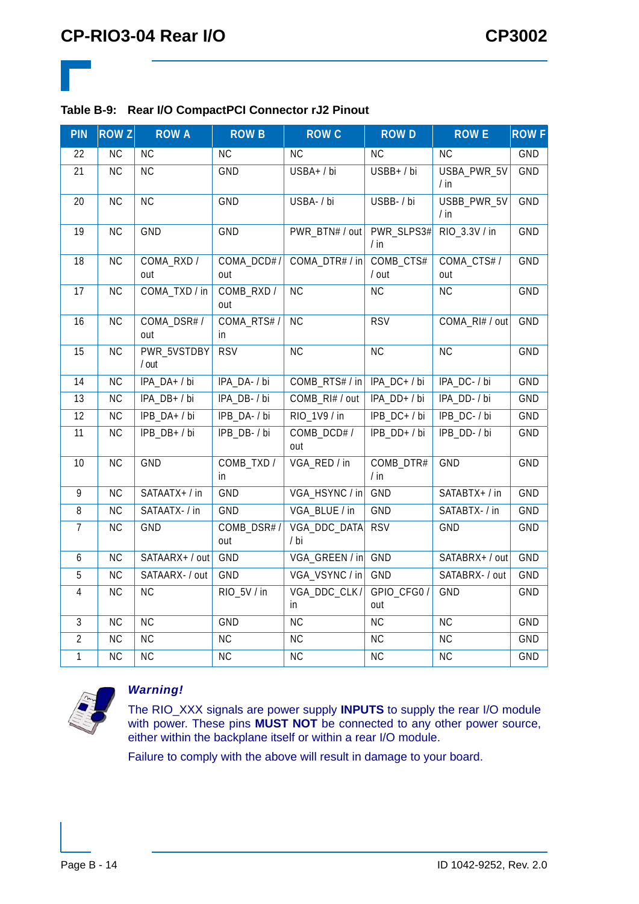**Table B-9: Rear I/O CompactPCI Connector rJ2 Pinout**

| PIN | ROW Z | ROW A | ROW B | ROW C | ROW D | ROW E | ROW F |
|---|---|---|---|---|---|---|---|
| 22 | NC | NC | NC | NC | NC | NC | GND |
| 21 | NC | NC | GND | USBA+ / bi | USBB+ / bi | USBA_PWR_5V / in | GND |
| 20 | NC | NC | GND | USBA- / bi | USBB- / bi | USBB_PWR_5V / in | GND |
| 19 | NC | GND | GND | PWR_BTN# / out | PWR_SLPS3# / in | RIO_3.3V / in | GND |
| 18 | NC | COMA_RXD / out | COMA_DCD# / out | COMA_DTR# / in | COMB_CTS# / out | COMA_CTS# / out | GND |
| 17 | NC | COMA_TXD / in | COMB_RXD / out | NC | NC | NC | GND |
| 16 | NC | COMA_DSR# / out | COMA_RTS# / in | NC | RSV | COMA_RI# / out | GND |
| 15 | NC | PWR_5VSTDBY / out | RSV | NC | NC | NC | GND |
| 14 | NC | IPA_DA+ / bi | IPA_DA- / bi | COMB_RTS# / in | IPA_DC+ / bi | IPA_DC- / bi | GND |
| 13 | NC | IPA_DB+ / bi | IPA_DB- / bi | COMB_RI# / out | IPA_DD+ / bi | IPA_DD- / bi | GND |
| 12 | NC | IPB_DA+ / bi | IPB_DA- / bi | RIO_1V9 / in | IPB_DC+ / bi | IPB_DC- / bi | GND |
| 11 | NC | IPB_DB+ / bi | IPB_DB- / bi | COMB_DCD# / out | IPB_DD+ / bi | IPB_DD- / bi | GND |
| 10 | NC | GND | COMB_TXD / in | VGA_RED / in | COMB_DTR# / in | GND | GND |
| 9 | NC | SATAATX+ / in | GND | VGA_HSYNC / in | GND | SATABTX+ / in | GND |
| 8 | NC | SATAATX- / in | GND | VGA_BLUE / in | GND | SATABTX- / in | GND |
| 7 | NC | GND | COMB_DSR# / out | VGA_DDC_DATA / bi | RSV | GND | GND |
| 6 | NC | SATAARX+ / out | GND | VGA_GREEN / in | GND | SATABRX+ / out | GND |
| 5 | NC | SATAARX- / out | GND | VGA_VSYNC / in | GND | SATABRX- / out | GND |
| 4 | NC | NC | RIO_5V / in | VGA_DDC_CLK / in | GPIO_CFG0 / out | GND | GND |
| 3 | NC | NC | GND | NC | NC | NC | GND |
| 2 | NC | NC | NC | NC | NC | NC | GND |
| 1 | NC | NC | NC | NC | NC | NC | GND |

***Warning!***

The RIO_XXX signals are power supply **INPUTS** to supply the rear I/O module with power. These pins **MUST NOT** be connected to any other power source, either within the backplane itself or within a rear I/O module.

Failure to comply with the above will result in damage to your board.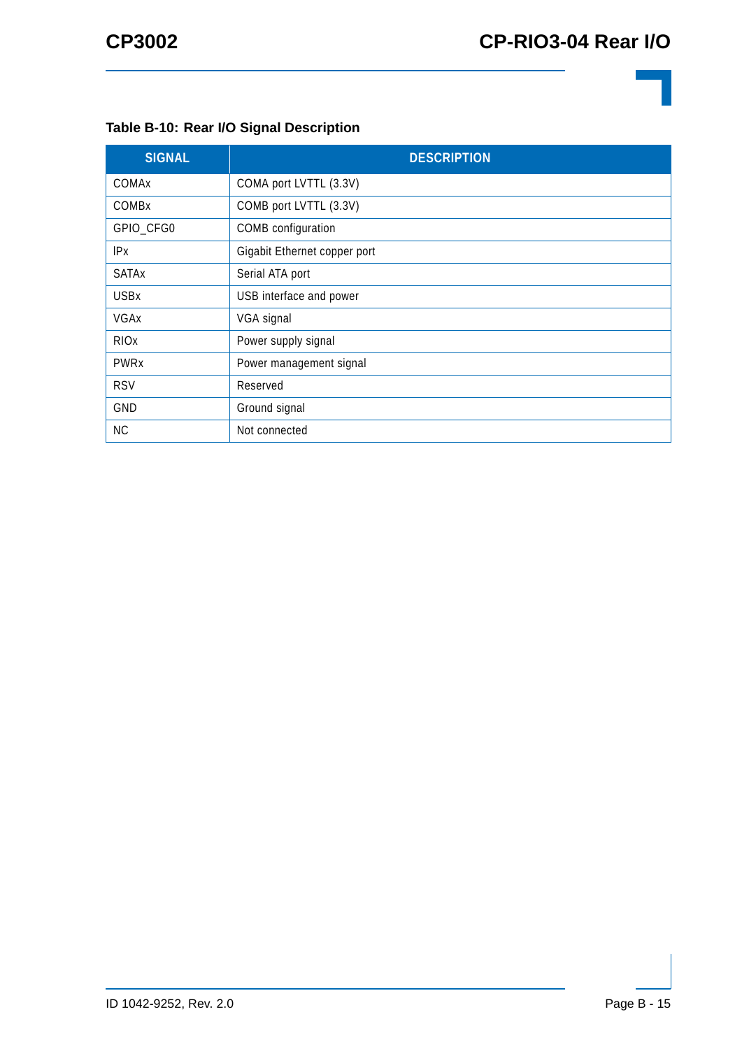**Table B-10: Rear I/O Signal Description**

| SIGNAL | DESCRIPTION |
|---|---|
| COMAx | COMA port LVTTL (3.3V) |
| COMBx | COMB port LVTTL (3.3V) |
| GPIO_CFG0 | COMB configuration |
| IPx | Gigabit Ethernet copper port |
| SATAx | Serial ATA port |
| USBx | USB interface and power |
| VGAx | VGA signal |
| RIOx | Power supply signal |
| PWRx | Power management signal |
| RSV | Reserved |
| GND | Ground signal |
| NC | Not connected |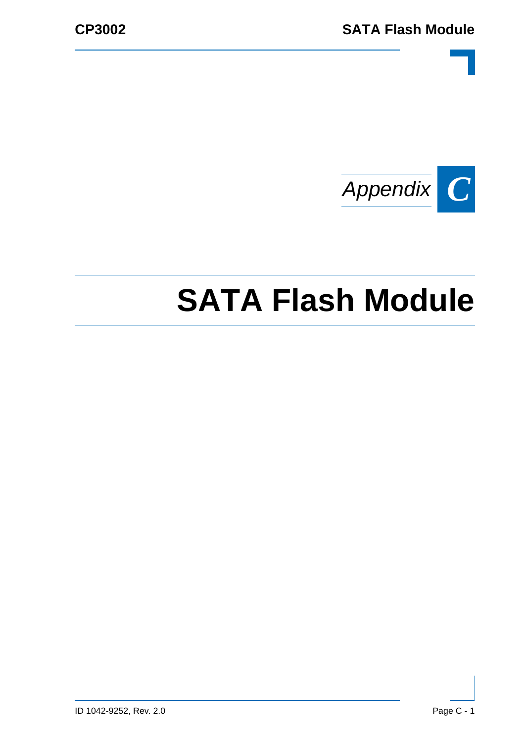*Appendix* **C**

# SATA Flash Module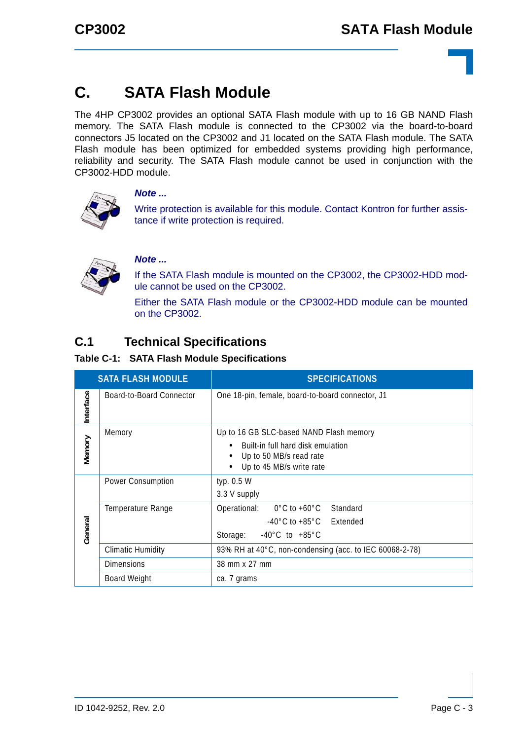# C. SATA Flash Module

The 4HP CP3002 provides an optional SATA Flash module with up to 16 GB NAND Flash memory. The SATA Flash module is connected to the CP3002 via the board-to-board connectors J5 located on the CP3002 and J1 located on the SATA Flash module. The SATA Flash module has been optimized for embedded systems providing high performance, reliability and security. The SATA Flash module cannot be used in conjunction with the CP3002-HDD module.

***Note ...***

Write protection is available for this module. Contact Kontron for further assistance if write protection is required.

***Note ...***

If the SATA Flash module is mounted on the CP3002, the CP3002-HDD module cannot be used on the CP3002.

Either the SATA Flash module or the CP3002-HDD module can be mounted on the CP3002.

## C.1 Technical Specifications

**Table C-1: SATA Flash Module Specifications**

| SATA FLASH MODULE | | SPECIFICATIONS |
|---|---|---|
| Interface | Board-to-Board Connector | One 18-pin, female, board-to-board connector, J1 |
| Memory | Memory | Up to 16 GB SLC-based NAND Flash memory<br>• Built-in full hard disk emulation<br>• Up to 50 MB/s read rate<br>• Up to 45 MB/s write rate |
| General | Power Consumption | typ. 0.5 W<br>3.3 V supply |
| | Temperature Range | Operational: 0°C to +60°C Standard<br>-40°C to +85°C Extended<br>Storage: -40°C to +85°C |
| | Climatic Humidity | 93% RH at 40°C, non-condensing (acc. to IEC 60068-2-78) |
| | Dimensions | 38 mm x 27 mm |
| | Board Weight | ca. 7 grams |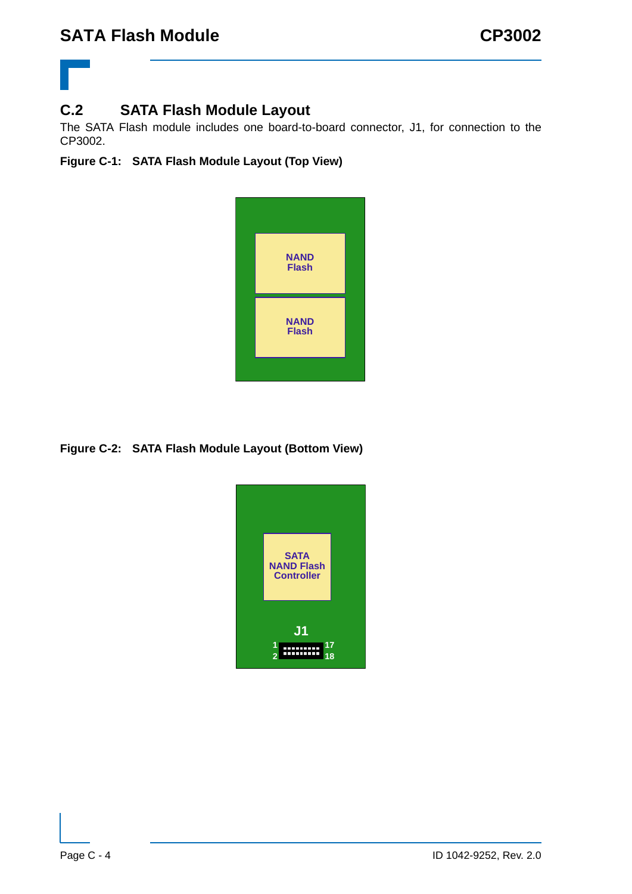## C.2 SATA Flash Module Layout

The SATA Flash module includes one board-to-board connector, J1, for connection to the CP3002.

**Figure C-1: SATA Flash Module Layout (Top View)**

NAND Flash

NAND Flash

**Figure C-2: SATA Flash Module Layout (Bottom View)**

SATA NAND Flash Controller

J1

1 17

2 18